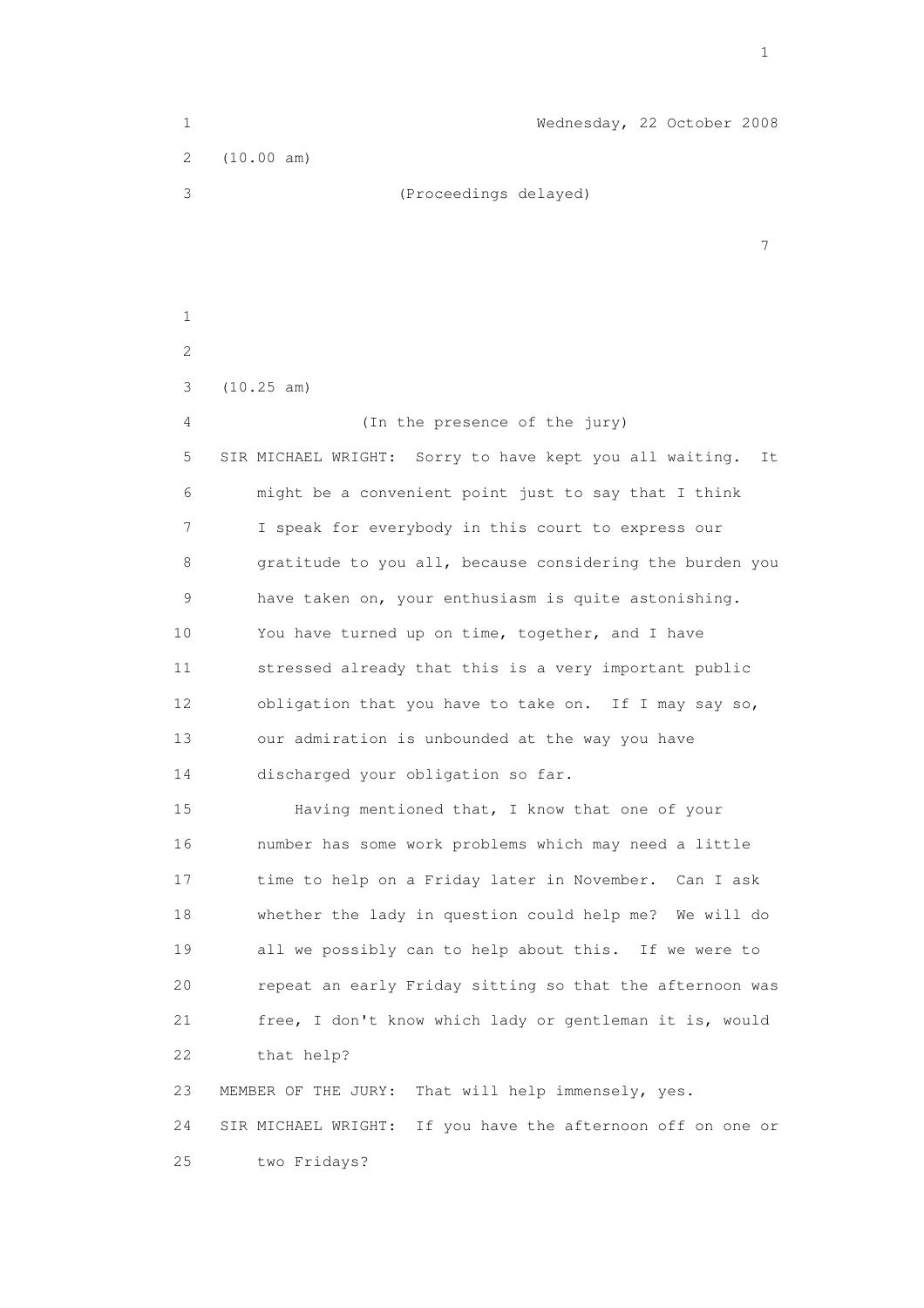Wednesday, 22 October 2008

(10.00 am)

(Proceedings delayed)

(10.25 am)

(In the presence of the jury)

SIR MICHAEL WRIGHT: Sorry to have kept you all waiting. It might be a convenient point just to say that I think I speak for everybody in this court to express our gratitude to you all, because considering the burden you have taken on, your enthusiasm is quite astonishing. You have turned up on time, together, and I have stressed already that this is a very important public obligation that you have to take on. If I may say so, our admiration is unbounded at the way you have discharged your obligation so far.

Having mentioned that, I know that one of your number has some work problems which may need a little time to help on a Friday later in November. Can I ask whether the lady in question could help me? We will do all we possibly can to help about this. If we were to repeat an early Friday sitting so that the afternoon was free, I don't know which lady or gentleman it is, would that help?

MEMBER OF THE JURY: That will help immensely, yes.

SIR MICHAEL WRIGHT: If you have the afternoon off on one or two Fridays?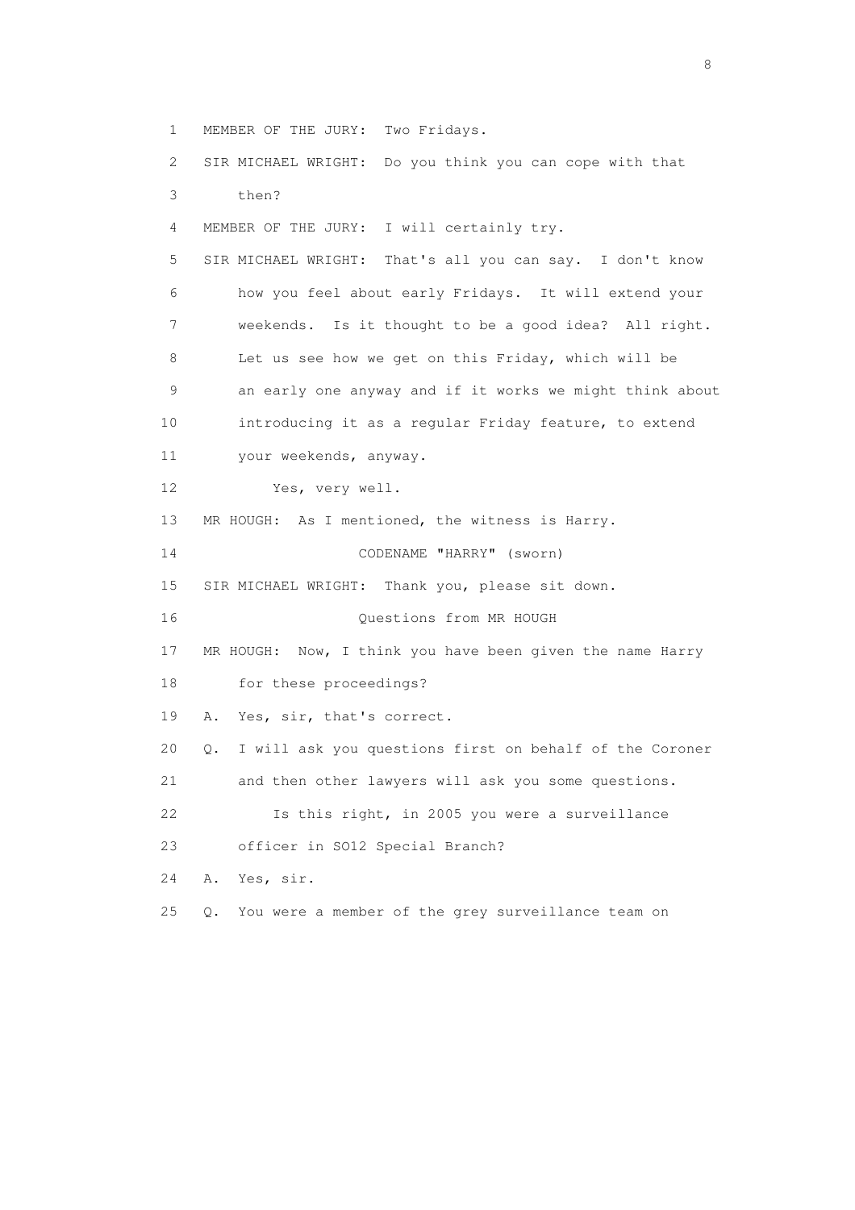1 MEMBER OF THE JURY: Two Fridays.

2 SIR MICHAEL WRIGHT: Do you think you can cope with that

3 then?

4 MEMBER OF THE JURY: I will certainly try.

5 SIR MICHAEL WRIGHT: That's all you can say. I don't know

6 how you feel about early Fridays. It will extend your

7 weekends. Is it thought to be a good idea? All right.

8 Let us see how we get on this Friday, which will be

9 an early one anyway and if it works we might think about

10 introducing it as a regular Friday feature, to extend

11 your weekends, anyway.

12 Yes, very well.

13 MR HOUGH: As I mentioned, the witness is Harry.

14 CODENAME "HARRY" (sworn)

15 SIR MICHAEL WRIGHT: Thank you, please sit down.

16 Questions from MR HOUGH

17 MR HOUGH: Now, I think you have been given the name Harry

18 for these proceedings?

19 A. Yes, sir, that's correct.

20 Q. I will ask you questions first on behalf of the Coroner

21 and then other lawyers will ask you some questions.

22 Is this right, in 2005 you were a surveillance

23 officer in SO12 Special Branch?

24 A. Yes, sir.

25 Q. You were a member of the grey surveillance team on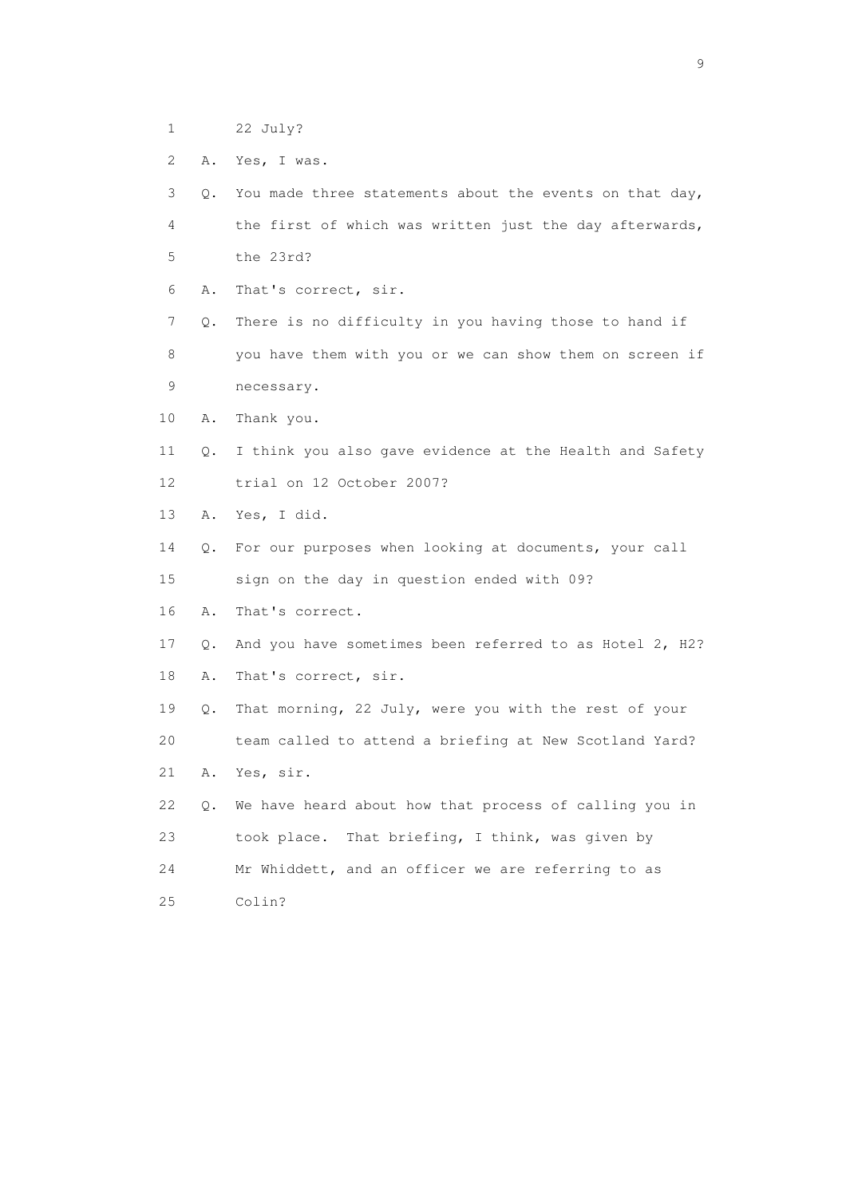1 22 July?

2 A. Yes, I was.

3 Q. You made three statements about the events on that day,

4 the first of which was written just the day afterwards,

5 the 23rd?

6 A. That's correct, sir.

7 Q. There is no difficulty in you having those to hand if

8 you have them with you or we can show them on screen if

9 necessary.

10 A. Thank you.

11 Q. I think you also gave evidence at the Health and Safety

12 trial on 12 October 2007?

13 A. Yes, I did.

14 Q. For our purposes when looking at documents, your call

15 sign on the day in question ended with 09?

16 A. That's correct.

17 Q. And you have sometimes been referred to as Hotel 2, H2?

18 A. That's correct, sir.

19 Q. That morning, 22 July, were you with the rest of your

20 team called to attend a briefing at New Scotland Yard?

21 A. Yes, sir.

22 Q. We have heard about how that process of calling you in

23 took place. That briefing, I think, was given by

24 Mr Whiddett, and an officer we are referring to as

25 Colin?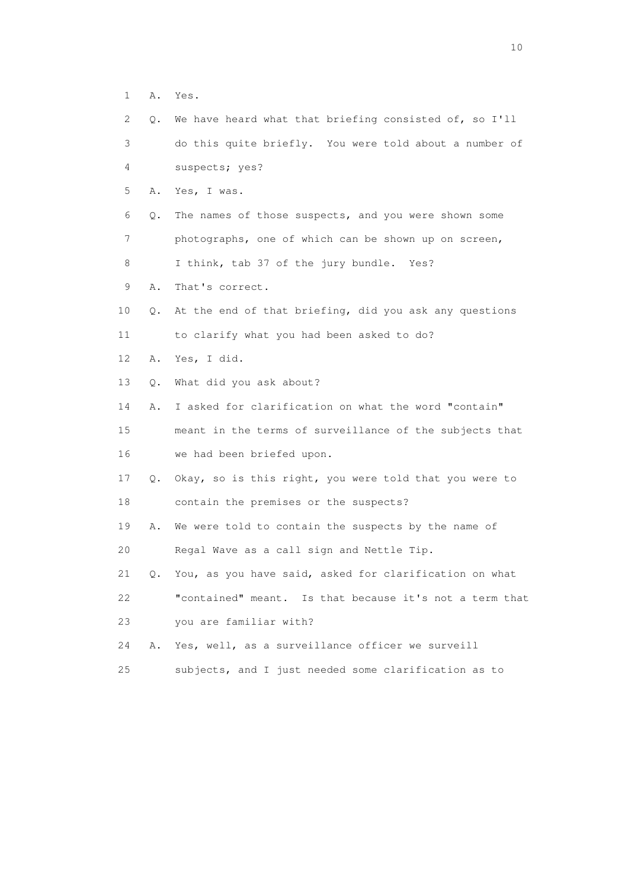1 A. Yes.

2 Q. We have heard what that briefing consisted of, so I'll
3 do this quite briefly. You were told about a number of
4 suspects; yes?

5 A. Yes, I was.

6 Q. The names of those suspects, and you were shown some
7 photographs, one of which can be shown up on screen,
8 I think, tab 37 of the jury bundle. Yes?

9 A. That's correct.

10 Q. At the end of that briefing, did you ask any questions
11 to clarify what you had been asked to do?

12 A. Yes, I did.

13 Q. What did you ask about?

14 A. I asked for clarification on what the word "contain"
15 meant in the terms of surveillance of the subjects that
16 we had been briefed upon.

17 Q. Okay, so is this right, you were told that you were to
18 contain the premises or the suspects?

19 A. We were told to contain the suspects by the name of
20 Regal Wave as a call sign and Nettle Tip.

21 Q. You, as you have said, asked for clarification on what
22 "contained" meant. Is that because it's not a term that
23 you are familiar with?

24 A. Yes, well, as a surveillance officer we surveill
25 subjects, and I just needed some clarification as to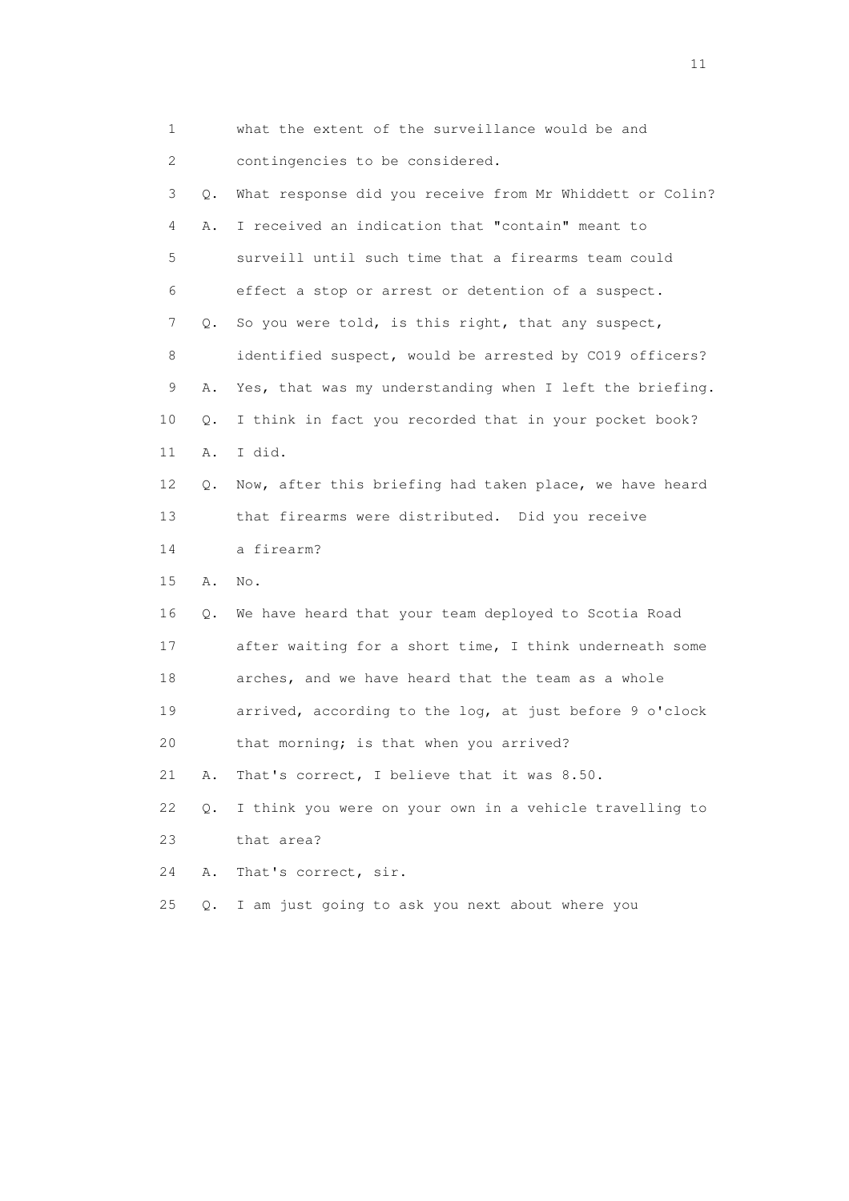1 what the extent of the surveillance would be and
2 contingencies to be considered.
3 Q. What response did you receive from Mr Whiddett or Colin?
4 A. I received an indication that "contain" meant to
5 surveill until such time that a firearms team could
6 effect a stop or arrest or detention of a suspect.
7 Q. So you were told, is this right, that any suspect,
8 identified suspect, would be arrested by CO19 officers?
9 A. Yes, that was my understanding when I left the briefing.
10 Q. I think in fact you recorded that in your pocket book?
11 A. I did.
12 Q. Now, after this briefing had taken place, we have heard
13 that firearms were distributed. Did you receive
14 a firearm?
15 A. No.
16 Q. We have heard that your team deployed to Scotia Road
17 after waiting for a short time, I think underneath some
18 arches, and we have heard that the team as a whole
19 arrived, according to the log, at just before 9 o'clock
20 that morning; is that when you arrived?
21 A. That's correct, I believe that it was 8.50.
22 Q. I think you were on your own in a vehicle travelling to
23 that area?
24 A. That's correct, sir.
25 Q. I am just going to ask you next about where you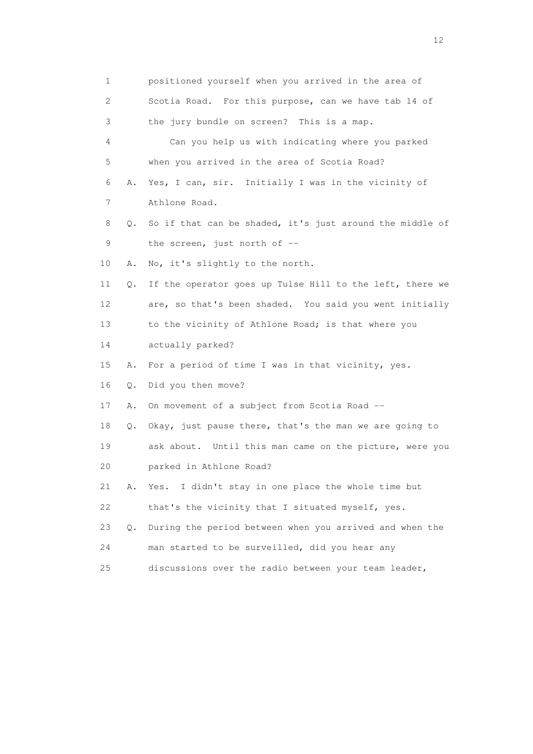1 positioned yourself when you arrived in the area of
2 Scotia Road. For this purpose, can we have tab 14 of
3 the jury bundle on screen? This is a map.
4 Can you help us with indicating where you parked
5 when you arrived in the area of Scotia Road?
6 A. Yes, I can, sir. Initially I was in the vicinity of
7 Athlone Road.
8 Q. So if that can be shaded, it's just around the middle of
9 the screen, just north of --
10 A. No, it's slightly to the north.
11 Q. If the operator goes up Tulse Hill to the left, there we
12 are, so that's been shaded. You said you went initially
13 to the vicinity of Athlone Road; is that where you
14 actually parked?
15 A. For a period of time I was in that vicinity, yes.
16 Q. Did you then move?
17 A. On movement of a subject from Scotia Road --
18 Q. Okay, just pause there, that's the man we are going to
19 ask about. Until this man came on the picture, were you
20 parked in Athlone Road?
21 A. Yes. I didn't stay in one place the whole time but
22 that's the vicinity that I situated myself, yes.
23 Q. During the period between when you arrived and when the
24 man started to be surveilled, did you hear any
25 discussions over the radio between your team leader,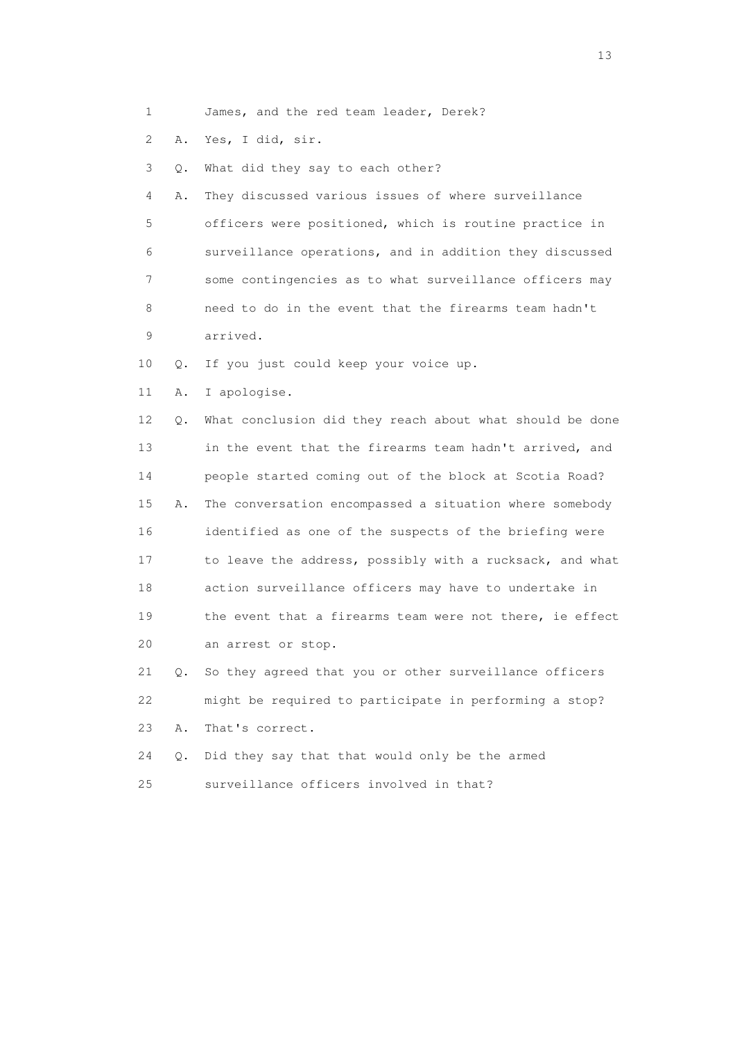1 James, and the red team leader, Derek?

2 A. Yes, I did, sir.

3 Q. What did they say to each other?

4 A. They discussed various issues of where surveillance

5 officers were positioned, which is routine practice in

6 surveillance operations, and in addition they discussed

7 some contingencies as to what surveillance officers may

8 need to do in the event that the firearms team hadn't

9 arrived.

10 Q. If you just could keep your voice up.

11 A. I apologise.

12 Q. What conclusion did they reach about what should be done

13 in the event that the firearms team hadn't arrived, and

14 people started coming out of the block at Scotia Road?

15 A. The conversation encompassed a situation where somebody

16 identified as one of the suspects of the briefing were

17 to leave the address, possibly with a rucksack, and what

18 action surveillance officers may have to undertake in

19 the event that a firearms team were not there, ie effect

20 an arrest or stop.

21 Q. So they agreed that you or other surveillance officers

22 might be required to participate in performing a stop?

23 A. That's correct.

24 Q. Did they say that that would only be the armed

25 surveillance officers involved in that?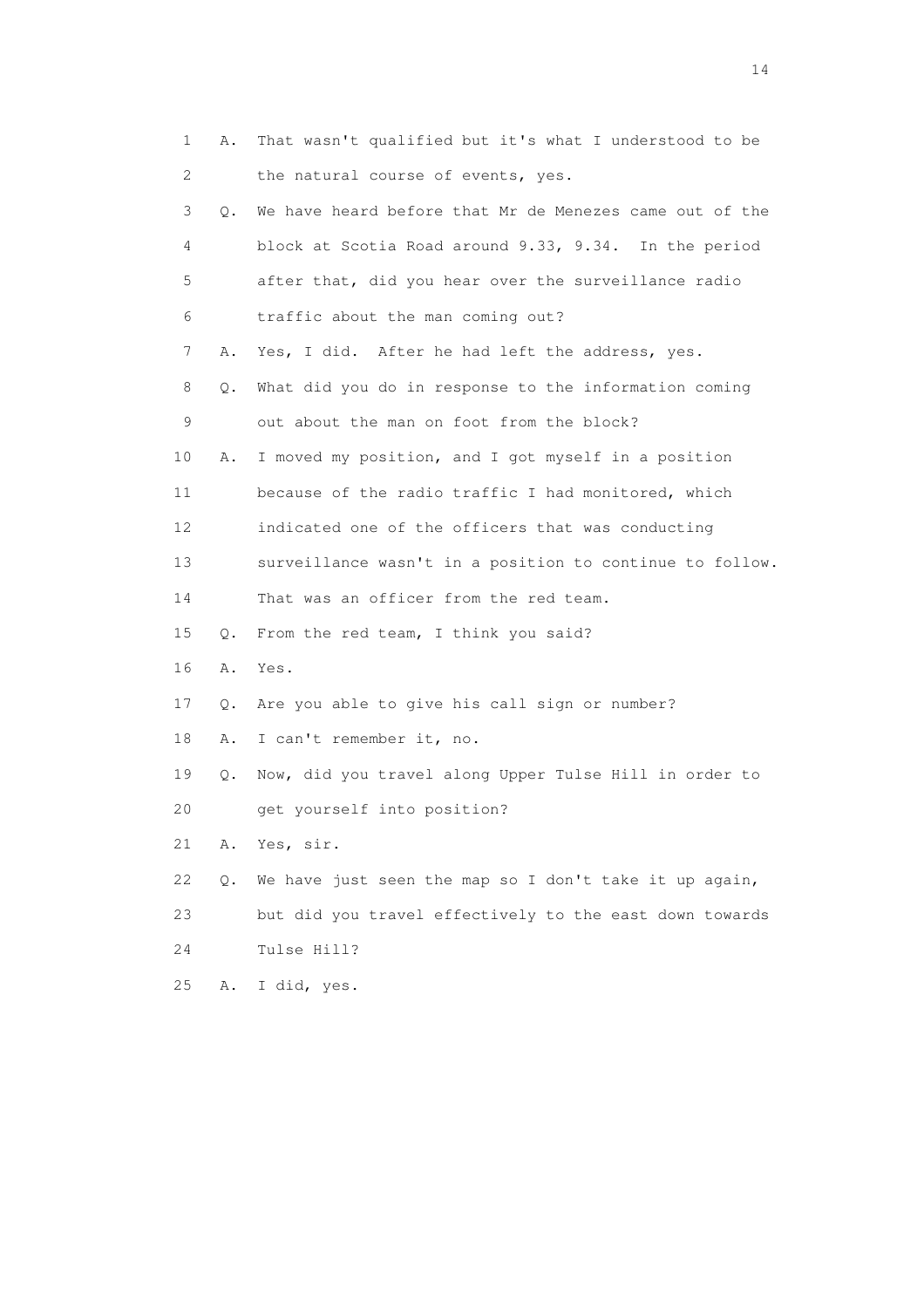1 A. That wasn't qualified but it's what I understood to be
2 the natural course of events, yes.
3 Q. We have heard before that Mr de Menezes came out of the
4 block at Scotia Road around 9.33, 9.34. In the period
5 after that, did you hear over the surveillance radio
6 traffic about the man coming out?
7 A. Yes, I did. After he had left the address, yes.
8 Q. What did you do in response to the information coming
9 out about the man on foot from the block?
10 A. I moved my position, and I got myself in a position
11 because of the radio traffic I had monitored, which
12 indicated one of the officers that was conducting
13 surveillance wasn't in a position to continue to follow.
14 That was an officer from the red team.
15 Q. From the red team, I think you said?
16 A. Yes.
17 Q. Are you able to give his call sign or number?
18 A. I can't remember it, no.
19 Q. Now, did you travel along Upper Tulse Hill in order to
20 get yourself into position?
21 A. Yes, sir.
22 Q. We have just seen the map so I don't take it up again,
23 but did you travel effectively to the east down towards
24 Tulse Hill?
25 A. I did, yes.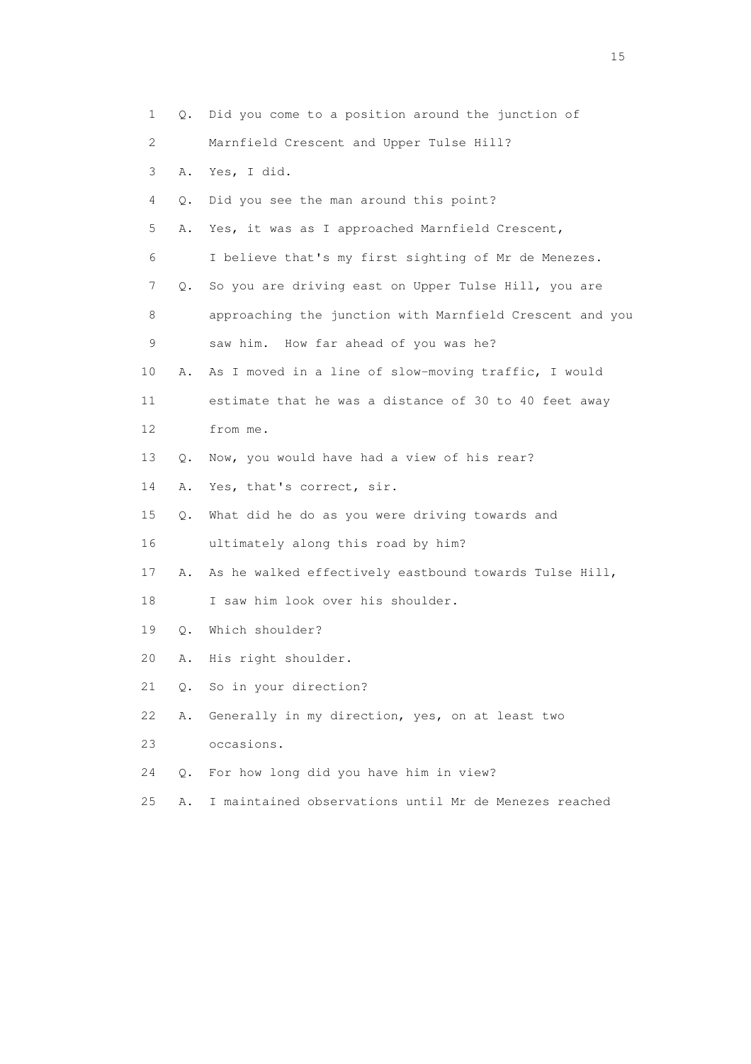1 Q. Did you come to a position around the junction of
2 Marnfield Crescent and Upper Tulse Hill?
3 A. Yes, I did.
4 Q. Did you see the man around this point?
5 A. Yes, it was as I approached Marnfield Crescent,
6 I believe that's my first sighting of Mr de Menezes.
7 Q. So you are driving east on Upper Tulse Hill, you are
8 approaching the junction with Marnfield Crescent and you
9 saw him. How far ahead of you was he?
10 A. As I moved in a line of slow-moving traffic, I would
11 estimate that he was a distance of 30 to 40 feet away
12 from me.
13 Q. Now, you would have had a view of his rear?
14 A. Yes, that's correct, sir.
15 Q. What did he do as you were driving towards and
16 ultimately along this road by him?
17 A. As he walked effectively eastbound towards Tulse Hill,
18 I saw him look over his shoulder.
19 Q. Which shoulder?
20 A. His right shoulder.
21 Q. So in your direction?
22 A. Generally in my direction, yes, on at least two
23 occasions.
24 Q. For how long did you have him in view?
25 A. I maintained observations until Mr de Menezes reached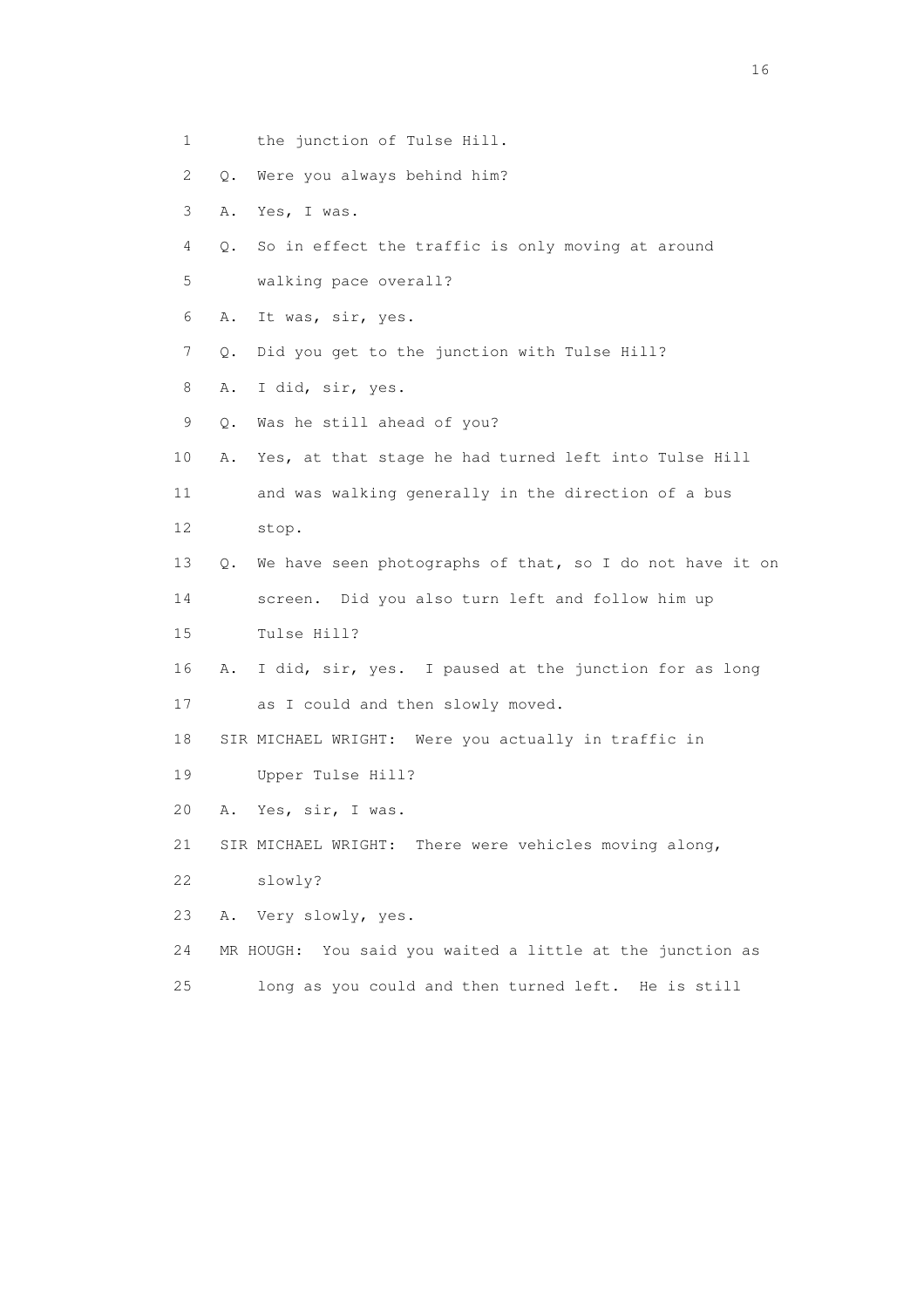1 the junction of Tulse Hill.

2 Q. Were you always behind him?

3 A. Yes, I was.

4 Q. So in effect the traffic is only moving at around

5 walking pace overall?

6 A. It was, sir, yes.

7 Q. Did you get to the junction with Tulse Hill?

8 A. I did, sir, yes.

9 Q. Was he still ahead of you?

10 A. Yes, at that stage he had turned left into Tulse Hill

11 and was walking generally in the direction of a bus

12 stop.

13 Q. We have seen photographs of that, so I do not have it on

14 screen. Did you also turn left and follow him up

15 Tulse Hill?

16 A. I did, sir, yes. I paused at the junction for as long

17 as I could and then slowly moved.

18 SIR MICHAEL WRIGHT: Were you actually in traffic in

19 Upper Tulse Hill?

20 A. Yes, sir, I was.

21 SIR MICHAEL WRIGHT: There were vehicles moving along,

22 slowly?

23 A. Very slowly, yes.

24 MR HOUGH: You said you waited a little at the junction as

25 long as you could and then turned left. He is still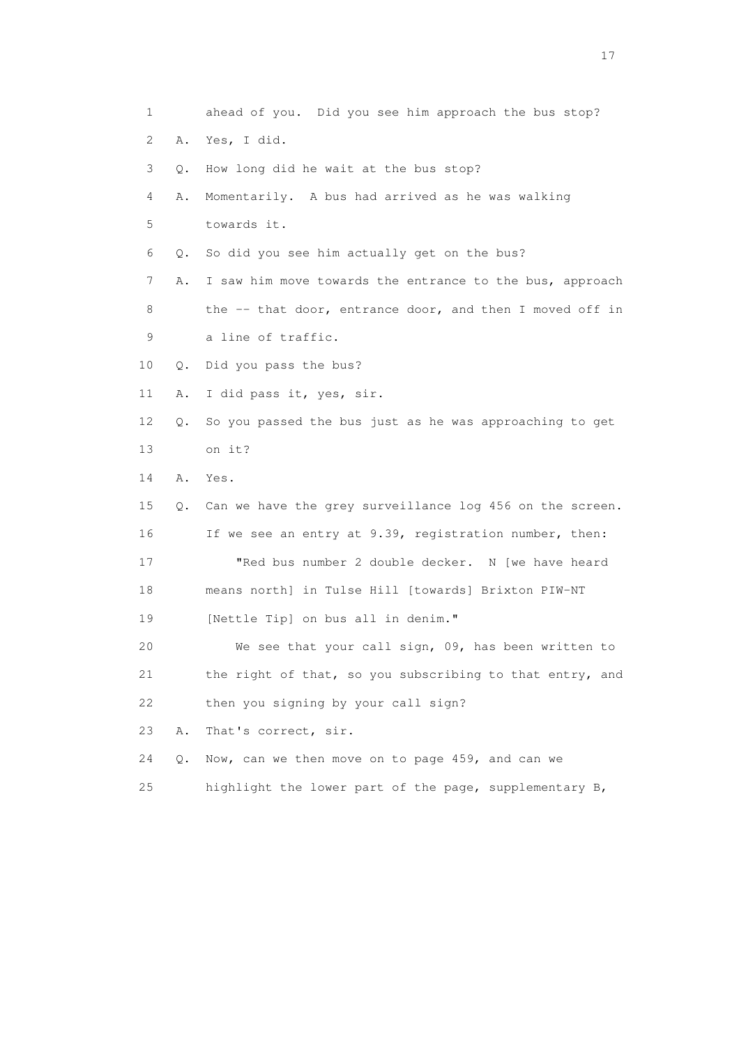1 ahead of you. Did you see him approach the bus stop?

2 A. Yes, I did.

3 Q. How long did he wait at the bus stop?

4 A. Momentarily. A bus had arrived as he was walking

5 towards it.

6 Q. So did you see him actually get on the bus?

7 A. I saw him move towards the entrance to the bus, approach

8 the -- that door, entrance door, and then I moved off in

9 a line of traffic.

10 Q. Did you pass the bus?

11 A. I did pass it, yes, sir.

12 Q. So you passed the bus just as he was approaching to get

13 on it?

14 A. Yes.

15 Q. Can we have the grey surveillance log 456 on the screen.

16 If we see an entry at 9.39, registration number, then:

17 "Red bus number 2 double decker. N [we have heard

18 means north] in Tulse Hill [towards] Brixton PIW-NT

19 [Nettle Tip] on bus all in denim."

20 We see that your call sign, 09, has been written to

21 the right of that, so you subscribing to that entry, and

22 then you signing by your call sign?

23 A. That's correct, sir.

24 Q. Now, can we then move on to page 459, and can we

25 highlight the lower part of the page, supplementary B,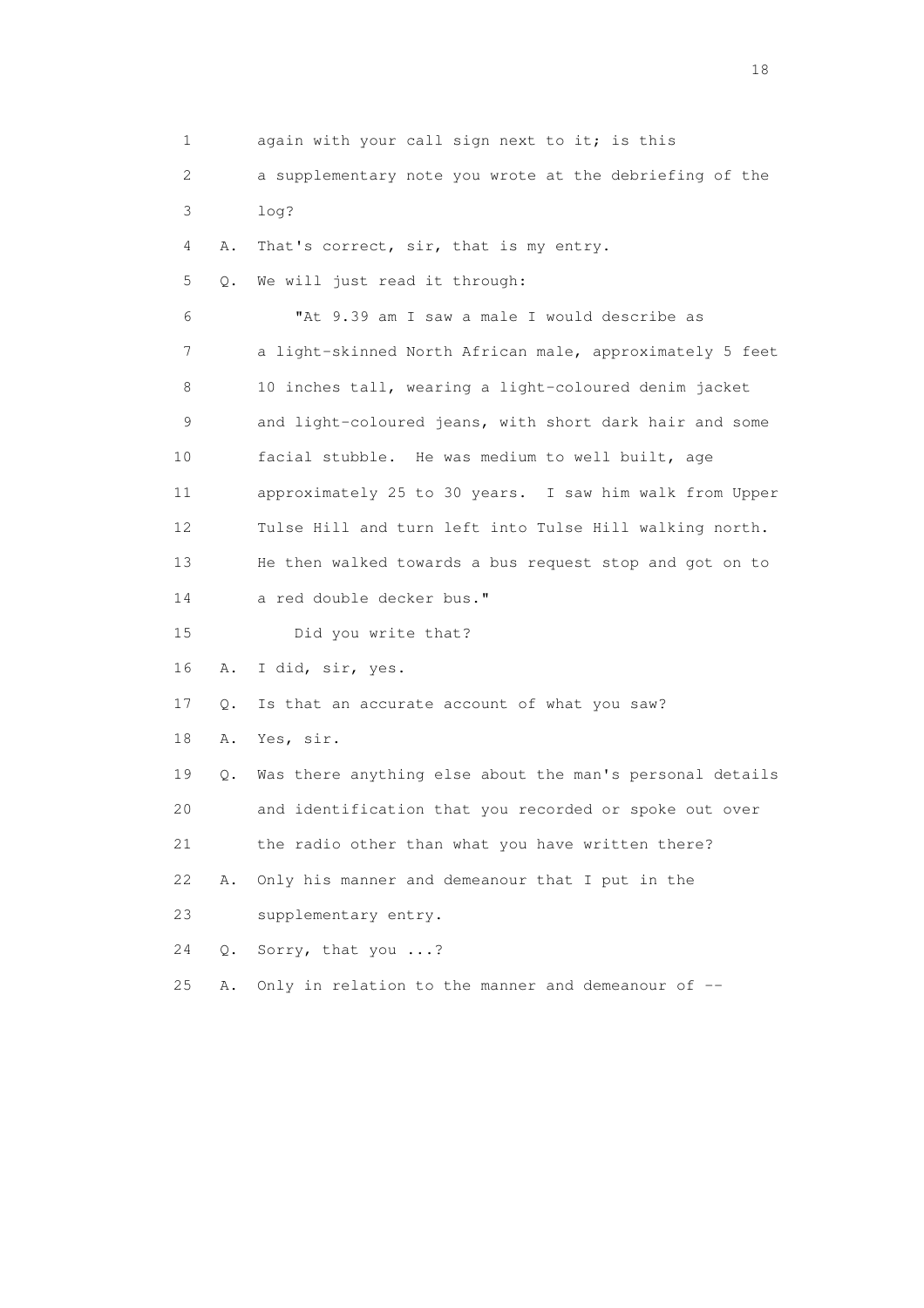1 again with your call sign next to it; is this

2 a supplementary note you wrote at the debriefing of the

3 log?

4 A. That's correct, sir, that is my entry.

5 Q. We will just read it through:

6 "At 9.39 am I saw a male I would describe as

7 a light-skinned North African male, approximately 5 feet

8 10 inches tall, wearing a light-coloured denim jacket

9 and light-coloured jeans, with short dark hair and some

10 facial stubble. He was medium to well built, age

11 approximately 25 to 30 years. I saw him walk from Upper

12 Tulse Hill and turn left into Tulse Hill walking north.

13 He then walked towards a bus request stop and got on to

14 a red double decker bus."

15 Did you write that?

16 A. I did, sir, yes.

17 Q. Is that an accurate account of what you saw?

18 A. Yes, sir.

19 Q. Was there anything else about the man's personal details

20 and identification that you recorded or spoke out over

21 the radio other than what you have written there?

22 A. Only his manner and demeanour that I put in the

23 supplementary entry.

24 Q. Sorry, that you ...?

25 A. Only in relation to the manner and demeanour of --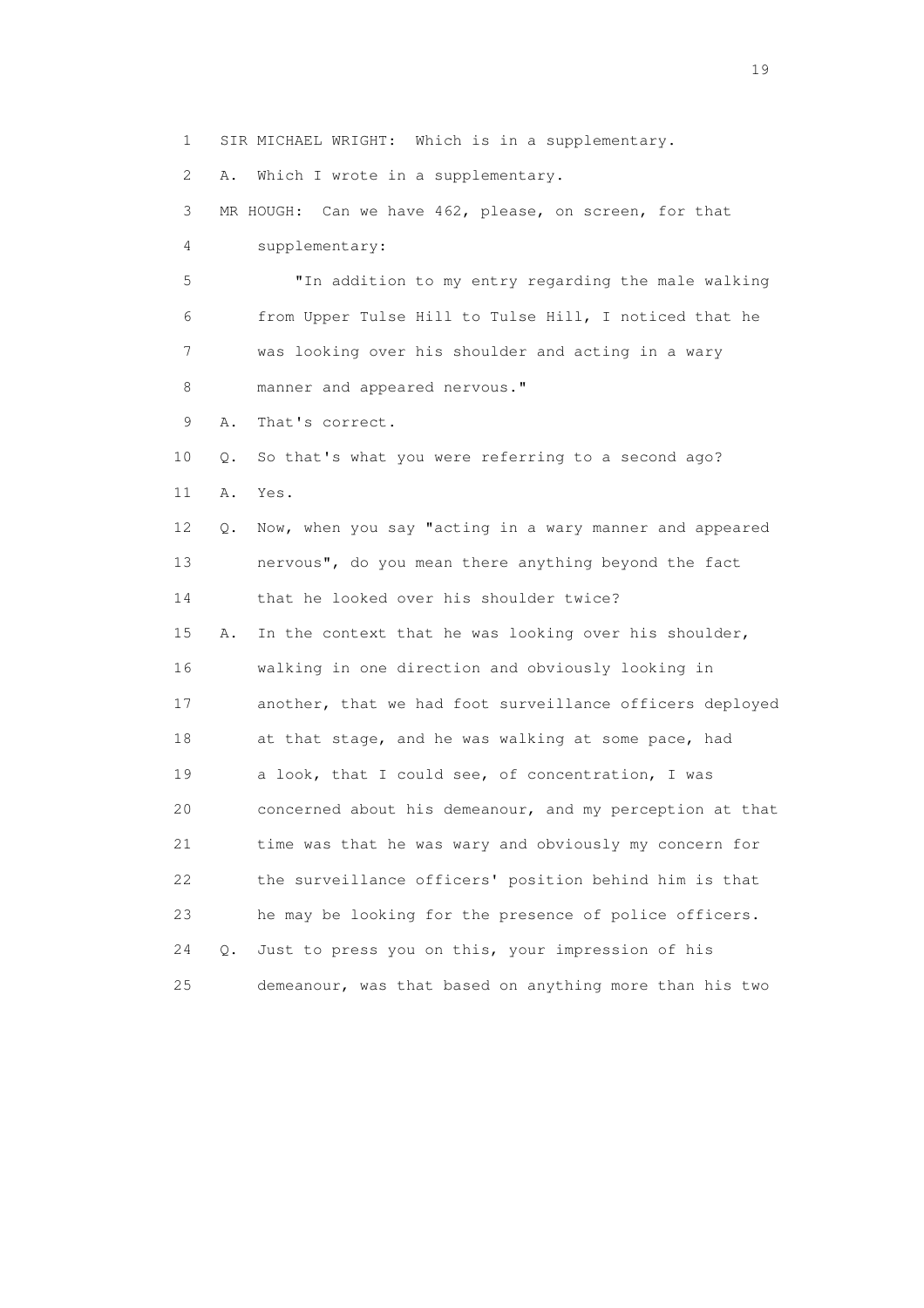1 SIR MICHAEL WRIGHT: Which is in a supplementary.

2 A. Which I wrote in a supplementary.

3 MR HOUGH: Can we have 462, please, on screen, for that

4 supplementary:

5 "In addition to my entry regarding the male walking

6 from Upper Tulse Hill to Tulse Hill, I noticed that he

7 was looking over his shoulder and acting in a wary

8 manner and appeared nervous."

9 A. That's correct.

10 Q. So that's what you were referring to a second ago?

11 A. Yes.

12 Q. Now, when you say "acting in a wary manner and appeared

13 nervous", do you mean there anything beyond the fact

14 that he looked over his shoulder twice?

15 A. In the context that he was looking over his shoulder,

16 walking in one direction and obviously looking in

17 another, that we had foot surveillance officers deployed

18 at that stage, and he was walking at some pace, had

19 a look, that I could see, of concentration, I was

20 concerned about his demeanour, and my perception at that

21 time was that he was wary and obviously my concern for

22 the surveillance officers' position behind him is that

23 he may be looking for the presence of police officers.

24 Q. Just to press you on this, your impression of his

25 demeanour, was that based on anything more than his two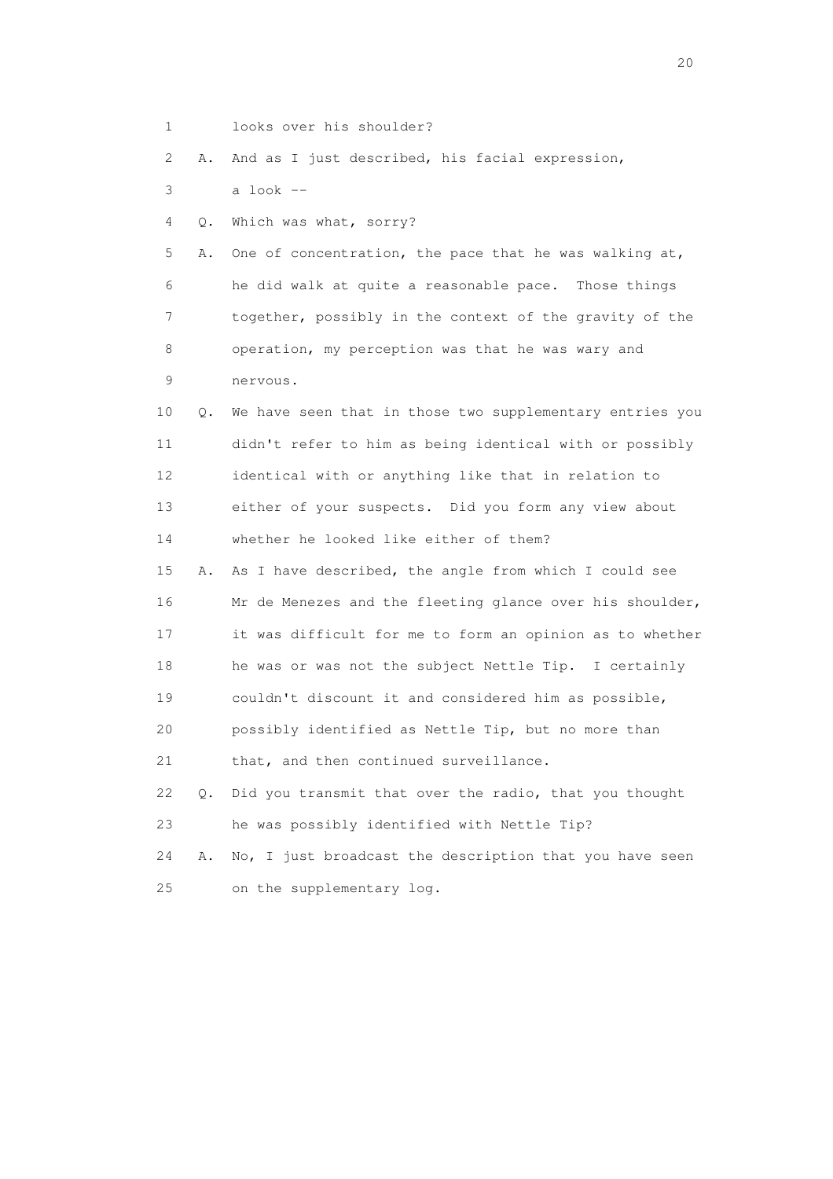1 looks over his shoulder?

2 A. And as I just described, his facial expression,

3 a look --

4 Q. Which was what, sorry?

5 A. One of concentration, the pace that he was walking at,

6 he did walk at quite a reasonable pace. Those things

7 together, possibly in the context of the gravity of the

8 operation, my perception was that he was wary and

9 nervous.

10 Q. We have seen that in those two supplementary entries you

11 didn't refer to him as being identical with or possibly

12 identical with or anything like that in relation to

13 either of your suspects. Did you form any view about

14 whether he looked like either of them?

15 A. As I have described, the angle from which I could see

16 Mr de Menezes and the fleeting glance over his shoulder,

17 it was difficult for me to form an opinion as to whether

18 he was or was not the subject Nettle Tip. I certainly

19 couldn't discount it and considered him as possible,

20 possibly identified as Nettle Tip, but no more than

21 that, and then continued surveillance.

22 Q. Did you transmit that over the radio, that you thought

23 he was possibly identified with Nettle Tip?

24 A. No, I just broadcast the description that you have seen

25 on the supplementary log.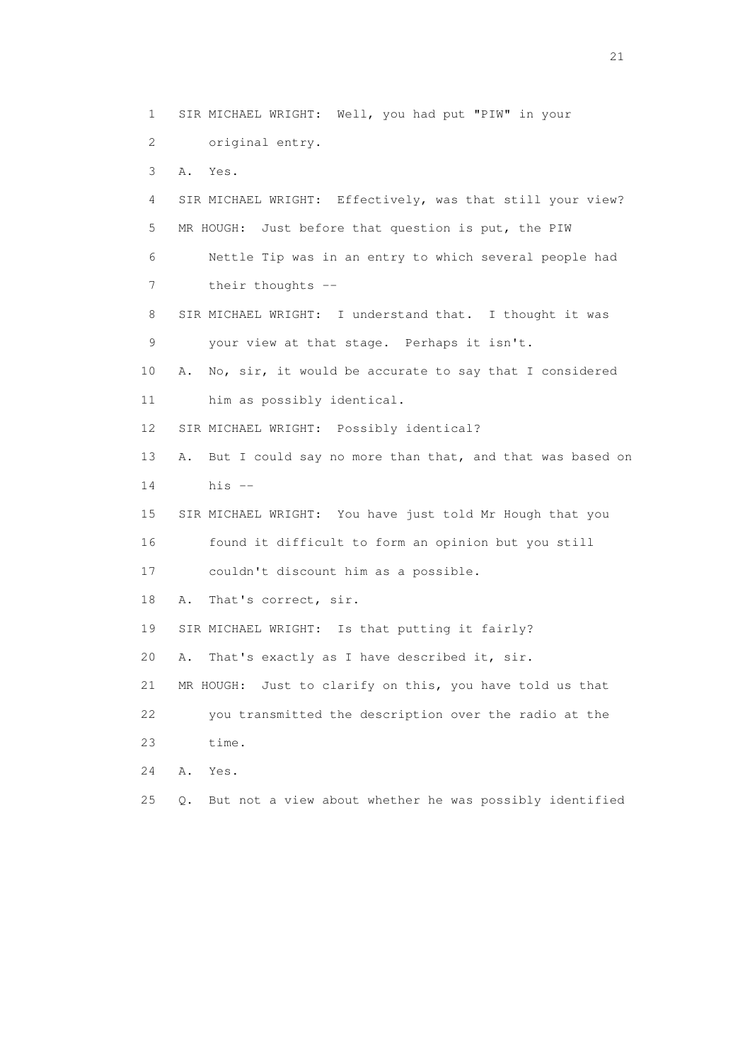1 SIR MICHAEL WRIGHT: Well, you had put "PIW" in your
2 original entry.
3 A. Yes.
4 SIR MICHAEL WRIGHT: Effectively, was that still your view?
5 MR HOUGH: Just before that question is put, the PIW
6 Nettle Tip was in an entry to which several people had
7 their thoughts --
8 SIR MICHAEL WRIGHT: I understand that. I thought it was
9 your view at that stage. Perhaps it isn't.
10 A. No, sir, it would be accurate to say that I considered
11 him as possibly identical.
12 SIR MICHAEL WRIGHT: Possibly identical?
13 A. But I could say no more than that, and that was based on
14 his --
15 SIR MICHAEL WRIGHT: You have just told Mr Hough that you
16 found it difficult to form an opinion but you still
17 couldn't discount him as a possible.
18 A. That's correct, sir.
19 SIR MICHAEL WRIGHT: Is that putting it fairly?
20 A. That's exactly as I have described it, sir.
21 MR HOUGH: Just to clarify on this, you have told us that
22 you transmitted the description over the radio at the
23 time.
24 A. Yes.
25 Q. But not a view about whether he was possibly identified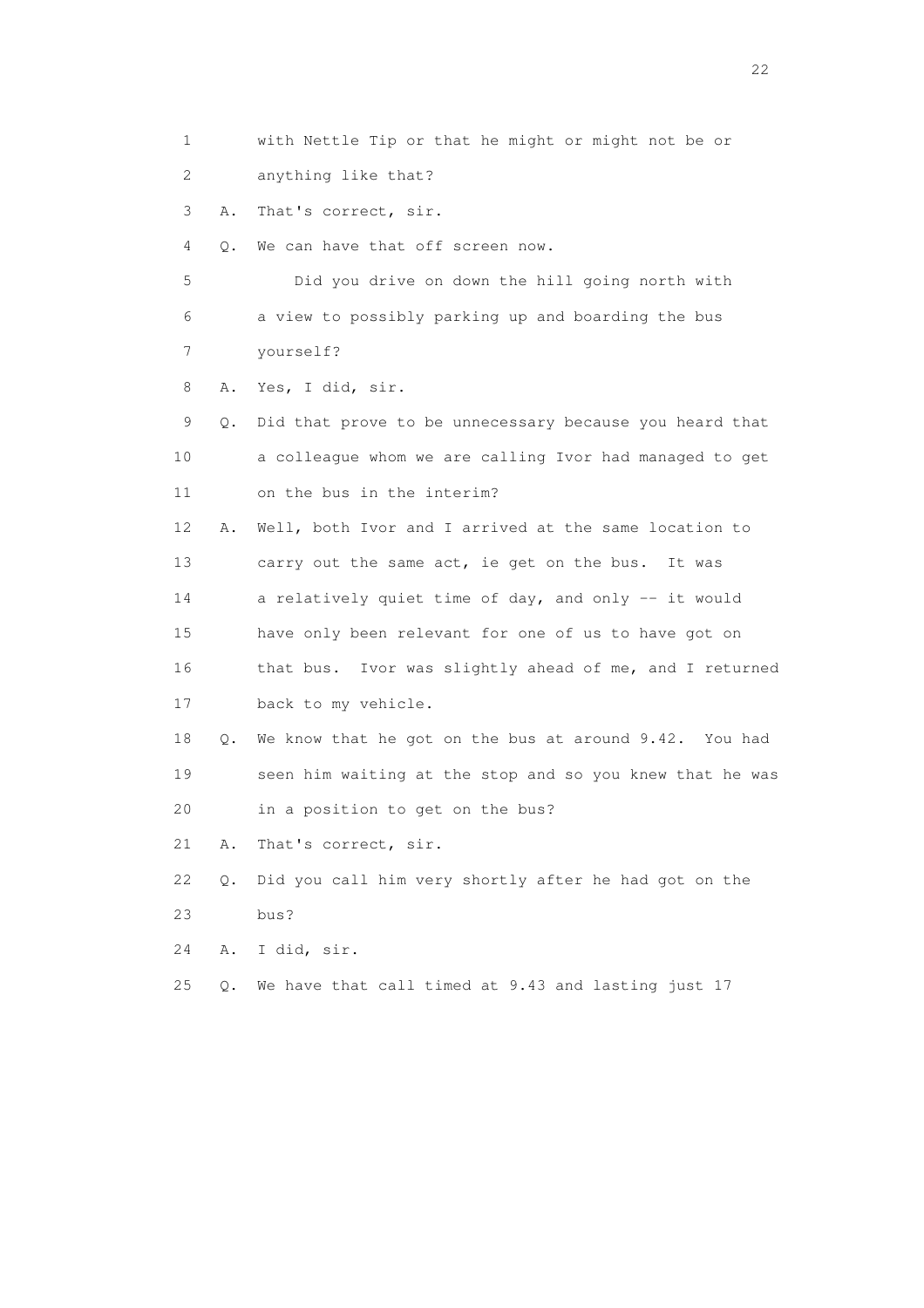1 with Nettle Tip or that he might or might not be or
2 anything like that?
3 A. That's correct, sir.
4 Q. We can have that off screen now.
5 Did you drive on down the hill going north with
6 a view to possibly parking up and boarding the bus
7 yourself?
8 A. Yes, I did, sir.
9 Q. Did that prove to be unnecessary because you heard that
10 a colleague whom we are calling Ivor had managed to get
11 on the bus in the interim?
12 A. Well, both Ivor and I arrived at the same location to
13 carry out the same act, ie get on the bus. It was
14 a relatively quiet time of day, and only -- it would
15 have only been relevant for one of us to have got on
16 that bus. Ivor was slightly ahead of me, and I returned
17 back to my vehicle.
18 Q. We know that he got on the bus at around 9.42. You had
19 seen him waiting at the stop and so you knew that he was
20 in a position to get on the bus?
21 A. That's correct, sir.
22 Q. Did you call him very shortly after he had got on the
23 bus?
24 A. I did, sir.
25 Q. We have that call timed at 9.43 and lasting just 17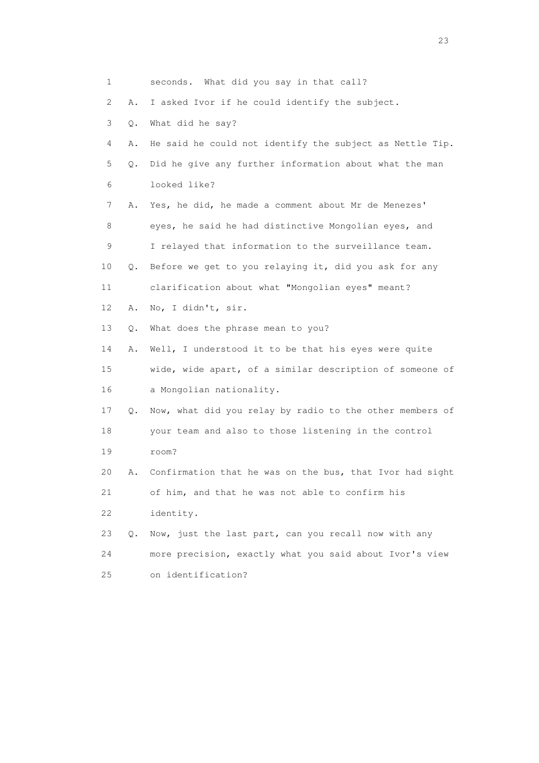1 seconds. What did you say in that call?

2 A. I asked Ivor if he could identify the subject.

3 Q. What did he say?

4 A. He said he could not identify the subject as Nettle Tip.

5 Q. Did he give any further information about what the man

6 looked like?

7 A. Yes, he did, he made a comment about Mr de Menezes'

8 eyes, he said he had distinctive Mongolian eyes, and

9 I relayed that information to the surveillance team.

10 Q. Before we get to you relaying it, did you ask for any

11 clarification about what "Mongolian eyes" meant?

12 A. No, I didn't, sir.

13 Q. What does the phrase mean to you?

14 A. Well, I understood it to be that his eyes were quite

15 wide, wide apart, of a similar description of someone of

16 a Mongolian nationality.

17 Q. Now, what did you relay by radio to the other members of

18 your team and also to those listening in the control

19 room?

20 A. Confirmation that he was on the bus, that Ivor had sight

21 of him, and that he was not able to confirm his

22 identity.

23 Q. Now, just the last part, can you recall now with any

24 more precision, exactly what you said about Ivor's view

25 on identification?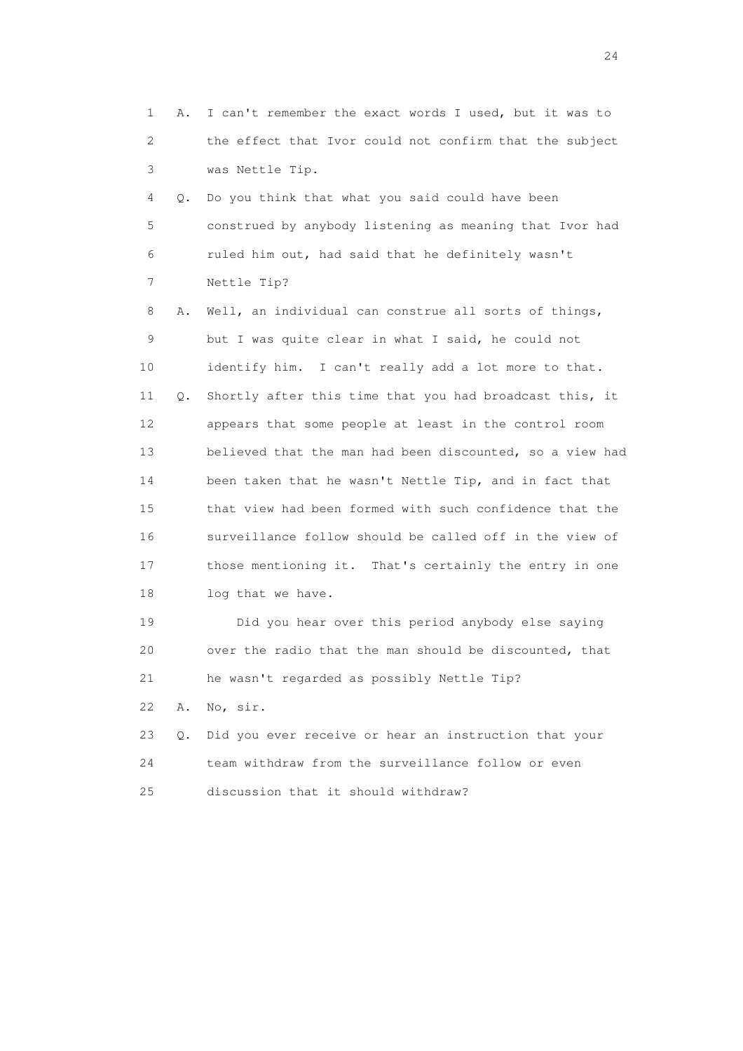1 A. I can't remember the exact words I used, but it was to
2 the effect that Ivor could not confirm that the subject
3 was Nettle Tip.

4 Q. Do you think that what you said could have been
5 construed by anybody listening as meaning that Ivor had
6 ruled him out, had said that he definitely wasn't
7 Nettle Tip?

8 A. Well, an individual can construe all sorts of things,
9 but I was quite clear in what I said, he could not
10 identify him. I can't really add a lot more to that.

11 Q. Shortly after this time that you had broadcast this, it
12 appears that some people at least in the control room
13 believed that the man had been discounted, so a view had
14 been taken that he wasn't Nettle Tip, and in fact that
15 that view had been formed with such confidence that the
16 surveillance follow should be called off in the view of
17 those mentioning it. That's certainly the entry in one
18 log that we have.

19 Did you hear over this period anybody else saying
20 over the radio that the man should be discounted, that
21 he wasn't regarded as possibly Nettle Tip?

22 A. No, sir.

23 Q. Did you ever receive or hear an instruction that your
24 team withdraw from the surveillance follow or even
25 discussion that it should withdraw?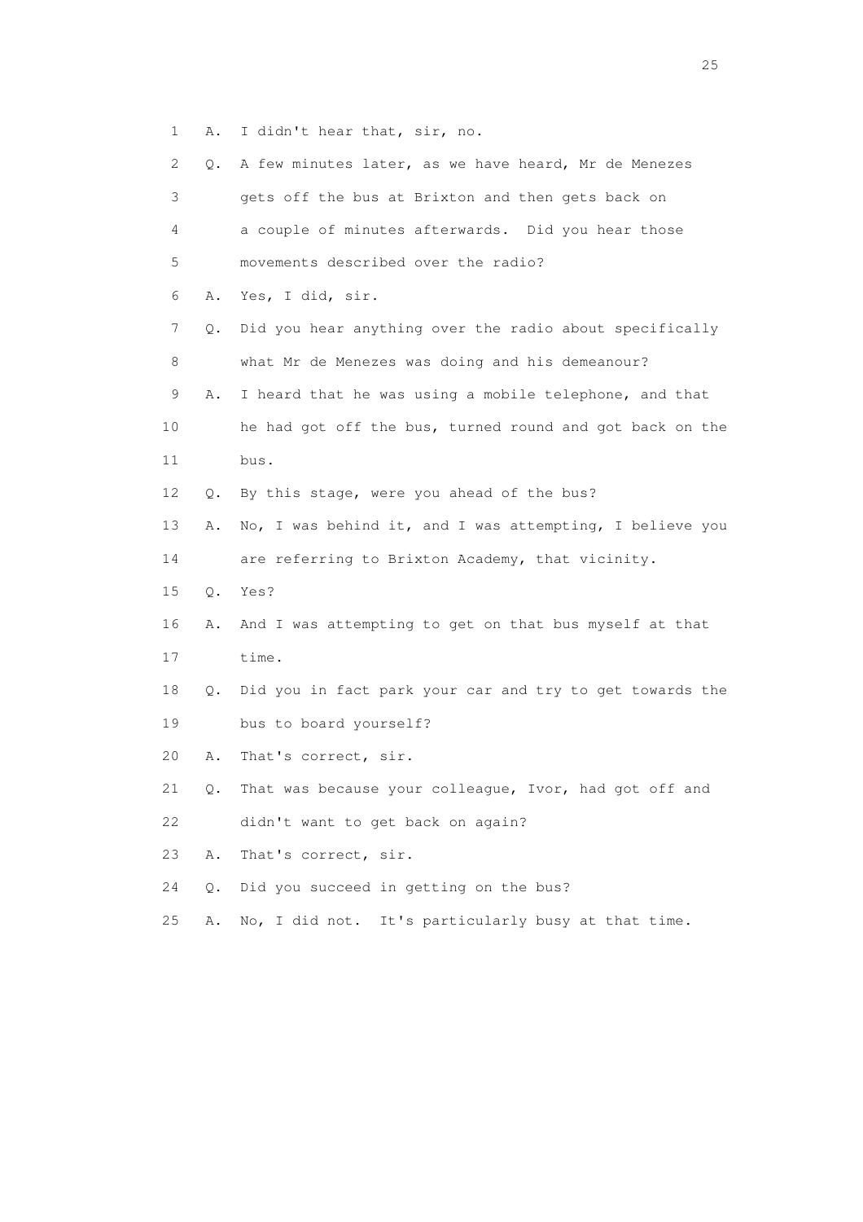1 A. I didn't hear that, sir, no.

2 Q. A few minutes later, as we have heard, Mr de Menezes

3 gets off the bus at Brixton and then gets back on

4 a couple of minutes afterwards. Did you hear those

5 movements described over the radio?

6 A. Yes, I did, sir.

7 Q. Did you hear anything over the radio about specifically

8 what Mr de Menezes was doing and his demeanour?

9 A. I heard that he was using a mobile telephone, and that

10 he had got off the bus, turned round and got back on the

11 bus.

12 Q. By this stage, were you ahead of the bus?

13 A. No, I was behind it, and I was attempting, I believe you

14 are referring to Brixton Academy, that vicinity.

15 Q. Yes?

16 A. And I was attempting to get on that bus myself at that

17 time.

18 Q. Did you in fact park your car and try to get towards the

19 bus to board yourself?

20 A. That's correct, sir.

21 Q. That was because your colleague, Ivor, had got off and

22 didn't want to get back on again?

23 A. That's correct, sir.

24 Q. Did you succeed in getting on the bus?

25 A. No, I did not. It's particularly busy at that time.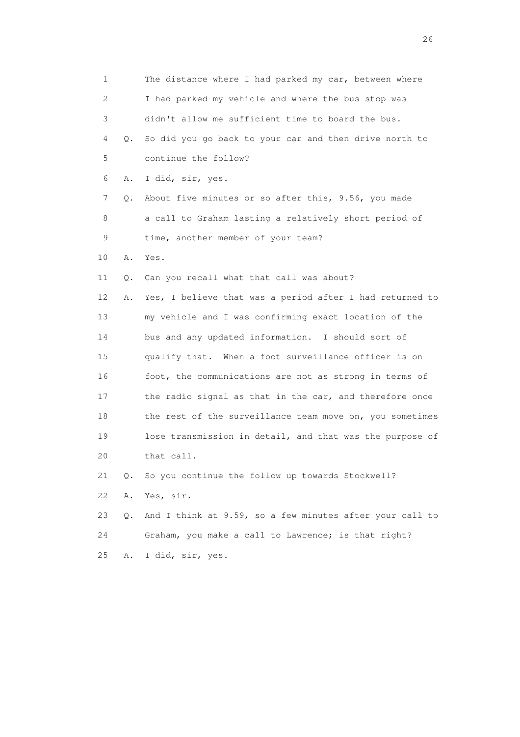1 The distance where I had parked my car, between where
2 I had parked my vehicle and where the bus stop was
3 didn't allow me sufficient time to board the bus.
4 Q. So did you go back to your car and then drive north to
5 continue the follow?
6 A. I did, sir, yes.
7 Q. About five minutes or so after this, 9.56, you made
8 a call to Graham lasting a relatively short period of
9 time, another member of your team?
10 A. Yes.
11 Q. Can you recall what that call was about?
12 A. Yes, I believe that was a period after I had returned to
13 my vehicle and I was confirming exact location of the
14 bus and any updated information. I should sort of
15 qualify that. When a foot surveillance officer is on
16 foot, the communications are not as strong in terms of
17 the radio signal as that in the car, and therefore once
18 the rest of the surveillance team move on, you sometimes
19 lose transmission in detail, and that was the purpose of
20 that call.
21 Q. So you continue the follow up towards Stockwell?
22 A. Yes, sir.
23 Q. And I think at 9.59, so a few minutes after your call to
24 Graham, you make a call to Lawrence; is that right?
25 A. I did, sir, yes.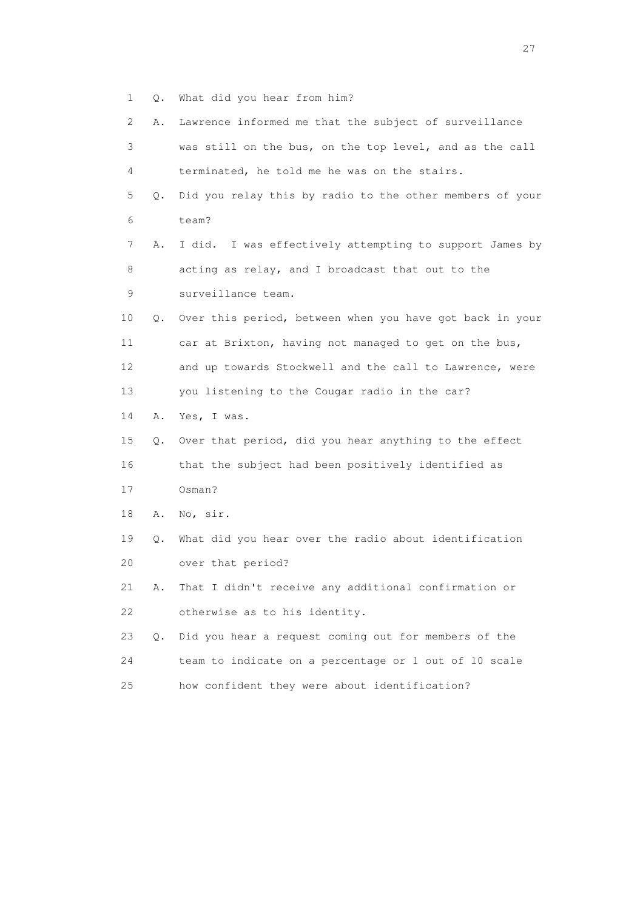1 Q. What did you hear from him?

2 A. Lawrence informed me that the subject of surveillance

3 was still on the bus, on the top level, and as the call

4 terminated, he told me he was on the stairs.

5 Q. Did you relay this by radio to the other members of your

6 team?

7 A. I did. I was effectively attempting to support James by

8 acting as relay, and I broadcast that out to the

9 surveillance team.

10 Q. Over this period, between when you have got back in your

11 car at Brixton, having not managed to get on the bus,

12 and up towards Stockwell and the call to Lawrence, were

13 you listening to the Cougar radio in the car?

14 A. Yes, I was.

15 Q. Over that period, did you hear anything to the effect

16 that the subject had been positively identified as

17 Osman?

18 A. No, sir.

19 Q. What did you hear over the radio about identification

20 over that period?

21 A. That I didn't receive any additional confirmation or

22 otherwise as to his identity.

23 Q. Did you hear a request coming out for members of the

24 team to indicate on a percentage or 1 out of 10 scale

25 how confident they were about identification?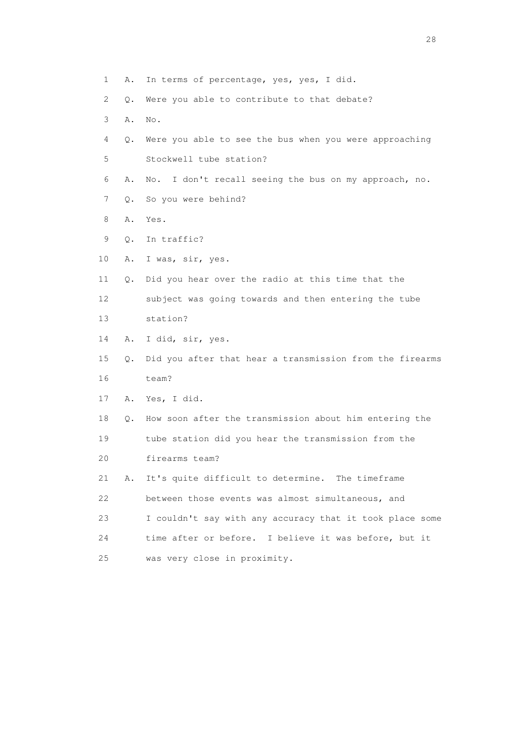1 A. In terms of percentage, yes, yes, I did.

2 Q. Were you able to contribute to that debate?

3 A. No.

4 Q. Were you able to see the bus when you were approaching

5 Stockwell tube station?

6 A. No. I don't recall seeing the bus on my approach, no.

7 Q. So you were behind?

8 A. Yes.

9 Q. In traffic?

10 A. I was, sir, yes.

11 Q. Did you hear over the radio at this time that the

12 subject was going towards and then entering the tube

13 station?

14 A. I did, sir, yes.

15 Q. Did you after that hear a transmission from the firearms

16 team?

17 A. Yes, I did.

18 Q. How soon after the transmission about him entering the

19 tube station did you hear the transmission from the

20 firearms team?

21 A. It's quite difficult to determine. The timeframe

22 between those events was almost simultaneous, and

23 I couldn't say with any accuracy that it took place some

24 time after or before. I believe it was before, but it

25 was very close in proximity.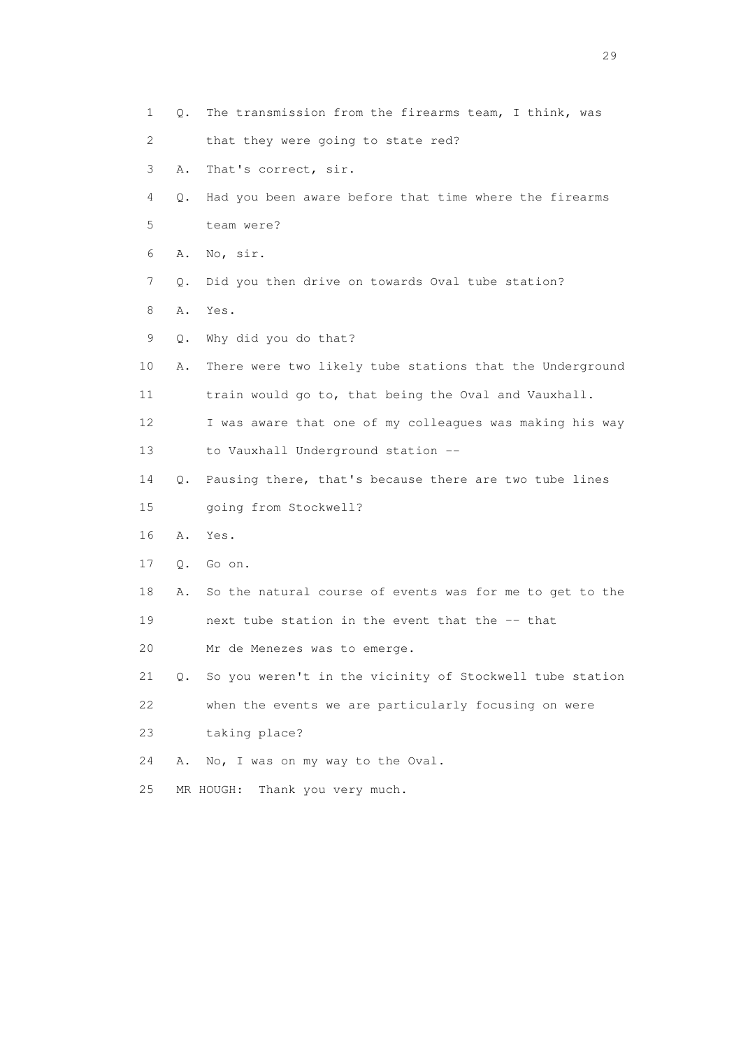1 Q. The transmission from the firearms team, I think, was
2 that they were going to state red?
3 A. That's correct, sir.
4 Q. Had you been aware before that time where the firearms
5 team were?
6 A. No, sir.
7 Q. Did you then drive on towards Oval tube station?
8 A. Yes.
9 Q. Why did you do that?
10 A. There were two likely tube stations that the Underground
11 train would go to, that being the Oval and Vauxhall.
12 I was aware that one of my colleagues was making his way
13 to Vauxhall Underground station --
14 Q. Pausing there, that's because there are two tube lines
15 going from Stockwell?
16 A. Yes.
17 Q. Go on.
18 A. So the natural course of events was for me to get to the
19 next tube station in the event that the -- that
20 Mr de Menezes was to emerge.
21 Q. So you weren't in the vicinity of Stockwell tube station
22 when the events we are particularly focusing on were
23 taking place?
24 A. No, I was on my way to the Oval.
25 MR HOUGH: Thank you very much.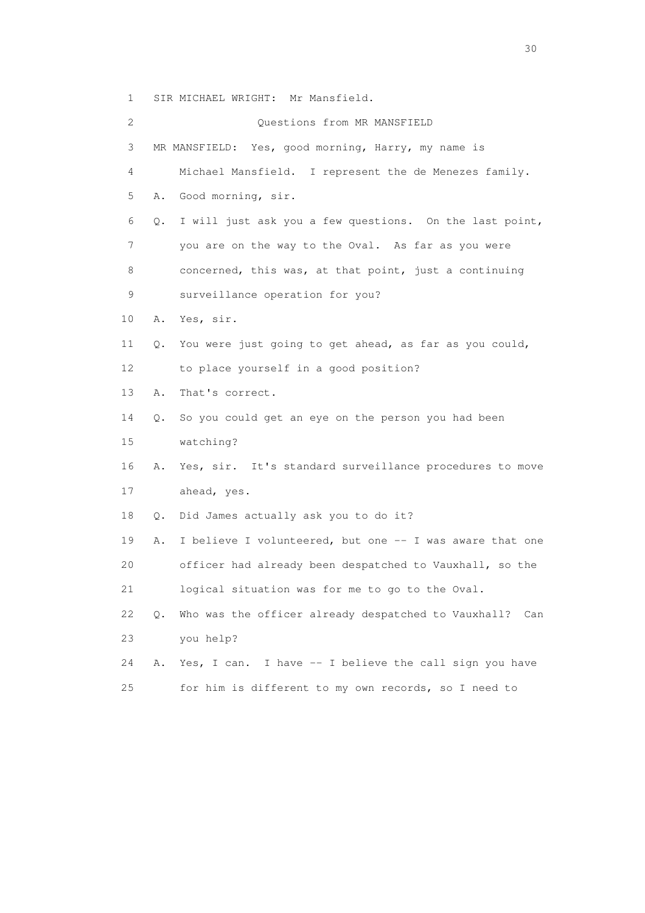1 SIR MICHAEL WRIGHT: Mr Mansfield.

2 Questions from MR MANSFIELD

3 MR MANSFIELD: Yes, good morning, Harry, my name is

4 Michael Mansfield. I represent the de Menezes family.

5 A. Good morning, sir.

6 Q. I will just ask you a few questions. On the last point,

7 you are on the way to the Oval. As far as you were

8 concerned, this was, at that point, just a continuing

9 surveillance operation for you?

10 A. Yes, sir.

11 Q. You were just going to get ahead, as far as you could,

12 to place yourself in a good position?

13 A. That's correct.

14 Q. So you could get an eye on the person you had been

15 watching?

16 A. Yes, sir. It's standard surveillance procedures to move

17 ahead, yes.

18 Q. Did James actually ask you to do it?

19 A. I believe I volunteered, but one -- I was aware that one

20 officer had already been despatched to Vauxhall, so the

21 logical situation was for me to go to the Oval.

22 Q. Who was the officer already despatched to Vauxhall? Can

23 you help?

24 A. Yes, I can. I have -- I believe the call sign you have

25 for him is different to my own records, so I need to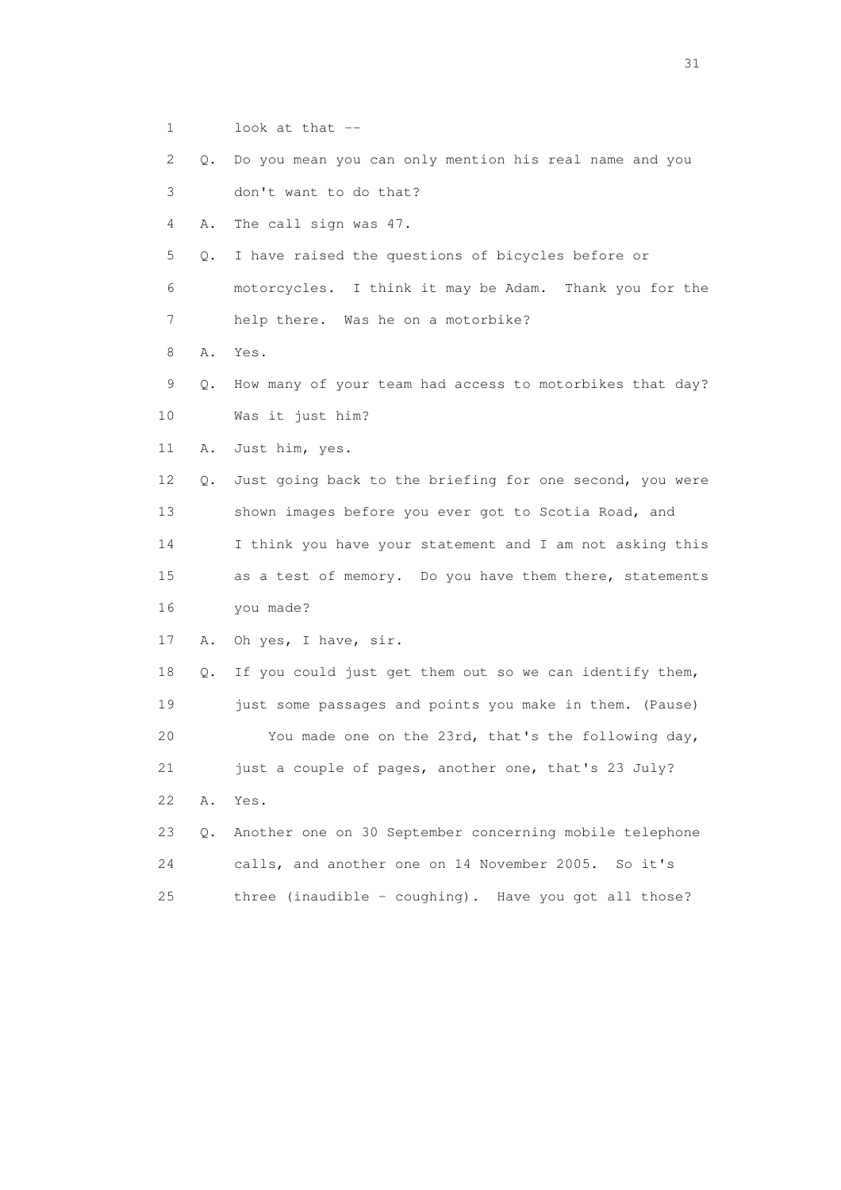1 look at that --

2 Q. Do you mean you can only mention his real name and you

3 don't want to do that?

4 A. The call sign was 47.

5 Q. I have raised the questions of bicycles before or

6 motorcycles. I think it may be Adam. Thank you for the

7 help there. Was he on a motorbike?

8 A. Yes.

9 Q. How many of your team had access to motorbikes that day?

10 Was it just him?

11 A. Just him, yes.

12 Q. Just going back to the briefing for one second, you were

13 shown images before you ever got to Scotia Road, and

14 I think you have your statement and I am not asking this

15 as a test of memory. Do you have them there, statements

16 you made?

17 A. Oh yes, I have, sir.

18 Q. If you could just get them out so we can identify them,

19 just some passages and points you make in them. (Pause)

20 You made one on the 23rd, that's the following day,

21 just a couple of pages, another one, that's 23 July?

22 A. Yes.

23 Q. Another one on 30 September concerning mobile telephone

24 calls, and another one on 14 November 2005. So it's

25 three (inaudible - coughing). Have you got all those?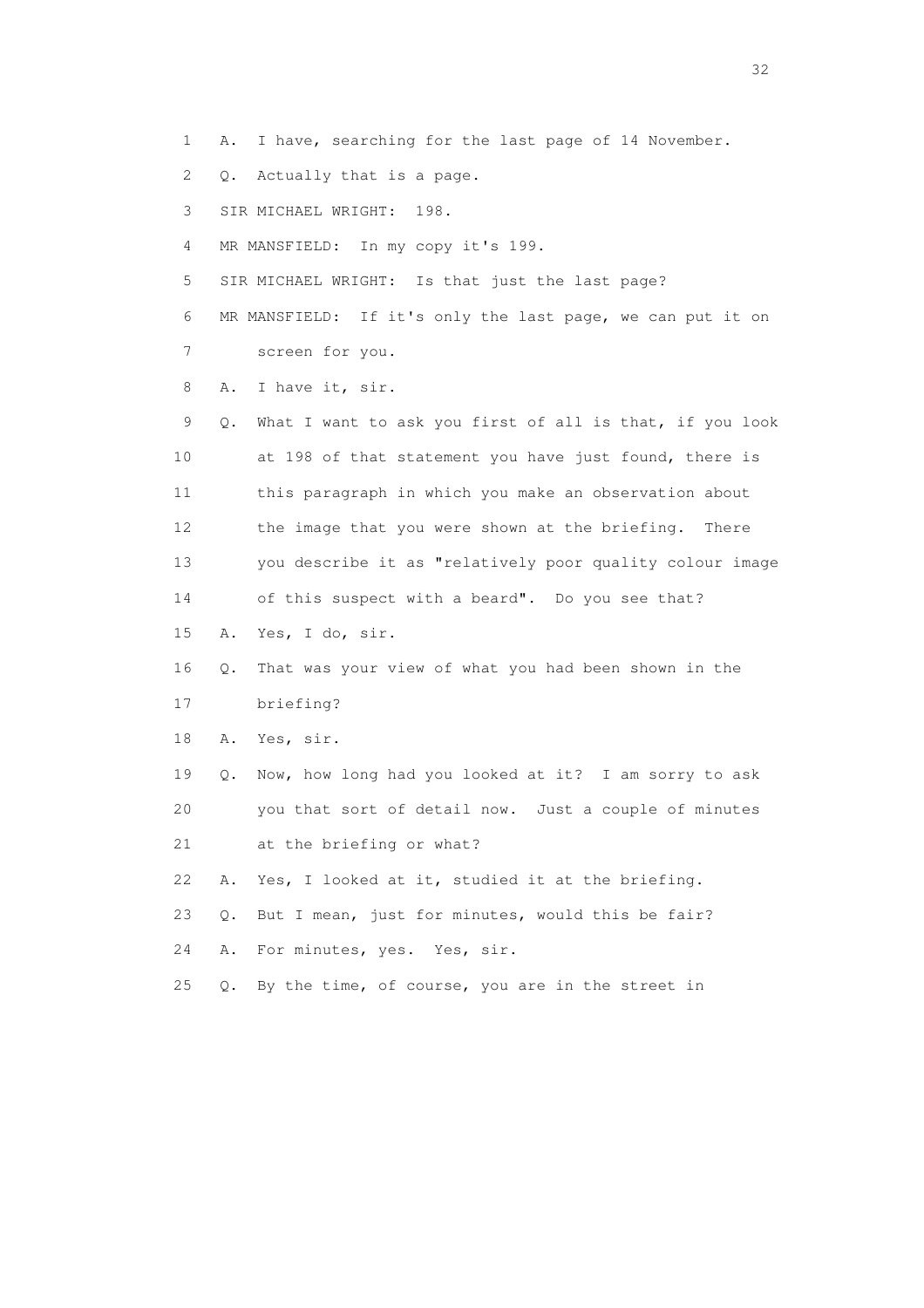1 A. I have, searching for the last page of 14 November.

2 Q. Actually that is a page.

3 SIR MICHAEL WRIGHT: 198.

4 MR MANSFIELD: In my copy it's 199.

5 SIR MICHAEL WRIGHT: Is that just the last page?

6 MR MANSFIELD: If it's only the last page, we can put it on

7 screen for you.

8 A. I have it, sir.

9 Q. What I want to ask you first of all is that, if you look

10 at 198 of that statement you have just found, there is

11 this paragraph in which you make an observation about

12 the image that you were shown at the briefing. There

13 you describe it as "relatively poor quality colour image

14 of this suspect with a beard". Do you see that?

15 A. Yes, I do, sir.

16 Q. That was your view of what you had been shown in the

17 briefing?

18 A. Yes, sir.

19 Q. Now, how long had you looked at it? I am sorry to ask

20 you that sort of detail now. Just a couple of minutes

21 at the briefing or what?

22 A. Yes, I looked at it, studied it at the briefing.

23 Q. But I mean, just for minutes, would this be fair?

24 A. For minutes, yes. Yes, sir.

25 Q. By the time, of course, you are in the street in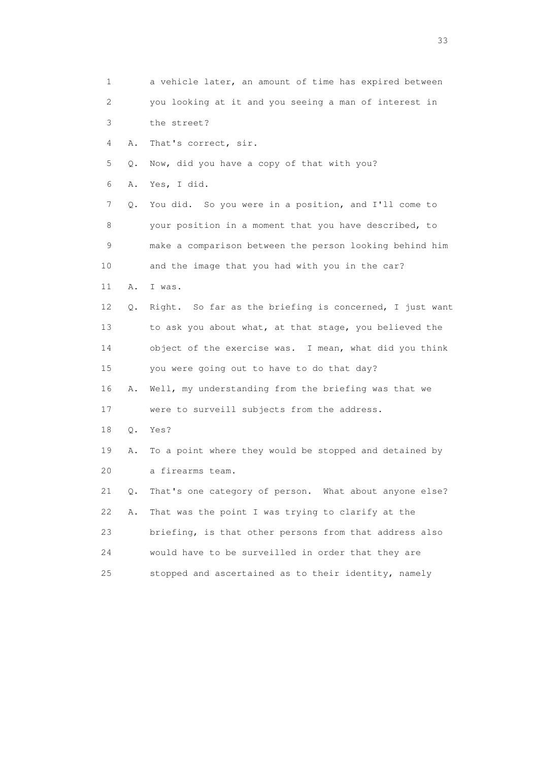1 a vehicle later, an amount of time has expired between
2 you looking at it and you seeing a man of interest in
3 the street?
4 A. That's correct, sir.
5 Q. Now, did you have a copy of that with you?
6 A. Yes, I did.
7 Q. You did. So you were in a position, and I'll come to
8 your position in a moment that you have described, to
9 make a comparison between the person looking behind him
10 and the image that you had with you in the car?
11 A. I was.
12 Q. Right. So far as the briefing is concerned, I just want
13 to ask you about what, at that stage, you believed the
14 object of the exercise was. I mean, what did you think
15 you were going out to have to do that day?
16 A. Well, my understanding from the briefing was that we
17 were to surveill subjects from the address.
18 Q. Yes?
19 A. To a point where they would be stopped and detained by
20 a firearms team.
21 Q. That's one category of person. What about anyone else?
22 A. That was the point I was trying to clarify at the
23 briefing, is that other persons from that address also
24 would have to be surveilled in order that they are
25 stopped and ascertained as to their identity, namely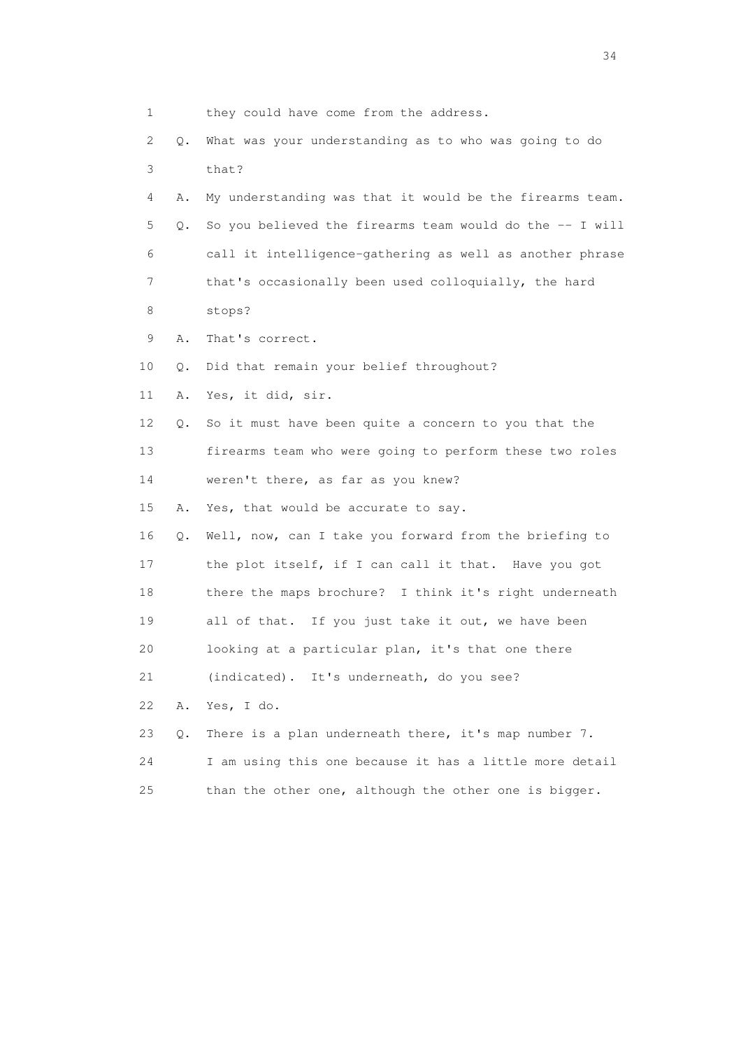1 they could have come from the address.

2 Q. What was your understanding as to who was going to do

3 that?

4 A. My understanding was that it would be the firearms team.

5 Q. So you believed the firearms team would do the -- I will

6 call it intelligence-gathering as well as another phrase

7 that's occasionally been used colloquially, the hard

8 stops?

9 A. That's correct.

10 Q. Did that remain your belief throughout?

11 A. Yes, it did, sir.

12 Q. So it must have been quite a concern to you that the

13 firearms team who were going to perform these two roles

14 weren't there, as far as you knew?

15 A. Yes, that would be accurate to say.

16 Q. Well, now, can I take you forward from the briefing to

17 the plot itself, if I can call it that. Have you got

18 there the maps brochure? I think it's right underneath

19 all of that. If you just take it out, we have been

20 looking at a particular plan, it's that one there

21 (indicated). It's underneath, do you see?

22 A. Yes, I do.

23 Q. There is a plan underneath there, it's map number 7.

24 I am using this one because it has a little more detail

25 than the other one, although the other one is bigger.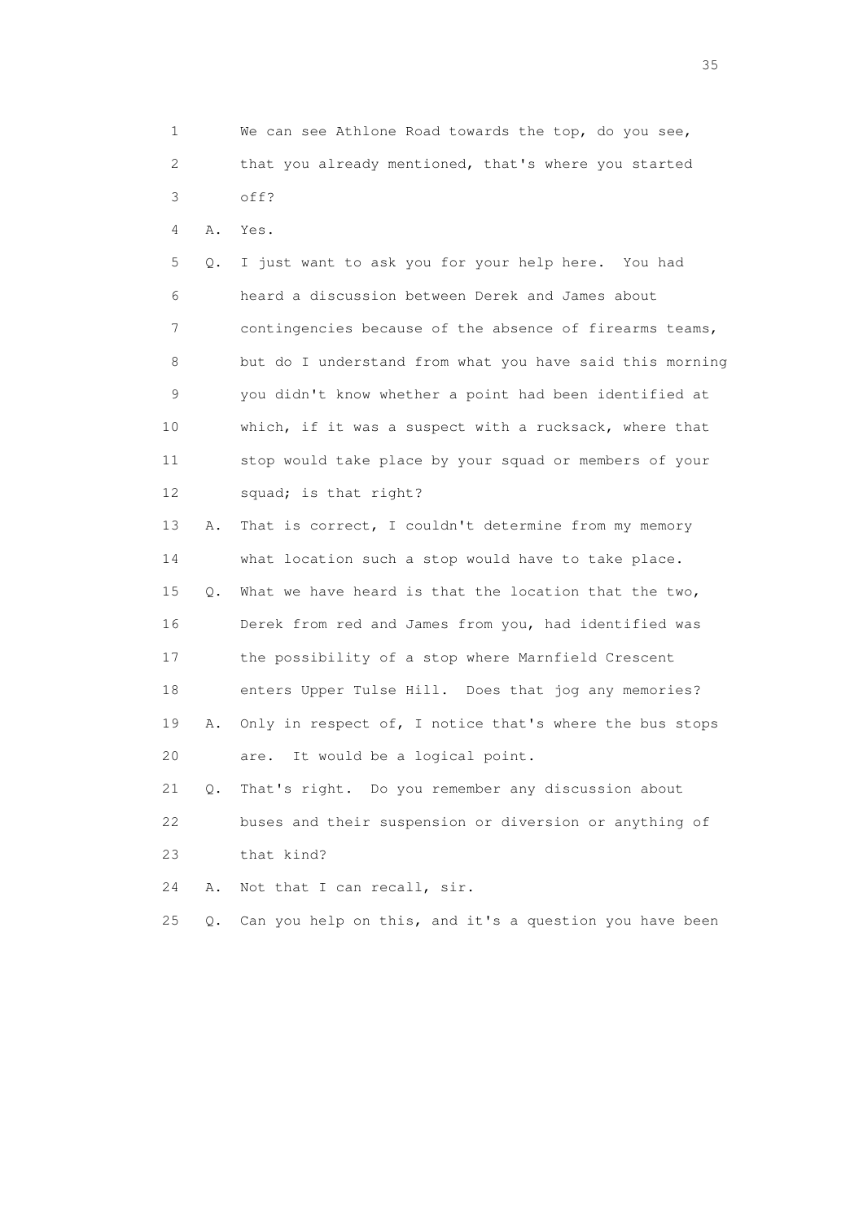1 We can see Athlone Road towards the top, do you see,
2 that you already mentioned, that's where you started
3 off?
4 A. Yes.
5 Q. I just want to ask you for your help here. You had
6 heard a discussion between Derek and James about
7 contingencies because of the absence of firearms teams,
8 but do I understand from what you have said this morning
9 you didn't know whether a point had been identified at
10 which, if it was a suspect with a rucksack, where that
11 stop would take place by your squad or members of your
12 squad; is that right?
13 A. That is correct, I couldn't determine from my memory
14 what location such a stop would have to take place.
15 Q. What we have heard is that the location that the two,
16 Derek from red and James from you, had identified was
17 the possibility of a stop where Marnfield Crescent
18 enters Upper Tulse Hill. Does that jog any memories?
19 A. Only in respect of, I notice that's where the bus stops
20 are. It would be a logical point.
21 Q. That's right. Do you remember any discussion about
22 buses and their suspension or diversion or anything of
23 that kind?
24 A. Not that I can recall, sir.
25 Q. Can you help on this, and it's a question you have been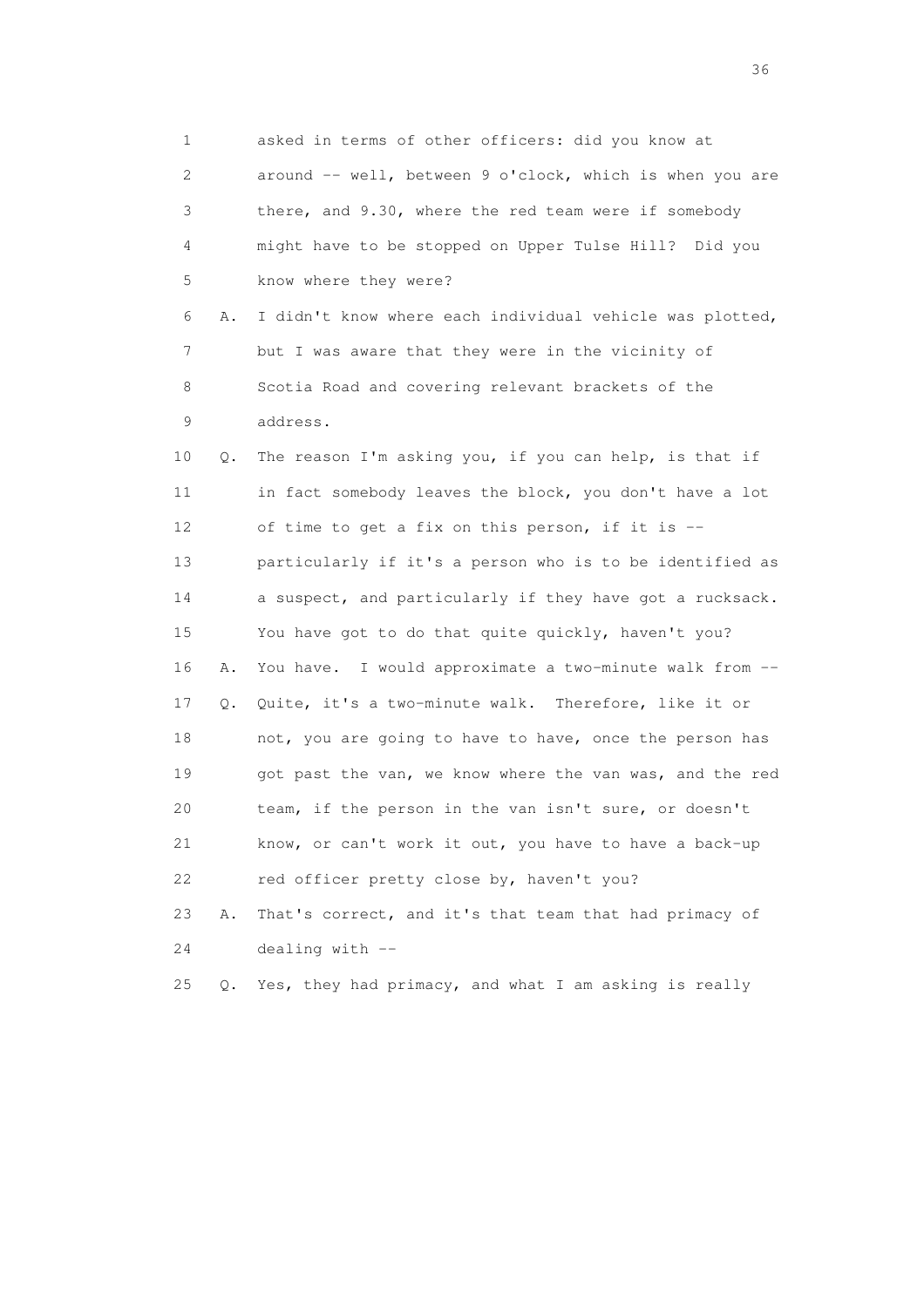1 asked in terms of other officers: did you know at
2 around -- well, between 9 o'clock, which is when you are
3 there, and 9.30, where the red team were if somebody
4 might have to be stopped on Upper Tulse Hill? Did you
5 know where they were?

6 A. I didn't know where each individual vehicle was plotted,
7 but I was aware that they were in the vicinity of
8 Scotia Road and covering relevant brackets of the
9 address.

10 Q. The reason I'm asking you, if you can help, is that if
11 in fact somebody leaves the block, you don't have a lot
12 of time to get a fix on this person, if it is --
13 particularly if it's a person who is to be identified as
14 a suspect, and particularly if they have got a rucksack.
15 You have got to do that quite quickly, haven't you?

16 A. You have. I would approximate a two-minute walk from --

17 Q. Quite, it's a two-minute walk. Therefore, like it or
18 not, you are going to have to have, once the person has
19 got past the van, we know where the van was, and the red
20 team, if the person in the van isn't sure, or doesn't
21 know, or can't work it out, you have to have a back-up
22 red officer pretty close by, haven't you?

23 A. That's correct, and it's that team that had primacy of
24 dealing with --

25 Q. Yes, they had primacy, and what I am asking is really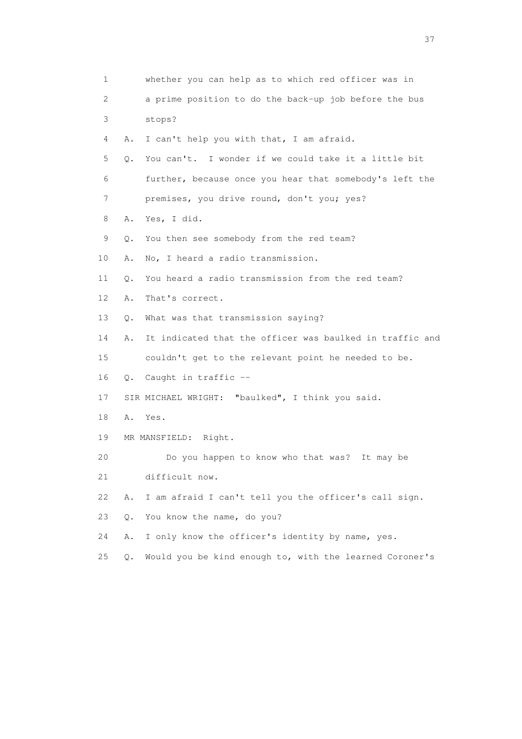1 whether you can help as to which red officer was in
2 a prime position to do the back-up job before the bus
3 stops?
4 A. I can't help you with that, I am afraid.
5 Q. You can't. I wonder if we could take it a little bit
6 further, because once you hear that somebody's left the
7 premises, you drive round, don't you; yes?
8 A. Yes, I did.
9 Q. You then see somebody from the red team?
10 A. No, I heard a radio transmission.
11 Q. You heard a radio transmission from the red team?
12 A. That's correct.
13 Q. What was that transmission saying?
14 A. It indicated that the officer was baulked in traffic and
15 couldn't get to the relevant point he needed to be.
16 Q. Caught in traffic --
17 SIR MICHAEL WRIGHT: "baulked", I think you said.
18 A. Yes.
19 MR MANSFIELD: Right.
20 Do you happen to know who that was? It may be
21 difficult now.
22 A. I am afraid I can't tell you the officer's call sign.
23 Q. You know the name, do you?
24 A. I only know the officer's identity by name, yes.
25 Q. Would you be kind enough to, with the learned Coroner's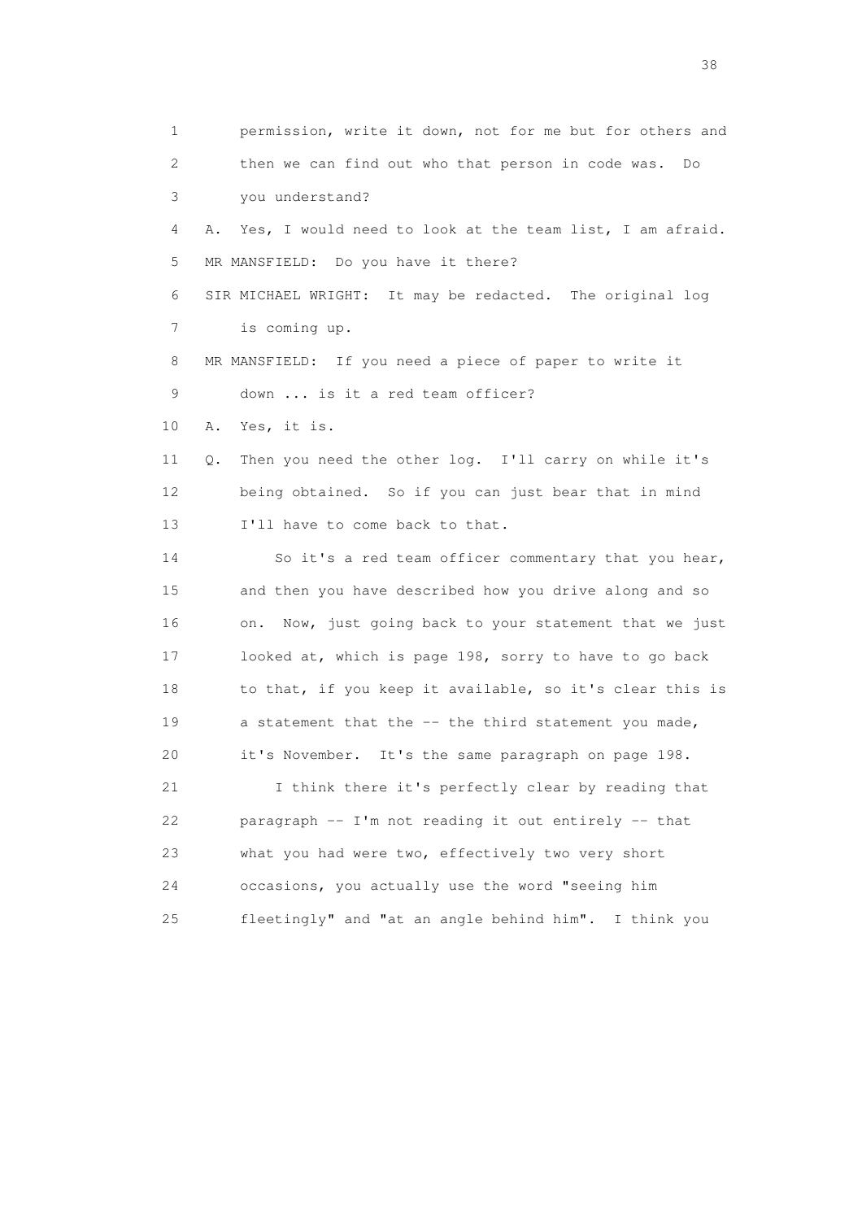1 permission, write it down, not for me but for others and
2 then we can find out who that person in code was. Do
3 you understand?
4 A. Yes, I would need to look at the team list, I am afraid.
5 MR MANSFIELD: Do you have it there?
6 SIR MICHAEL WRIGHT: It may be redacted. The original log
7 is coming up.
8 MR MANSFIELD: If you need a piece of paper to write it
9 down ... is it a red team officer?
10 A. Yes, it is.
11 Q. Then you need the other log. I'll carry on while it's
12 being obtained. So if you can just bear that in mind
13 I'll have to come back to that.
14 So it's a red team officer commentary that you hear,
15 and then you have described how you drive along and so
16 on. Now, just going back to your statement that we just
17 looked at, which is page 198, sorry to have to go back
18 to that, if you keep it available, so it's clear this is
19 a statement that the -- the third statement you made,
20 it's November. It's the same paragraph on page 198.
21 I think there it's perfectly clear by reading that
22 paragraph -- I'm not reading it out entirely -- that
23 what you had were two, effectively two very short
24 occasions, you actually use the word "seeing him
25 fleetingly" and "at an angle behind him". I think you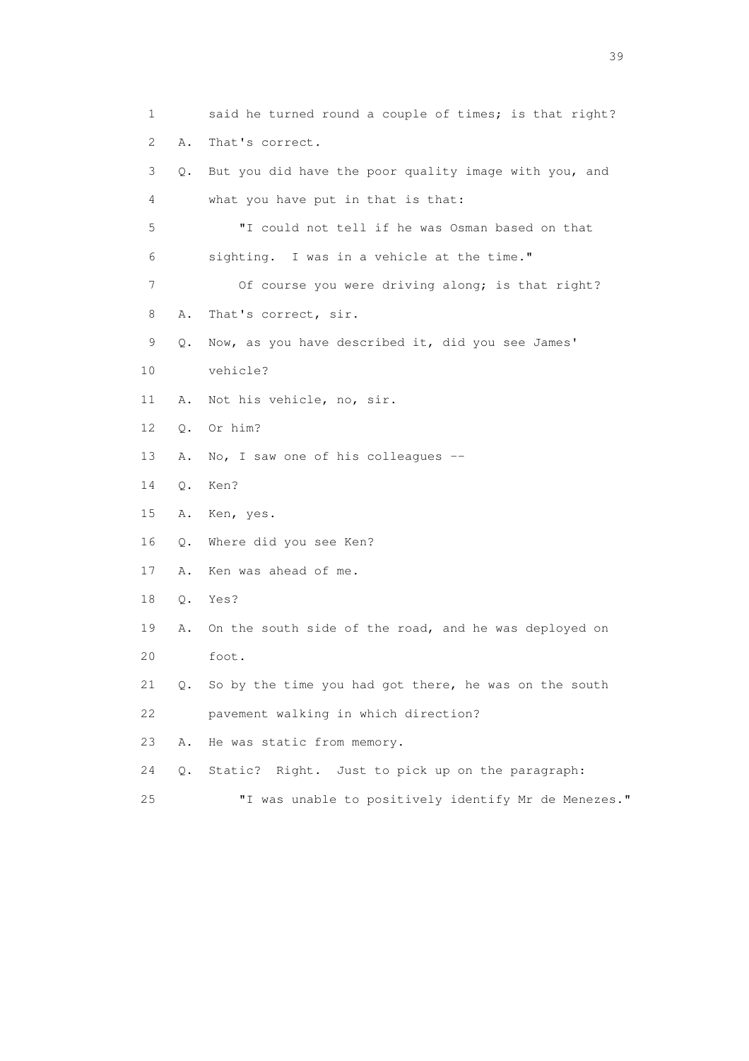1 said he turned round a couple of times; is that right?

2 A. That's correct.

3 Q. But you did have the poor quality image with you, and

4 what you have put in that is that:

5 "I could not tell if he was Osman based on that

6 sighting. I was in a vehicle at the time."

7 Of course you were driving along; is that right?

8 A. That's correct, sir.

9 Q. Now, as you have described it, did you see James'

10 vehicle?

11 A. Not his vehicle, no, sir.

12 Q. Or him?

13 A. No, I saw one of his colleagues --

14 Q. Ken?

15 A. Ken, yes.

16 Q. Where did you see Ken?

17 A. Ken was ahead of me.

18 Q. Yes?

19 A. On the south side of the road, and he was deployed on

20 foot.

21 Q. So by the time you had got there, he was on the south

22 pavement walking in which direction?

23 A. He was static from memory.

24 Q. Static? Right. Just to pick up on the paragraph:

25 "I was unable to positively identify Mr de Menezes."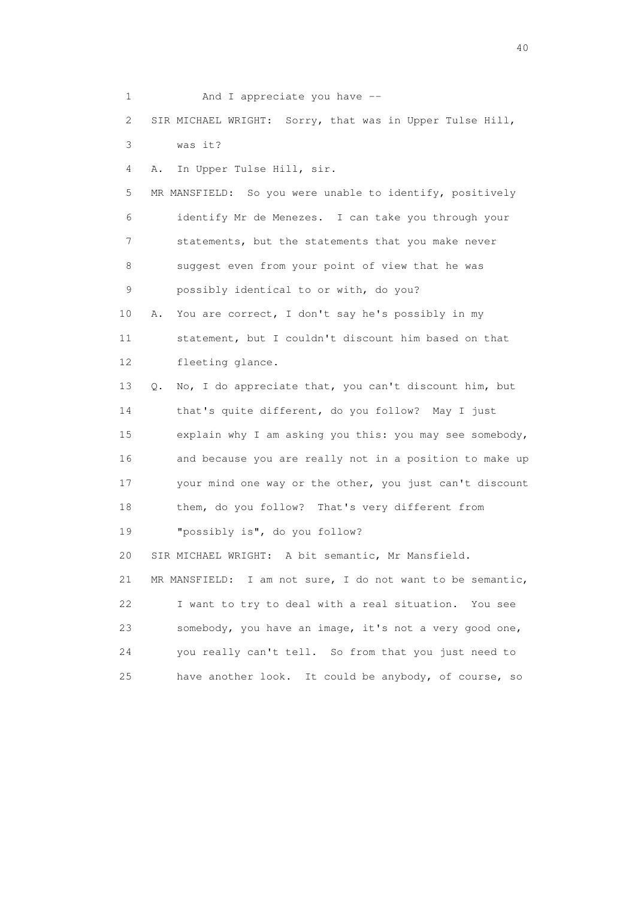1 And I appreciate you have --

2 SIR MICHAEL WRIGHT: Sorry, that was in Upper Tulse Hill,

3 was it?

4 A. In Upper Tulse Hill, sir.

5 MR MANSFIELD: So you were unable to identify, positively

6 identify Mr de Menezes. I can take you through your

7 statements, but the statements that you make never

8 suggest even from your point of view that he was

9 possibly identical to or with, do you?

10 A. You are correct, I don't say he's possibly in my

11 statement, but I couldn't discount him based on that

12 fleeting glance.

13 Q. No, I do appreciate that, you can't discount him, but

14 that's quite different, do you follow? May I just

15 explain why I am asking you this: you may see somebody,

16 and because you are really not in a position to make up

17 your mind one way or the other, you just can't discount

18 them, do you follow? That's very different from

19 "possibly is", do you follow?

20 SIR MICHAEL WRIGHT: A bit semantic, Mr Mansfield.

21 MR MANSFIELD: I am not sure, I do not want to be semantic,

22 I want to try to deal with a real situation. You see

23 somebody, you have an image, it's not a very good one,

24 you really can't tell. So from that you just need to

25 have another look. It could be anybody, of course, so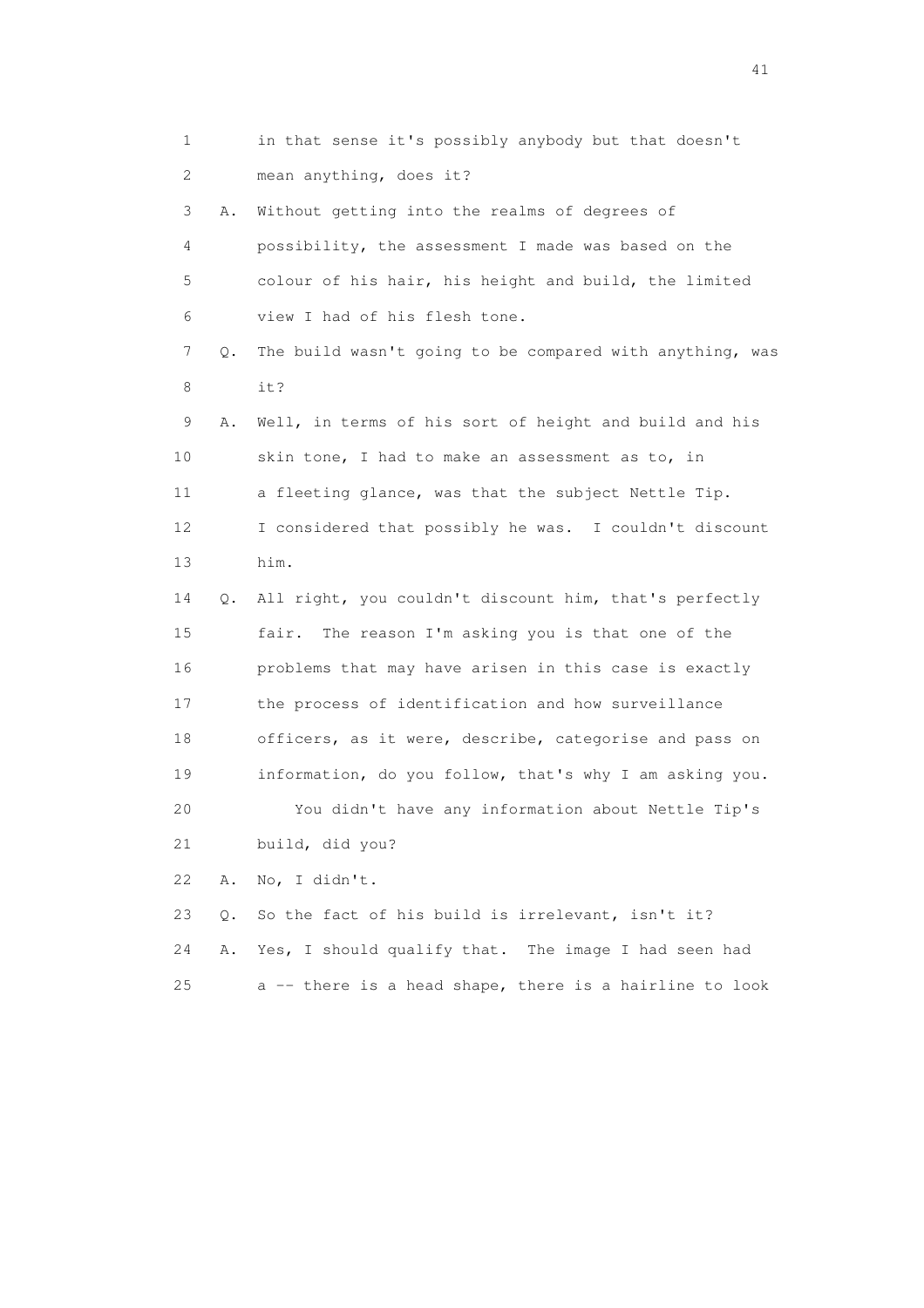1 in that sense it's possibly anybody but that doesn't
2 mean anything, does it?
3 A. Without getting into the realms of degrees of
4 possibility, the assessment I made was based on the
5 colour of his hair, his height and build, the limited
6 view I had of his flesh tone.
7 Q. The build wasn't going to be compared with anything, was
8 it?
9 A. Well, in terms of his sort of height and build and his
10 skin tone, I had to make an assessment as to, in
11 a fleeting glance, was that the subject Nettle Tip.
12 I considered that possibly he was. I couldn't discount
13 him.
14 Q. All right, you couldn't discount him, that's perfectly
15 fair. The reason I'm asking you is that one of the
16 problems that may have arisen in this case is exactly
17 the process of identification and how surveillance
18 officers, as it were, describe, categorise and pass on
19 information, do you follow, that's why I am asking you.
20 You didn't have any information about Nettle Tip's
21 build, did you?
22 A. No, I didn't.
23 Q. So the fact of his build is irrelevant, isn't it?
24 A. Yes, I should qualify that. The image I had seen had
25 a -- there is a head shape, there is a hairline to look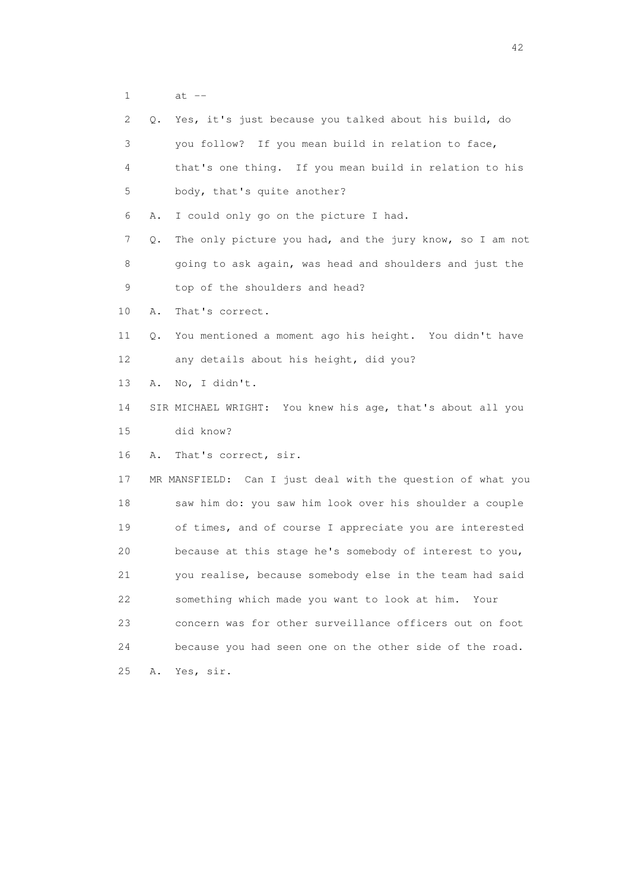1 at --

2 Q. Yes, it's just because you talked about his build, do

3 you follow? If you mean build in relation to face,

4 that's one thing. If you mean build in relation to his

5 body, that's quite another?

6 A. I could only go on the picture I had.

7 Q. The only picture you had, and the jury know, so I am not

8 going to ask again, was head and shoulders and just the

9 top of the shoulders and head?

10 A. That's correct.

11 Q. You mentioned a moment ago his height. You didn't have

12 any details about his height, did you?

13 A. No, I didn't.

14 SIR MICHAEL WRIGHT: You knew his age, that's about all you

15 did know?

16 A. That's correct, sir.

17 MR MANSFIELD: Can I just deal with the question of what you

18 saw him do: you saw him look over his shoulder a couple

19 of times, and of course I appreciate you are interested

20 because at this stage he's somebody of interest to you,

21 you realise, because somebody else in the team had said

22 something which made you want to look at him. Your

23 concern was for other surveillance officers out on foot

24 because you had seen one on the other side of the road.

25 A. Yes, sir.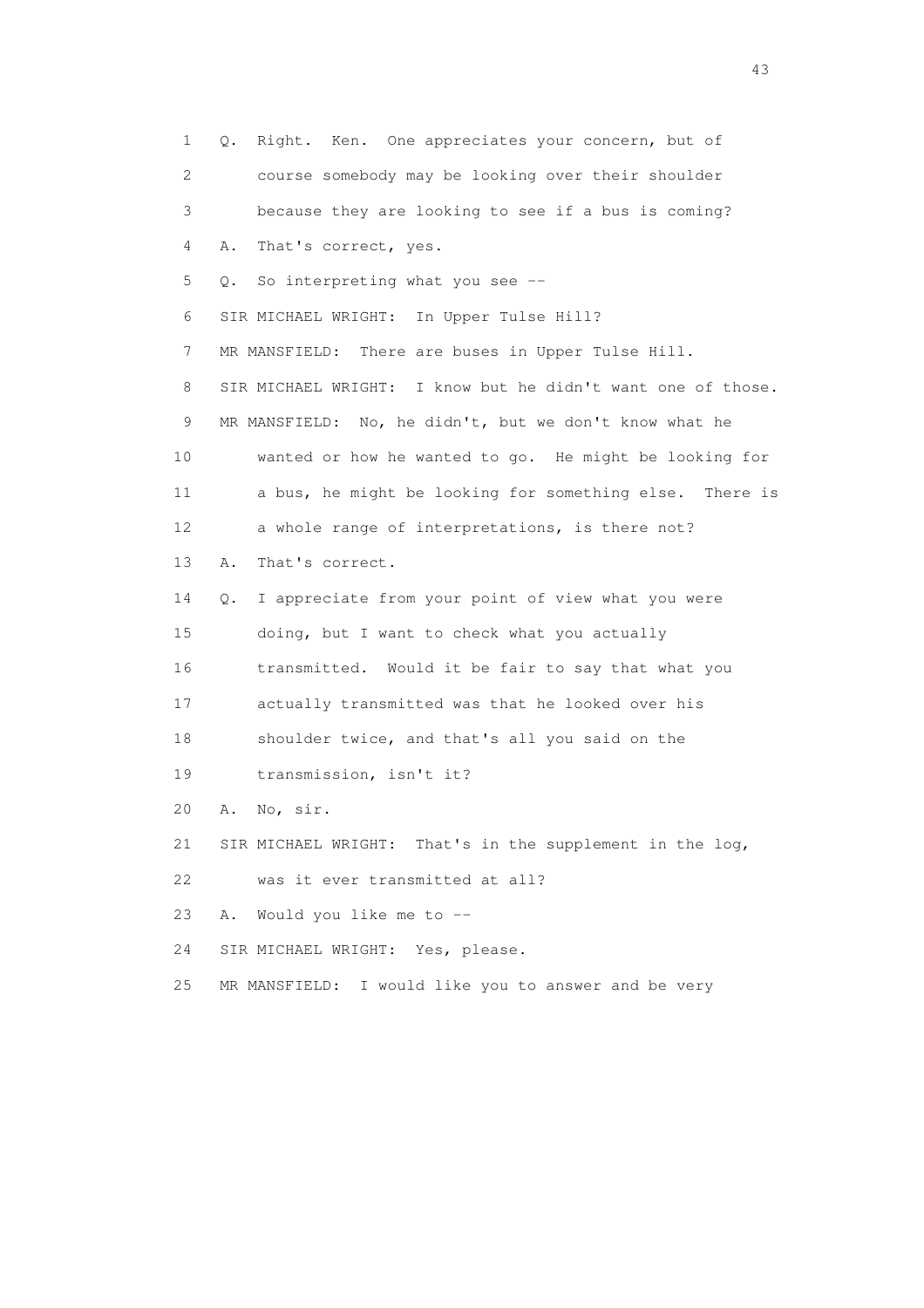1 Q. Right. Ken. One appreciates your concern, but of
2 course somebody may be looking over their shoulder
3 because they are looking to see if a bus is coming?
4 A. That's correct, yes.
5 Q. So interpreting what you see --
6 SIR MICHAEL WRIGHT: In Upper Tulse Hill?
7 MR MANSFIELD: There are buses in Upper Tulse Hill.
8 SIR MICHAEL WRIGHT: I know but he didn't want one of those.
9 MR MANSFIELD: No, he didn't, but we don't know what he
10 wanted or how he wanted to go. He might be looking for
11 a bus, he might be looking for something else. There is
12 a whole range of interpretations, is there not?
13 A. That's correct.
14 Q. I appreciate from your point of view what you were
15 doing, but I want to check what you actually
16 transmitted. Would it be fair to say that what you
17 actually transmitted was that he looked over his
18 shoulder twice, and that's all you said on the
19 transmission, isn't it?
20 A. No, sir.
21 SIR MICHAEL WRIGHT: That's in the supplement in the log,
22 was it ever transmitted at all?
23 A. Would you like me to --
24 SIR MICHAEL WRIGHT: Yes, please.
25 MR MANSFIELD: I would like you to answer and be very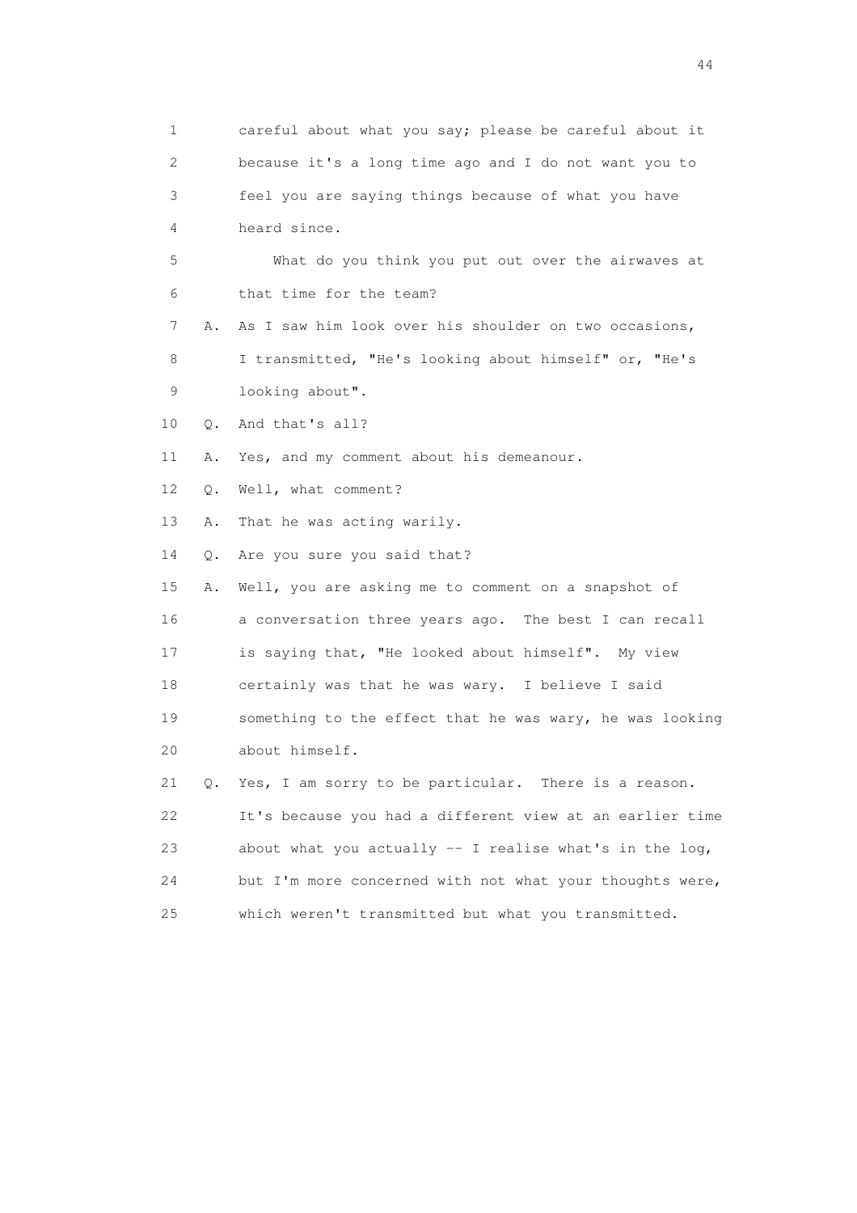1 careful about what you say; please be careful about it
2 because it's a long time ago and I do not want you to
3 feel you are saying things because of what you have
4 heard since.

5 What do you think you put out over the airwaves at
6 that time for the team?

7 A. As I saw him look over his shoulder on two occasions,
8 I transmitted, "He's looking about himself" or, "He's
9 looking about".

10 Q. And that's all?

11 A. Yes, and my comment about his demeanour.

12 Q. Well, what comment?

13 A. That he was acting warily.

14 Q. Are you sure you said that?

15 A. Well, you are asking me to comment on a snapshot of
16 a conversation three years ago. The best I can recall
17 is saying that, "He looked about himself". My view
18 certainly was that he was wary. I believe I said
19 something to the effect that he was wary, he was looking
20 about himself.

21 Q. Yes, I am sorry to be particular. There is a reason.
22 It's because you had a different view at an earlier time
23 about what you actually -- I realise what's in the log,
24 but I'm more concerned with not what your thoughts were,
25 which weren't transmitted but what you transmitted.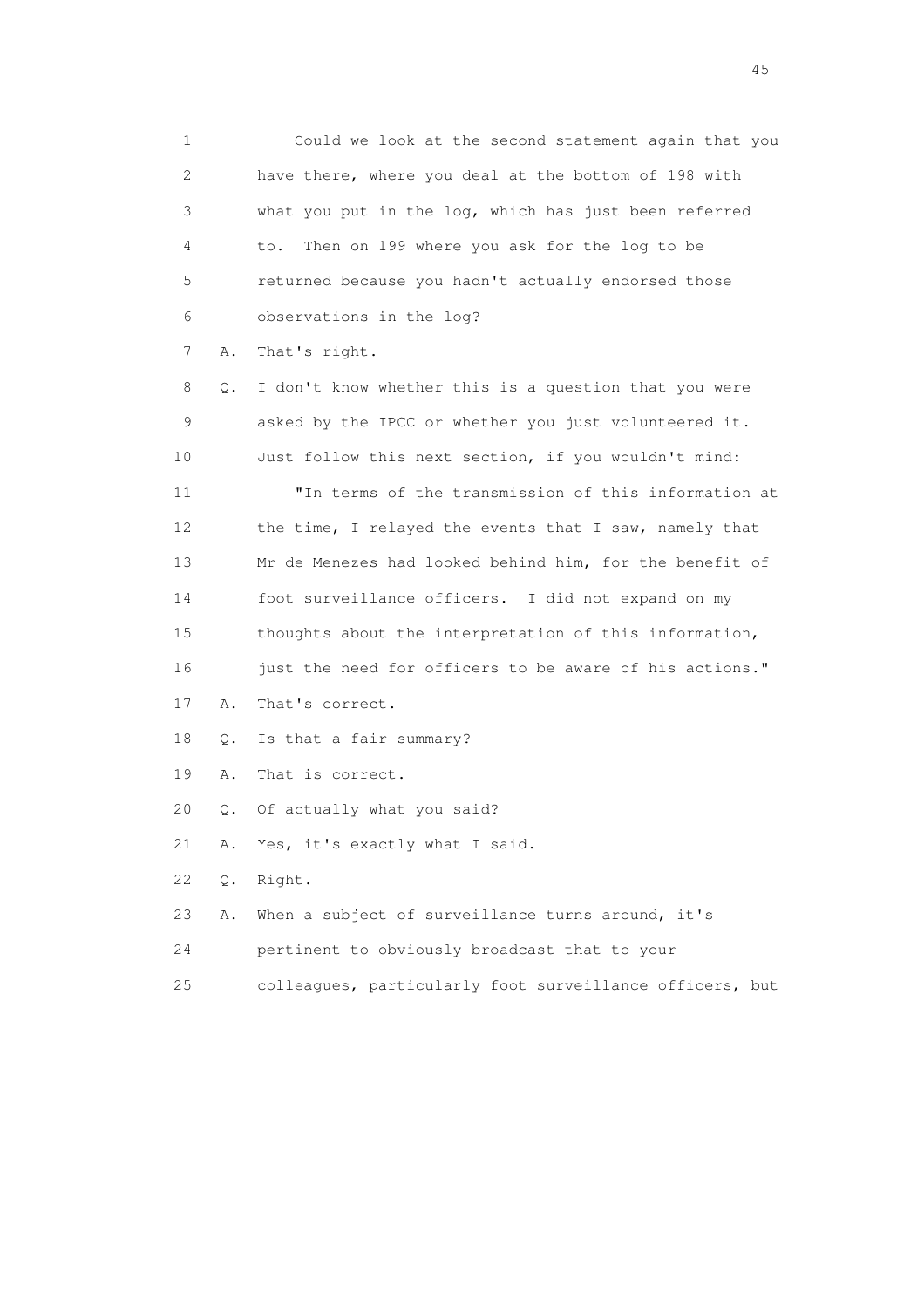1 Could we look at the second statement again that you
2 have there, where you deal at the bottom of 198 with
3 what you put in the log, which has just been referred
4 to. Then on 199 where you ask for the log to be
5 returned because you hadn't actually endorsed those
6 observations in the log?

7 A. That's right.

8 Q. I don't know whether this is a question that you were
9 asked by the IPCC or whether you just volunteered it.
10 Just follow this next section, if you wouldn't mind:

11 "In terms of the transmission of this information at
12 the time, I relayed the events that I saw, namely that
13 Mr de Menezes had looked behind him, for the benefit of
14 foot surveillance officers. I did not expand on my
15 thoughts about the interpretation of this information,
16 just the need for officers to be aware of his actions."

17 A. That's correct.

18 Q. Is that a fair summary?

19 A. That is correct.

20 Q. Of actually what you said?

21 A. Yes, it's exactly what I said.

22 Q. Right.

23 A. When a subject of surveillance turns around, it's
24 pertinent to obviously broadcast that to your
25 colleagues, particularly foot surveillance officers, but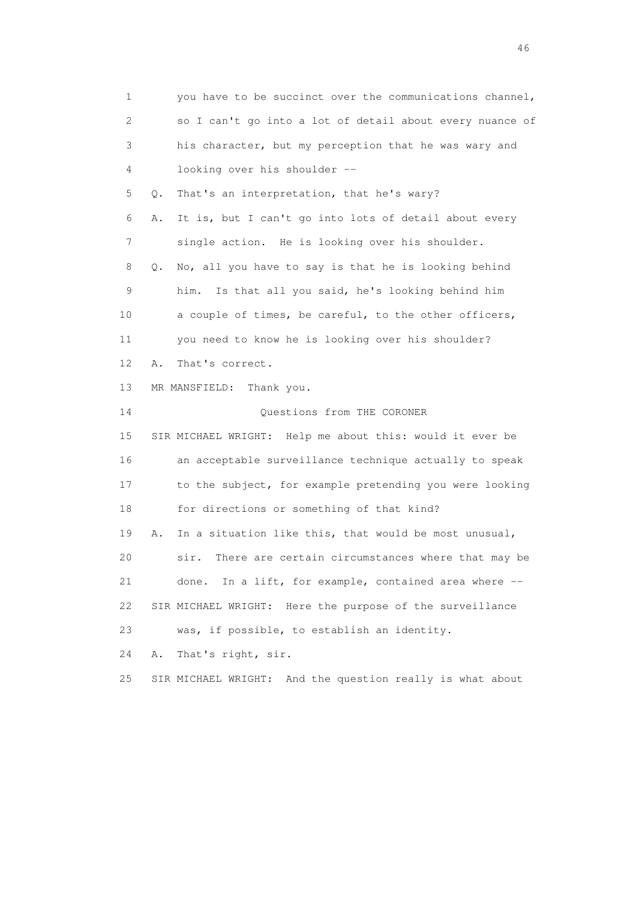1 you have to be succinct over the communications channel,
2 so I can't go into a lot of detail about every nuance of
3 his character, but my perception that he was wary and
4 looking over his shoulder --
5 Q. That's an interpretation, that he's wary?
6 A. It is, but I can't go into lots of detail about every
7 single action. He is looking over his shoulder.
8 Q. No, all you have to say is that he is looking behind
9 him. Is that all you said, he's looking behind him
10 a couple of times, be careful, to the other officers,
11 you need to know he is looking over his shoulder?
12 A. That's correct.
13 MR MANSFIELD: Thank you.
14 Questions from THE CORONER
15 SIR MICHAEL WRIGHT: Help me about this: would it ever be
16 an acceptable surveillance technique actually to speak
17 to the subject, for example pretending you were looking
18 for directions or something of that kind?
19 A. In a situation like this, that would be most unusual,
20 sir. There are certain circumstances where that may be
21 done. In a lift, for example, contained area where --
22 SIR MICHAEL WRIGHT: Here the purpose of the surveillance
23 was, if possible, to establish an identity.
24 A. That's right, sir.
25 SIR MICHAEL WRIGHT: And the question really is what about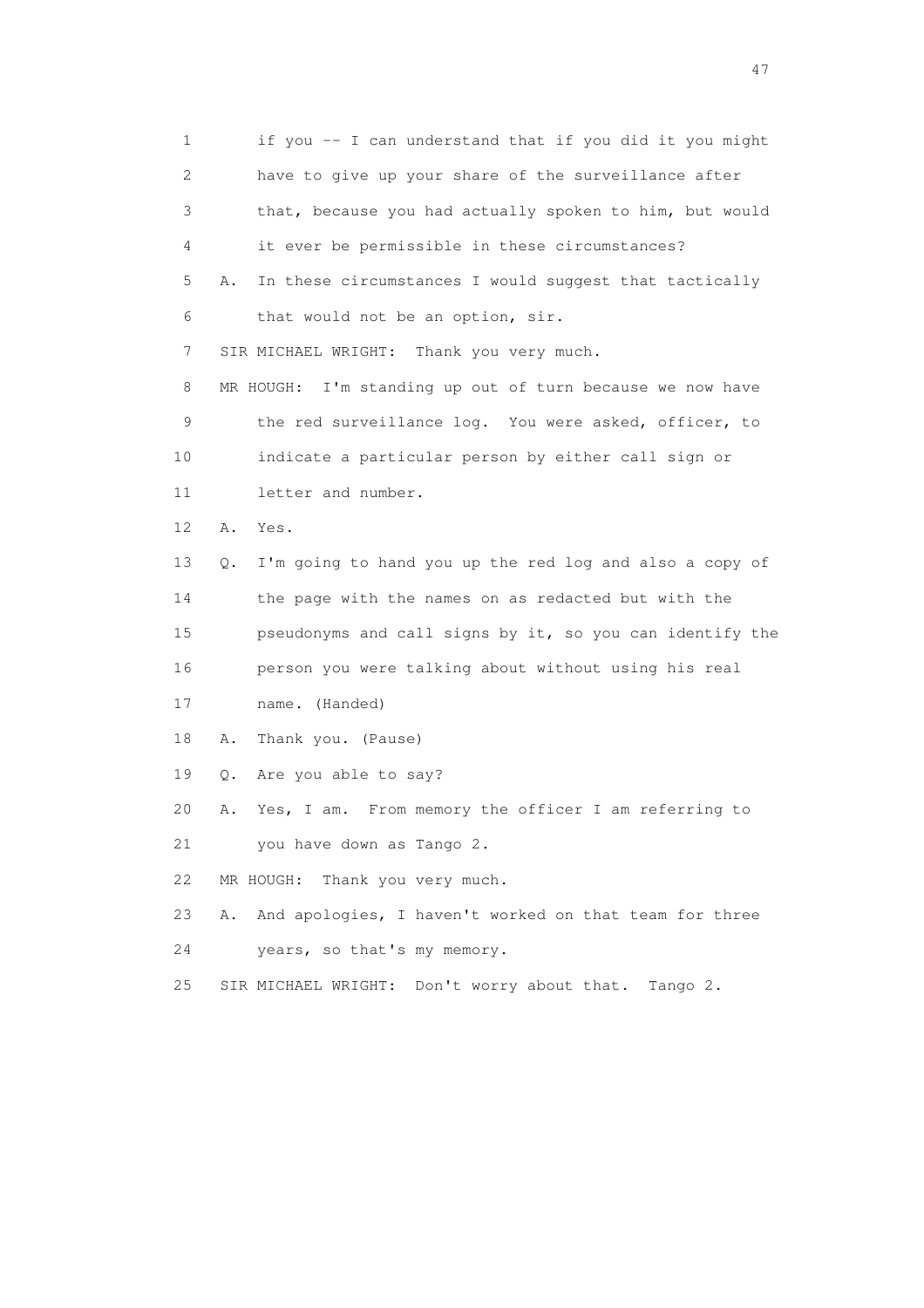1 if you -- I can understand that if you did it you might
2 have to give up your share of the surveillance after
3 that, because you had actually spoken to him, but would
4 it ever be permissible in these circumstances?
5 A. In these circumstances I would suggest that tactically
6 that would not be an option, sir.
7 SIR MICHAEL WRIGHT: Thank you very much.
8 MR HOUGH: I'm standing up out of turn because we now have
9 the red surveillance log. You were asked, officer, to
10 indicate a particular person by either call sign or
11 letter and number.
12 A. Yes.
13 Q. I'm going to hand you up the red log and also a copy of
14 the page with the names on as redacted but with the
15 pseudonyms and call signs by it, so you can identify the
16 person you were talking about without using his real
17 name. (Handed)
18 A. Thank you. (Pause)
19 Q. Are you able to say?
20 A. Yes, I am. From memory the officer I am referring to
21 you have down as Tango 2.
22 MR HOUGH: Thank you very much.
23 A. And apologies, I haven't worked on that team for three
24 years, so that's my memory.
25 SIR MICHAEL WRIGHT: Don't worry about that. Tango 2.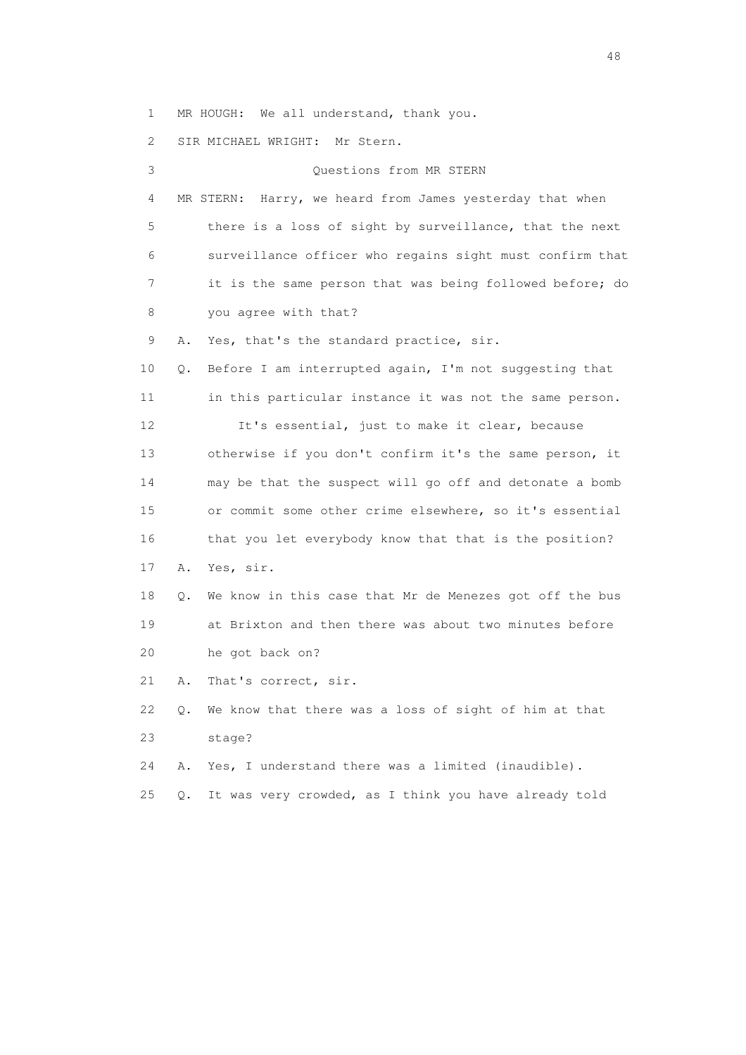1 MR HOUGH: We all understand, thank you.

2 SIR MICHAEL WRIGHT: Mr Stern.

3 Questions from MR STERN

4 MR STERN: Harry, we heard from James yesterday that when

5 there is a loss of sight by surveillance, that the next

6 surveillance officer who regains sight must confirm that

7 it is the same person that was being followed before; do

8 you agree with that?

9 A. Yes, that's the standard practice, sir.

10 Q. Before I am interrupted again, I'm not suggesting that

11 in this particular instance it was not the same person.

12 It's essential, just to make it clear, because

13 otherwise if you don't confirm it's the same person, it

14 may be that the suspect will go off and detonate a bomb

15 or commit some other crime elsewhere, so it's essential

16 that you let everybody know that that is the position?

17 A. Yes, sir.

18 Q. We know in this case that Mr de Menezes got off the bus

19 at Brixton and then there was about two minutes before

20 he got back on?

21 A. That's correct, sir.

22 Q. We know that there was a loss of sight of him at that

23 stage?

24 A. Yes, I understand there was a limited (inaudible).

25 Q. It was very crowded, as I think you have already told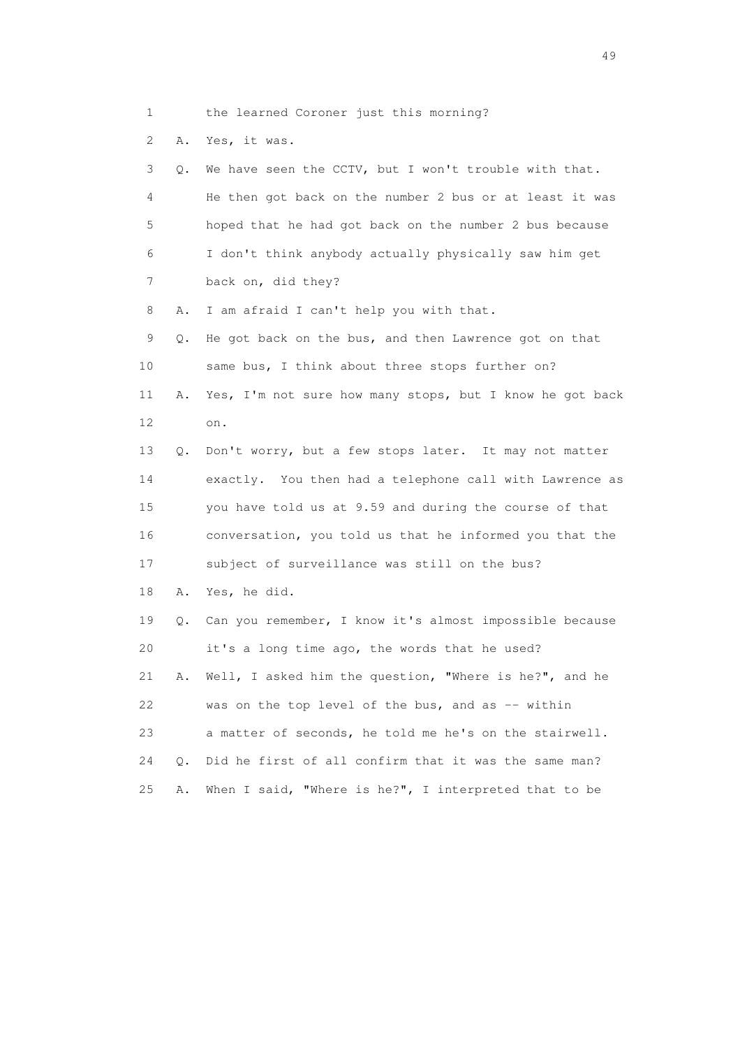1 the learned Coroner just this morning?

2 A. Yes, it was.

3 Q. We have seen the CCTV, but I won't trouble with that.

4 He then got back on the number 2 bus or at least it was

5 hoped that he had got back on the number 2 bus because

6 I don't think anybody actually physically saw him get

7 back on, did they?

8 A. I am afraid I can't help you with that.

9 Q. He got back on the bus, and then Lawrence got on that

10 same bus, I think about three stops further on?

11 A. Yes, I'm not sure how many stops, but I know he got back

12 on.

13 Q. Don't worry, but a few stops later. It may not matter

14 exactly. You then had a telephone call with Lawrence as

15 you have told us at 9.59 and during the course of that

16 conversation, you told us that he informed you that the

17 subject of surveillance was still on the bus?

18 A. Yes, he did.

19 Q. Can you remember, I know it's almost impossible because

20 it's a long time ago, the words that he used?

21 A. Well, I asked him the question, "Where is he?", and he

22 was on the top level of the bus, and as -- within

23 a matter of seconds, he told me he's on the stairwell.

24 Q. Did he first of all confirm that it was the same man?

25 A. When I said, "Where is he?", I interpreted that to be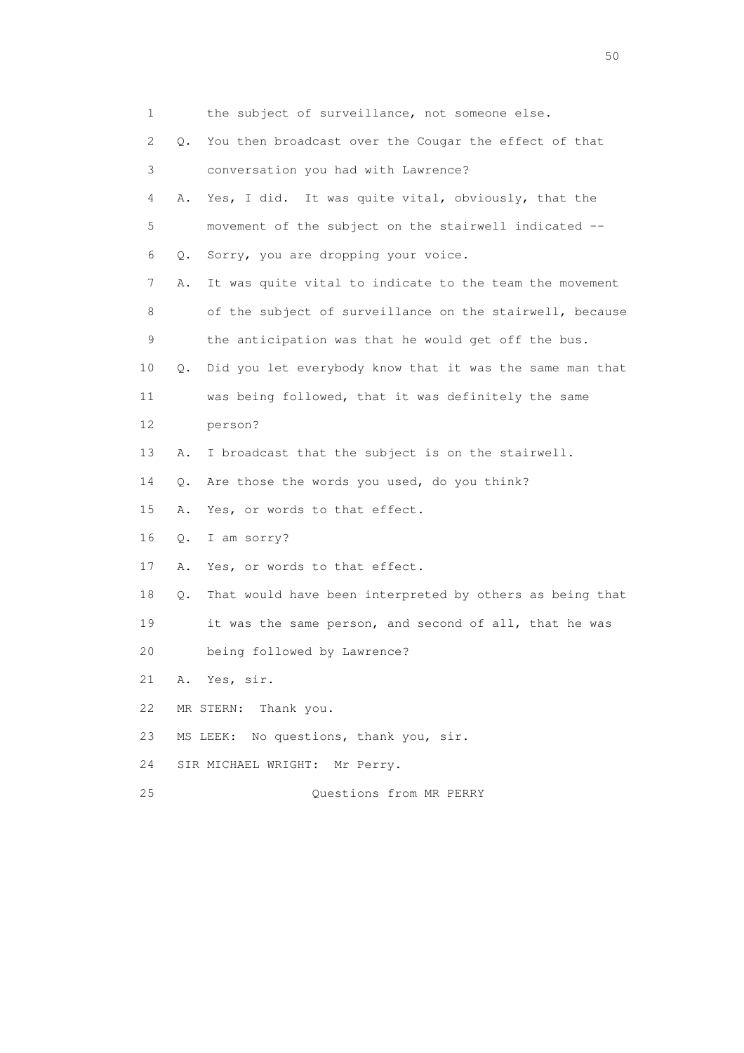1 the subject of surveillance, not someone else.

2 Q. You then broadcast over the Cougar the effect of that

3 conversation you had with Lawrence?

4 A. Yes, I did. It was quite vital, obviously, that the

5 movement of the subject on the stairwell indicated --

6 Q. Sorry, you are dropping your voice.

7 A. It was quite vital to indicate to the team the movement

8 of the subject of surveillance on the stairwell, because

9 the anticipation was that he would get off the bus.

10 Q. Did you let everybody know that it was the same man that

11 was being followed, that it was definitely the same

12 person?

13 A. I broadcast that the subject is on the stairwell.

14 Q. Are those the words you used, do you think?

15 A. Yes, or words to that effect.

16 Q. I am sorry?

17 A. Yes, or words to that effect.

18 Q. That would have been interpreted by others as being that

19 it was the same person, and second of all, that he was

20 being followed by Lawrence?

21 A. Yes, sir.

22 MR STERN: Thank you.

23 MS LEEK: No questions, thank you, sir.

24 SIR MICHAEL WRIGHT: Mr Perry.

25 Questions from MR PERRY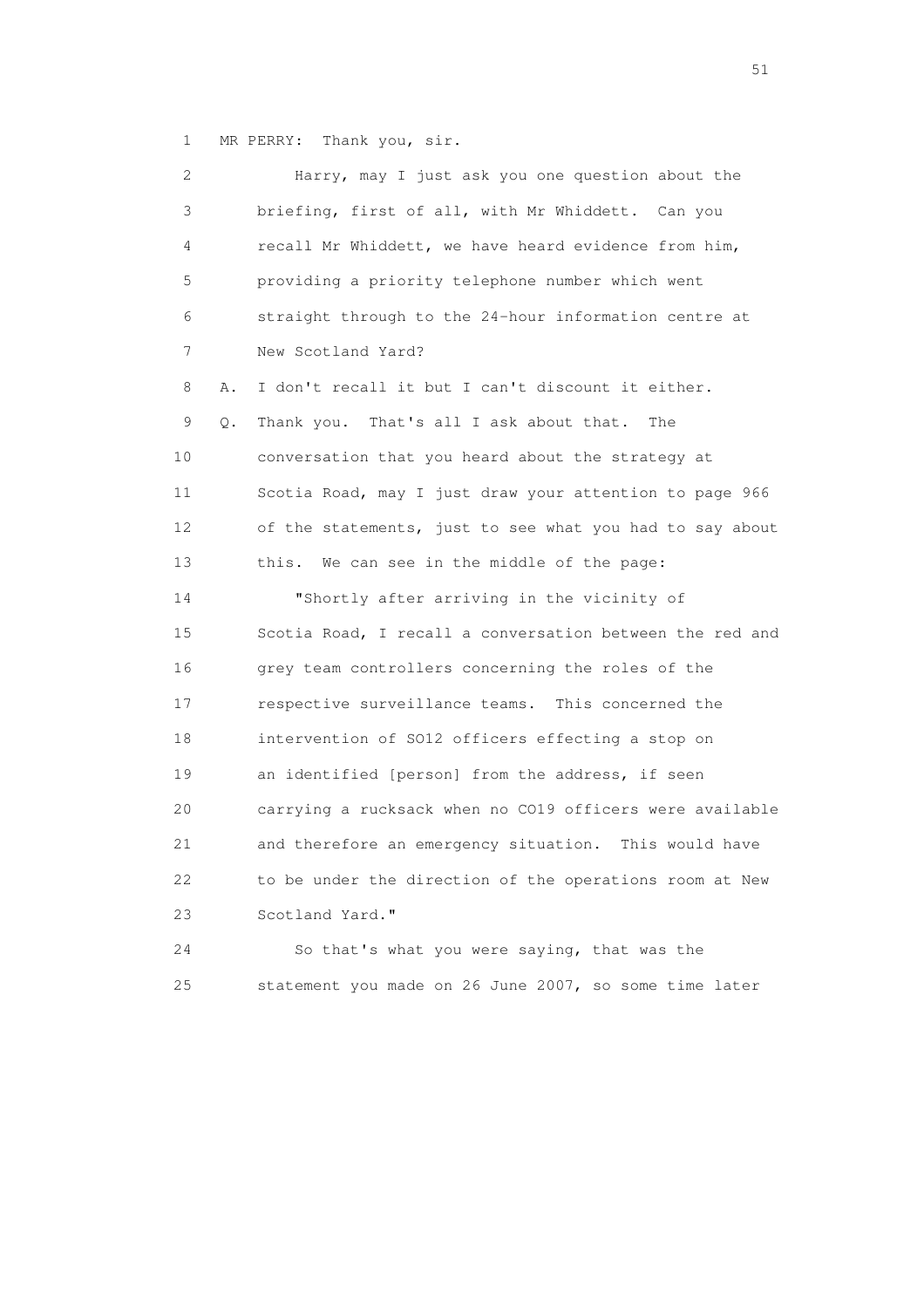1 MR PERRY: Thank you, sir.

2 Harry, may I just ask you one question about the
3 briefing, first of all, with Mr Whiddett. Can you
4 recall Mr Whiddett, we have heard evidence from him,
5 providing a priority telephone number which went
6 straight through to the 24-hour information centre at
7 New Scotland Yard?

8 A. I don't recall it but I can't discount it either.

9 Q. Thank you. That's all I ask about that. The
10 conversation that you heard about the strategy at
11 Scotia Road, may I just draw your attention to page 966
12 of the statements, just to see what you had to say about
13 this. We can see in the middle of the page:

14 "Shortly after arriving in the vicinity of
15 Scotia Road, I recall a conversation between the red and
16 grey team controllers concerning the roles of the
17 respective surveillance teams. This concerned the
18 intervention of SO12 officers effecting a stop on
19 an identified [person] from the address, if seen
20 carrying a rucksack when no CO19 officers were available
21 and therefore an emergency situation. This would have
22 to be under the direction of the operations room at New
23 Scotland Yard."

24 So that's what you were saying, that was the
25 statement you made on 26 June 2007, so some time later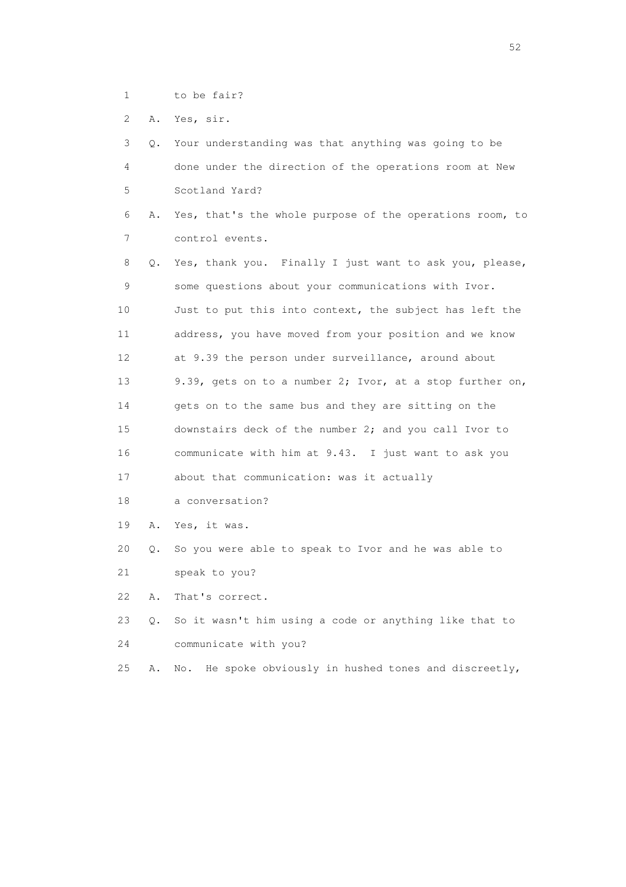1 to be fair?

2 A. Yes, sir.

3 Q. Your understanding was that anything was going to be

4 done under the direction of the operations room at New

5 Scotland Yard?

6 A. Yes, that's the whole purpose of the operations room, to

7 control events.

8 Q. Yes, thank you. Finally I just want to ask you, please,

9 some questions about your communications with Ivor.

10 Just to put this into context, the subject has left the

11 address, you have moved from your position and we know

12 at 9.39 the person under surveillance, around about

13 9.39, gets on to a number 2; Ivor, at a stop further on,

14 gets on to the same bus and they are sitting on the

15 downstairs deck of the number 2; and you call Ivor to

16 communicate with him at 9.43. I just want to ask you

17 about that communication: was it actually

18 a conversation?

19 A. Yes, it was.

20 Q. So you were able to speak to Ivor and he was able to

21 speak to you?

22 A. That's correct.

23 Q. So it wasn't him using a code or anything like that to

24 communicate with you?

25 A. No. He spoke obviously in hushed tones and discreetly,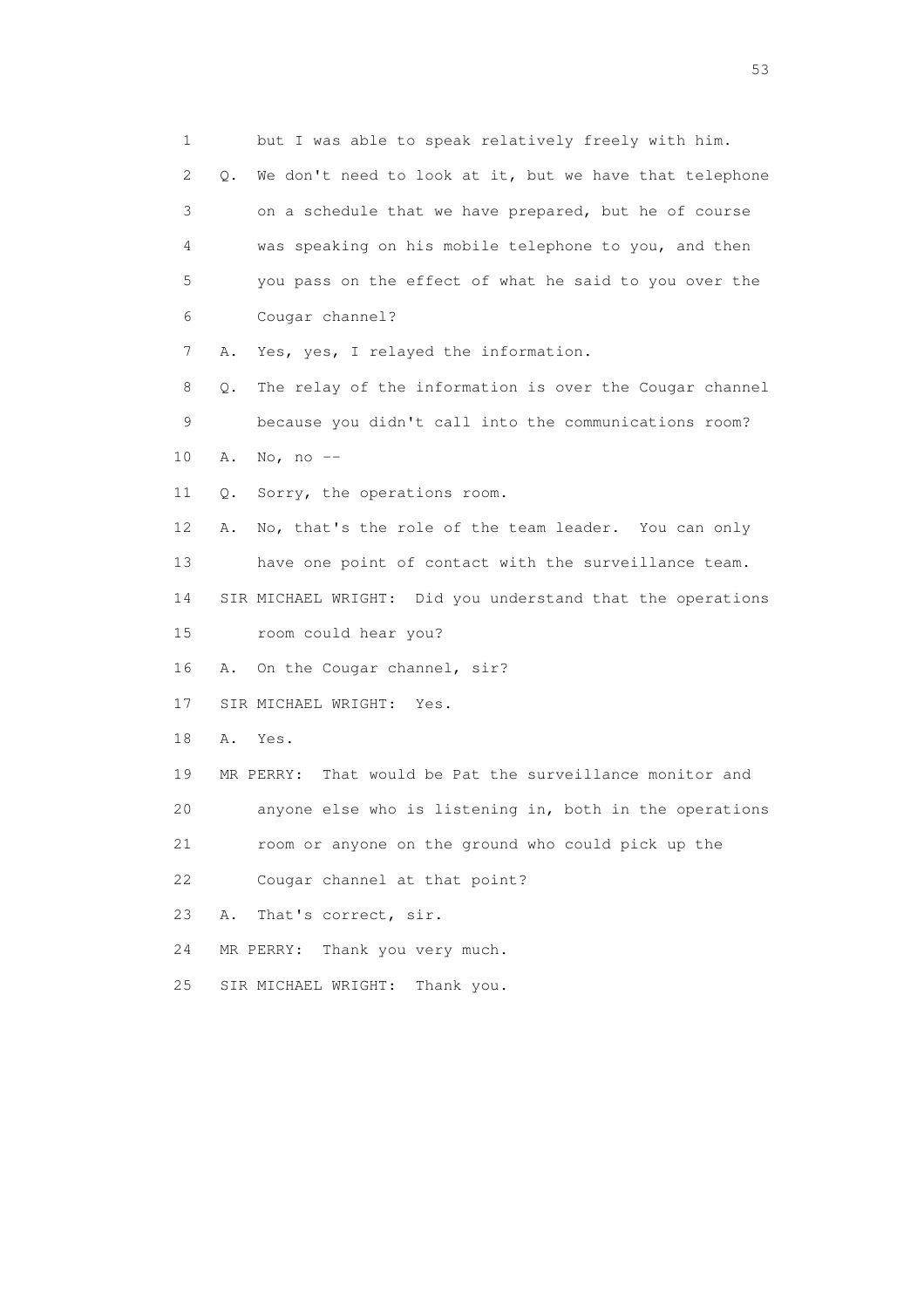1 but I was able to speak relatively freely with him.

2 Q. We don't need to look at it, but we have that telephone

3 on a schedule that we have prepared, but he of course

4 was speaking on his mobile telephone to you, and then

5 you pass on the effect of what he said to you over the

6 Cougar channel?

7 A. Yes, yes, I relayed the information.

8 Q. The relay of the information is over the Cougar channel

9 because you didn't call into the communications room?

10 A. No, no --

11 Q. Sorry, the operations room.

12 A. No, that's the role of the team leader. You can only

13 have one point of contact with the surveillance team.

14 SIR MICHAEL WRIGHT: Did you understand that the operations

15 room could hear you?

16 A. On the Cougar channel, sir?

17 SIR MICHAEL WRIGHT: Yes.

18 A. Yes.

19 MR PERRY: That would be Pat the surveillance monitor and

20 anyone else who is listening in, both in the operations

21 room or anyone on the ground who could pick up the

22 Cougar channel at that point?

23 A. That's correct, sir.

24 MR PERRY: Thank you very much.

25 SIR MICHAEL WRIGHT: Thank you.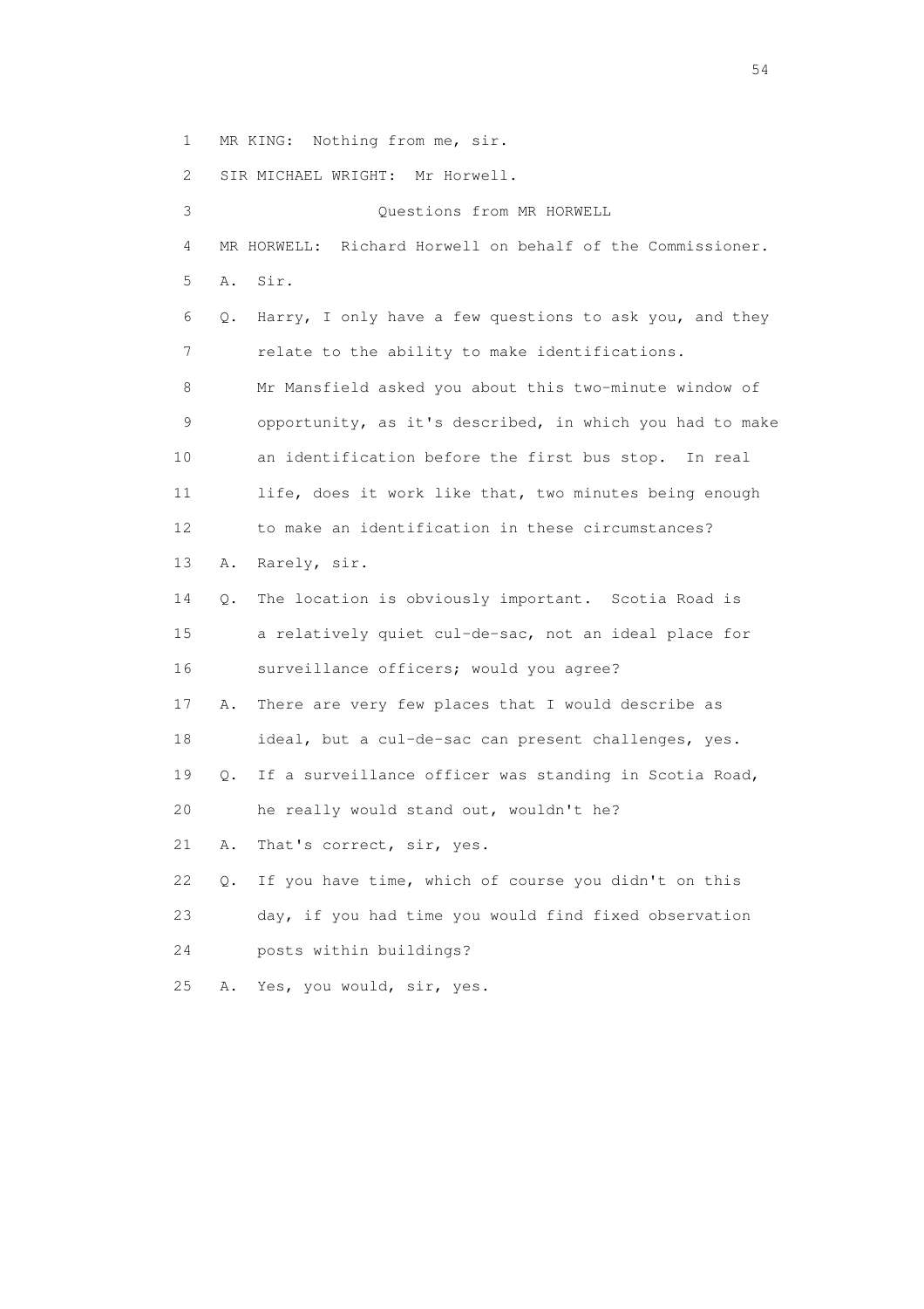1 MR KING: Nothing from me, sir.

2 SIR MICHAEL WRIGHT: Mr Horwell.

3 Questions from MR HORWELL

4 MR HORWELL: Richard Horwell on behalf of the Commissioner.

5 A. Sir.

6 Q. Harry, I only have a few questions to ask you, and they

7 relate to the ability to make identifications.

8 Mr Mansfield asked you about this two-minute window of

9 opportunity, as it's described, in which you had to make

10 an identification before the first bus stop. In real

11 life, does it work like that, two minutes being enough

12 to make an identification in these circumstances?

13 A. Rarely, sir.

14 Q. The location is obviously important. Scotia Road is

15 a relatively quiet cul-de-sac, not an ideal place for

16 surveillance officers; would you agree?

17 A. There are very few places that I would describe as

18 ideal, but a cul-de-sac can present challenges, yes.

19 Q. If a surveillance officer was standing in Scotia Road,

20 he really would stand out, wouldn't he?

21 A. That's correct, sir, yes.

22 Q. If you have time, which of course you didn't on this

23 day, if you had time you would find fixed observation

24 posts within buildings?

25 A. Yes, you would, sir, yes.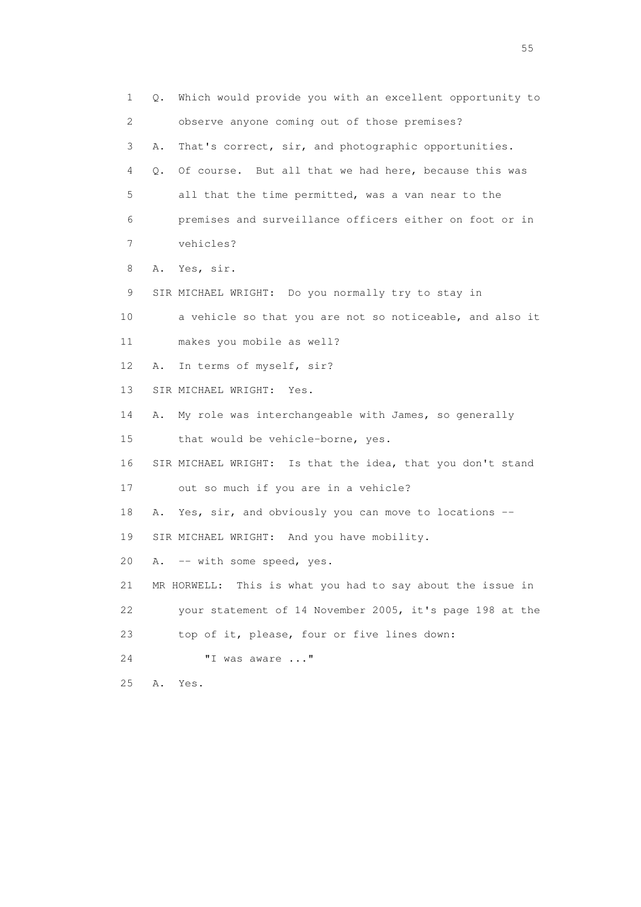1 Q. Which would provide you with an excellent opportunity to
2 observe anyone coming out of those premises?
3 A. That's correct, sir, and photographic opportunities.
4 Q. Of course. But all that we had here, because this was
5 all that the time permitted, was a van near to the
6 premises and surveillance officers either on foot or in
7 vehicles?
8 A. Yes, sir.
9 SIR MICHAEL WRIGHT: Do you normally try to stay in
10 a vehicle so that you are not so noticeable, and also it
11 makes you mobile as well?
12 A. In terms of myself, sir?
13 SIR MICHAEL WRIGHT: Yes.
14 A. My role was interchangeable with James, so generally
15 that would be vehicle-borne, yes.
16 SIR MICHAEL WRIGHT: Is that the idea, that you don't stand
17 out so much if you are in a vehicle?
18 A. Yes, sir, and obviously you can move to locations --
19 SIR MICHAEL WRIGHT: And you have mobility.
20 A. -- with some speed, yes.
21 MR HORWELL: This is what you had to say about the issue in
22 your statement of 14 November 2005, it's page 198 at the
23 top of it, please, four or five lines down:
24 "I was aware ..."
25 A. Yes.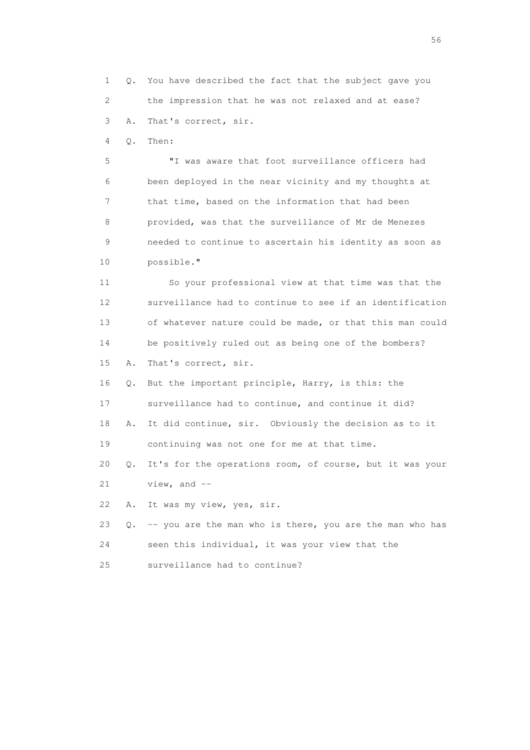1 Q. You have described the fact that the subject gave you
2 the impression that he was not relaxed and at ease?
3 A. That's correct, sir.
4 Q. Then:
5 "I was aware that foot surveillance officers had
6 been deployed in the near vicinity and my thoughts at
7 that time, based on the information that had been
8 provided, was that the surveillance of Mr de Menezes
9 needed to continue to ascertain his identity as soon as
10 possible."
11 So your professional view at that time was that the
12 surveillance had to continue to see if an identification
13 of whatever nature could be made, or that this man could
14 be positively ruled out as being one of the bombers?
15 A. That's correct, sir.
16 Q. But the important principle, Harry, is this: the
17 surveillance had to continue, and continue it did?
18 A. It did continue, sir. Obviously the decision as to it
19 continuing was not one for me at that time.
20 Q. It's for the operations room, of course, but it was your
21 view, and --
22 A. It was my view, yes, sir.
23 Q. -- you are the man who is there, you are the man who has
24 seen this individual, it was your view that the
25 surveillance had to continue?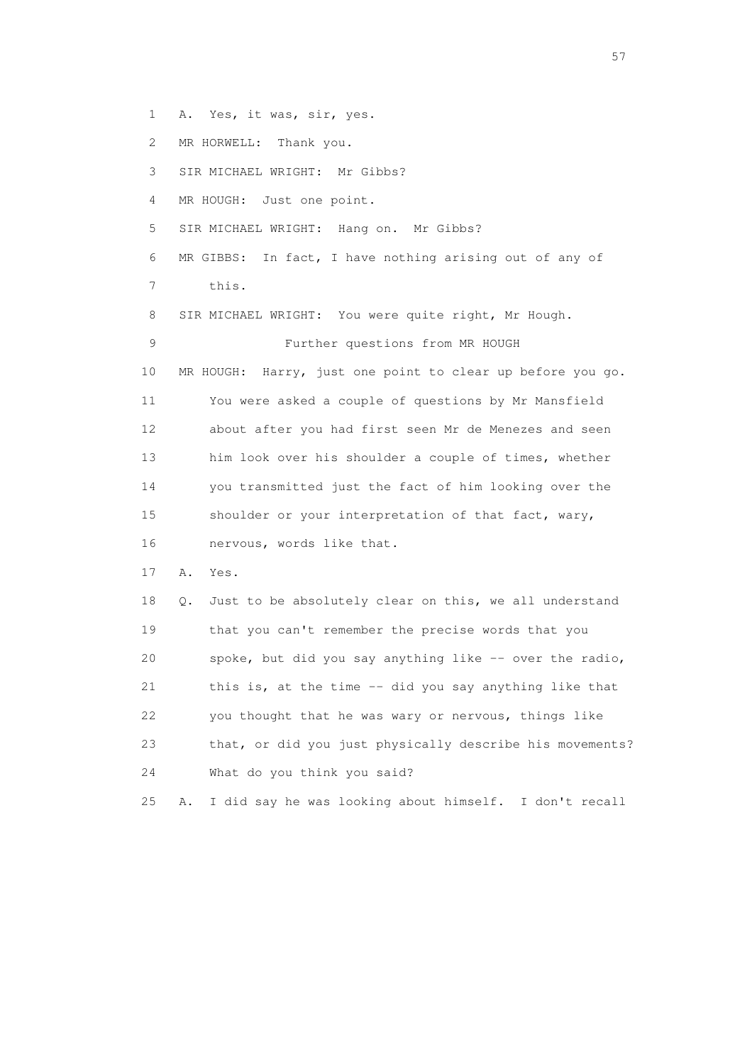1 A. Yes, it was, sir, yes.

2 MR HORWELL: Thank you.

3 SIR MICHAEL WRIGHT: Mr Gibbs?

4 MR HOUGH: Just one point.

5 SIR MICHAEL WRIGHT: Hang on. Mr Gibbs?

6 MR GIBBS: In fact, I have nothing arising out of any of

7 this.

8 SIR MICHAEL WRIGHT: You were quite right, Mr Hough.

9 Further questions from MR HOUGH

10 MR HOUGH: Harry, just one point to clear up before you go.

11 You were asked a couple of questions by Mr Mansfield

12 about after you had first seen Mr de Menezes and seen

13 him look over his shoulder a couple of times, whether

14 you transmitted just the fact of him looking over the

15 shoulder or your interpretation of that fact, wary,

16 nervous, words like that.

17 A. Yes.

18 Q. Just to be absolutely clear on this, we all understand

19 that you can't remember the precise words that you

20 spoke, but did you say anything like -- over the radio,

21 this is, at the time -- did you say anything like that

22 you thought that he was wary or nervous, things like

23 that, or did you just physically describe his movements?

24 What do you think you said?

25 A. I did say he was looking about himself. I don't recall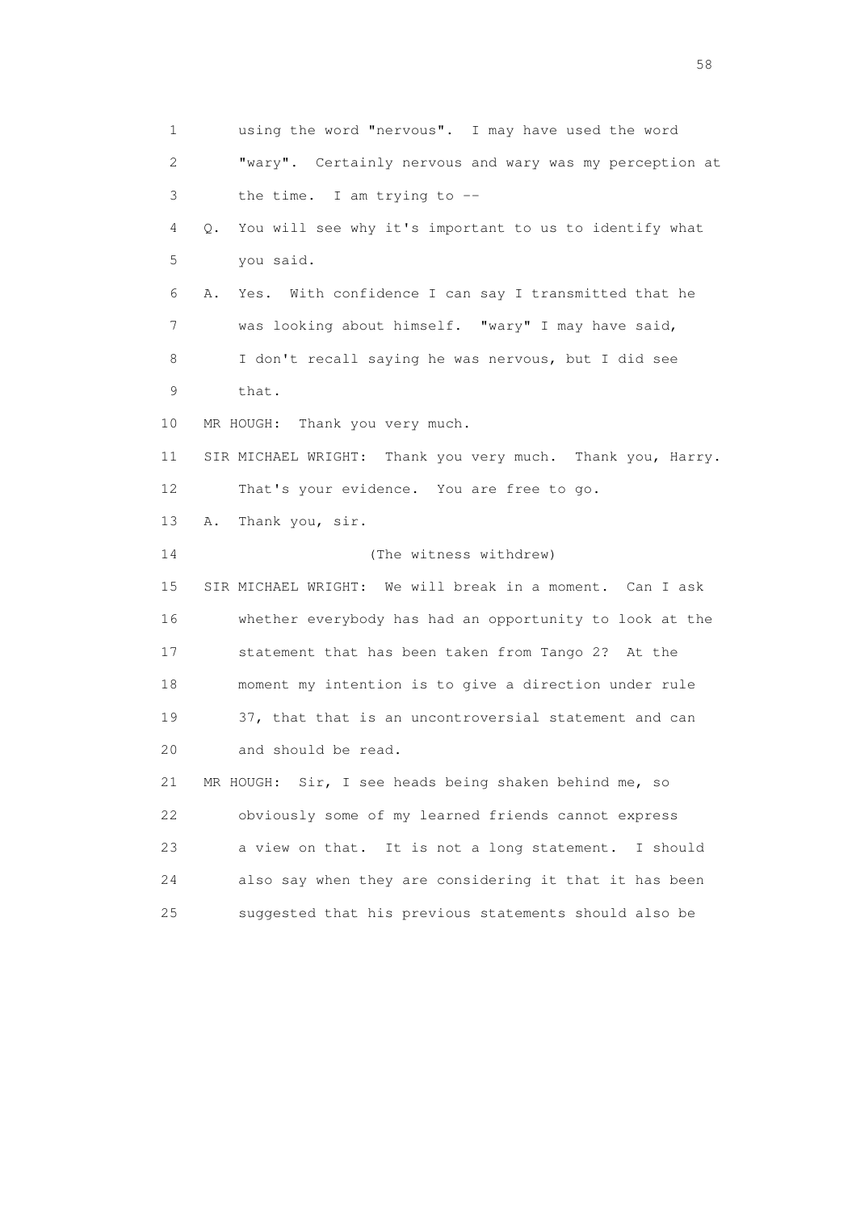1 using the word "nervous". I may have used the word
2 "wary". Certainly nervous and wary was my perception at
3 the time. I am trying to --
4 Q. You will see why it's important to us to identify what
5 you said.
6 A. Yes. With confidence I can say I transmitted that he
7 was looking about himself. "wary" I may have said,
8 I don't recall saying he was nervous, but I did see
9 that.
10 MR HOUGH: Thank you very much.
11 SIR MICHAEL WRIGHT: Thank you very much. Thank you, Harry.
12 That's your evidence. You are free to go.
13 A. Thank you, sir.
14 (The witness withdrew)
15 SIR MICHAEL WRIGHT: We will break in a moment. Can I ask
16 whether everybody has had an opportunity to look at the
17 statement that has been taken from Tango 2? At the
18 moment my intention is to give a direction under rule
19 37, that that is an uncontroversial statement and can
20 and should be read.
21 MR HOUGH: Sir, I see heads being shaken behind me, so
22 obviously some of my learned friends cannot express
23 a view on that. It is not a long statement. I should
24 also say when they are considering it that it has been
25 suggested that his previous statements should also be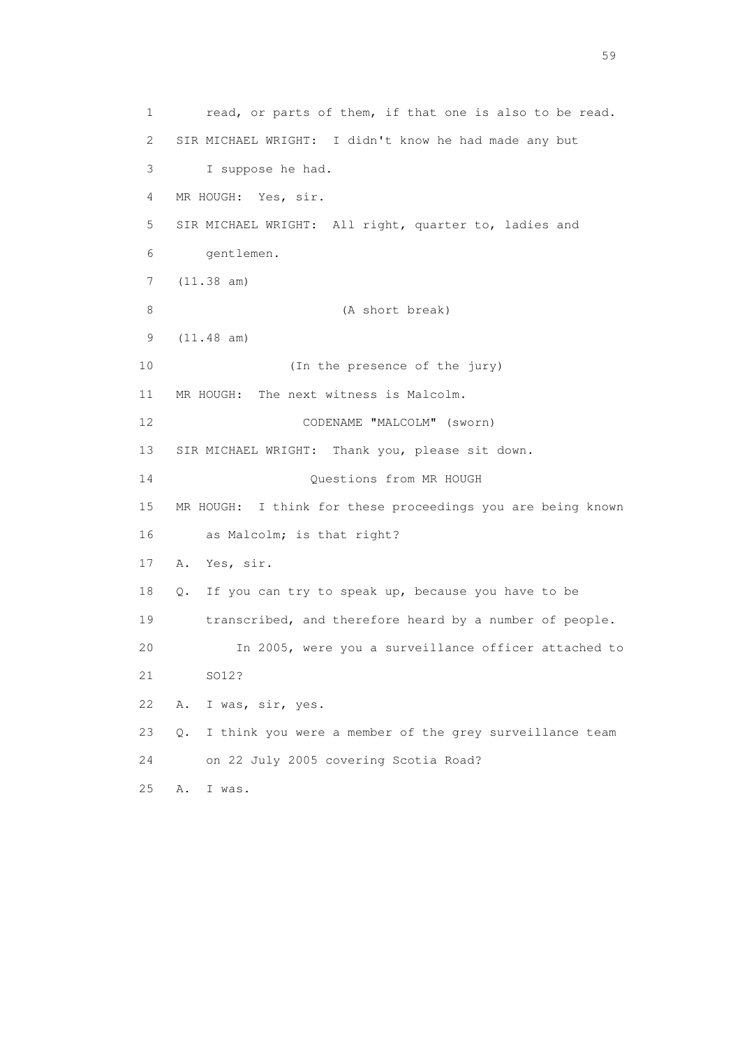1 read, or parts of them, if that one is also to be read.

2 SIR MICHAEL WRIGHT: I didn't know he had made any but

3 I suppose he had.

4 MR HOUGH: Yes, sir.

5 SIR MICHAEL WRIGHT: All right, quarter to, ladies and

6 gentlemen.

7 (11.38 am)

8 (A short break)

9 (11.48 am)

10 (In the presence of the jury)

11 MR HOUGH: The next witness is Malcolm.

12 CODENAME "MALCOLM" (sworn)

13 SIR MICHAEL WRIGHT: Thank you, please sit down.

14 Questions from MR HOUGH

15 MR HOUGH: I think for these proceedings you are being known

16 as Malcolm; is that right?

17 A. Yes, sir.

18 Q. If you can try to speak up, because you have to be

19 transcribed, and therefore heard by a number of people.

20 In 2005, were you a surveillance officer attached to

21 SO12?

22 A. I was, sir, yes.

23 Q. I think you were a member of the grey surveillance team

24 on 22 July 2005 covering Scotia Road?

25 A. I was.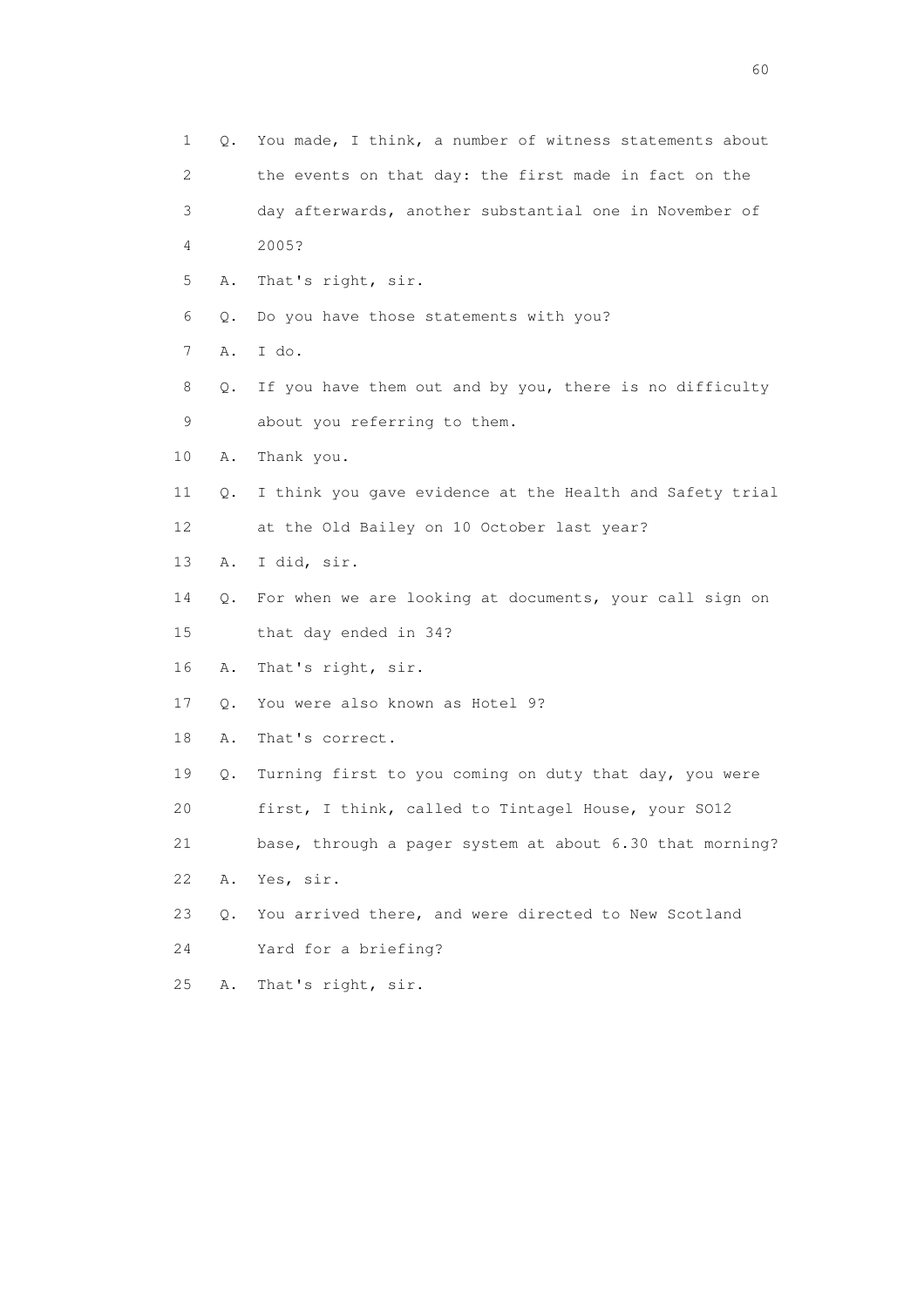1 Q. You made, I think, a number of witness statements about
2 the events on that day: the first made in fact on the
3 day afterwards, another substantial one in November of
4 2005?
5 A. That's right, sir.
6 Q. Do you have those statements with you?
7 A. I do.
8 Q. If you have them out and by you, there is no difficulty
9 about you referring to them.
10 A. Thank you.
11 Q. I think you gave evidence at the Health and Safety trial
12 at the Old Bailey on 10 October last year?
13 A. I did, sir.
14 Q. For when we are looking at documents, your call sign on
15 that day ended in 34?
16 A. That's right, sir.
17 Q. You were also known as Hotel 9?
18 A. That's correct.
19 Q. Turning first to you coming on duty that day, you were
20 first, I think, called to Tintagel House, your SO12
21 base, through a pager system at about 6.30 that morning?
22 A. Yes, sir.
23 Q. You arrived there, and were directed to New Scotland
24 Yard for a briefing?
25 A. That's right, sir.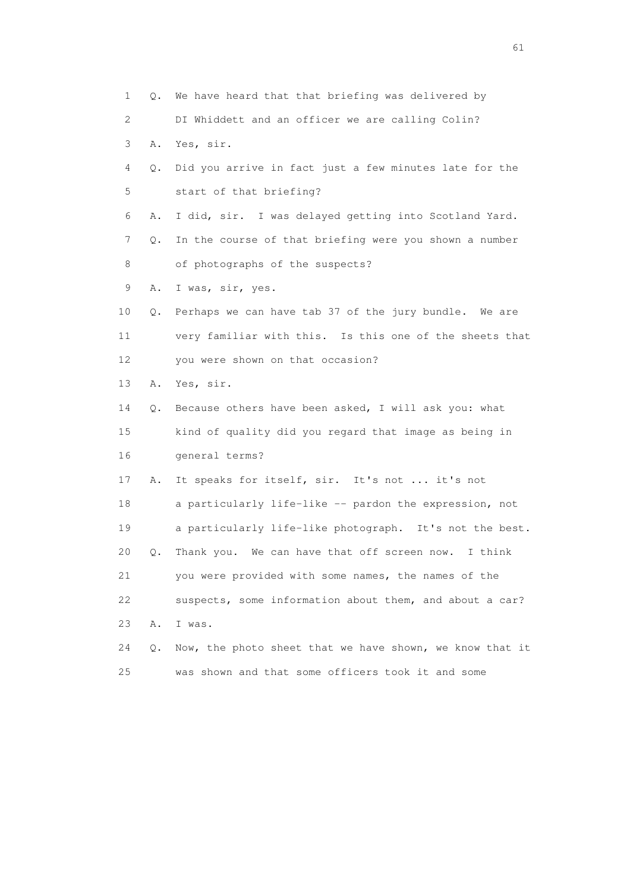1 Q. We have heard that that briefing was delivered by
2 DI Whiddett and an officer we are calling Colin?
3 A. Yes, sir.
4 Q. Did you arrive in fact just a few minutes late for the
5 start of that briefing?
6 A. I did, sir. I was delayed getting into Scotland Yard.
7 Q. In the course of that briefing were you shown a number
8 of photographs of the suspects?
9 A. I was, sir, yes.
10 Q. Perhaps we can have tab 37 of the jury bundle. We are
11 very familiar with this. Is this one of the sheets that
12 you were shown on that occasion?
13 A. Yes, sir.
14 Q. Because others have been asked, I will ask you: what
15 kind of quality did you regard that image as being in
16 general terms?
17 A. It speaks for itself, sir. It's not ... it's not
18 a particularly life-like -- pardon the expression, not
19 a particularly life-like photograph. It's not the best.
20 Q. Thank you. We can have that off screen now. I think
21 you were provided with some names, the names of the
22 suspects, some information about them, and about a car?
23 A. I was.
24 Q. Now, the photo sheet that we have shown, we know that it
25 was shown and that some officers took it and some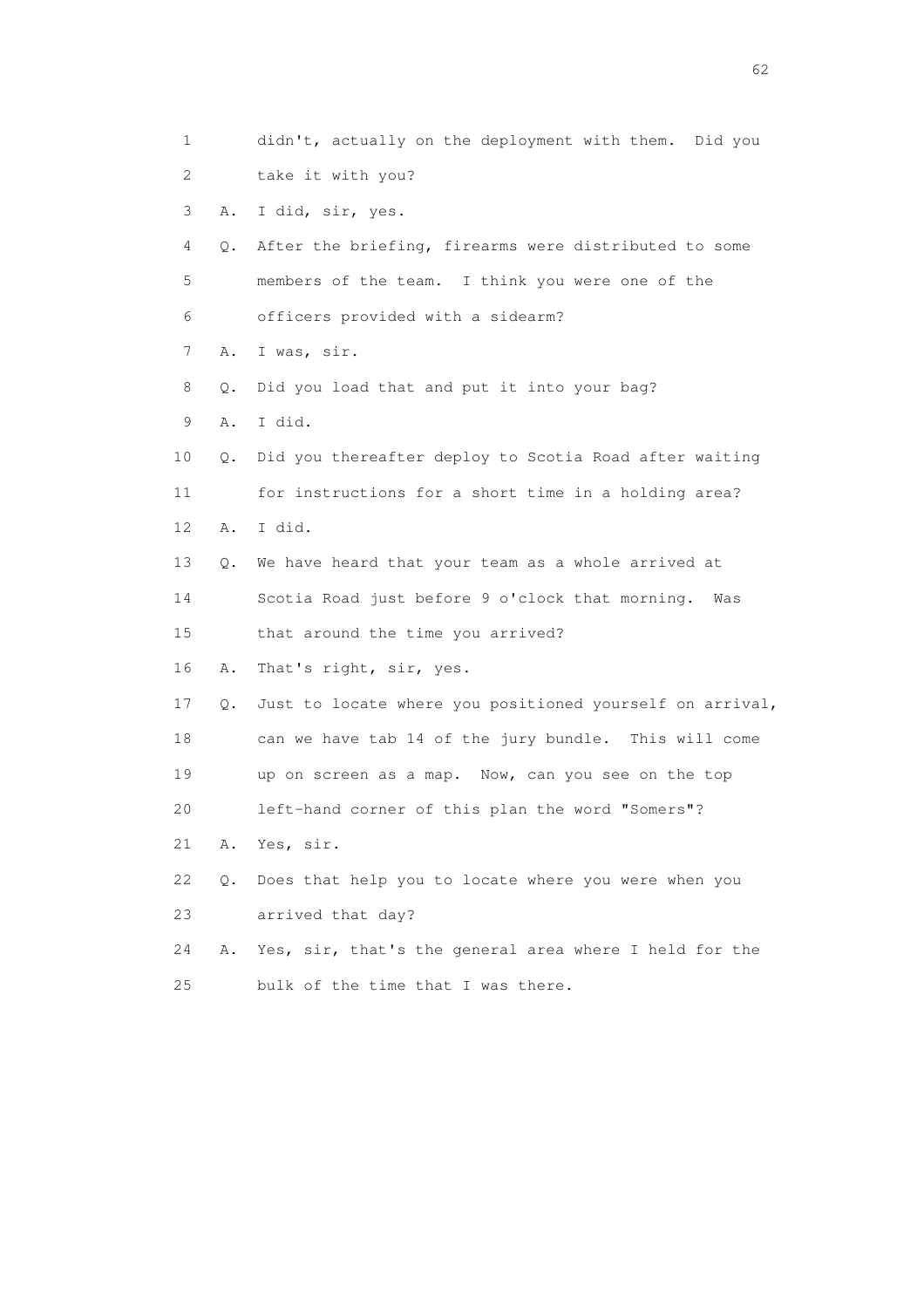1 didn't, actually on the deployment with them. Did you
2 take it with you?
3 A. I did, sir, yes.
4 Q. After the briefing, firearms were distributed to some
5 members of the team. I think you were one of the
6 officers provided with a sidearm?
7 A. I was, sir.
8 Q. Did you load that and put it into your bag?
9 A. I did.
10 Q. Did you thereafter deploy to Scotia Road after waiting
11 for instructions for a short time in a holding area?
12 A. I did.
13 Q. We have heard that your team as a whole arrived at
14 Scotia Road just before 9 o'clock that morning. Was
15 that around the time you arrived?
16 A. That's right, sir, yes.
17 Q. Just to locate where you positioned yourself on arrival,
18 can we have tab 14 of the jury bundle. This will come
19 up on screen as a map. Now, can you see on the top
20 left-hand corner of this plan the word "Somers"?
21 A. Yes, sir.
22 Q. Does that help you to locate where you were when you
23 arrived that day?
24 A. Yes, sir, that's the general area where I held for the
25 bulk of the time that I was there.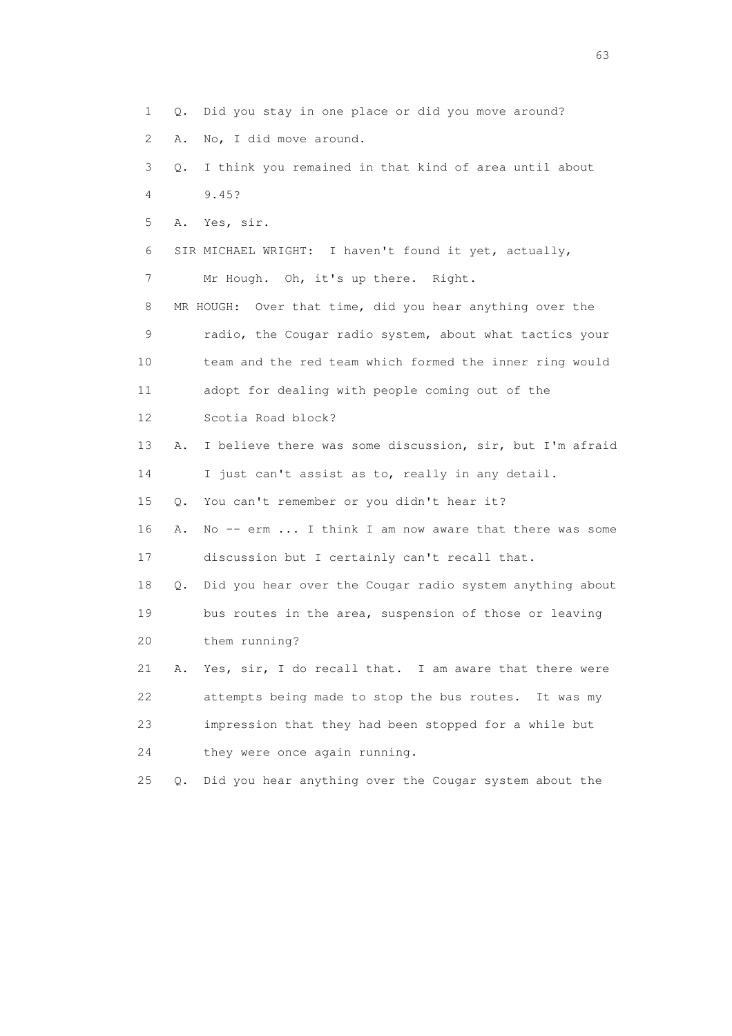1 Q. Did you stay in one place or did you move around?

2 A. No, I did move around.

3 Q. I think you remained in that kind of area until about

4 9.45?

5 A. Yes, sir.

6 SIR MICHAEL WRIGHT: I haven't found it yet, actually,

7 Mr Hough. Oh, it's up there. Right.

8 MR HOUGH: Over that time, did you hear anything over the

9 radio, the Cougar radio system, about what tactics your

10 team and the red team which formed the inner ring would

11 adopt for dealing with people coming out of the

12 Scotia Road block?

13 A. I believe there was some discussion, sir, but I'm afraid

14 I just can't assist as to, really in any detail.

15 Q. You can't remember or you didn't hear it?

16 A. No -- erm ... I think I am now aware that there was some

17 discussion but I certainly can't recall that.

18 Q. Did you hear over the Cougar radio system anything about

19 bus routes in the area, suspension of those or leaving

20 them running?

21 A. Yes, sir, I do recall that. I am aware that there were

22 attempts being made to stop the bus routes. It was my

23 impression that they had been stopped for a while but

24 they were once again running.

25 Q. Did you hear anything over the Cougar system about the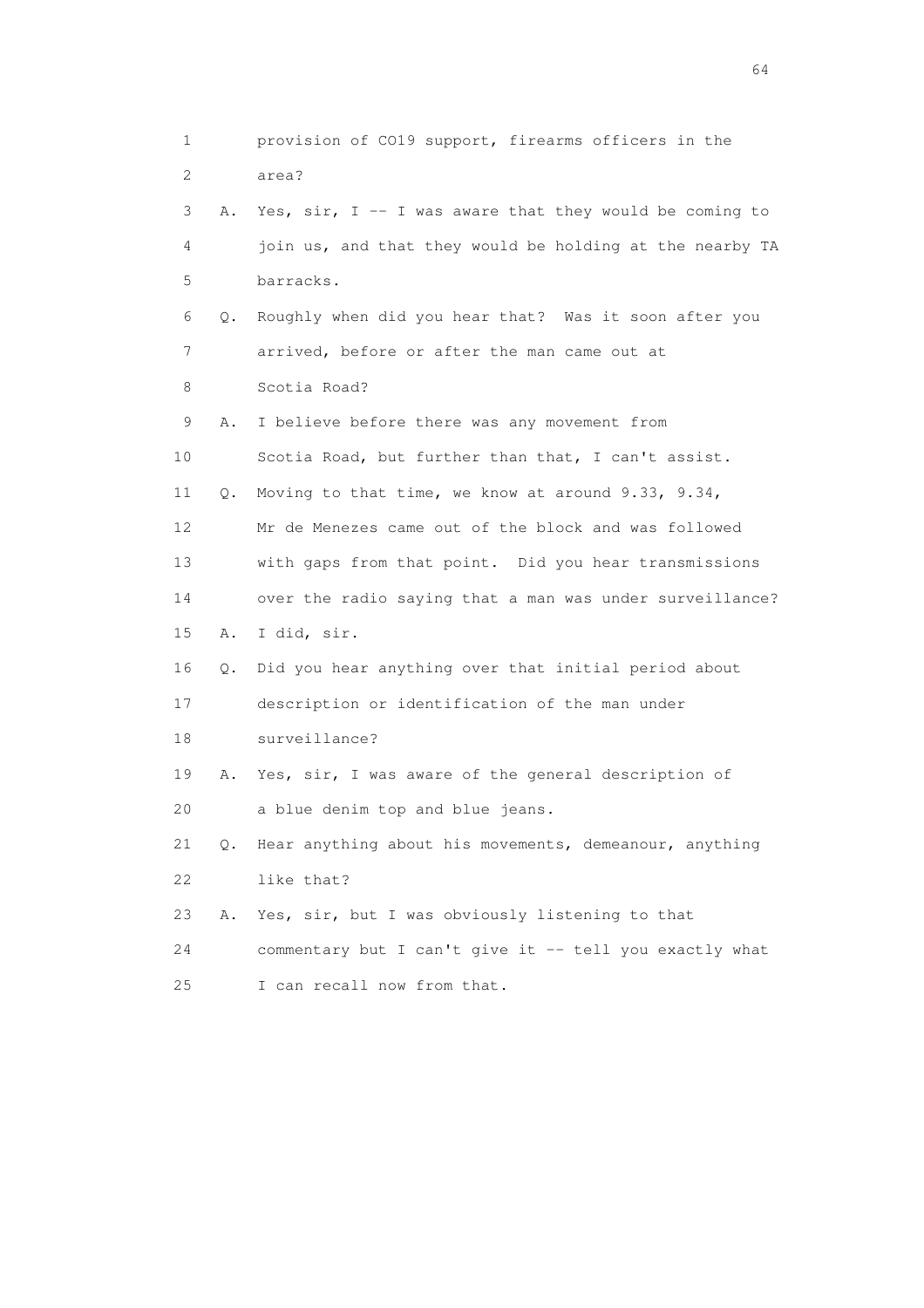1 provision of CO19 support, firearms officers in the
2 area?
3 A. Yes, sir, I -- I was aware that they would be coming to
4 join us, and that they would be holding at the nearby TA
5 barracks.
6 Q. Roughly when did you hear that? Was it soon after you
7 arrived, before or after the man came out at
8 Scotia Road?
9 A. I believe before there was any movement from
10 Scotia Road, but further than that, I can't assist.
11 Q. Moving to that time, we know at around 9.33, 9.34,
12 Mr de Menezes came out of the block and was followed
13 with gaps from that point. Did you hear transmissions
14 over the radio saying that a man was under surveillance?
15 A. I did, sir.
16 Q. Did you hear anything over that initial period about
17 description or identification of the man under
18 surveillance?
19 A. Yes, sir, I was aware of the general description of
20 a blue denim top and blue jeans.
21 Q. Hear anything about his movements, demeanour, anything
22 like that?
23 A. Yes, sir, but I was obviously listening to that
24 commentary but I can't give it -- tell you exactly what
25 I can recall now from that.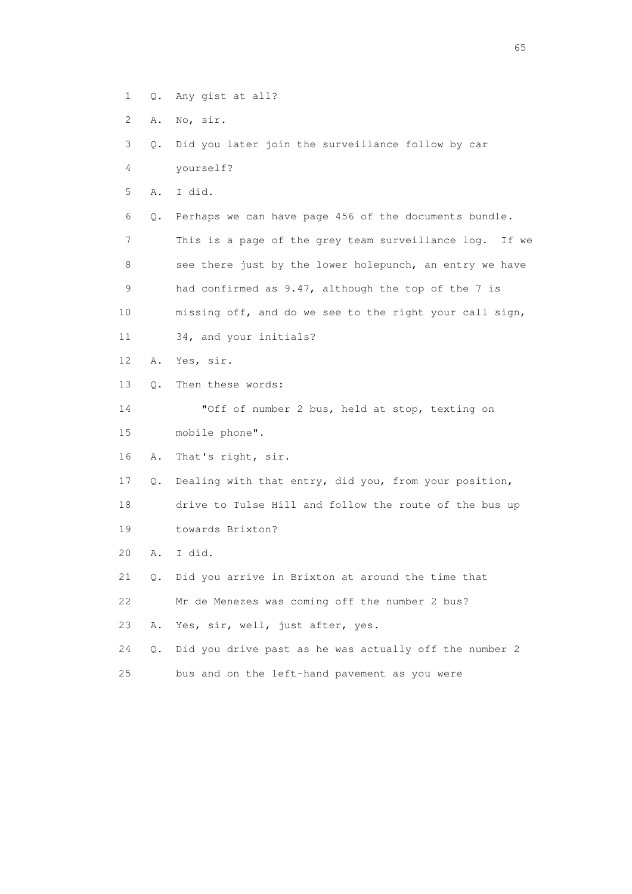1 Q. Any gist at all?

2 A. No, sir.

3 Q. Did you later join the surveillance follow by car

4 yourself?

5 A. I did.

6 Q. Perhaps we can have page 456 of the documents bundle.

7 This is a page of the grey team surveillance log. If we

8 see there just by the lower holepunch, an entry we have

9 had confirmed as 9.47, although the top of the 7 is

10 missing off, and do we see to the right your call sign,

11 34, and your initials?

12 A. Yes, sir.

13 Q. Then these words:

14 "Off of number 2 bus, held at stop, texting on

15 mobile phone".

16 A. That's right, sir.

17 Q. Dealing with that entry, did you, from your position,

18 drive to Tulse Hill and follow the route of the bus up

19 towards Brixton?

20 A. I did.

21 Q. Did you arrive in Brixton at around the time that

22 Mr de Menezes was coming off the number 2 bus?

23 A. Yes, sir, well, just after, yes.

24 Q. Did you drive past as he was actually off the number 2

25 bus and on the left-hand pavement as you were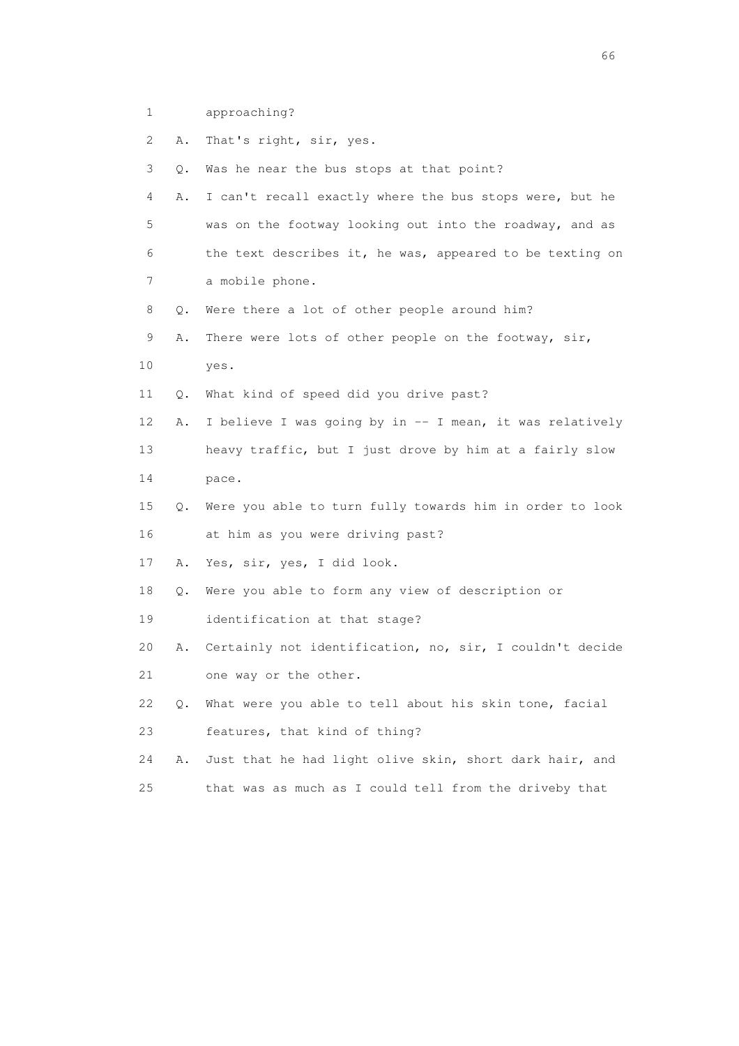1 approaching?

2 A. That's right, sir, yes.

3 Q. Was he near the bus stops at that point?

4 A. I can't recall exactly where the bus stops were, but he

5 was on the footway looking out into the roadway, and as

6 the text describes it, he was, appeared to be texting on

7 a mobile phone.

8 Q. Were there a lot of other people around him?

9 A. There were lots of other people on the footway, sir,

10 yes.

11 Q. What kind of speed did you drive past?

12 A. I believe I was going by in -- I mean, it was relatively

13 heavy traffic, but I just drove by him at a fairly slow

14 pace.

15 Q. Were you able to turn fully towards him in order to look

16 at him as you were driving past?

17 A. Yes, sir, yes, I did look.

18 Q. Were you able to form any view of description or

19 identification at that stage?

20 A. Certainly not identification, no, sir, I couldn't decide

21 one way or the other.

22 Q. What were you able to tell about his skin tone, facial

23 features, that kind of thing?

24 A. Just that he had light olive skin, short dark hair, and

25 that was as much as I could tell from the driveby that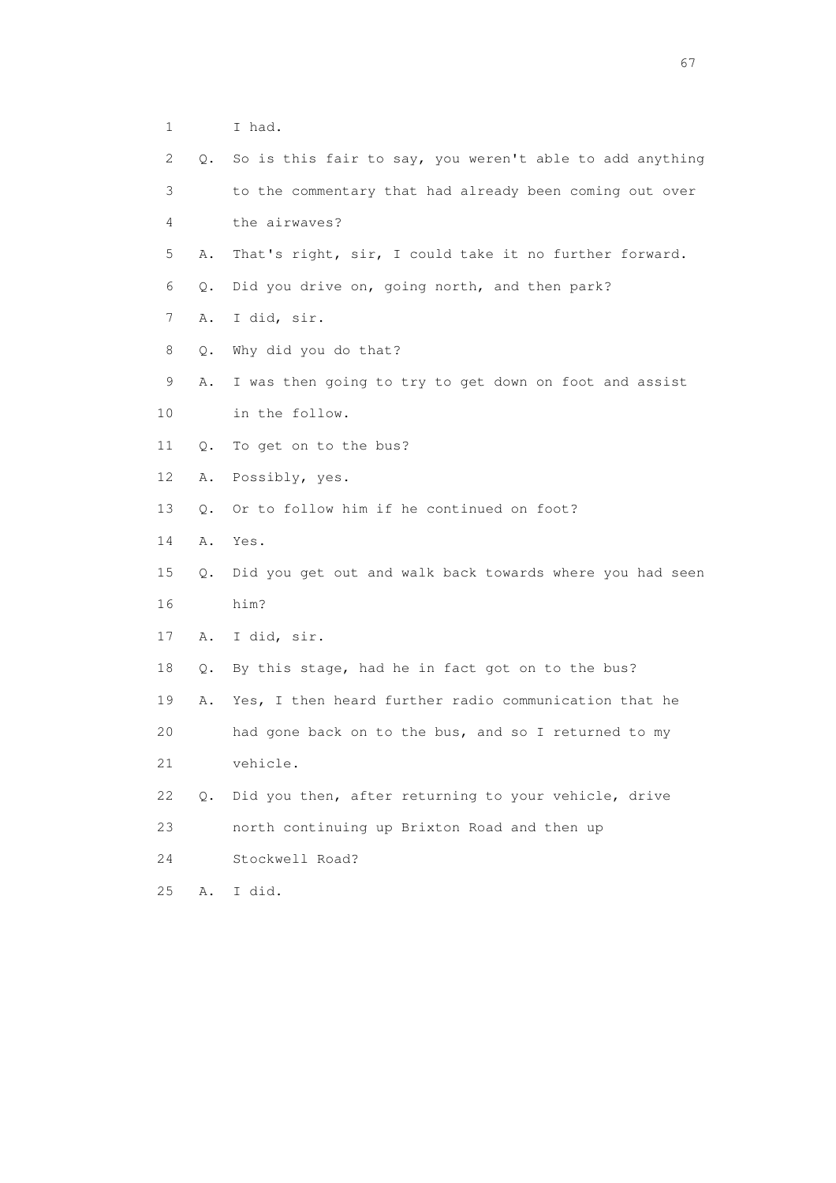1 I had.

2 Q. So is this fair to say, you weren't able to add anything

3 to the commentary that had already been coming out over

4 the airwaves?

5 A. That's right, sir, I could take it no further forward.

6 Q. Did you drive on, going north, and then park?

7 A. I did, sir.

8 Q. Why did you do that?

9 A. I was then going to try to get down on foot and assist

10 in the follow.

11 Q. To get on to the bus?

12 A. Possibly, yes.

13 Q. Or to follow him if he continued on foot?

14 A. Yes.

15 Q. Did you get out and walk back towards where you had seen

16 him?

17 A. I did, sir.

18 Q. By this stage, had he in fact got on to the bus?

19 A. Yes, I then heard further radio communication that he

20 had gone back on to the bus, and so I returned to my

21 vehicle.

22 Q. Did you then, after returning to your vehicle, drive

23 north continuing up Brixton Road and then up

24 Stockwell Road?

25 A. I did.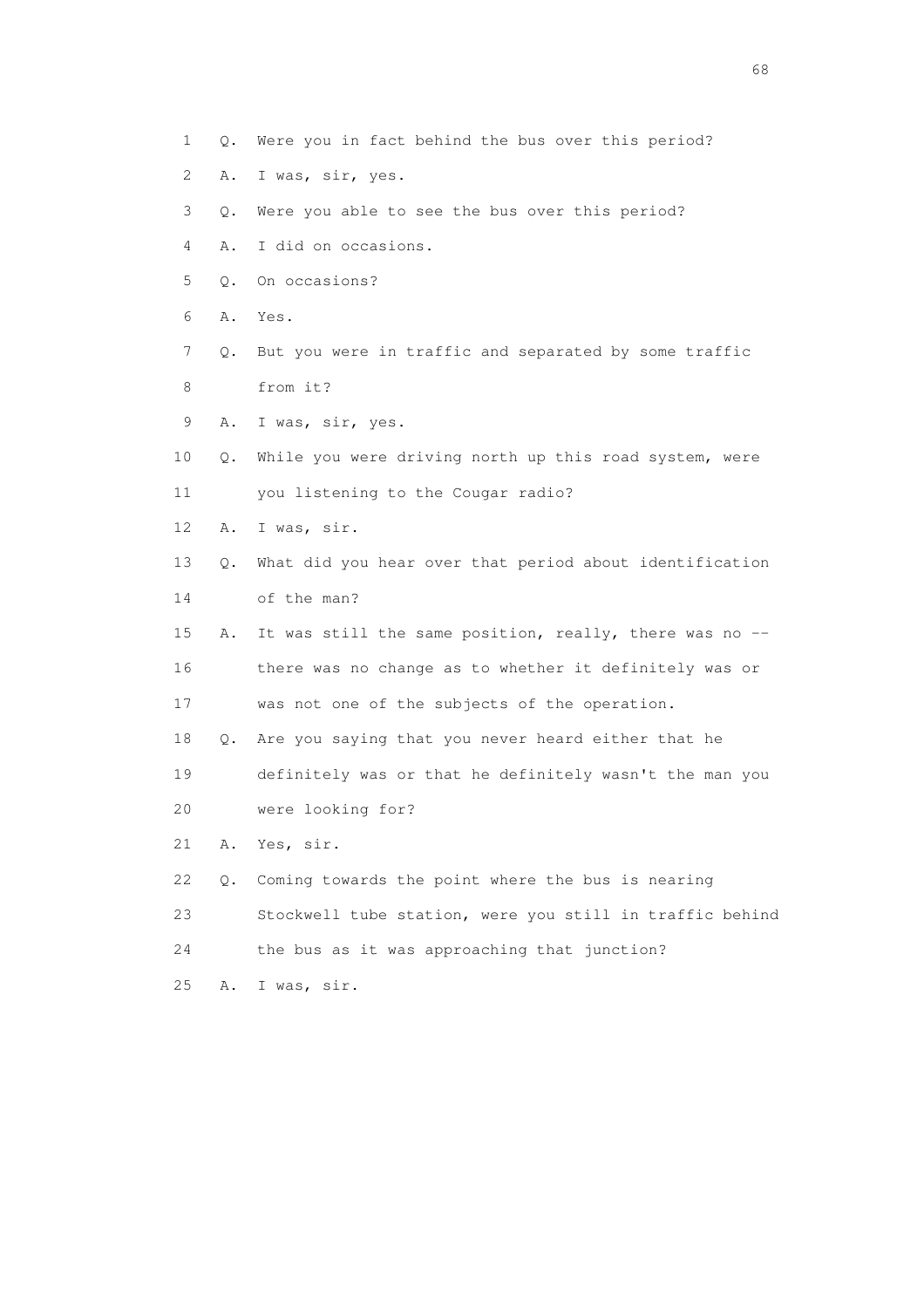1 Q. Were you in fact behind the bus over this period?

2 A. I was, sir, yes.

3 Q. Were you able to see the bus over this period?

4 A. I did on occasions.

5 Q. On occasions?

6 A. Yes.

7 Q. But you were in traffic and separated by some traffic

8 from it?

9 A. I was, sir, yes.

10 Q. While you were driving north up this road system, were

11 you listening to the Cougar radio?

12 A. I was, sir.

13 Q. What did you hear over that period about identification

14 of the man?

15 A. It was still the same position, really, there was no --

16 there was no change as to whether it definitely was or

17 was not one of the subjects of the operation.

18 Q. Are you saying that you never heard either that he

19 definitely was or that he definitely wasn't the man you

20 were looking for?

21 A. Yes, sir.

22 Q. Coming towards the point where the bus is nearing

23 Stockwell tube station, were you still in traffic behind

24 the bus as it was approaching that junction?

25 A. I was, sir.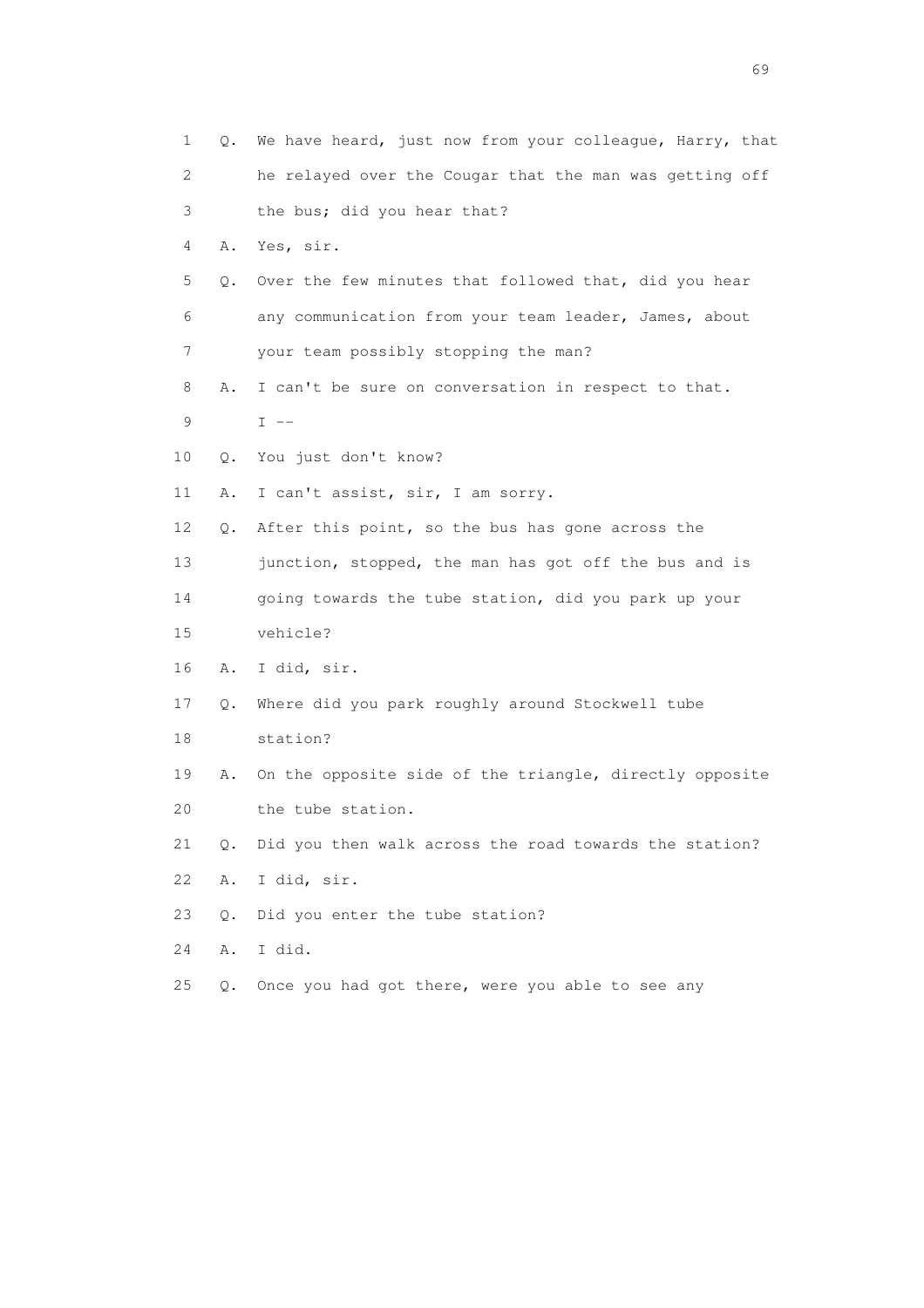1 Q. We have heard, just now from your colleague, Harry, that
2 he relayed over the Cougar that the man was getting off
3 the bus; did you hear that?
4 A. Yes, sir.
5 Q. Over the few minutes that followed that, did you hear
6 any communication from your team leader, James, about
7 your team possibly stopping the man?
8 A. I can't be sure on conversation in respect to that.
9 I --
10 Q. You just don't know?
11 A. I can't assist, sir, I am sorry.
12 Q. After this point, so the bus has gone across the
13 junction, stopped, the man has got off the bus and is
14 going towards the tube station, did you park up your
15 vehicle?
16 A. I did, sir.
17 Q. Where did you park roughly around Stockwell tube
18 station?
19 A. On the opposite side of the triangle, directly opposite
20 the tube station.
21 Q. Did you then walk across the road towards the station?
22 A. I did, sir.
23 Q. Did you enter the tube station?
24 A. I did.
25 Q. Once you had got there, were you able to see any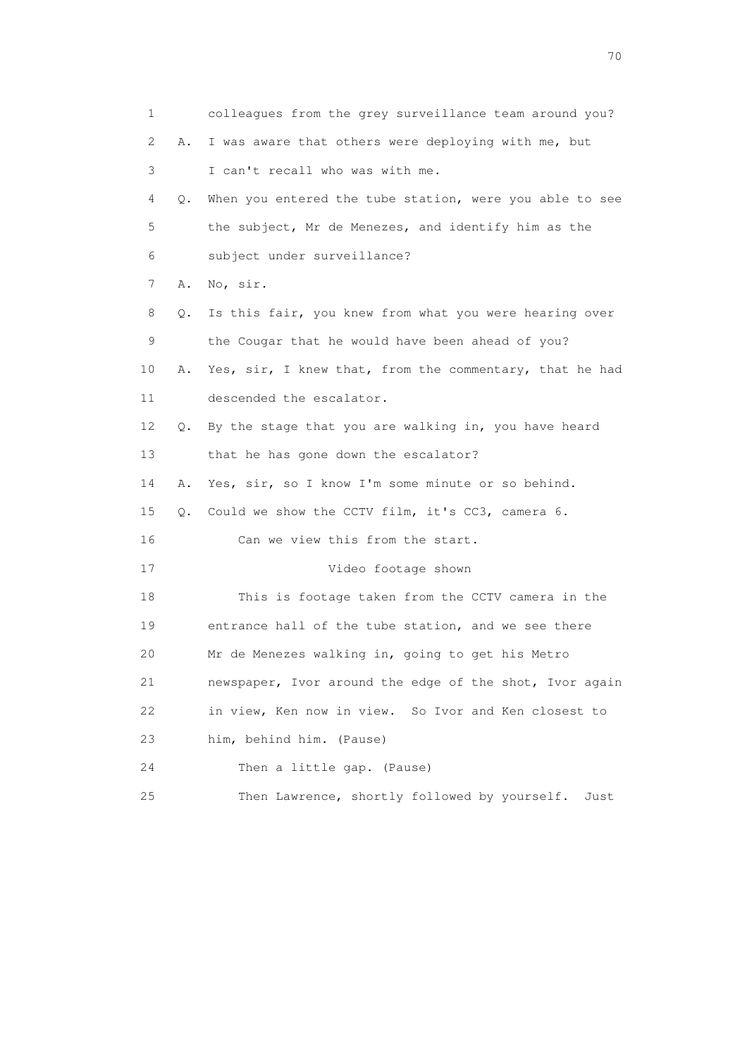1 colleagues from the grey surveillance team around you?

2 A. I was aware that others were deploying with me, but

3 I can't recall who was with me.

4 Q. When you entered the tube station, were you able to see

5 the subject, Mr de Menezes, and identify him as the

6 subject under surveillance?

7 A. No, sir.

8 Q. Is this fair, you knew from what you were hearing over

9 the Cougar that he would have been ahead of you?

10 A. Yes, sir, I knew that, from the commentary, that he had

11 descended the escalator.

12 Q. By the stage that you are walking in, you have heard

13 that he has gone down the escalator?

14 A. Yes, sir, so I know I'm some minute or so behind.

15 Q. Could we show the CCTV film, it's CC3, camera 6.

16 Can we view this from the start.

17 Video footage shown

18 This is footage taken from the CCTV camera in the

19 entrance hall of the tube station, and we see there

20 Mr de Menezes walking in, going to get his Metro

21 newspaper, Ivor around the edge of the shot, Ivor again

22 in view, Ken now in view. So Ivor and Ken closest to

23 him, behind him. (Pause)

24 Then a little gap. (Pause)

25 Then Lawrence, shortly followed by yourself. Just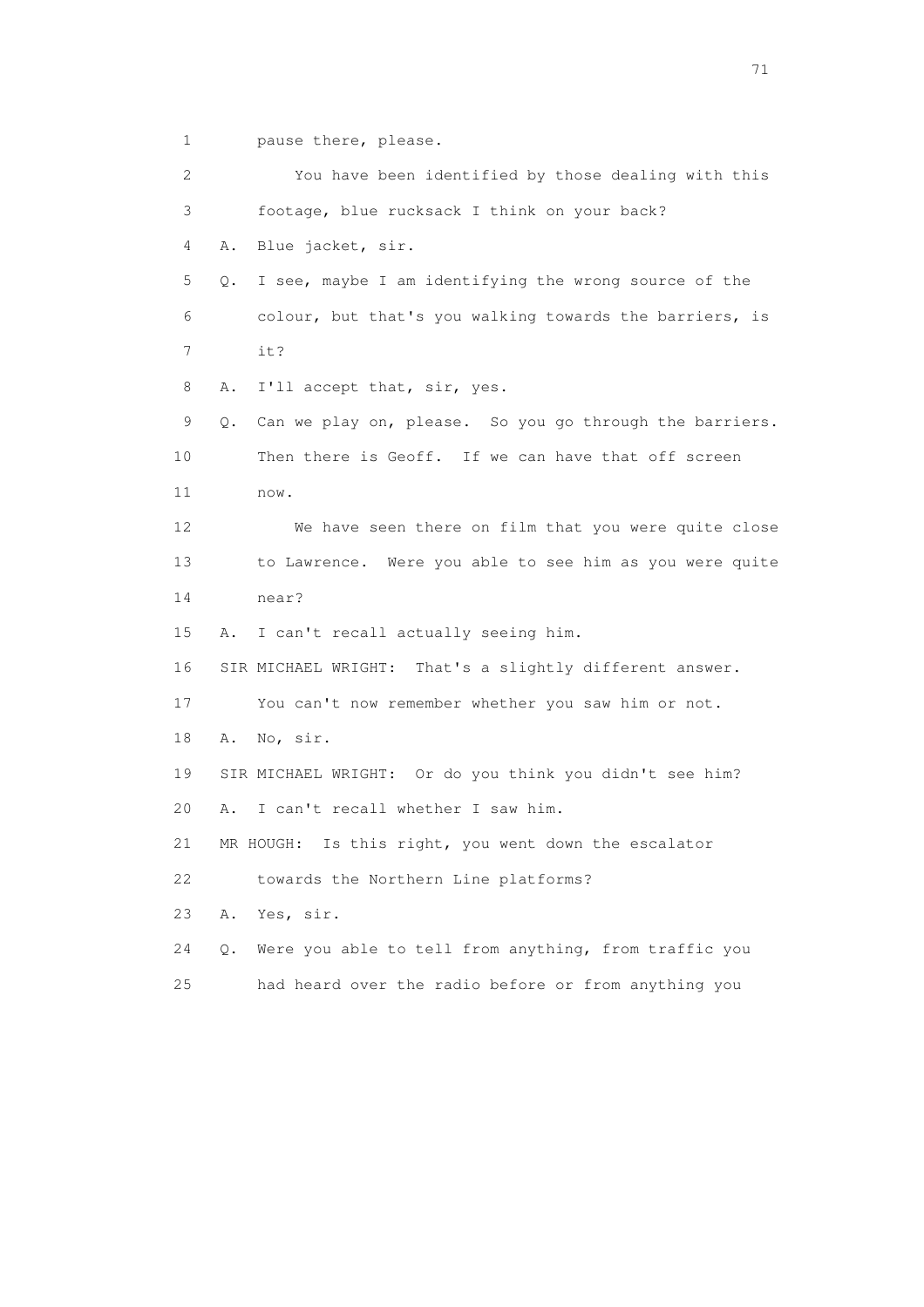1 pause there, please.

2 You have been identified by those dealing with this

3 footage, blue rucksack I think on your back?

4 A. Blue jacket, sir.

5 Q. I see, maybe I am identifying the wrong source of the

6 colour, but that's you walking towards the barriers, is

7 it?

8 A. I'll accept that, sir, yes.

9 Q. Can we play on, please. So you go through the barriers.

10 Then there is Geoff. If we can have that off screen

11 now.

12 We have seen there on film that you were quite close

13 to Lawrence. Were you able to see him as you were quite

14 near?

15 A. I can't recall actually seeing him.

16 SIR MICHAEL WRIGHT: That's a slightly different answer.

17 You can't now remember whether you saw him or not.

18 A. No, sir.

19 SIR MICHAEL WRIGHT: Or do you think you didn't see him?

20 A. I can't recall whether I saw him.

21 MR HOUGH: Is this right, you went down the escalator

22 towards the Northern Line platforms?

23 A. Yes, sir.

24 Q. Were you able to tell from anything, from traffic you

25 had heard over the radio before or from anything you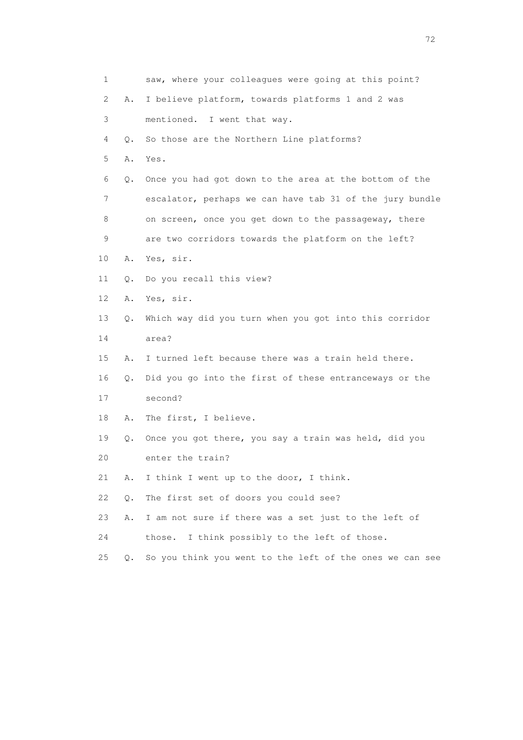1 saw, where your colleagues were going at this point?

2 A. I believe platform, towards platforms 1 and 2 was

3 mentioned. I went that way.

4 Q. So those are the Northern Line platforms?

5 A. Yes.

6 Q. Once you had got down to the area at the bottom of the

7 escalator, perhaps we can have tab 31 of the jury bundle

8 on screen, once you get down to the passageway, there

9 are two corridors towards the platform on the left?

10 A. Yes, sir.

11 Q. Do you recall this view?

12 A. Yes, sir.

13 Q. Which way did you turn when you got into this corridor

14 area?

15 A. I turned left because there was a train held there.

16 Q. Did you go into the first of these entranceways or the

17 second?

18 A. The first, I believe.

19 Q. Once you got there, you say a train was held, did you

20 enter the train?

21 A. I think I went up to the door, I think.

22 Q. The first set of doors you could see?

23 A. I am not sure if there was a set just to the left of

24 those. I think possibly to the left of those.

25 Q. So you think you went to the left of the ones we can see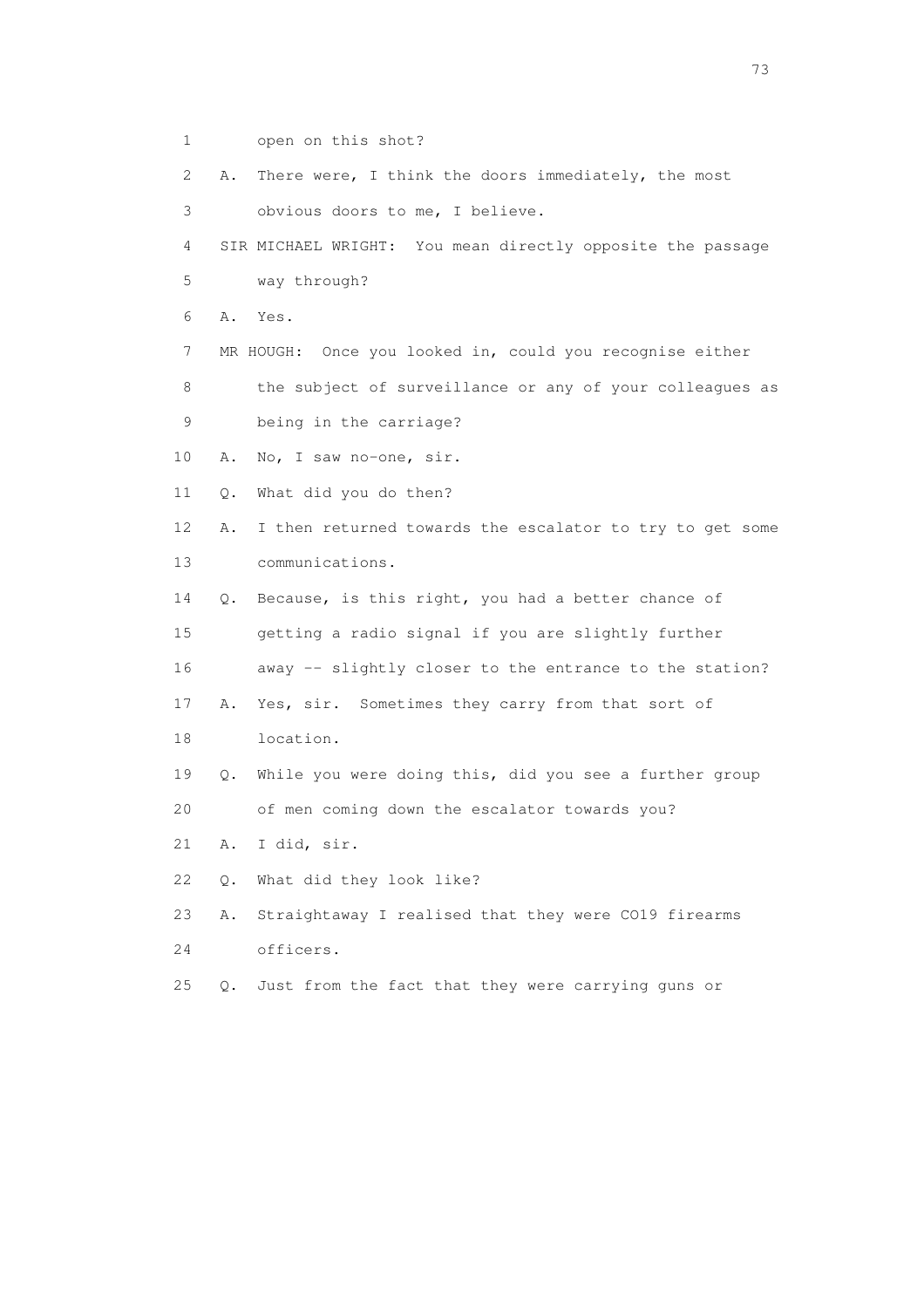1 open on this shot?

2 A. There were, I think the doors immediately, the most

3 obvious doors to me, I believe.

4 SIR MICHAEL WRIGHT: You mean directly opposite the passage

5 way through?

6 A. Yes.

7 MR HOUGH: Once you looked in, could you recognise either

8 the subject of surveillance or any of your colleagues as

9 being in the carriage?

10 A. No, I saw no-one, sir.

11 Q. What did you do then?

12 A. I then returned towards the escalator to try to get some

13 communications.

14 Q. Because, is this right, you had a better chance of

15 getting a radio signal if you are slightly further

16 away -- slightly closer to the entrance to the station?

17 A. Yes, sir. Sometimes they carry from that sort of

18 location.

19 Q. While you were doing this, did you see a further group

20 of men coming down the escalator towards you?

21 A. I did, sir.

22 Q. What did they look like?

23 A. Straightaway I realised that they were CO19 firearms

24 officers.

25 Q. Just from the fact that they were carrying guns or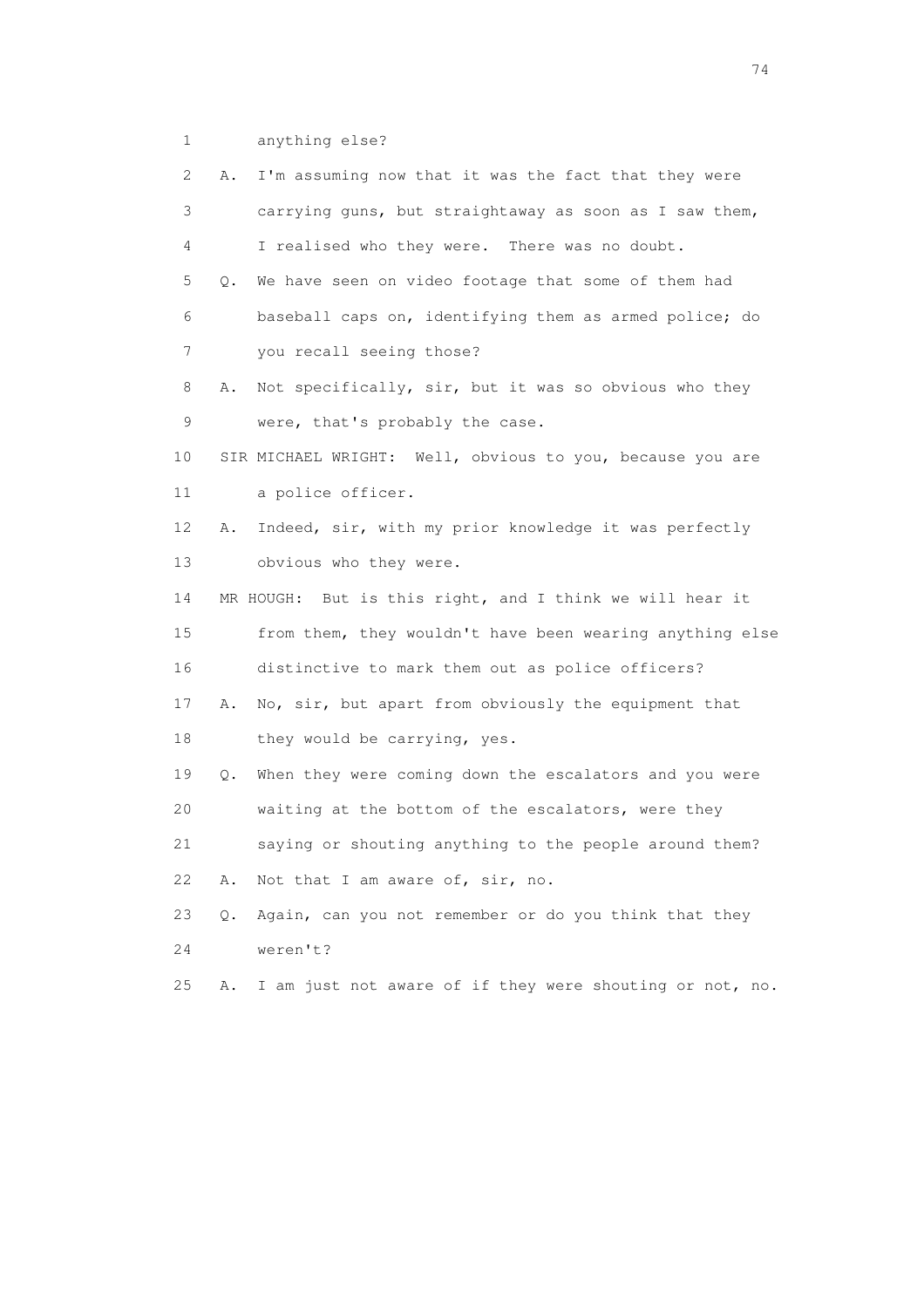1 anything else?

2 A. I'm assuming now that it was the fact that they were

3 carrying guns, but straightaway as soon as I saw them,

4 I realised who they were. There was no doubt.

5 Q. We have seen on video footage that some of them had

6 baseball caps on, identifying them as armed police; do

7 you recall seeing those?

8 A. Not specifically, sir, but it was so obvious who they

9 were, that's probably the case.

10 SIR MICHAEL WRIGHT: Well, obvious to you, because you are

11 a police officer.

12 A. Indeed, sir, with my prior knowledge it was perfectly

13 obvious who they were.

14 MR HOUGH: But is this right, and I think we will hear it

15 from them, they wouldn't have been wearing anything else

16 distinctive to mark them out as police officers?

17 A. No, sir, but apart from obviously the equipment that

18 they would be carrying, yes.

19 Q. When they were coming down the escalators and you were

20 waiting at the bottom of the escalators, were they

21 saying or shouting anything to the people around them?

22 A. Not that I am aware of, sir, no.

23 Q. Again, can you not remember or do you think that they

24 weren't?

25 A. I am just not aware of if they were shouting or not, no.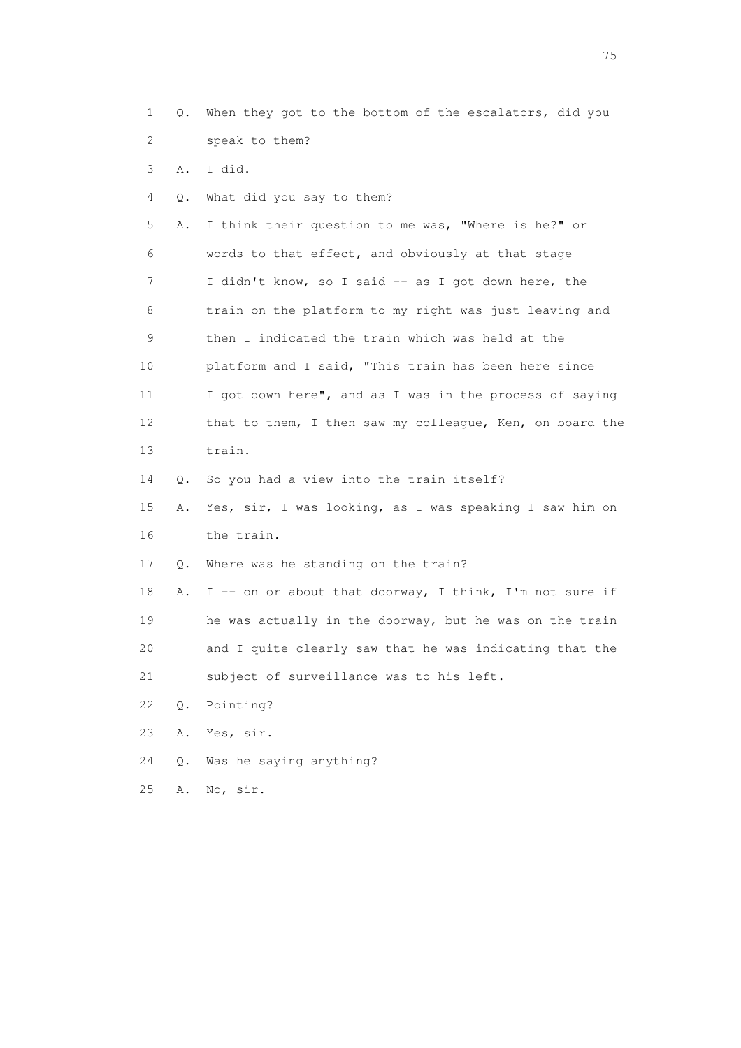1 Q. When they got to the bottom of the escalators, did you
2 speak to them?
3 A. I did.
4 Q. What did you say to them?
5 A. I think their question to me was, "Where is he?" or
6 words to that effect, and obviously at that stage
7 I didn't know, so I said -- as I got down here, the
8 train on the platform to my right was just leaving and
9 then I indicated the train which was held at the
10 platform and I said, "This train has been here since
11 I got down here", and as I was in the process of saying
12 that to them, I then saw my colleague, Ken, on board the
13 train.
14 Q. So you had a view into the train itself?
15 A. Yes, sir, I was looking, as I was speaking I saw him on
16 the train.
17 Q. Where was he standing on the train?
18 A. I -- on or about that doorway, I think, I'm not sure if
19 he was actually in the doorway, but he was on the train
20 and I quite clearly saw that he was indicating that the
21 subject of surveillance was to his left.
22 Q. Pointing?
23 A. Yes, sir.
24 Q. Was he saying anything?
25 A. No, sir.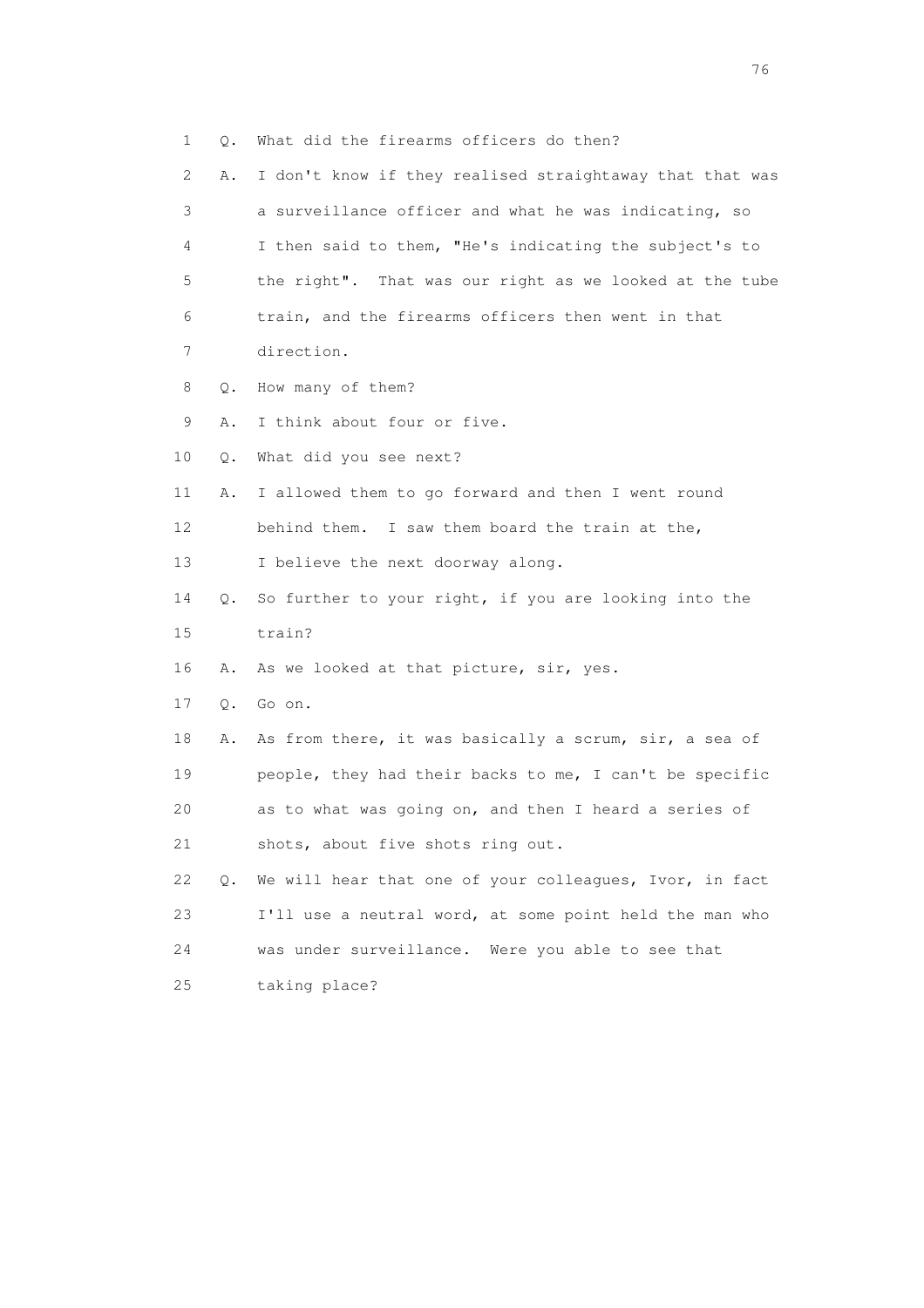1 Q. What did the firearms officers do then?

2 A. I don't know if they realised straightaway that that was

3 a surveillance officer and what he was indicating, so

4 I then said to them, "He's indicating the subject's to

5 the right". That was our right as we looked at the tube

6 train, and the firearms officers then went in that

7 direction.

8 Q. How many of them?

9 A. I think about four or five.

10 Q. What did you see next?

11 A. I allowed them to go forward and then I went round

12 behind them. I saw them board the train at the,

13 I believe the next doorway along.

14 Q. So further to your right, if you are looking into the

15 train?

16 A. As we looked at that picture, sir, yes.

17 Q. Go on.

18 A. As from there, it was basically a scrum, sir, a sea of

19 people, they had their backs to me, I can't be specific

20 as to what was going on, and then I heard a series of

21 shots, about five shots ring out.

22 Q. We will hear that one of your colleagues, Ivor, in fact

23 I'll use a neutral word, at some point held the man who

24 was under surveillance. Were you able to see that

25 taking place?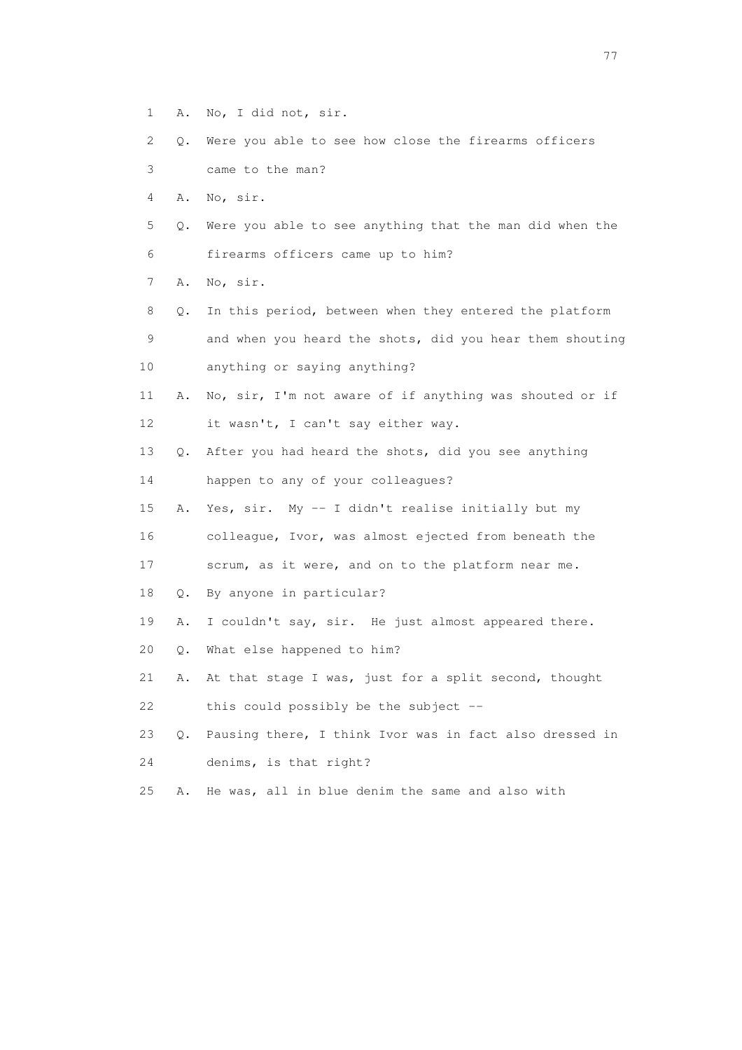1 A. No, I did not, sir.

2 Q. Were you able to see how close the firearms officers

3 came to the man?

4 A. No, sir.

5 Q. Were you able to see anything that the man did when the

6 firearms officers came up to him?

7 A. No, sir.

8 Q. In this period, between when they entered the platform

9 and when you heard the shots, did you hear them shouting

10 anything or saying anything?

11 A. No, sir, I'm not aware of if anything was shouted or if

12 it wasn't, I can't say either way.

13 Q. After you had heard the shots, did you see anything

14 happen to any of your colleagues?

15 A. Yes, sir. My -- I didn't realise initially but my

16 colleague, Ivor, was almost ejected from beneath the

17 scrum, as it were, and on to the platform near me.

18 Q. By anyone in particular?

19 A. I couldn't say, sir. He just almost appeared there.

20 Q. What else happened to him?

21 A. At that stage I was, just for a split second, thought

22 this could possibly be the subject --

23 Q. Pausing there, I think Ivor was in fact also dressed in

24 denims, is that right?

25 A. He was, all in blue denim the same and also with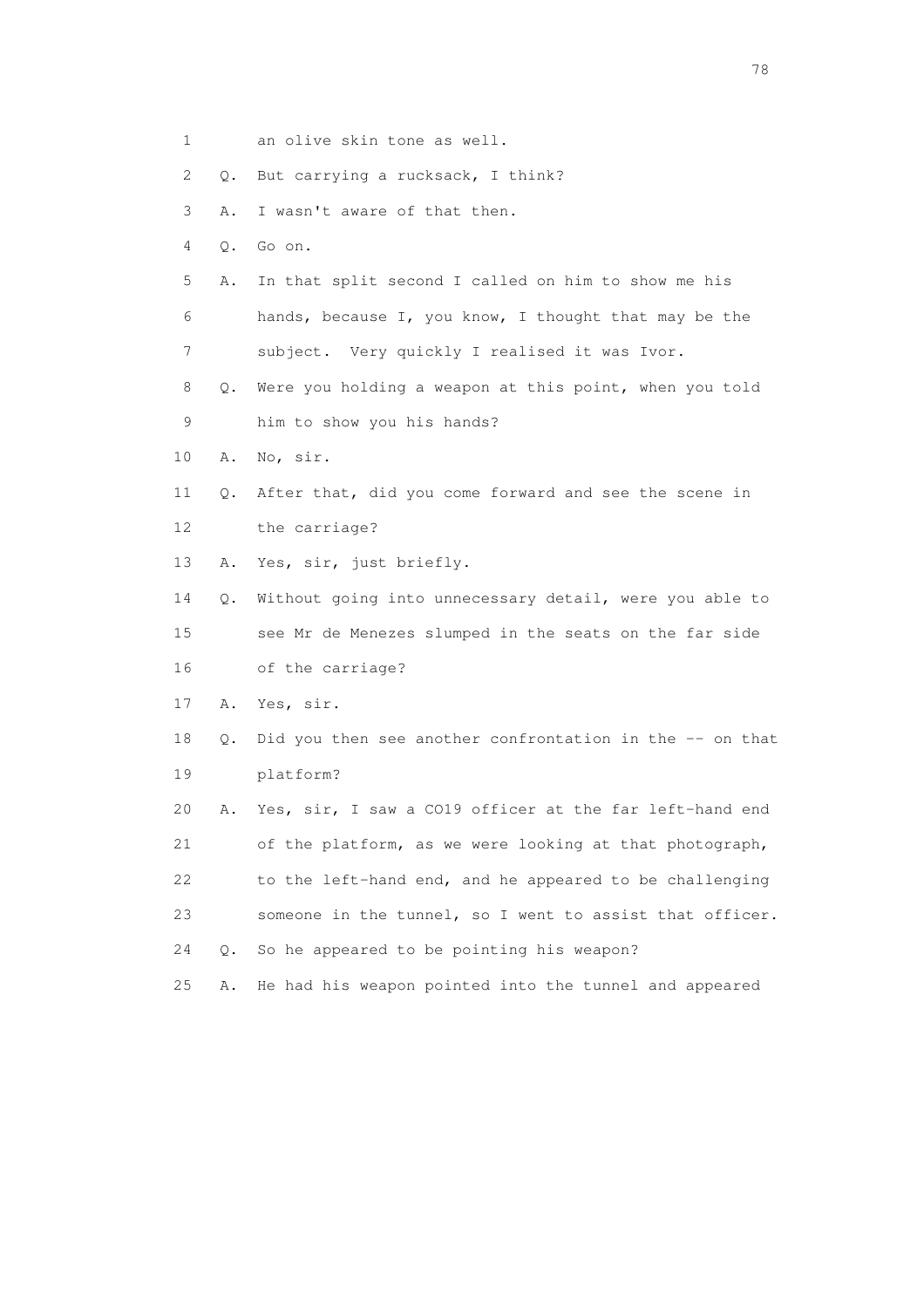1 an olive skin tone as well.

2 Q. But carrying a rucksack, I think?

3 A. I wasn't aware of that then.

4 Q. Go on.

5 A. In that split second I called on him to show me his

6 hands, because I, you know, I thought that may be the

7 subject. Very quickly I realised it was Ivor.

8 Q. Were you holding a weapon at this point, when you told

9 him to show you his hands?

10 A. No, sir.

11 Q. After that, did you come forward and see the scene in

12 the carriage?

13 A. Yes, sir, just briefly.

14 Q. Without going into unnecessary detail, were you able to

15 see Mr de Menezes slumped in the seats on the far side

16 of the carriage?

17 A. Yes, sir.

18 Q. Did you then see another confrontation in the -- on that

19 platform?

20 A. Yes, sir, I saw a CO19 officer at the far left-hand end

21 of the platform, as we were looking at that photograph,

22 to the left-hand end, and he appeared to be challenging

23 someone in the tunnel, so I went to assist that officer.

24 Q. So he appeared to be pointing his weapon?

25 A. He had his weapon pointed into the tunnel and appeared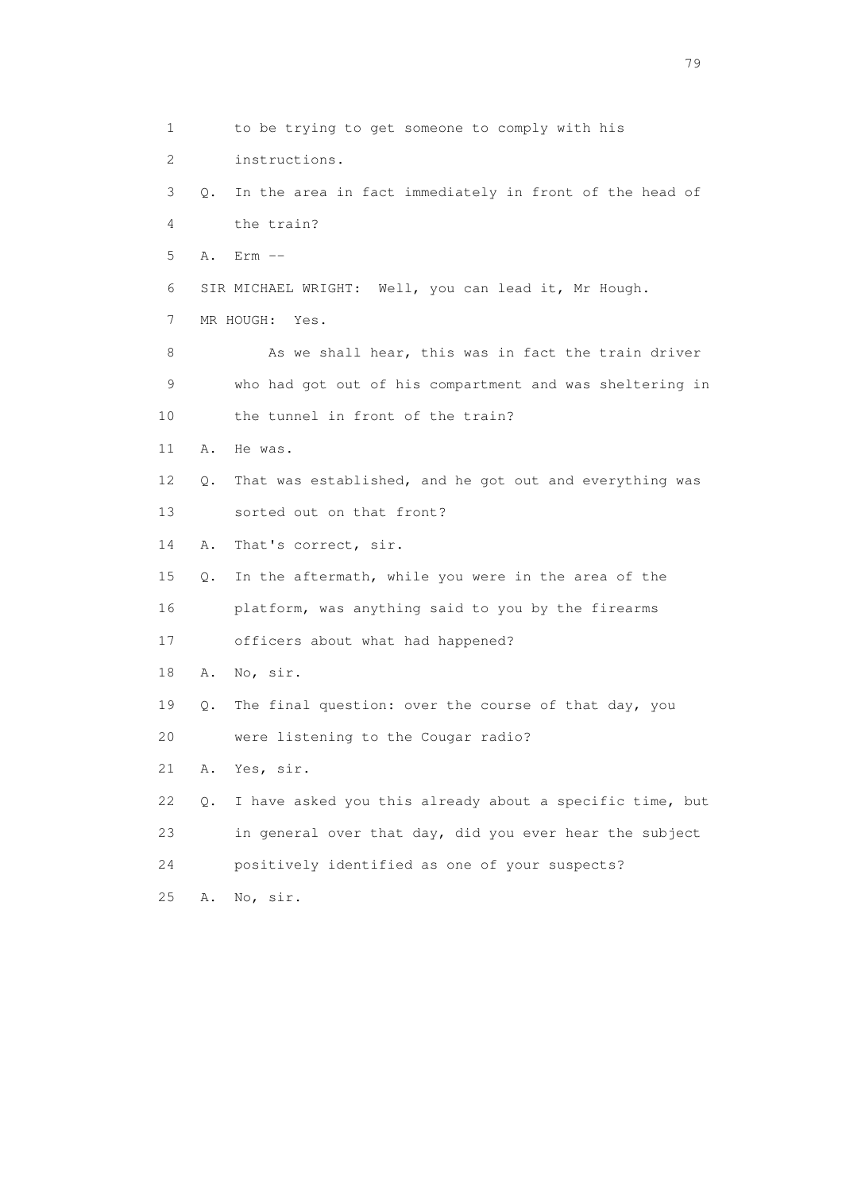1 to be trying to get someone to comply with his

2 instructions.

3 Q. In the area in fact immediately in front of the head of

4 the train?

5 A. Erm --

6 SIR MICHAEL WRIGHT: Well, you can lead it, Mr Hough.

7 MR HOUGH: Yes.

8 As we shall hear, this was in fact the train driver

9 who had got out of his compartment and was sheltering in

10 the tunnel in front of the train?

11 A. He was.

12 Q. That was established, and he got out and everything was

13 sorted out on that front?

14 A. That's correct, sir.

15 Q. In the aftermath, while you were in the area of the

16 platform, was anything said to you by the firearms

17 officers about what had happened?

18 A. No, sir.

19 Q. The final question: over the course of that day, you

20 were listening to the Cougar radio?

21 A. Yes, sir.

22 Q. I have asked you this already about a specific time, but

23 in general over that day, did you ever hear the subject

24 positively identified as one of your suspects?

25 A. No, sir.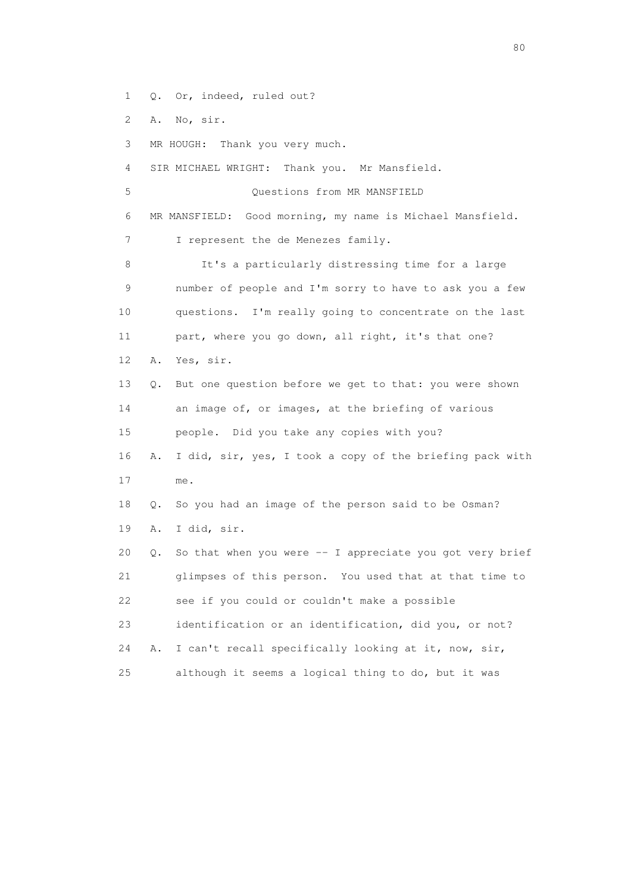1 Q. Or, indeed, ruled out?

2 A. No, sir.

3 MR HOUGH: Thank you very much.

4 SIR MICHAEL WRIGHT: Thank you. Mr Mansfield.

5 Questions from MR MANSFIELD

6 MR MANSFIELD: Good morning, my name is Michael Mansfield.

7 I represent the de Menezes family.

8 It's a particularly distressing time for a large

9 number of people and I'm sorry to have to ask you a few

10 questions. I'm really going to concentrate on the last

11 part, where you go down, all right, it's that one?

12 A. Yes, sir.

13 Q. But one question before we get to that: you were shown

14 an image of, or images, at the briefing of various

15 people. Did you take any copies with you?

16 A. I did, sir, yes, I took a copy of the briefing pack with

17 me.

18 Q. So you had an image of the person said to be Osman?

19 A. I did, sir.

20 Q. So that when you were -- I appreciate you got very brief

21 glimpses of this person. You used that at that time to

22 see if you could or couldn't make a possible

23 identification or an identification, did you, or not?

24 A. I can't recall specifically looking at it, now, sir,

25 although it seems a logical thing to do, but it was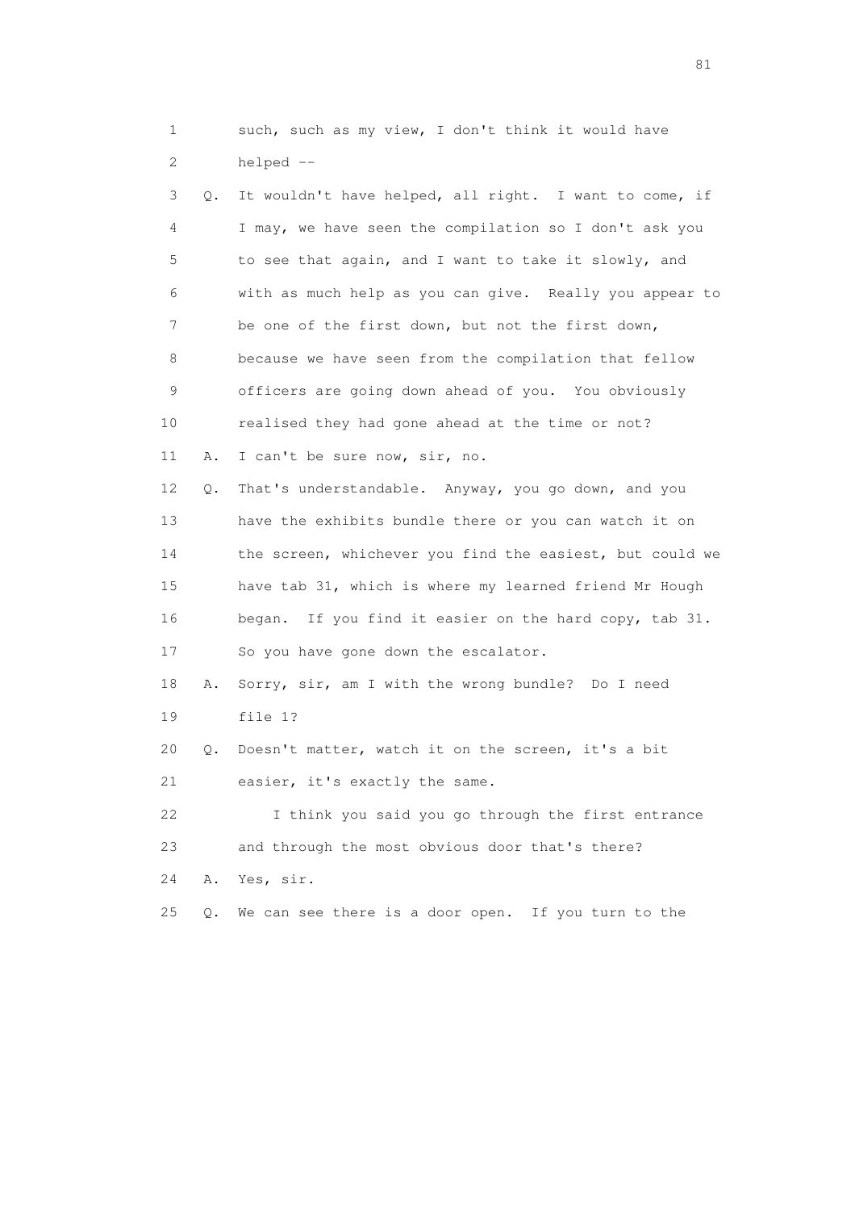1 such, such as my view, I don't think it would have
2 helped --

3 Q. It wouldn't have helped, all right. I want to come, if
4 I may, we have seen the compilation so I don't ask you
5 to see that again, and I want to take it slowly, and
6 with as much help as you can give. Really you appear to
7 be one of the first down, but not the first down,
8 because we have seen from the compilation that fellow
9 officers are going down ahead of you. You obviously
10 realised they had gone ahead at the time or not?

11 A. I can't be sure now, sir, no.

12 Q. That's understandable. Anyway, you go down, and you
13 have the exhibits bundle there or you can watch it on
14 the screen, whichever you find the easiest, but could we
15 have tab 31, which is where my learned friend Mr Hough
16 began. If you find it easier on the hard copy, tab 31.
17 So you have gone down the escalator.

18 A. Sorry, sir, am I with the wrong bundle? Do I need
19 file 1?

20 Q. Doesn't matter, watch it on the screen, it's a bit
21 easier, it's exactly the same.

22 I think you said you go through the first entrance
23 and through the most obvious door that's there?

24 A. Yes, sir.

25 Q. We can see there is a door open. If you turn to the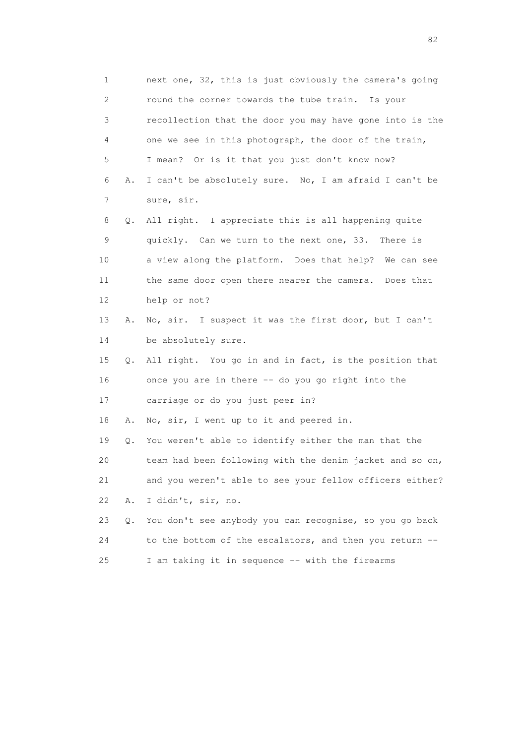1 next one, 32, this is just obviously the camera's going
2 round the corner towards the tube train. Is your
3 recollection that the door you may have gone into is the
4 one we see in this photograph, the door of the train,
5 I mean? Or is it that you just don't know now?
6 A. I can't be absolutely sure. No, I am afraid I can't be
7 sure, sir.
8 Q. All right. I appreciate this is all happening quite
9 quickly. Can we turn to the next one, 33. There is
10 a view along the platform. Does that help? We can see
11 the same door open there nearer the camera. Does that
12 help or not?
13 A. No, sir. I suspect it was the first door, but I can't
14 be absolutely sure.
15 Q. All right. You go in and in fact, is the position that
16 once you are in there -- do you go right into the
17 carriage or do you just peer in?
18 A. No, sir, I went up to it and peered in.
19 Q. You weren't able to identify either the man that the
20 team had been following with the denim jacket and so on,
21 and you weren't able to see your fellow officers either?
22 A. I didn't, sir, no.
23 Q. You don't see anybody you can recognise, so you go back
24 to the bottom of the escalators, and then you return --
25 I am taking it in sequence -- with the firearms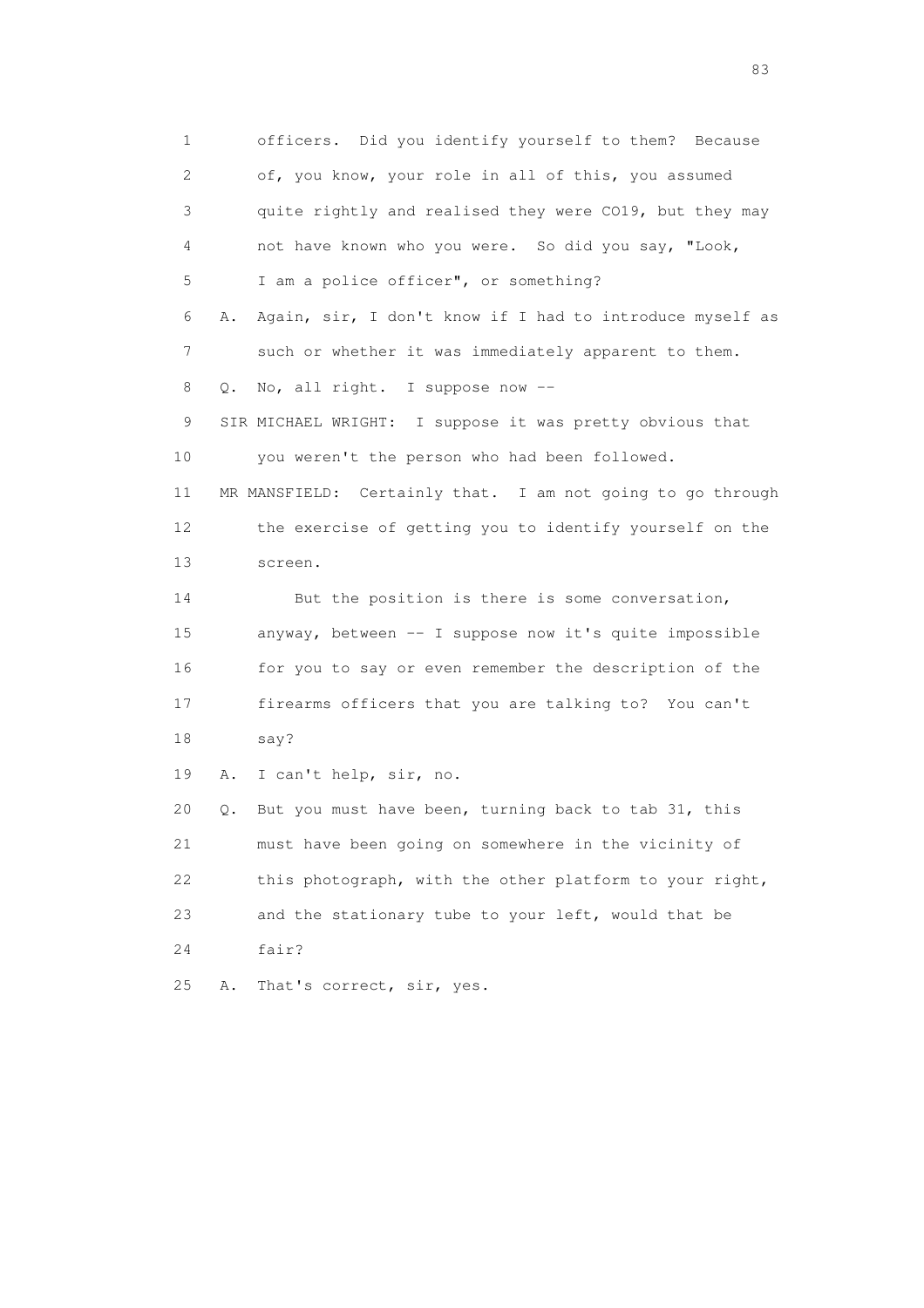1 officers. Did you identify yourself to them? Because
2 of, you know, your role in all of this, you assumed
3 quite rightly and realised they were CO19, but they may
4 not have known who you were. So did you say, "Look,
5 I am a police officer", or something?
6 A. Again, sir, I don't know if I had to introduce myself as
7 such or whether it was immediately apparent to them.
8 Q. No, all right. I suppose now --
9 SIR MICHAEL WRIGHT: I suppose it was pretty obvious that
10 you weren't the person who had been followed.
11 MR MANSFIELD: Certainly that. I am not going to go through
12 the exercise of getting you to identify yourself on the
13 screen.
14 But the position is there is some conversation,
15 anyway, between -- I suppose now it's quite impossible
16 for you to say or even remember the description of the
17 firearms officers that you are talking to? You can't
18 say?
19 A. I can't help, sir, no.
20 Q. But you must have been, turning back to tab 31, this
21 must have been going on somewhere in the vicinity of
22 this photograph, with the other platform to your right,
23 and the stationary tube to your left, would that be
24 fair?
25 A. That's correct, sir, yes.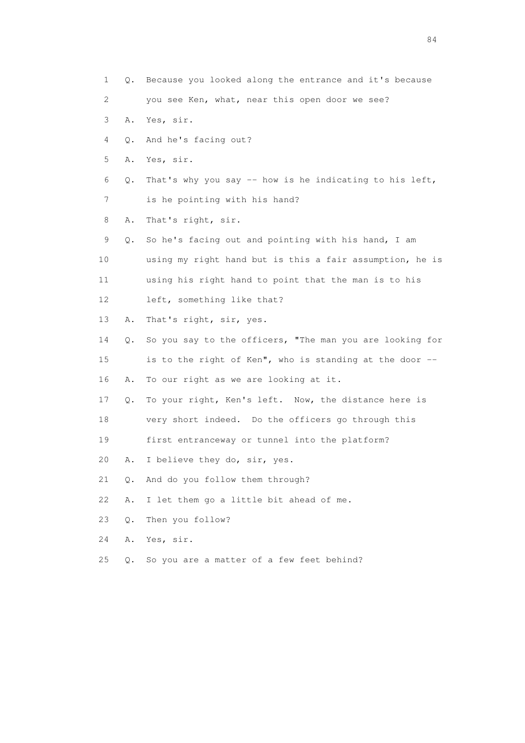1 Q. Because you looked along the entrance and it's because

2 you see Ken, what, near this open door we see?

3 A. Yes, sir.

4 Q. And he's facing out?

5 A. Yes, sir.

6 Q. That's why you say -- how is he indicating to his left,

7 is he pointing with his hand?

8 A. That's right, sir.

9 Q. So he's facing out and pointing with his hand, I am

10 using my right hand but is this a fair assumption, he is

11 using his right hand to point that the man is to his

12 left, something like that?

13 A. That's right, sir, yes.

14 Q. So you say to the officers, "The man you are looking for

15 is to the right of Ken", who is standing at the door --

16 A. To our right as we are looking at it.

17 Q. To your right, Ken's left. Now, the distance here is

18 very short indeed. Do the officers go through this

19 first entranceway or tunnel into the platform?

20 A. I believe they do, sir, yes.

21 Q. And do you follow them through?

22 A. I let them go a little bit ahead of me.

23 Q. Then you follow?

24 A. Yes, sir.

25 Q. So you are a matter of a few feet behind?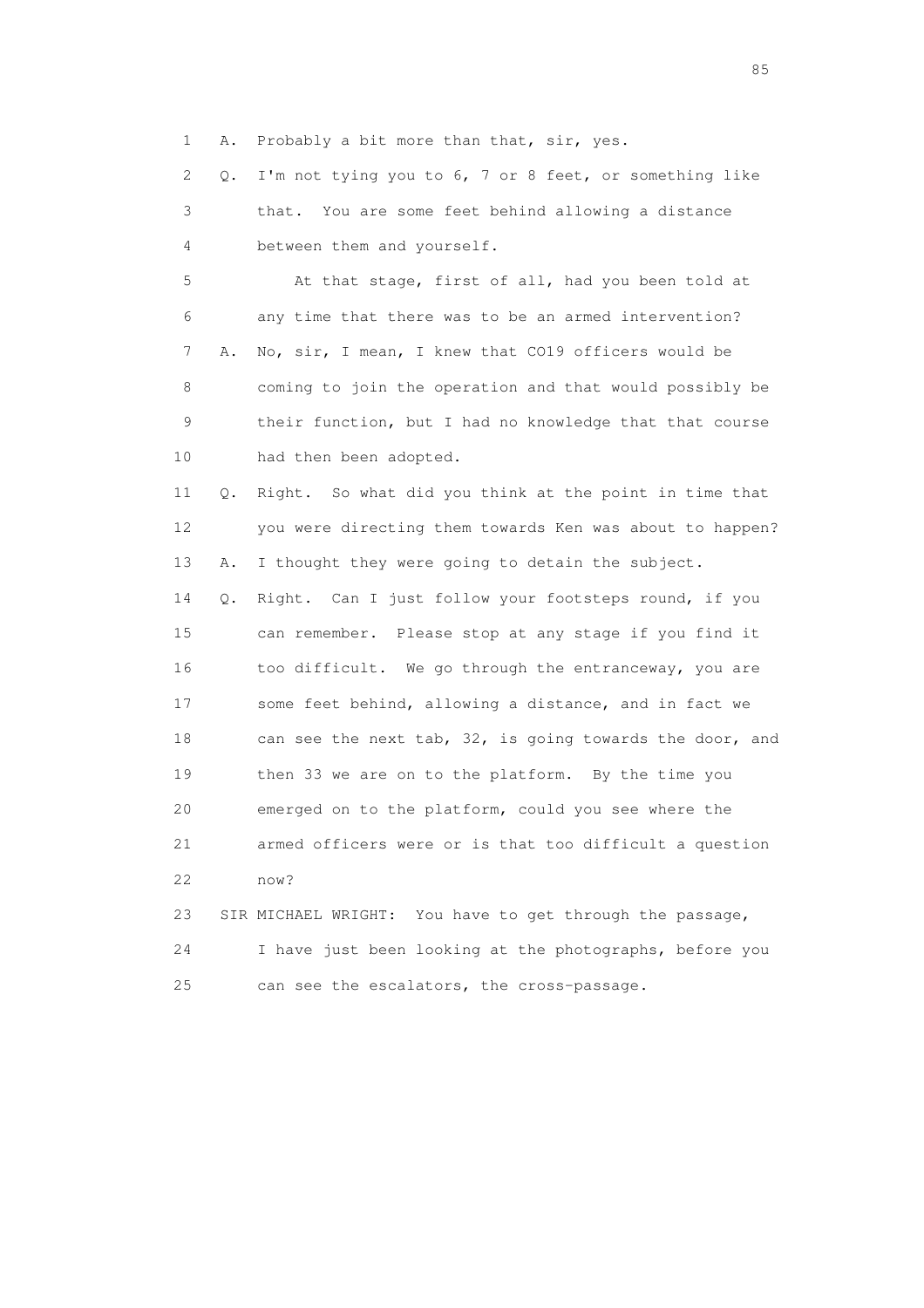1 A. Probably a bit more than that, sir, yes.

2 Q. I'm not tying you to 6, 7 or 8 feet, or something like

3 that. You are some feet behind allowing a distance

4 between them and yourself.

5 At that stage, first of all, had you been told at

6 any time that there was to be an armed intervention?

7 A. No, sir, I mean, I knew that CO19 officers would be

8 coming to join the operation and that would possibly be

9 their function, but I had no knowledge that that course

10 had then been adopted.

11 Q. Right. So what did you think at the point in time that

12 you were directing them towards Ken was about to happen?

13 A. I thought they were going to detain the subject.

14 Q. Right. Can I just follow your footsteps round, if you

15 can remember. Please stop at any stage if you find it

16 too difficult. We go through the entranceway, you are

17 some feet behind, allowing a distance, and in fact we

18 can see the next tab, 32, is going towards the door, and

19 then 33 we are on to the platform. By the time you

20 emerged on to the platform, could you see where the

21 armed officers were or is that too difficult a question

22 now?

23 SIR MICHAEL WRIGHT: You have to get through the passage,

24 I have just been looking at the photographs, before you

25 can see the escalators, the cross-passage.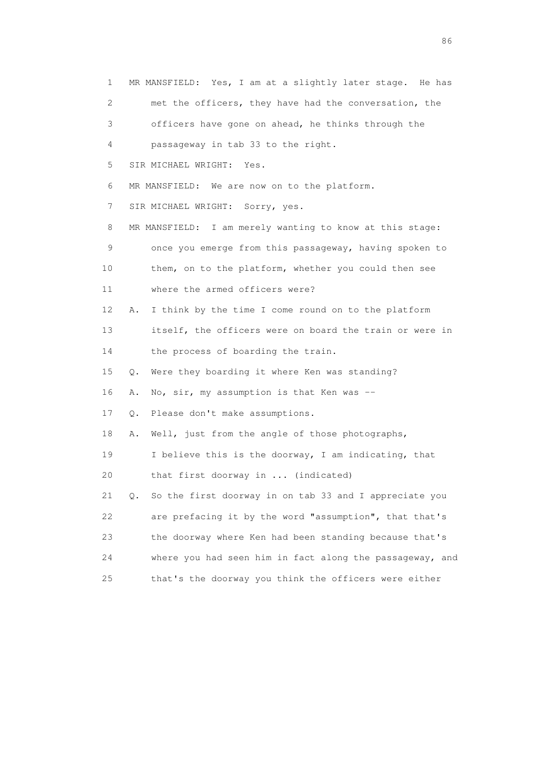1 MR MANSFIELD: Yes, I am at a slightly later stage. He has
2 met the officers, they have had the conversation, the
3 officers have gone on ahead, he thinks through the
4 passageway in tab 33 to the right.
5 SIR MICHAEL WRIGHT: Yes.
6 MR MANSFIELD: We are now on to the platform.
7 SIR MICHAEL WRIGHT: Sorry, yes.
8 MR MANSFIELD: I am merely wanting to know at this stage:
9 once you emerge from this passageway, having spoken to
10 them, on to the platform, whether you could then see
11 where the armed officers were?
12 A. I think by the time I come round on to the platform
13 itself, the officers were on board the train or were in
14 the process of boarding the train.
15 Q. Were they boarding it where Ken was standing?
16 A. No, sir, my assumption is that Ken was --
17 Q. Please don't make assumptions.
18 A. Well, just from the angle of those photographs,
19 I believe this is the doorway, I am indicating, that
20 that first doorway in ... (indicated)
21 Q. So the first doorway in on tab 33 and I appreciate you
22 are prefacing it by the word "assumption", that that's
23 the doorway where Ken had been standing because that's
24 where you had seen him in fact along the passageway, and
25 that's the doorway you think the officers were either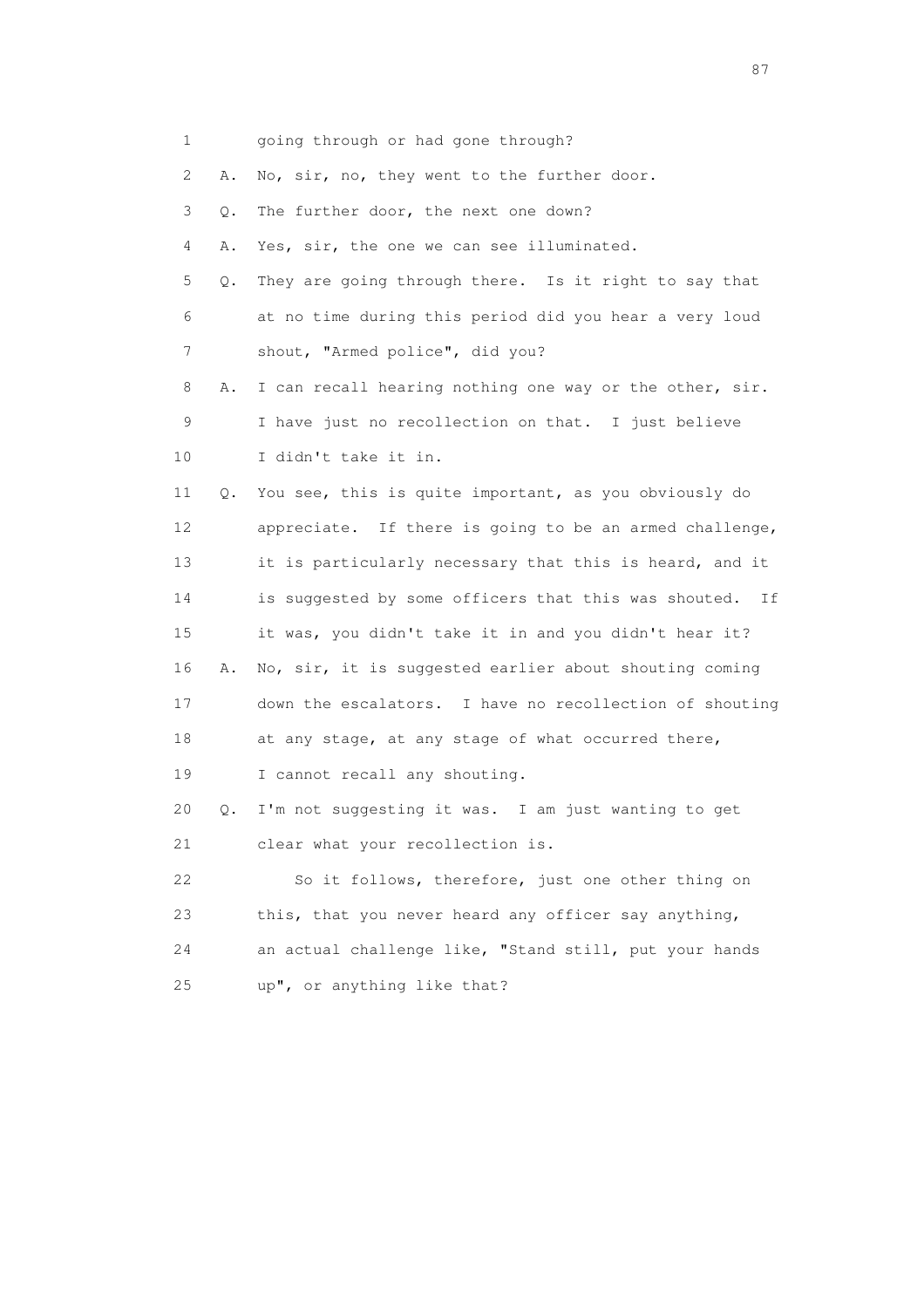1 going through or had gone through?

2 A. No, sir, no, they went to the further door.

3 Q. The further door, the next one down?

4 A. Yes, sir, the one we can see illuminated.

5 Q. They are going through there. Is it right to say that
6 at no time during this period did you hear a very loud
7 shout, "Armed police", did you?

8 A. I can recall hearing nothing one way or the other, sir.
9 I have just no recollection on that. I just believe
10 I didn't take it in.

11 Q. You see, this is quite important, as you obviously do
12 appreciate. If there is going to be an armed challenge,
13 it is particularly necessary that this is heard, and it
14 is suggested by some officers that this was shouted. If
15 it was, you didn't take it in and you didn't hear it?

16 A. No, sir, it is suggested earlier about shouting coming
17 down the escalators. I have no recollection of shouting
18 at any stage, at any stage of what occurred there,
19 I cannot recall any shouting.

20 Q. I'm not suggesting it was. I am just wanting to get
21 clear what your recollection is.

22 So it follows, therefore, just one other thing on
23 this, that you never heard any officer say anything,
24 an actual challenge like, "Stand still, put your hands
25 up", or anything like that?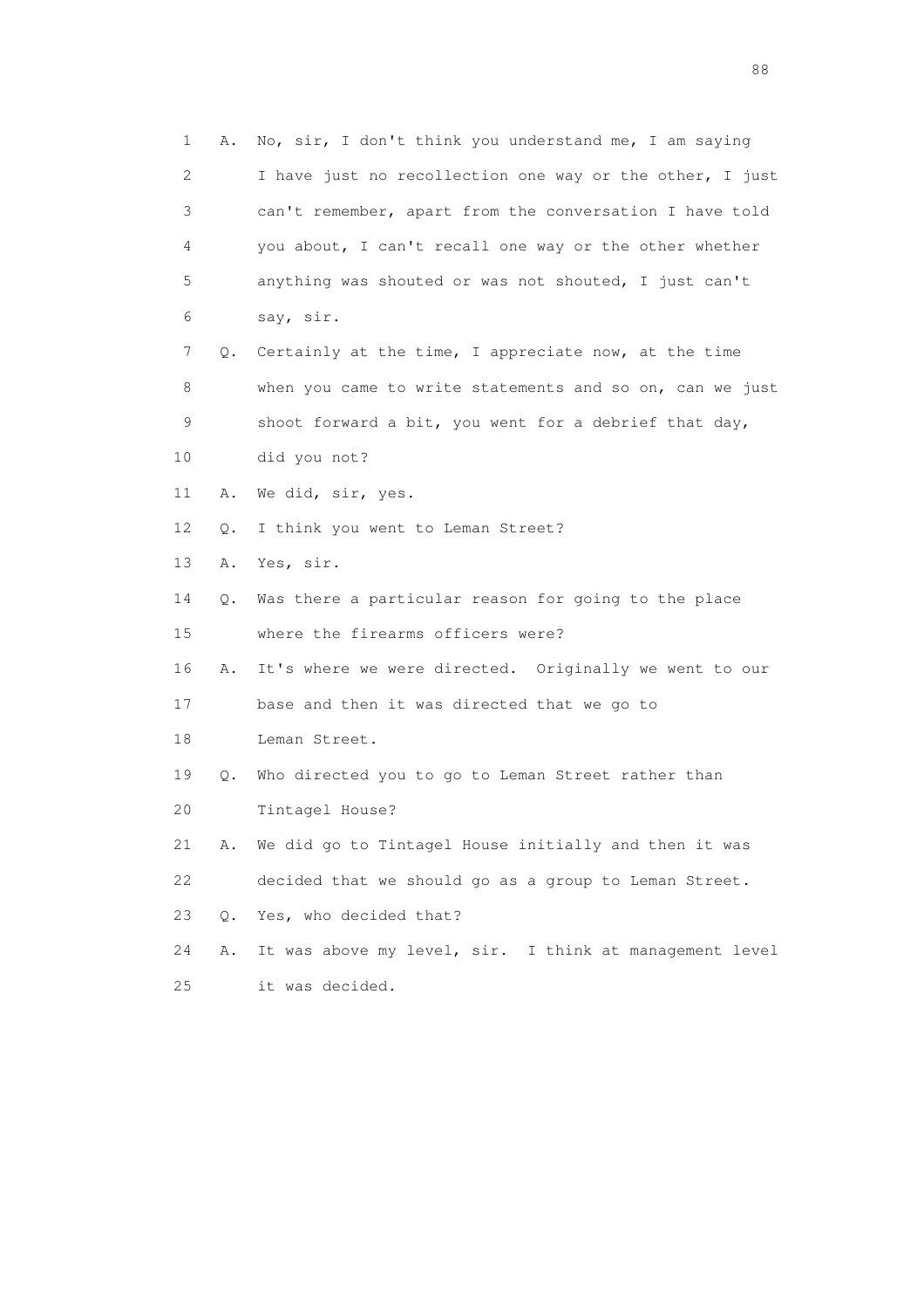1 A. No, sir, I don't think you understand me, I am saying
2 I have just no recollection one way or the other, I just
3 can't remember, apart from the conversation I have told
4 you about, I can't recall one way or the other whether
5 anything was shouted or was not shouted, I just can't
6 say, sir.
7 Q. Certainly at the time, I appreciate now, at the time
8 when you came to write statements and so on, can we just
9 shoot forward a bit, you went for a debrief that day,
10 did you not?
11 A. We did, sir, yes.
12 Q. I think you went to Leman Street?
13 A. Yes, sir.
14 Q. Was there a particular reason for going to the place
15 where the firearms officers were?
16 A. It's where we were directed. Originally we went to our
17 base and then it was directed that we go to
18 Leman Street.
19 Q. Who directed you to go to Leman Street rather than
20 Tintagel House?
21 A. We did go to Tintagel House initially and then it was
22 decided that we should go as a group to Leman Street.
23 Q. Yes, who decided that?
24 A. It was above my level, sir. I think at management level
25 it was decided.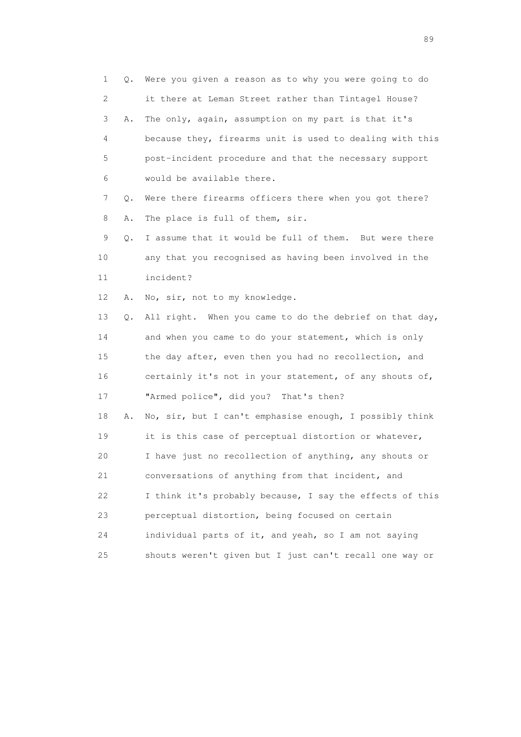1 Q. Were you given a reason as to why you were going to do
2 it there at Leman Street rather than Tintagel House?
3 A. The only, again, assumption on my part is that it's
4 because they, firearms unit is used to dealing with this
5 post-incident procedure and that the necessary support
6 would be available there.
7 Q. Were there firearms officers there when you got there?
8 A. The place is full of them, sir.
9 Q. I assume that it would be full of them. But were there
10 any that you recognised as having been involved in the
11 incident?
12 A. No, sir, not to my knowledge.
13 Q. All right. When you came to do the debrief on that day,
14 and when you came to do your statement, which is only
15 the day after, even then you had no recollection, and
16 certainly it's not in your statement, of any shouts of,
17 "Armed police", did you? That's then?
18 A. No, sir, but I can't emphasise enough, I possibly think
19 it is this case of perceptual distortion or whatever,
20 I have just no recollection of anything, any shouts or
21 conversations of anything from that incident, and
22 I think it's probably because, I say the effects of this
23 perceptual distortion, being focused on certain
24 individual parts of it, and yeah, so I am not saying
25 shouts weren't given but I just can't recall one way or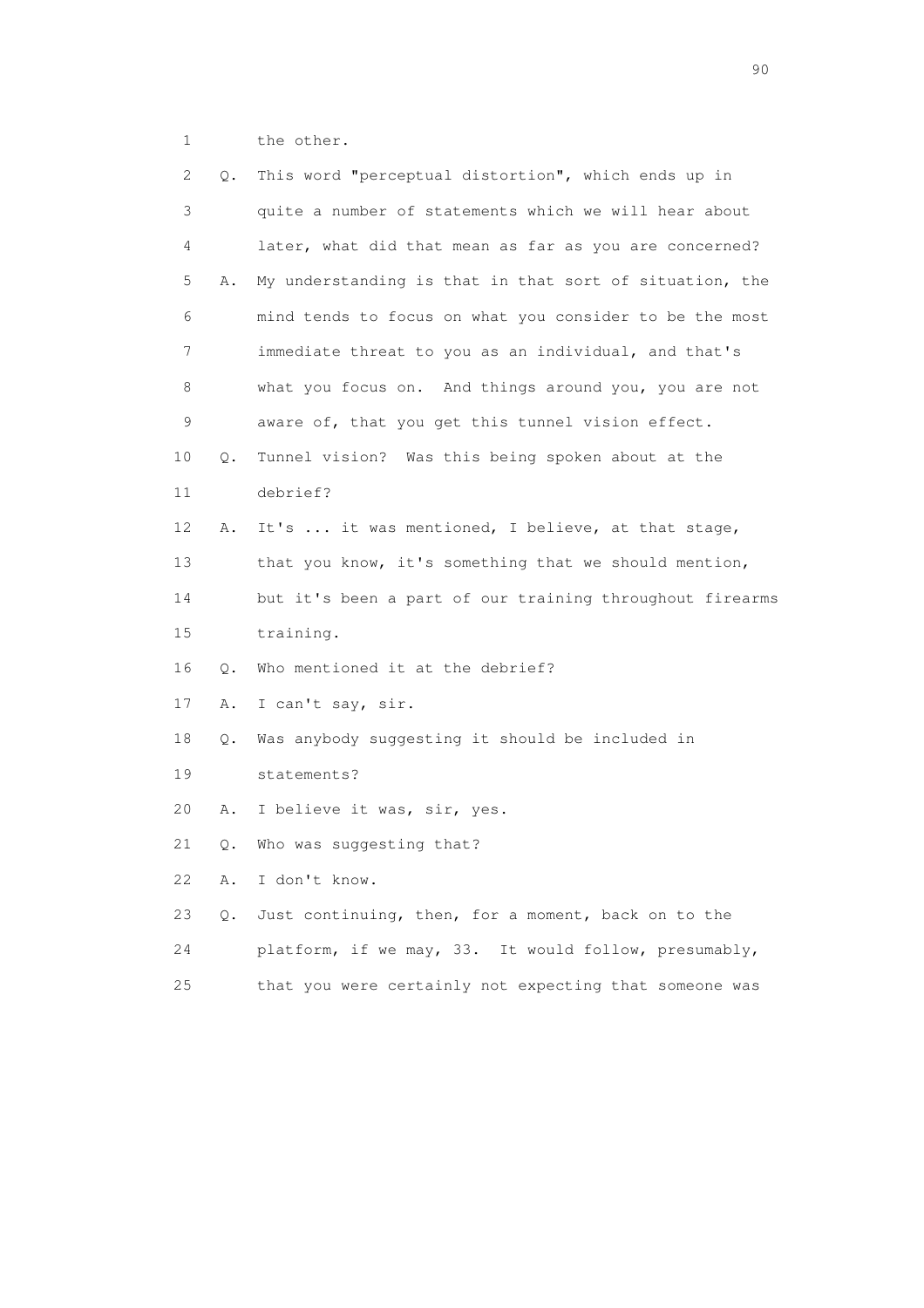1 the other.

2 Q. This word "perceptual distortion", which ends up in
3 quite a number of statements which we will hear about
4 later, what did that mean as far as you are concerned?

5 A. My understanding is that in that sort of situation, the
6 mind tends to focus on what you consider to be the most
7 immediate threat to you as an individual, and that's
8 what you focus on. And things around you, you are not
9 aware of, that you get this tunnel vision effect.

10 Q. Tunnel vision? Was this being spoken about at the
11 debrief?

12 A. It's ... it was mentioned, I believe, at that stage,
13 that you know, it's something that we should mention,
14 but it's been a part of our training throughout firearms
15 training.

16 Q. Who mentioned it at the debrief?

17 A. I can't say, sir.

18 Q. Was anybody suggesting it should be included in
19 statements?

20 A. I believe it was, sir, yes.

21 Q. Who was suggesting that?

22 A. I don't know.

23 Q. Just continuing, then, for a moment, back on to the
24 platform, if we may, 33. It would follow, presumably,
25 that you were certainly not expecting that someone was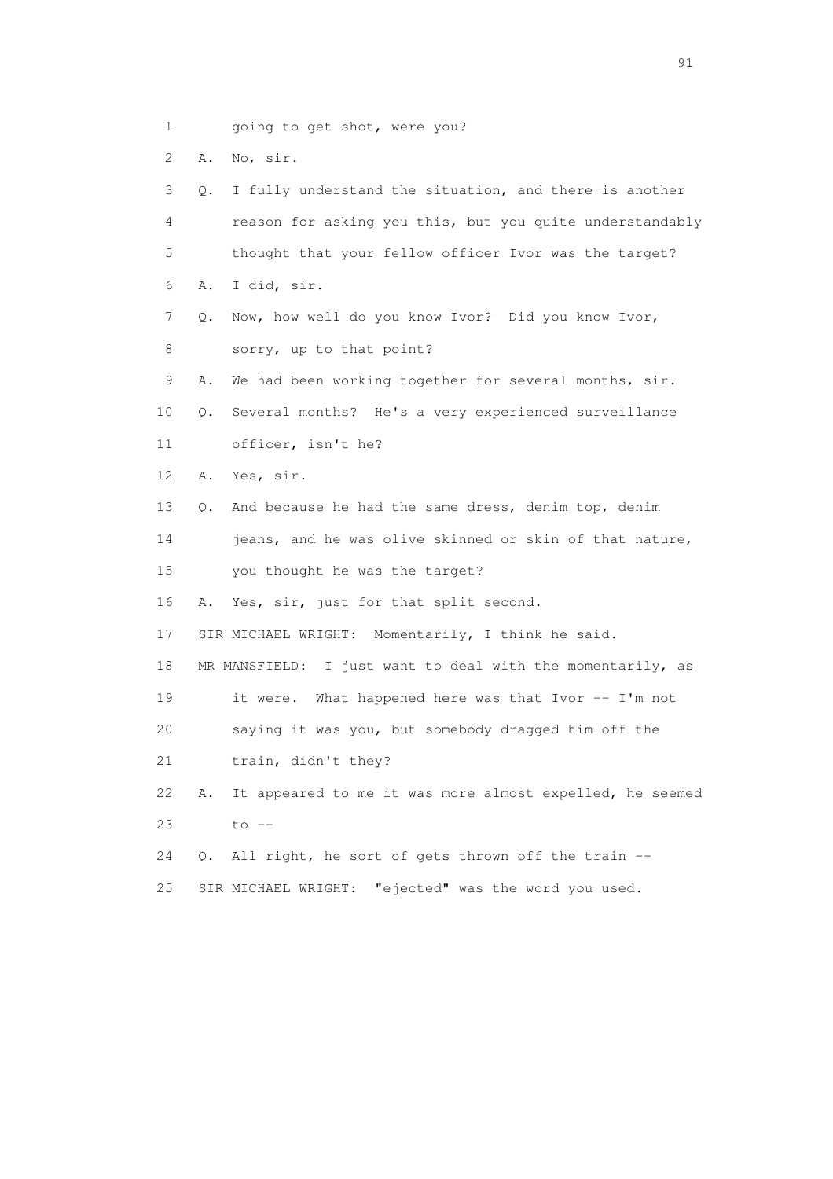1 going to get shot, were you?

2 A. No, sir.

3 Q. I fully understand the situation, and there is another

4 reason for asking you this, but you quite understandably

5 thought that your fellow officer Ivor was the target?

6 A. I did, sir.

7 Q. Now, how well do you know Ivor? Did you know Ivor,

8 sorry, up to that point?

9 A. We had been working together for several months, sir.

10 Q. Several months? He's a very experienced surveillance

11 officer, isn't he?

12 A. Yes, sir.

13 Q. And because he had the same dress, denim top, denim

14 jeans, and he was olive skinned or skin of that nature,

15 you thought he was the target?

16 A. Yes, sir, just for that split second.

17 SIR MICHAEL WRIGHT: Momentarily, I think he said.

18 MR MANSFIELD: I just want to deal with the momentarily, as

19 it were. What happened here was that Ivor -- I'm not

20 saying it was you, but somebody dragged him off the

21 train, didn't they?

22 A. It appeared to me it was more almost expelled, he seemed

23 to --

24 Q. All right, he sort of gets thrown off the train --

25 SIR MICHAEL WRIGHT: "ejected" was the word you used.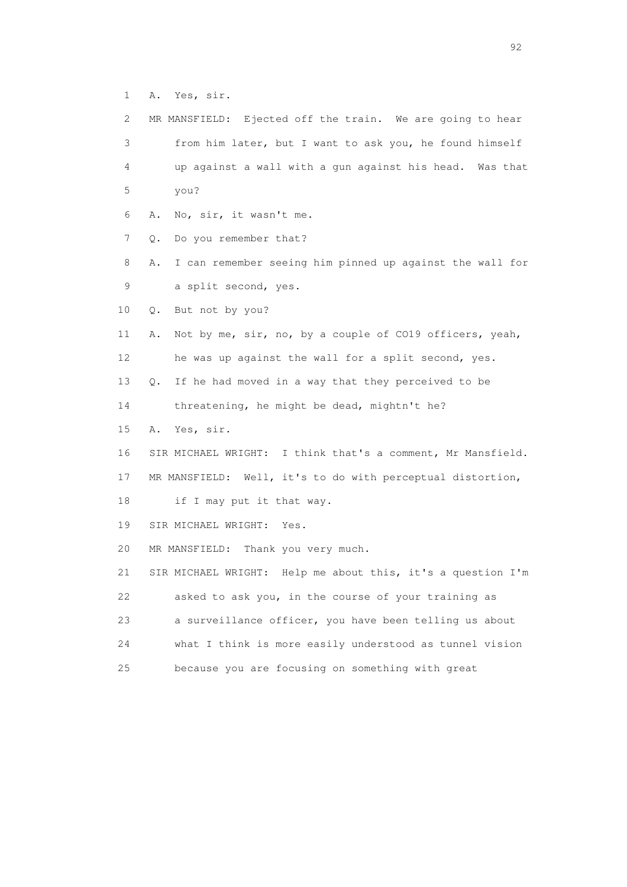1 A. Yes, sir.

2 MR MANSFIELD: Ejected off the train. We are going to hear

3 from him later, but I want to ask you, he found himself

4 up against a wall with a gun against his head. Was that

5 you?

6 A. No, sir, it wasn't me.

7 Q. Do you remember that?

8 A. I can remember seeing him pinned up against the wall for

9 a split second, yes.

10 Q. But not by you?

11 A. Not by me, sir, no, by a couple of CO19 officers, yeah,

12 he was up against the wall for a split second, yes.

13 Q. If he had moved in a way that they perceived to be

14 threatening, he might be dead, mightn't he?

15 A. Yes, sir.

16 SIR MICHAEL WRIGHT: I think that's a comment, Mr Mansfield.

17 MR MANSFIELD: Well, it's to do with perceptual distortion,

18 if I may put it that way.

19 SIR MICHAEL WRIGHT: Yes.

20 MR MANSFIELD: Thank you very much.

21 SIR MICHAEL WRIGHT: Help me about this, it's a question I'm

22 asked to ask you, in the course of your training as

23 a surveillance officer, you have been telling us about

24 what I think is more easily understood as tunnel vision

25 because you are focusing on something with great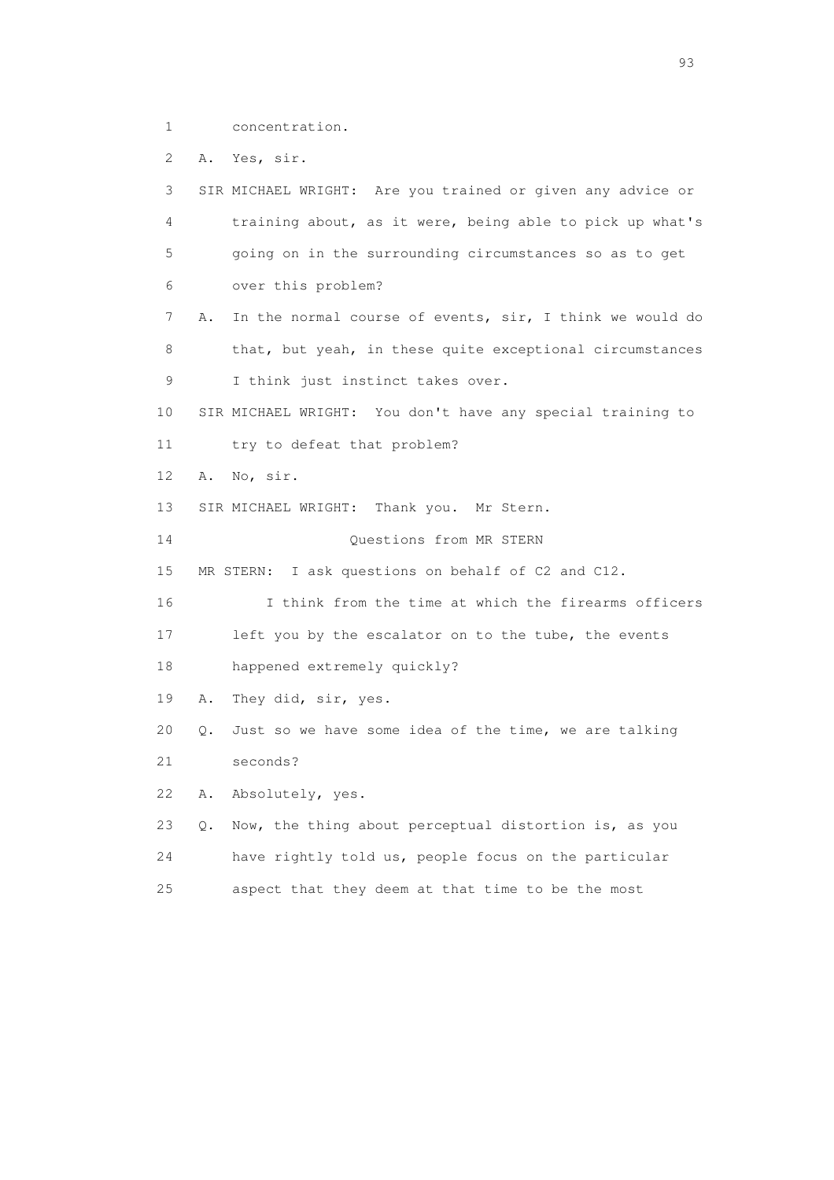1 concentration.

2 A. Yes, sir.

3 SIR MICHAEL WRIGHT: Are you trained or given any advice or

4 training about, as it were, being able to pick up what's

5 going on in the surrounding circumstances so as to get

6 over this problem?

7 A. In the normal course of events, sir, I think we would do

8 that, but yeah, in these quite exceptional circumstances

9 I think just instinct takes over.

10 SIR MICHAEL WRIGHT: You don't have any special training to

11 try to defeat that problem?

12 A. No, sir.

13 SIR MICHAEL WRIGHT: Thank you. Mr Stern.

14 Questions from MR STERN

15 MR STERN: I ask questions on behalf of C2 and C12.

16 I think from the time at which the firearms officers

17 left you by the escalator on to the tube, the events

18 happened extremely quickly?

19 A. They did, sir, yes.

20 Q. Just so we have some idea of the time, we are talking

21 seconds?

22 A. Absolutely, yes.

23 Q. Now, the thing about perceptual distortion is, as you

24 have rightly told us, people focus on the particular

25 aspect that they deem at that time to be the most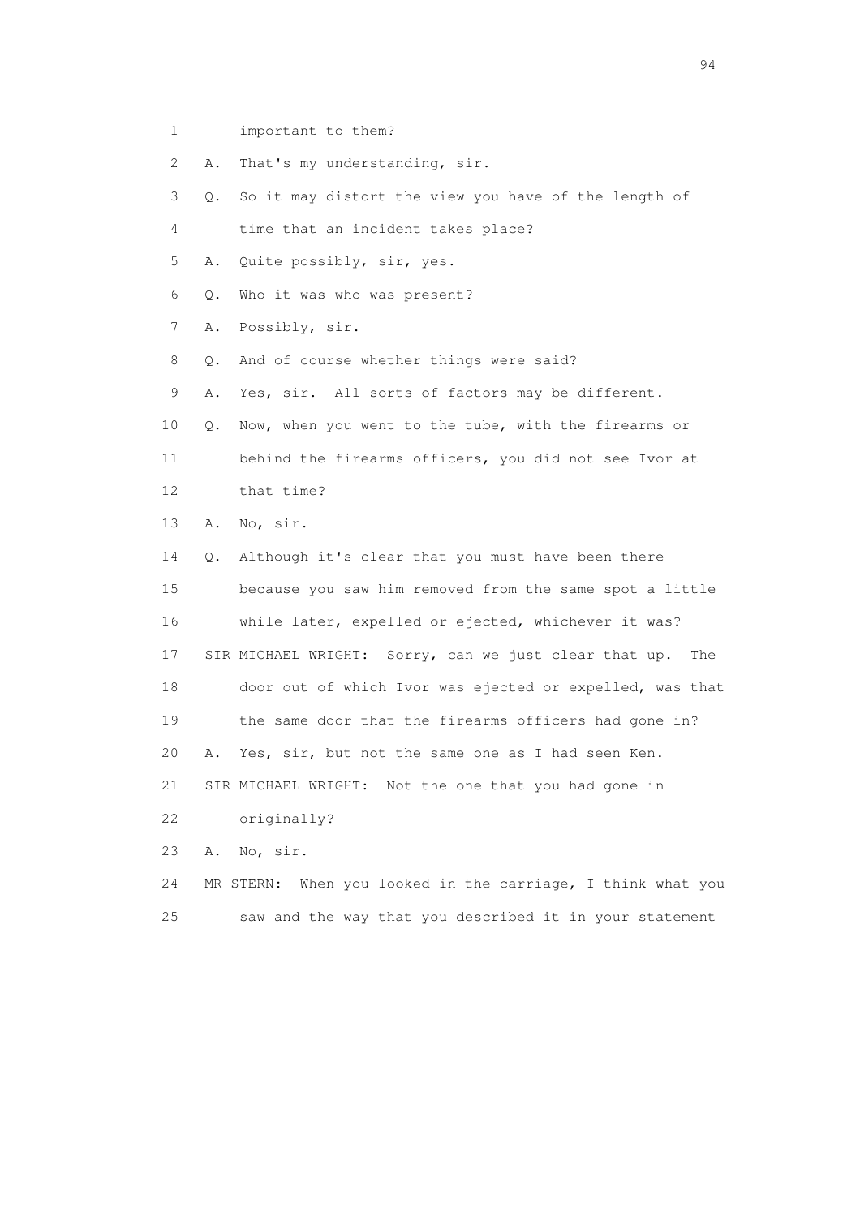1 important to them?

2 A. That's my understanding, sir.

3 Q. So it may distort the view you have of the length of

4 time that an incident takes place?

5 A. Quite possibly, sir, yes.

6 Q. Who it was who was present?

7 A. Possibly, sir.

8 Q. And of course whether things were said?

9 A. Yes, sir. All sorts of factors may be different.

10 Q. Now, when you went to the tube, with the firearms or

11 behind the firearms officers, you did not see Ivor at

12 that time?

13 A. No, sir.

14 Q. Although it's clear that you must have been there

15 because you saw him removed from the same spot a little

16 while later, expelled or ejected, whichever it was?

17 SIR MICHAEL WRIGHT: Sorry, can we just clear that up. The

18 door out of which Ivor was ejected or expelled, was that

19 the same door that the firearms officers had gone in?

20 A. Yes, sir, but not the same one as I had seen Ken.

21 SIR MICHAEL WRIGHT: Not the one that you had gone in

22 originally?

23 A. No, sir.

24 MR STERN: When you looked in the carriage, I think what you

25 saw and the way that you described it in your statement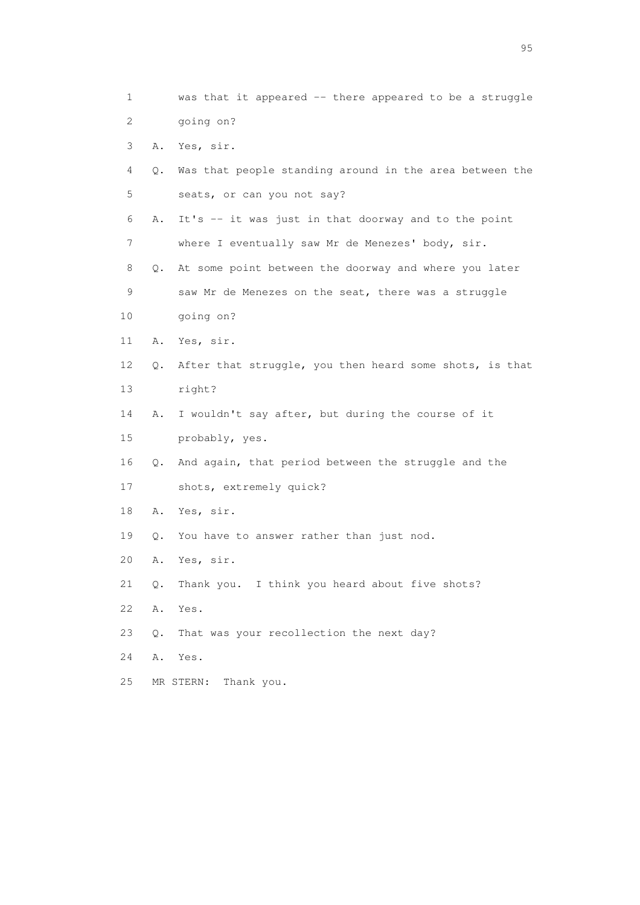1 was that it appeared -- there appeared to be a struggle
2 going on?

3 A. Yes, sir.

4 Q. Was that people standing around in the area between the
5 seats, or can you not say?

6 A. It's -- it was just in that doorway and to the point
7 where I eventually saw Mr de Menezes' body, sir.

8 Q. At some point between the doorway and where you later
9 saw Mr de Menezes on the seat, there was a struggle
10 going on?

11 A. Yes, sir.

12 Q. After that struggle, you then heard some shots, is that
13 right?

14 A. I wouldn't say after, but during the course of it
15 probably, yes.

16 Q. And again, that period between the struggle and the
17 shots, extremely quick?

18 A. Yes, sir.

19 Q. You have to answer rather than just nod.

20 A. Yes, sir.

21 Q. Thank you. I think you heard about five shots?

22 A. Yes.

23 Q. That was your recollection the next day?

24 A. Yes.

25 MR STERN: Thank you.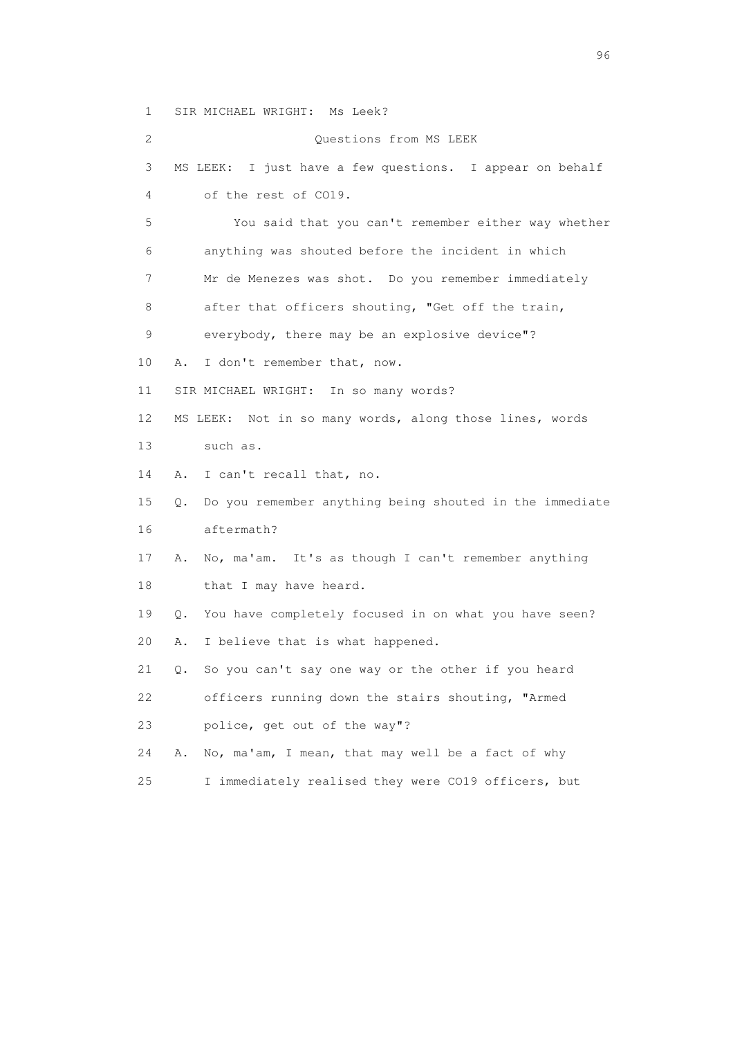1 SIR MICHAEL WRIGHT: Ms Leek?

2 Questions from MS LEEK

3 MS LEEK: I just have a few questions. I appear on behalf

4 of the rest of CO19.

5 You said that you can't remember either way whether

6 anything was shouted before the incident in which

7 Mr de Menezes was shot. Do you remember immediately

8 after that officers shouting, "Get off the train,

9 everybody, there may be an explosive device"?

10 A. I don't remember that, now.

11 SIR MICHAEL WRIGHT: In so many words?

12 MS LEEK: Not in so many words, along those lines, words

13 such as.

14 A. I can't recall that, no.

15 Q. Do you remember anything being shouted in the immediate

16 aftermath?

17 A. No, ma'am. It's as though I can't remember anything

18 that I may have heard.

19 Q. You have completely focused in on what you have seen?

20 A. I believe that is what happened.

21 Q. So you can't say one way or the other if you heard

22 officers running down the stairs shouting, "Armed

23 police, get out of the way"?

24 A. No, ma'am, I mean, that may well be a fact of why

25 I immediately realised they were CO19 officers, but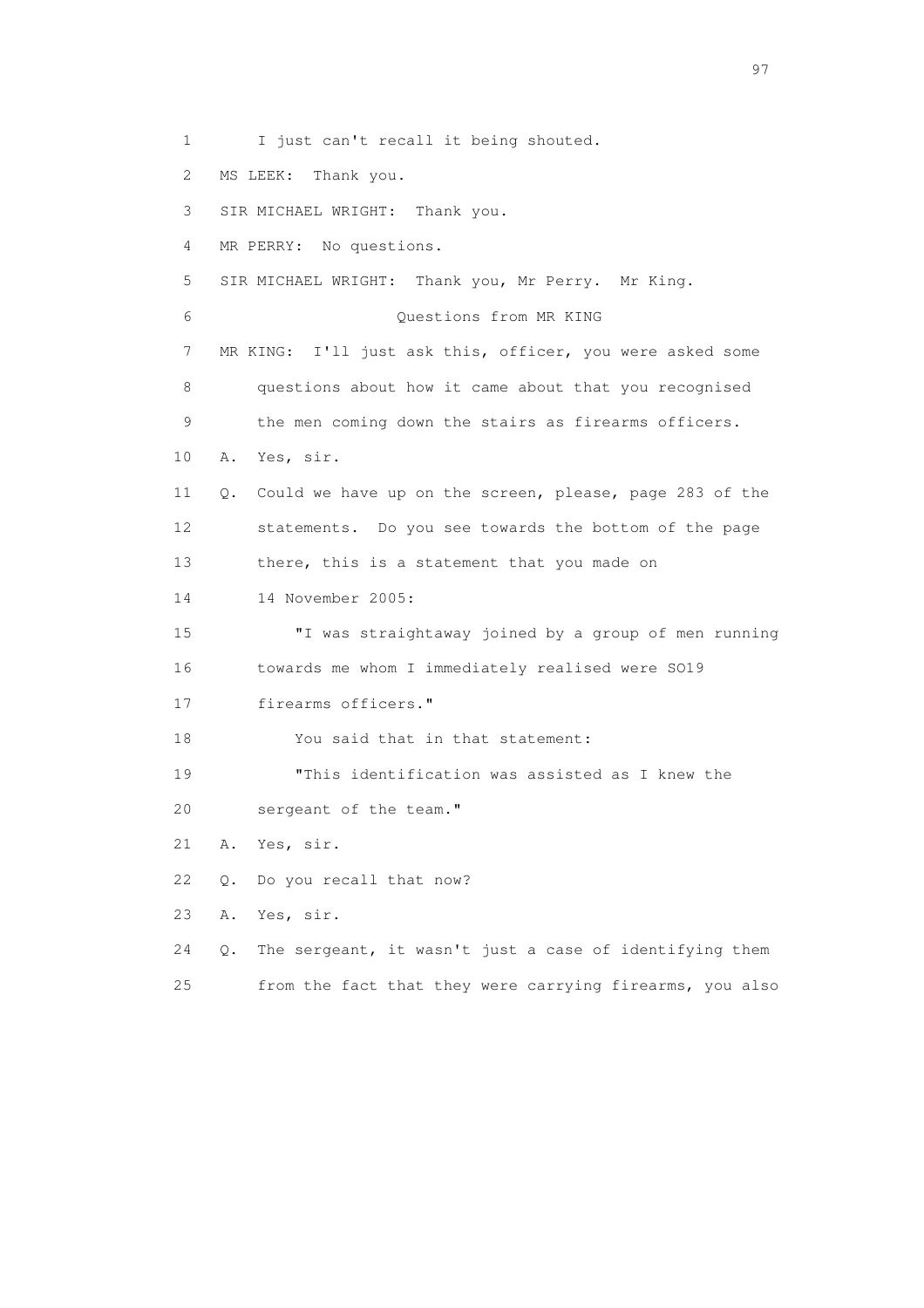1 I just can't recall it being shouted.

2 MS LEEK: Thank you.

3 SIR MICHAEL WRIGHT: Thank you.

4 MR PERRY: No questions.

5 SIR MICHAEL WRIGHT: Thank you, Mr Perry. Mr King.

6 Questions from MR KING

7 MR KING: I'll just ask this, officer, you were asked some

8 questions about how it came about that you recognised

9 the men coming down the stairs as firearms officers.

10 A. Yes, sir.

11 Q. Could we have up on the screen, please, page 283 of the

12 statements. Do you see towards the bottom of the page

13 there, this is a statement that you made on

14 14 November 2005:

15 "I was straightaway joined by a group of men running

16 towards me whom I immediately realised were SO19

17 firearms officers."

18 You said that in that statement:

19 "This identification was assisted as I knew the

20 sergeant of the team."

21 A. Yes, sir.

22 Q. Do you recall that now?

23 A. Yes, sir.

24 Q. The sergeant, it wasn't just a case of identifying them

25 from the fact that they were carrying firearms, you also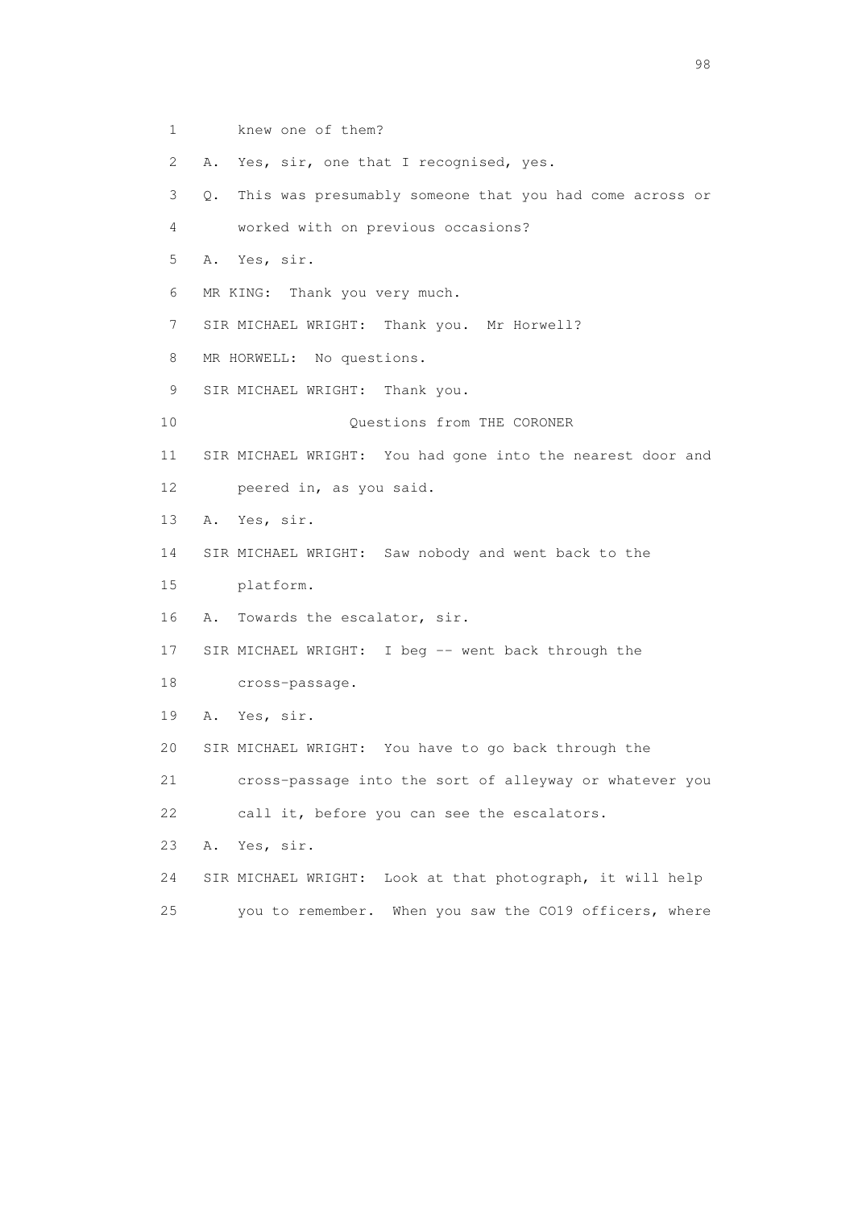1 knew one of them?

2 A. Yes, sir, one that I recognised, yes.

3 Q. This was presumably someone that you had come across or

4 worked with on previous occasions?

5 A. Yes, sir.

6 MR KING: Thank you very much.

7 SIR MICHAEL WRIGHT: Thank you. Mr Horwell?

8 MR HORWELL: No questions.

9 SIR MICHAEL WRIGHT: Thank you.

10 Questions from THE CORONER

11 SIR MICHAEL WRIGHT: You had gone into the nearest door and

12 peered in, as you said.

13 A. Yes, sir.

14 SIR MICHAEL WRIGHT: Saw nobody and went back to the

15 platform.

16 A. Towards the escalator, sir.

17 SIR MICHAEL WRIGHT: I beg -- went back through the

18 cross-passage.

19 A. Yes, sir.

20 SIR MICHAEL WRIGHT: You have to go back through the

21 cross-passage into the sort of alleyway or whatever you

22 call it, before you can see the escalators.

23 A. Yes, sir.

24 SIR MICHAEL WRIGHT: Look at that photograph, it will help

25 you to remember. When you saw the CO19 officers, where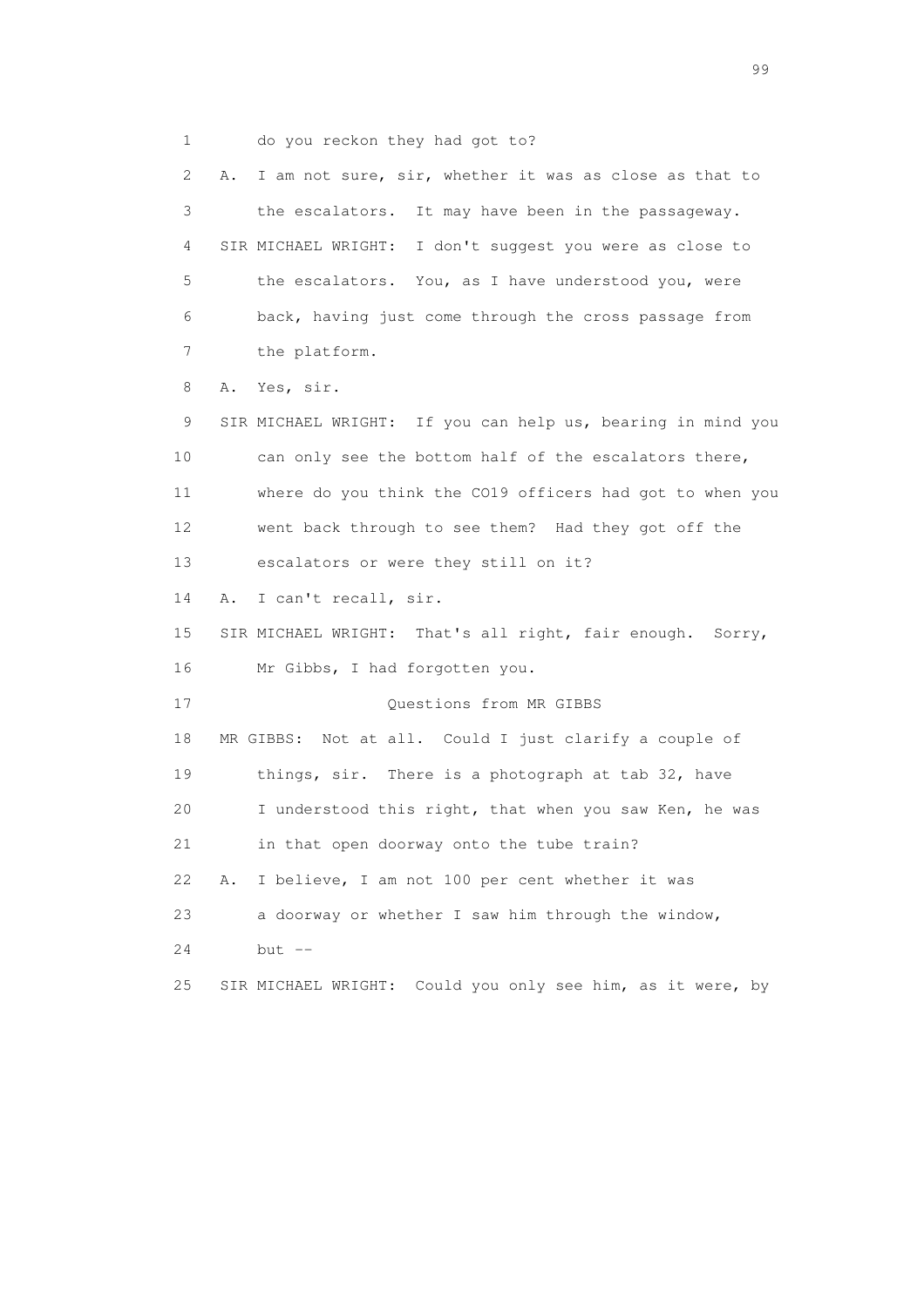1 do you reckon they had got to?

2 A. I am not sure, sir, whether it was as close as that to

3 the escalators. It may have been in the passageway.

4 SIR MICHAEL WRIGHT: I don't suggest you were as close to

5 the escalators. You, as I have understood you, were

6 back, having just come through the cross passage from

7 the platform.

8 A. Yes, sir.

9 SIR MICHAEL WRIGHT: If you can help us, bearing in mind you

10 can only see the bottom half of the escalators there,

11 where do you think the CO19 officers had got to when you

12 went back through to see them? Had they got off the

13 escalators or were they still on it?

14 A. I can't recall, sir.

15 SIR MICHAEL WRIGHT: That's all right, fair enough. Sorry,

16 Mr Gibbs, I had forgotten you.

17 Questions from MR GIBBS

18 MR GIBBS: Not at all. Could I just clarify a couple of

19 things, sir. There is a photograph at tab 32, have

20 I understood this right, that when you saw Ken, he was

21 in that open doorway onto the tube train?

22 A. I believe, I am not 100 per cent whether it was

23 a doorway or whether I saw him through the window,

24 but --

25 SIR MICHAEL WRIGHT: Could you only see him, as it were, by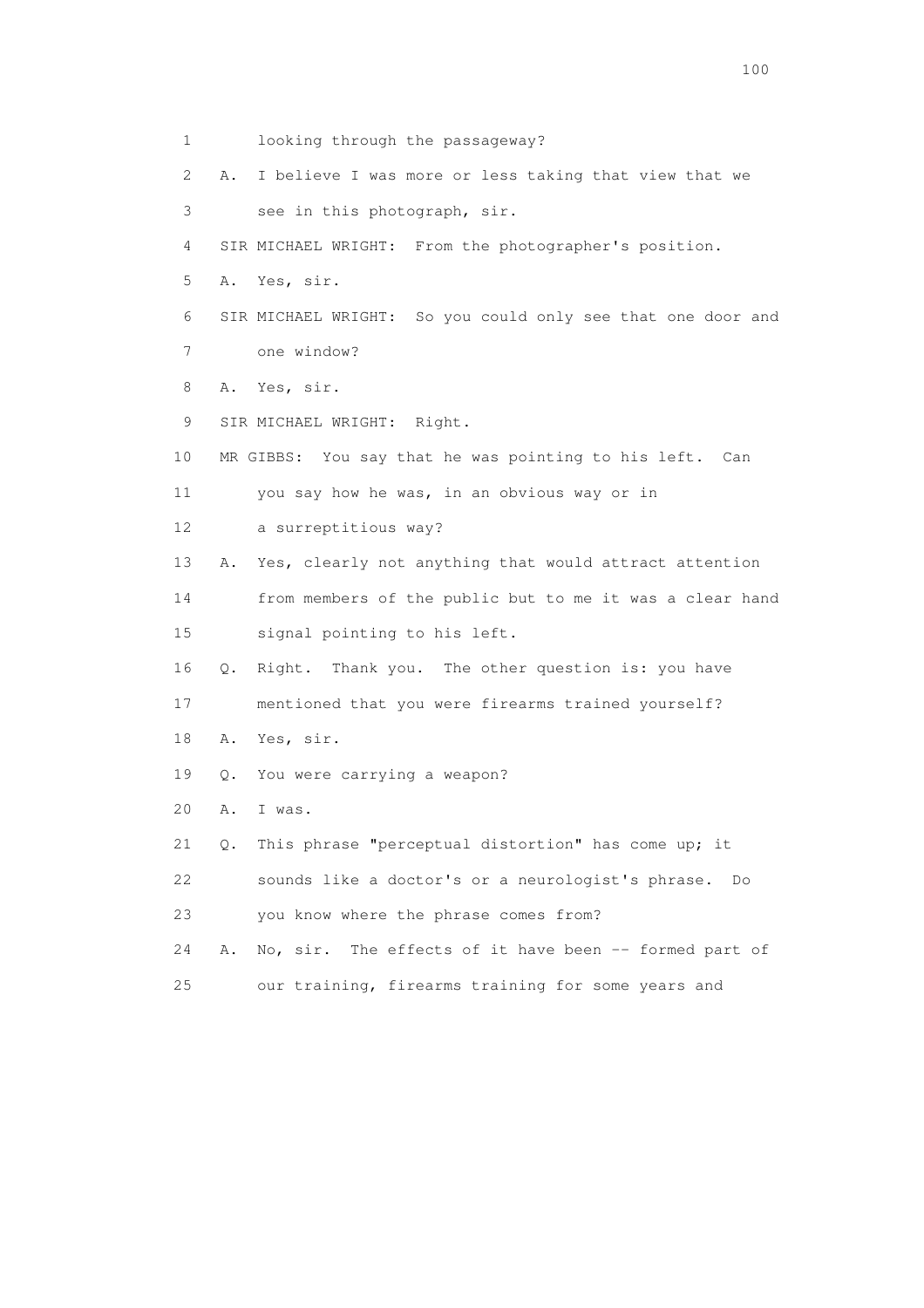1 looking through the passageway?

2 A. I believe I was more or less taking that view that we

3 see in this photograph, sir.

4 SIR MICHAEL WRIGHT: From the photographer's position.

5 A. Yes, sir.

6 SIR MICHAEL WRIGHT: So you could only see that one door and

7 one window?

8 A. Yes, sir.

9 SIR MICHAEL WRIGHT: Right.

10 MR GIBBS: You say that he was pointing to his left. Can

11 you say how he was, in an obvious way or in

12 a surreptitious way?

13 A. Yes, clearly not anything that would attract attention

14 from members of the public but to me it was a clear hand

15 signal pointing to his left.

16 Q. Right. Thank you. The other question is: you have

17 mentioned that you were firearms trained yourself?

18 A. Yes, sir.

19 Q. You were carrying a weapon?

20 A. I was.

21 Q. This phrase "perceptual distortion" has come up; it

22 sounds like a doctor's or a neurologist's phrase. Do

23 you know where the phrase comes from?

24 A. No, sir. The effects of it have been -- formed part of

25 our training, firearms training for some years and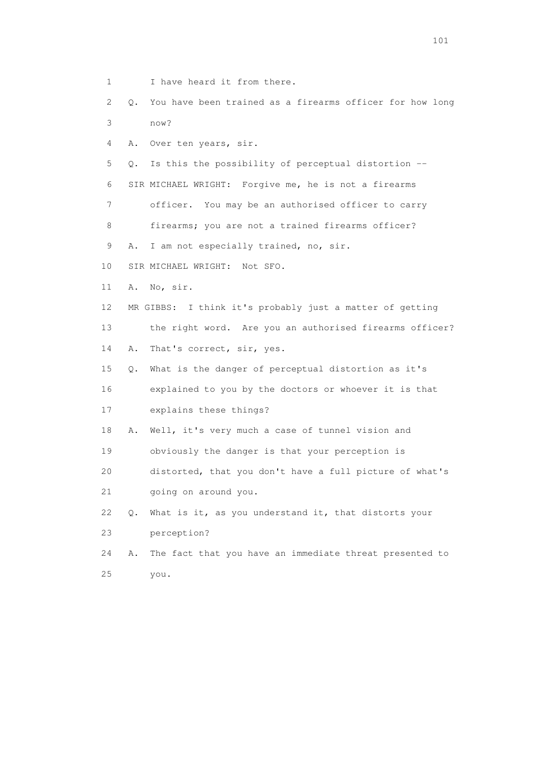1 I have heard it from there.

2 Q. You have been trained as a firearms officer for how long

3 now?

4 A. Over ten years, sir.

5 Q. Is this the possibility of perceptual distortion --

6 SIR MICHAEL WRIGHT: Forgive me, he is not a firearms

7 officer. You may be an authorised officer to carry

8 firearms; you are not a trained firearms officer?

9 A. I am not especially trained, no, sir.

10 SIR MICHAEL WRIGHT: Not SFO.

11 A. No, sir.

12 MR GIBBS: I think it's probably just a matter of getting

13 the right word. Are you an authorised firearms officer?

14 A. That's correct, sir, yes.

15 Q. What is the danger of perceptual distortion as it's

16 explained to you by the doctors or whoever it is that

17 explains these things?

18 A. Well, it's very much a case of tunnel vision and

19 obviously the danger is that your perception is

20 distorted, that you don't have a full picture of what's

21 going on around you.

22 Q. What is it, as you understand it, that distorts your

23 perception?

24 A. The fact that you have an immediate threat presented to

25 you.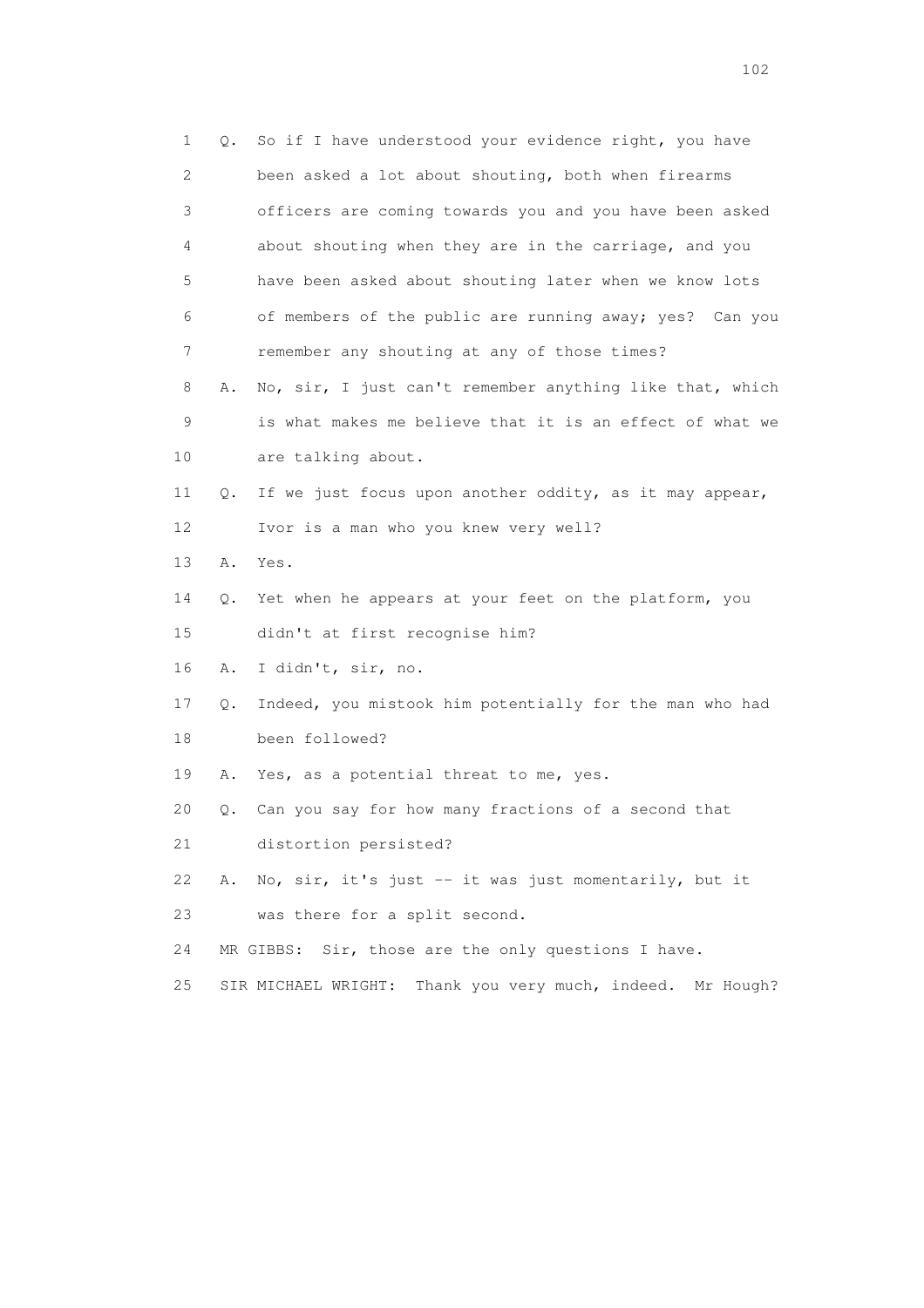1 Q. So if I have understood your evidence right, you have
2 been asked a lot about shouting, both when firearms
3 officers are coming towards you and you have been asked
4 about shouting when they are in the carriage, and you
5 have been asked about shouting later when we know lots
6 of members of the public are running away; yes? Can you
7 remember any shouting at any of those times?
8 A. No, sir, I just can't remember anything like that, which
9 is what makes me believe that it is an effect of what we
10 are talking about.
11 Q. If we just focus upon another oddity, as it may appear,
12 Ivor is a man who you knew very well?
13 A. Yes.
14 Q. Yet when he appears at your feet on the platform, you
15 didn't at first recognise him?
16 A. I didn't, sir, no.
17 Q. Indeed, you mistook him potentially for the man who had
18 been followed?
19 A. Yes, as a potential threat to me, yes.
20 Q. Can you say for how many fractions of a second that
21 distortion persisted?
22 A. No, sir, it's just -- it was just momentarily, but it
23 was there for a split second.
24 MR GIBBS: Sir, those are the only questions I have.
25 SIR MICHAEL WRIGHT: Thank you very much, indeed. Mr Hough?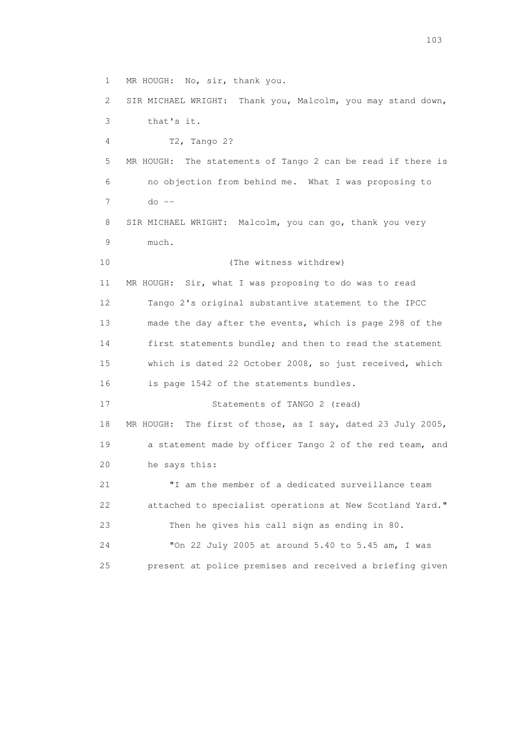1 MR HOUGH: No, sir, thank you.

2 SIR MICHAEL WRIGHT: Thank you, Malcolm, you may stand down,

3 that's it.

4 T2, Tango 2?

5 MR HOUGH: The statements of Tango 2 can be read if there is

6 no objection from behind me. What I was proposing to

7 do --

8 SIR MICHAEL WRIGHT: Malcolm, you can go, thank you very

9 much.

10 (The witness withdrew)

11 MR HOUGH: Sir, what I was proposing to do was to read

12 Tango 2's original substantive statement to the IPCC

13 made the day after the events, which is page 298 of the

14 first statements bundle; and then to read the statement

15 which is dated 22 October 2008, so just received, which

16 is page 1542 of the statements bundles.

17 Statements of TANGO 2 (read)

18 MR HOUGH: The first of those, as I say, dated 23 July 2005,

19 a statement made by officer Tango 2 of the red team, and

20 he says this:

21 "I am the member of a dedicated surveillance team

22 attached to specialist operations at New Scotland Yard."

23 Then he gives his call sign as ending in 80.

24 "On 22 July 2005 at around 5.40 to 5.45 am, I was

25 present at police premises and received a briefing given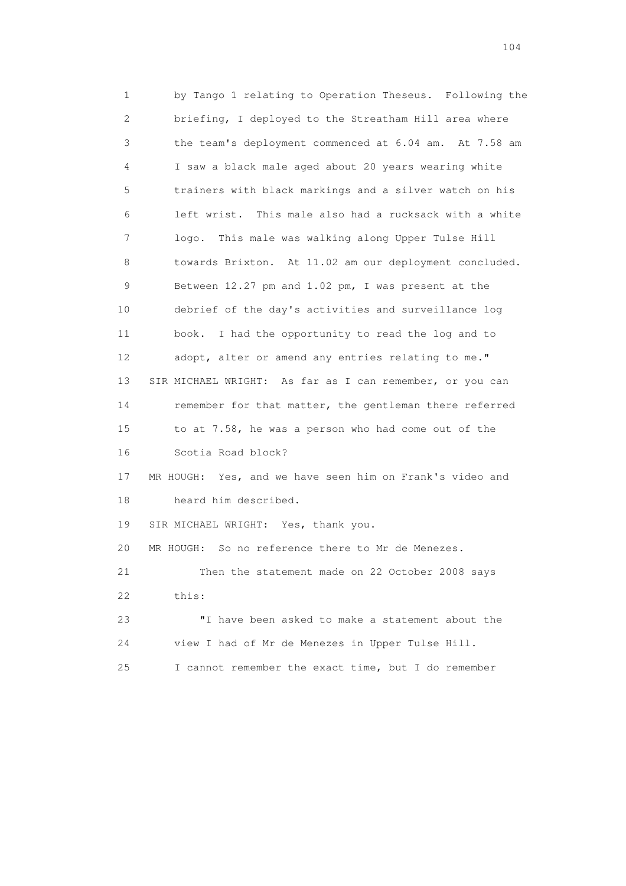1 by Tango 1 relating to Operation Theseus. Following the
2 briefing, I deployed to the Streatham Hill area where
3 the team's deployment commenced at 6.04 am. At 7.58 am
4 I saw a black male aged about 20 years wearing white
5 trainers with black markings and a silver watch on his
6 left wrist. This male also had a rucksack with a white
7 logo. This male was walking along Upper Tulse Hill
8 towards Brixton. At 11.02 am our deployment concluded.
9 Between 12.27 pm and 1.02 pm, I was present at the
10 debrief of the day's activities and surveillance log
11 book. I had the opportunity to read the log and to
12 adopt, alter or amend any entries relating to me."
13 SIR MICHAEL WRIGHT: As far as I can remember, or you can
14 remember for that matter, the gentleman there referred
15 to at 7.58, he was a person who had come out of the
16 Scotia Road block?
17 MR HOUGH: Yes, and we have seen him on Frank's video and
18 heard him described.
19 SIR MICHAEL WRIGHT: Yes, thank you.
20 MR HOUGH: So no reference there to Mr de Menezes.
21 Then the statement made on 22 October 2008 says
22 this:
23 "I have been asked to make a statement about the
24 view I had of Mr de Menezes in Upper Tulse Hill.
25 I cannot remember the exact time, but I do remember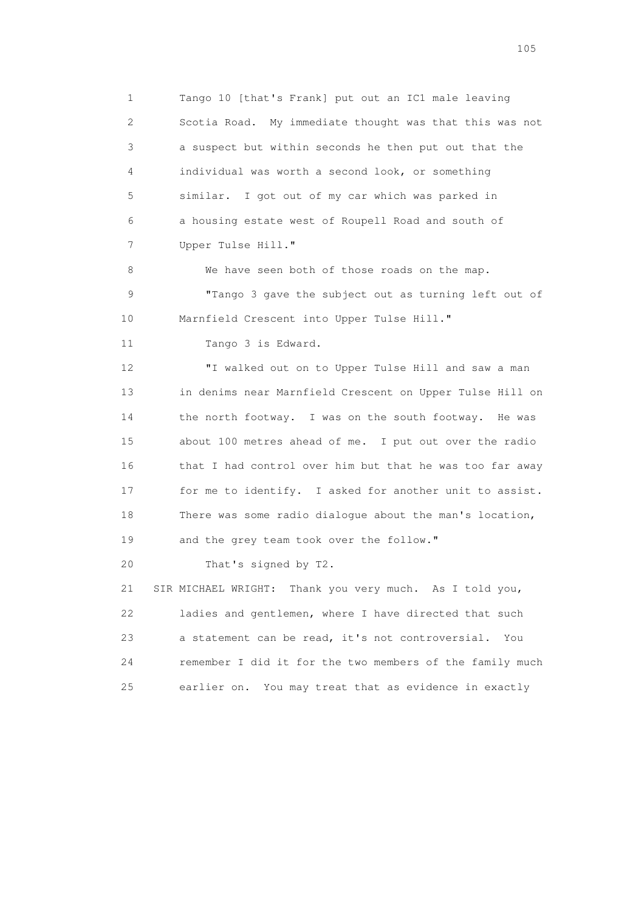Tango 10 [that's Frank] put out an IC1 male leaving Scotia Road. My immediate thought was that this was not a suspect but within seconds he then put out that the individual was worth a second look, or something similar. I got out of my car which was parked in a housing estate west of Roupell Road and south of Upper Tulse Hill."

We have seen both of those roads on the map.

"Tango 3 gave the subject out as turning left out of Marnfield Crescent into Upper Tulse Hill."

Tango 3 is Edward.

"I walked out on to Upper Tulse Hill and saw a man in denims near Marnfield Crescent on Upper Tulse Hill on the north footway. I was on the south footway. He was about 100 metres ahead of me. I put out over the radio that I had control over him but that he was too far away for me to identify. I asked for another unit to assist. There was some radio dialogue about the man's location, and the grey team took over the follow."

That's signed by T2.

SIR MICHAEL WRIGHT: Thank you very much. As I told you, ladies and gentlemen, where I have directed that such a statement can be read, it's not controversial. You remember I did it for the two members of the family much earlier on. You may treat that as evidence in exactly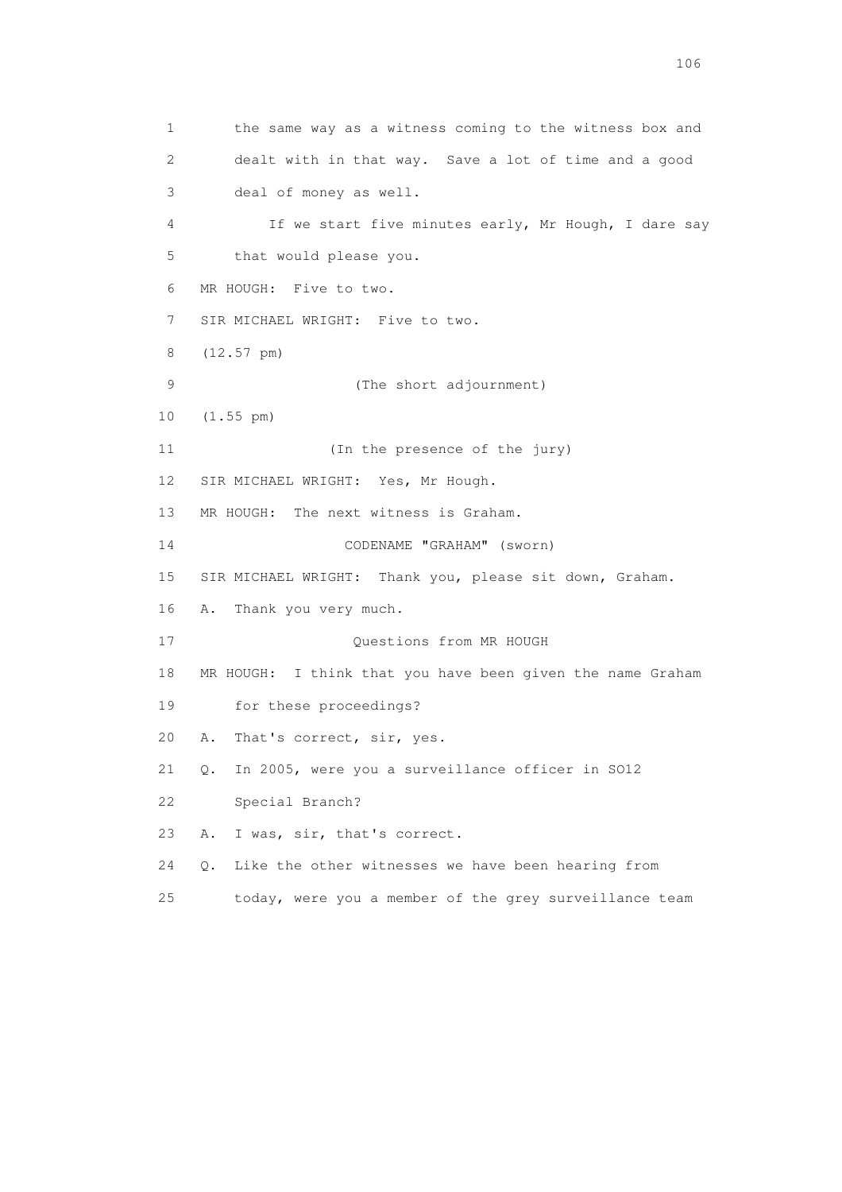1 the same way as a witness coming to the witness box and

2 dealt with in that way. Save a lot of time and a good

3 deal of money as well.

4 If we start five minutes early, Mr Hough, I dare say

5 that would please you.

6 MR HOUGH: Five to two.

7 SIR MICHAEL WRIGHT: Five to two.

8 (12.57 pm)

9 (The short adjournment)

10 (1.55 pm)

11 (In the presence of the jury)

12 SIR MICHAEL WRIGHT: Yes, Mr Hough.

13 MR HOUGH: The next witness is Graham.

14 CODENAME "GRAHAM" (sworn)

15 SIR MICHAEL WRIGHT: Thank you, please sit down, Graham.

16 A. Thank you very much.

17 Questions from MR HOUGH

18 MR HOUGH: I think that you have been given the name Graham

19 for these proceedings?

20 A. That's correct, sir, yes.

21 Q. In 2005, were you a surveillance officer in SO12

22 Special Branch?

23 A. I was, sir, that's correct.

24 Q. Like the other witnesses we have been hearing from

25 today, were you a member of the grey surveillance team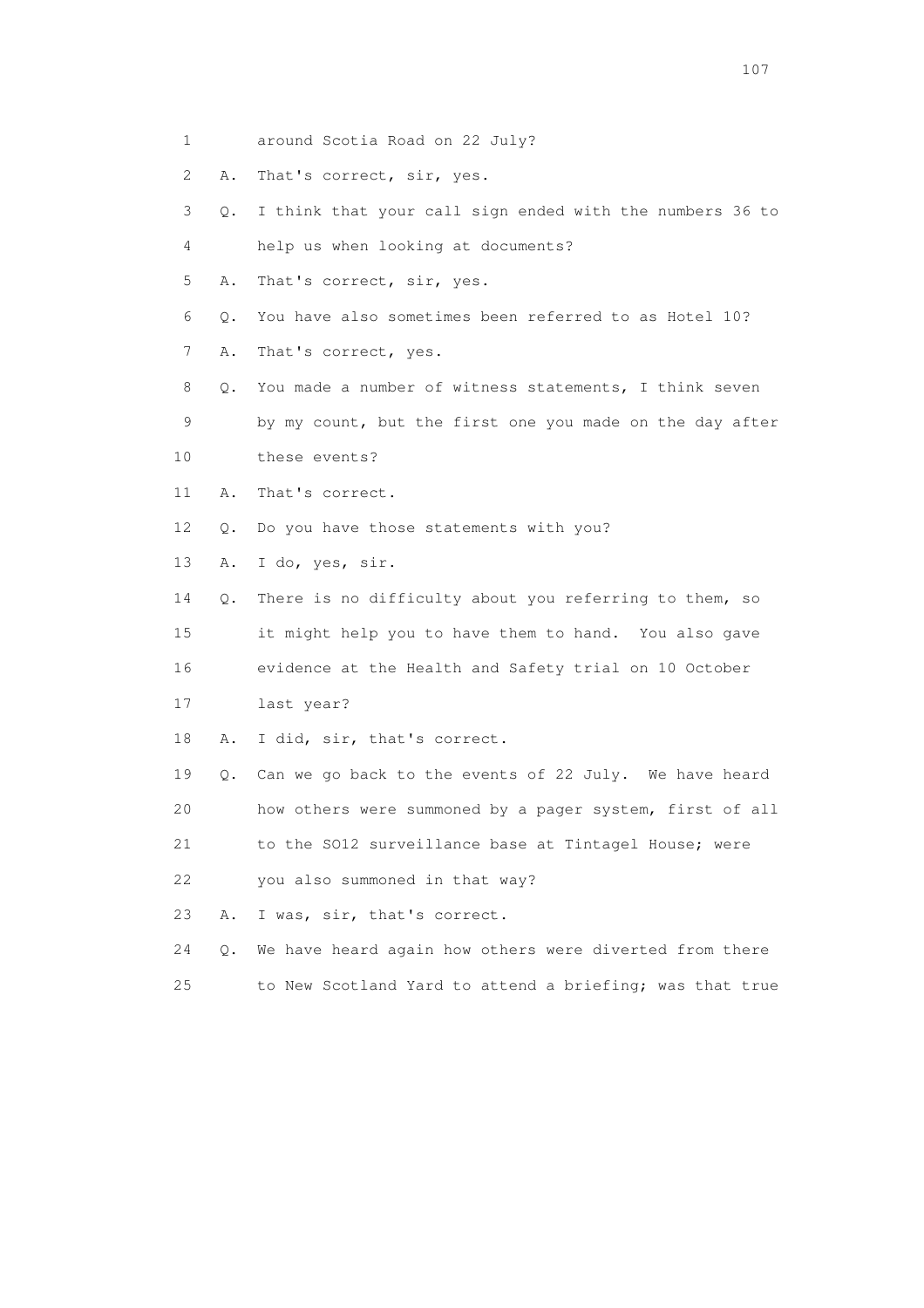1 around Scotia Road on 22 July?

2 A. That's correct, sir, yes.

3 Q. I think that your call sign ended with the numbers 36 to

4 help us when looking at documents?

5 A. That's correct, sir, yes.

6 Q. You have also sometimes been referred to as Hotel 10?

7 A. That's correct, yes.

8 Q. You made a number of witness statements, I think seven

9 by my count, but the first one you made on the day after

10 these events?

11 A. That's correct.

12 Q. Do you have those statements with you?

13 A. I do, yes, sir.

14 Q. There is no difficulty about you referring to them, so

15 it might help you to have them to hand. You also gave

16 evidence at the Health and Safety trial on 10 October

17 last year?

18 A. I did, sir, that's correct.

19 Q. Can we go back to the events of 22 July. We have heard

20 how others were summoned by a pager system, first of all

21 to the SO12 surveillance base at Tintagel House; were

22 you also summoned in that way?

23 A. I was, sir, that's correct.

24 Q. We have heard again how others were diverted from there

25 to New Scotland Yard to attend a briefing; was that true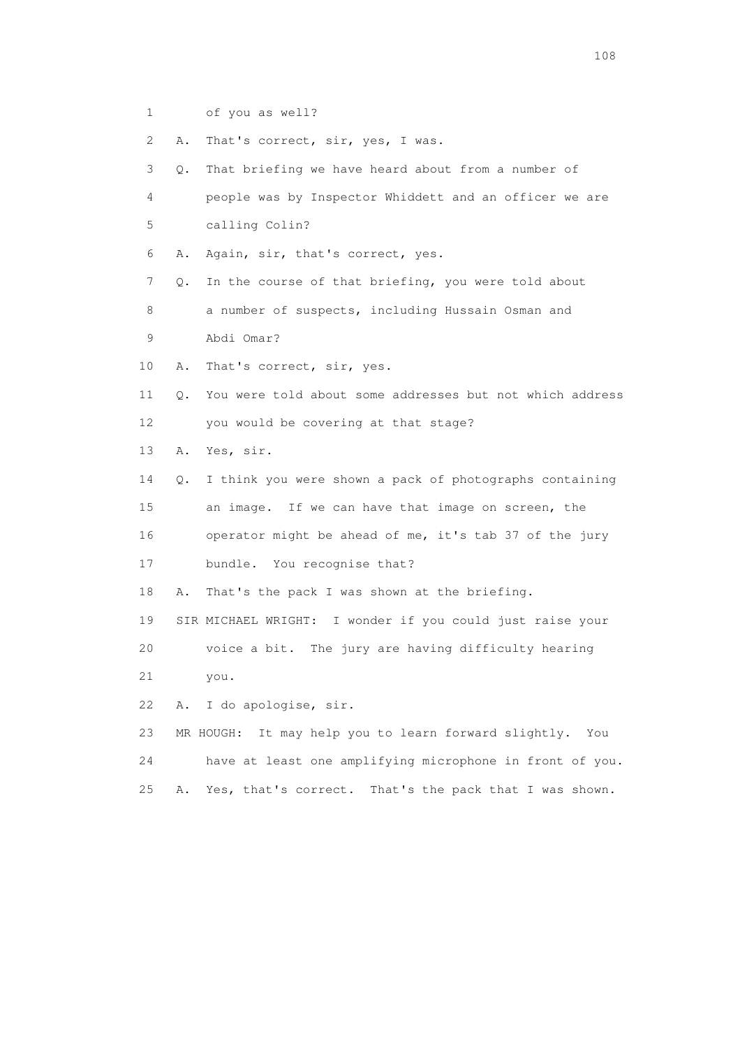1 of you as well?

2 A. That's correct, sir, yes, I was.

3 Q. That briefing we have heard about from a number of

4 people was by Inspector Whiddett and an officer we are

5 calling Colin?

6 A. Again, sir, that's correct, yes.

7 Q. In the course of that briefing, you were told about

8 a number of suspects, including Hussain Osman and

9 Abdi Omar?

10 A. That's correct, sir, yes.

11 Q. You were told about some addresses but not which address

12 you would be covering at that stage?

13 A. Yes, sir.

14 Q. I think you were shown a pack of photographs containing

15 an image. If we can have that image on screen, the

16 operator might be ahead of me, it's tab 37 of the jury

17 bundle. You recognise that?

18 A. That's the pack I was shown at the briefing.

19 SIR MICHAEL WRIGHT: I wonder if you could just raise your

20 voice a bit. The jury are having difficulty hearing

21 you.

22 A. I do apologise, sir.

23 MR HOUGH: It may help you to learn forward slightly. You

24 have at least one amplifying microphone in front of you.

25 A. Yes, that's correct. That's the pack that I was shown.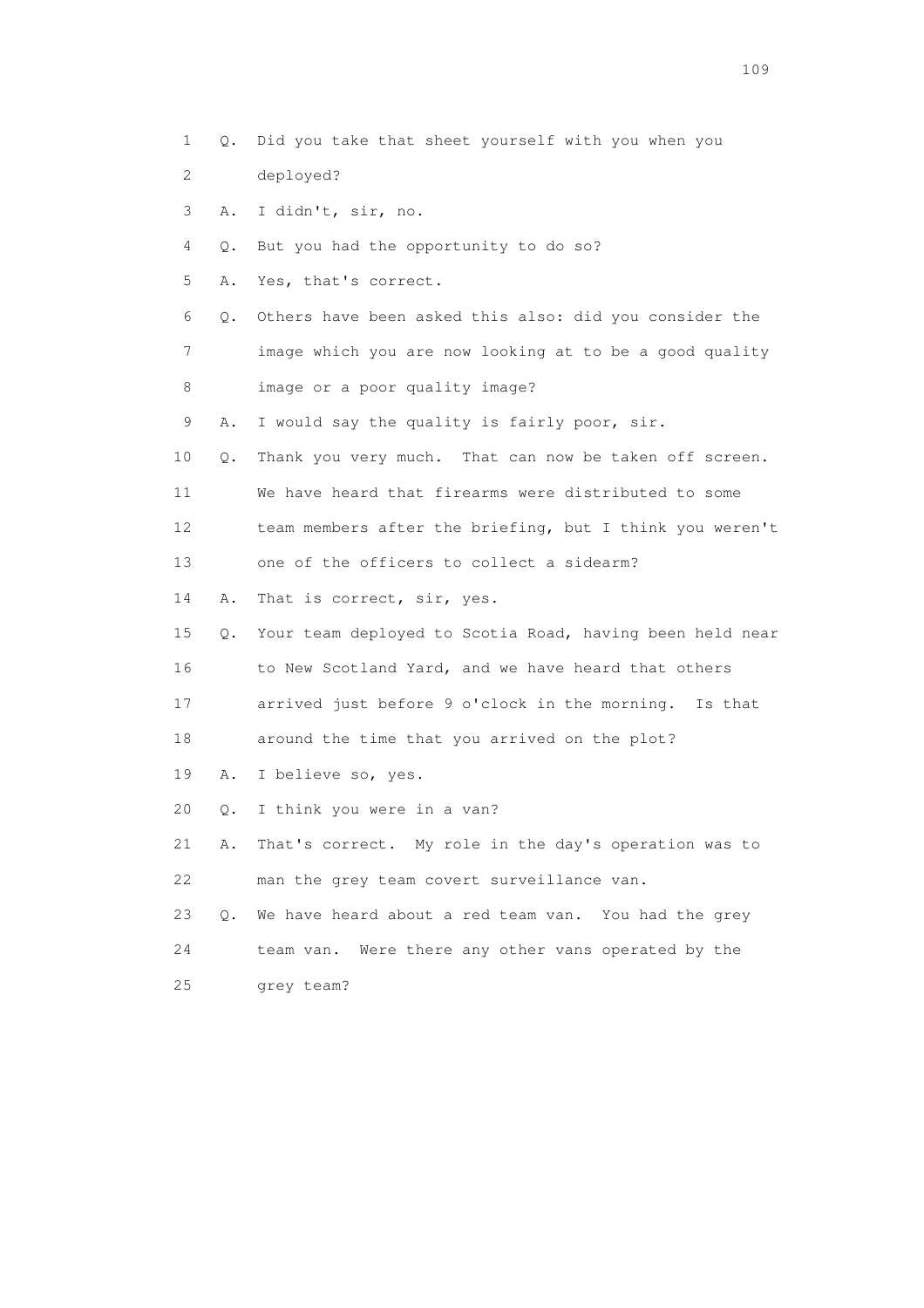1 Q. Did you take that sheet yourself with you when you
2 deployed?
3 A. I didn't, sir, no.
4 Q. But you had the opportunity to do so?
5 A. Yes, that's correct.
6 Q. Others have been asked this also: did you consider the
7 image which you are now looking at to be a good quality
8 image or a poor quality image?
9 A. I would say the quality is fairly poor, sir.
10 Q. Thank you very much. That can now be taken off screen.
11 We have heard that firearms were distributed to some
12 team members after the briefing, but I think you weren't
13 one of the officers to collect a sidearm?
14 A. That is correct, sir, yes.
15 Q. Your team deployed to Scotia Road, having been held near
16 to New Scotland Yard, and we have heard that others
17 arrived just before 9 o'clock in the morning. Is that
18 around the time that you arrived on the plot?
19 A. I believe so, yes.
20 Q. I think you were in a van?
21 A. That's correct. My role in the day's operation was to
22 man the grey team covert surveillance van.
23 Q. We have heard about a red team van. You had the grey
24 team van. Were there any other vans operated by the
25 grey team?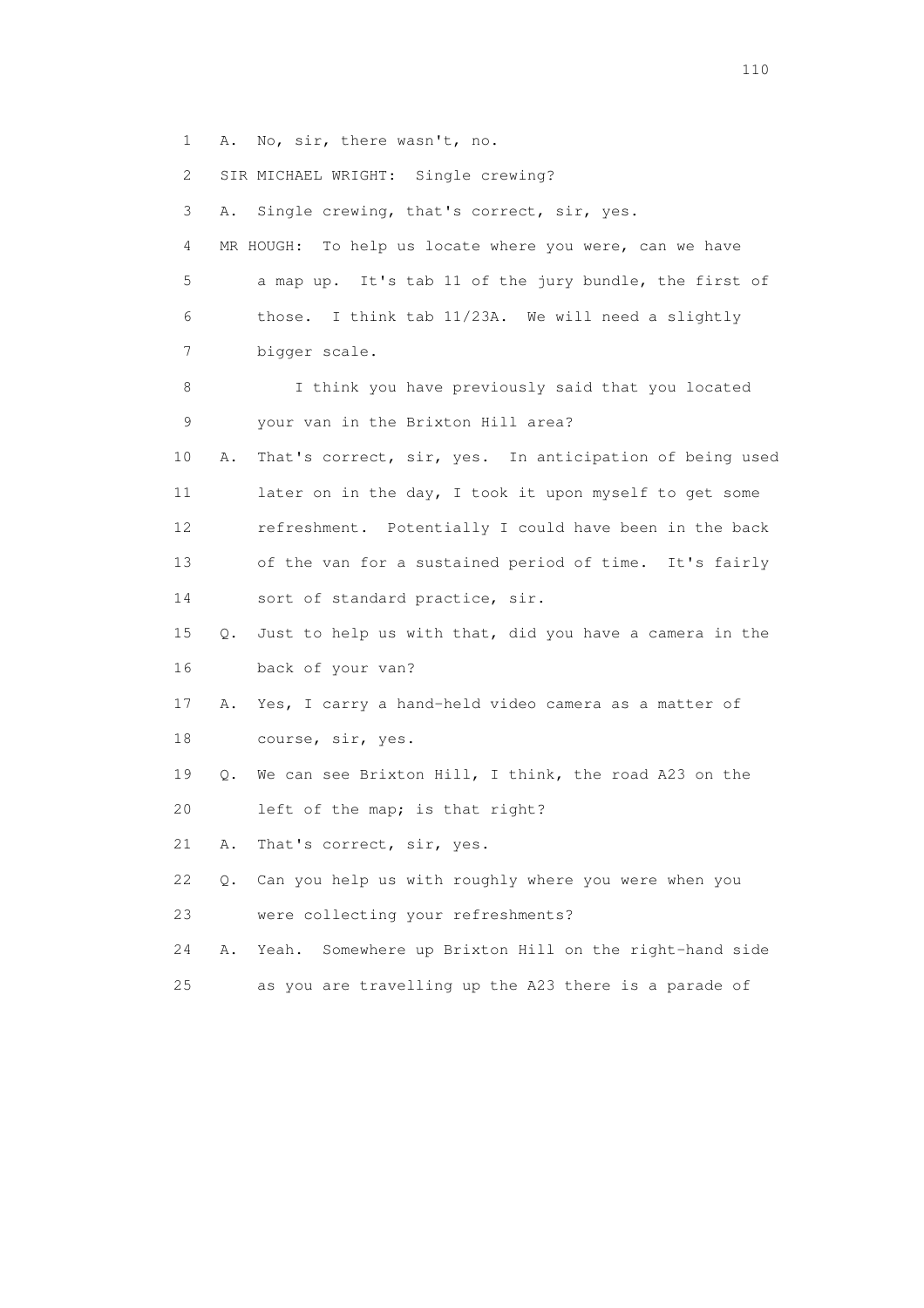1 A. No, sir, there wasn't, no.

2 SIR MICHAEL WRIGHT: Single crewing?

3 A. Single crewing, that's correct, sir, yes.

4 MR HOUGH: To help us locate where you were, can we have

5 a map up. It's tab 11 of the jury bundle, the first of

6 those. I think tab 11/23A. We will need a slightly

7 bigger scale.

8 I think you have previously said that you located

9 your van in the Brixton Hill area?

10 A. That's correct, sir, yes. In anticipation of being used

11 later on in the day, I took it upon myself to get some

12 refreshment. Potentially I could have been in the back

13 of the van for a sustained period of time. It's fairly

14 sort of standard practice, sir.

15 Q. Just to help us with that, did you have a camera in the

16 back of your van?

17 A. Yes, I carry a hand-held video camera as a matter of

18 course, sir, yes.

19 Q. We can see Brixton Hill, I think, the road A23 on the

20 left of the map; is that right?

21 A. That's correct, sir, yes.

22 Q. Can you help us with roughly where you were when you

23 were collecting your refreshments?

24 A. Yeah. Somewhere up Brixton Hill on the right-hand side

25 as you are travelling up the A23 there is a parade of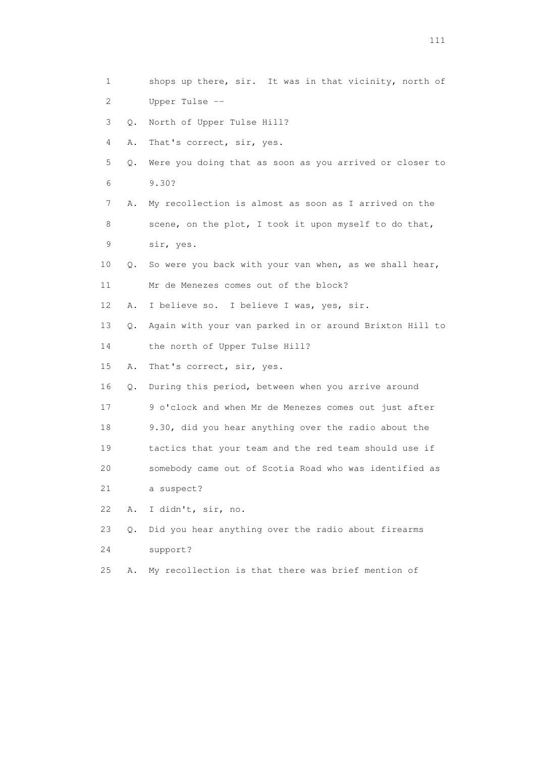1 shops up there, sir. It was in that vicinity, north of
2 Upper Tulse --
3 Q. North of Upper Tulse Hill?
4 A. That's correct, sir, yes.
5 Q. Were you doing that as soon as you arrived or closer to
6 9.30?
7 A. My recollection is almost as soon as I arrived on the
8 scene, on the plot, I took it upon myself to do that,
9 sir, yes.
10 Q. So were you back with your van when, as we shall hear,
11 Mr de Menezes comes out of the block?
12 A. I believe so. I believe I was, yes, sir.
13 Q. Again with your van parked in or around Brixton Hill to
14 the north of Upper Tulse Hill?
15 A. That's correct, sir, yes.
16 Q. During this period, between when you arrive around
17 9 o'clock and when Mr de Menezes comes out just after
18 9.30, did you hear anything over the radio about the
19 tactics that your team and the red team should use if
20 somebody came out of Scotia Road who was identified as
21 a suspect?
22 A. I didn't, sir, no.
23 Q. Did you hear anything over the radio about firearms
24 support?
25 A. My recollection is that there was brief mention of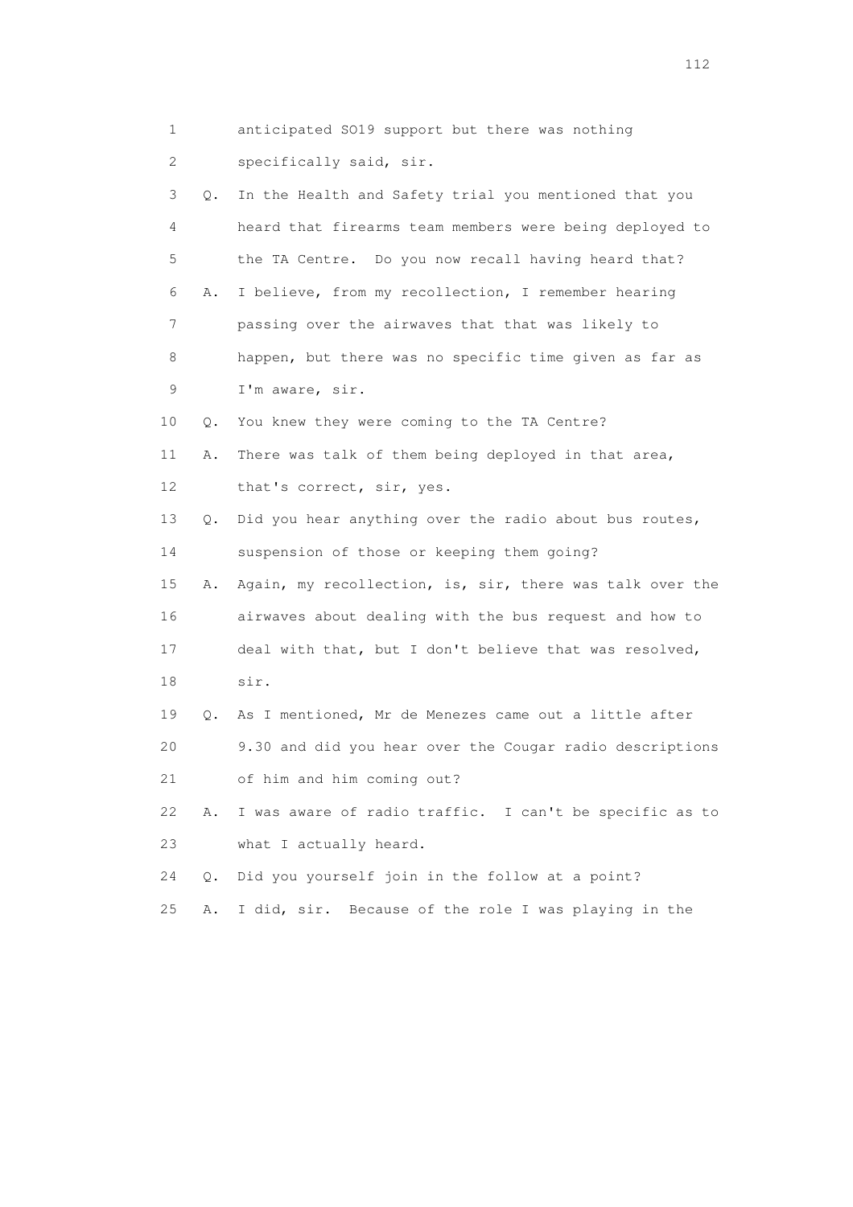1 anticipated SO19 support but there was nothing

2 specifically said, sir.

3 Q. In the Health and Safety trial you mentioned that you

4 heard that firearms team members were being deployed to

5 the TA Centre. Do you now recall having heard that?

6 A. I believe, from my recollection, I remember hearing

7 passing over the airwaves that that was likely to

8 happen, but there was no specific time given as far as

9 I'm aware, sir.

10 Q. You knew they were coming to the TA Centre?

11 A. There was talk of them being deployed in that area,

12 that's correct, sir, yes.

13 Q. Did you hear anything over the radio about bus routes,

14 suspension of those or keeping them going?

15 A. Again, my recollection, is, sir, there was talk over the

16 airwaves about dealing with the bus request and how to

17 deal with that, but I don't believe that was resolved,

18 sir.

19 Q. As I mentioned, Mr de Menezes came out a little after

20 9.30 and did you hear over the Cougar radio descriptions

21 of him and him coming out?

22 A. I was aware of radio traffic. I can't be specific as to

23 what I actually heard.

24 Q. Did you yourself join in the follow at a point?

25 A. I did, sir. Because of the role I was playing in the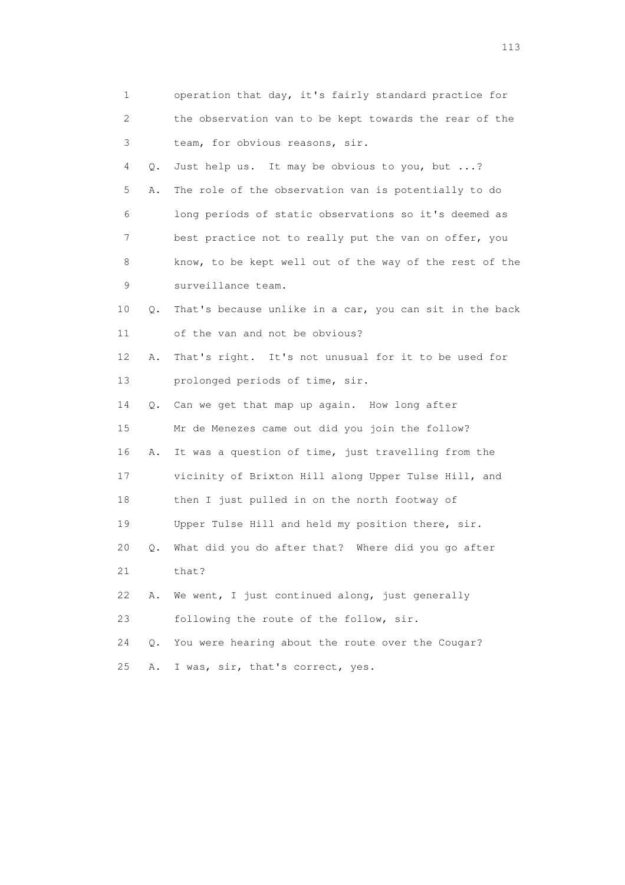1 operation that day, it's fairly standard practice for
2 the observation van to be kept towards the rear of the
3 team, for obvious reasons, sir.
4 Q. Just help us. It may be obvious to you, but ...?
5 A. The role of the observation van is potentially to do
6 long periods of static observations so it's deemed as
7 best practice not to really put the van on offer, you
8 know, to be kept well out of the way of the rest of the
9 surveillance team.
10 Q. That's because unlike in a car, you can sit in the back
11 of the van and not be obvious?
12 A. That's right. It's not unusual for it to be used for
13 prolonged periods of time, sir.
14 Q. Can we get that map up again. How long after
15 Mr de Menezes came out did you join the follow?
16 A. It was a question of time, just travelling from the
17 vicinity of Brixton Hill along Upper Tulse Hill, and
18 then I just pulled in on the north footway of
19 Upper Tulse Hill and held my position there, sir.
20 Q. What did you do after that? Where did you go after
21 that?
22 A. We went, I just continued along, just generally
23 following the route of the follow, sir.
24 Q. You were hearing about the route over the Cougar?
25 A. I was, sir, that's correct, yes.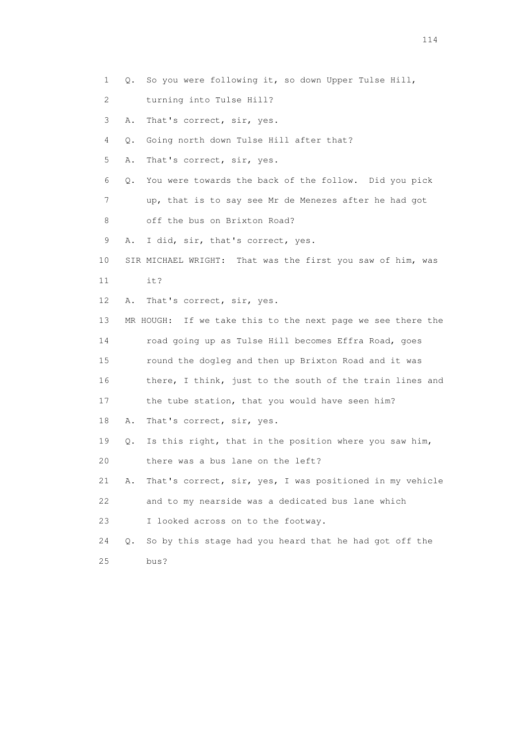1 Q. So you were following it, so down Upper Tulse Hill,
2 turning into Tulse Hill?
3 A. That's correct, sir, yes.
4 Q. Going north down Tulse Hill after that?
5 A. That's correct, sir, yes.
6 Q. You were towards the back of the follow. Did you pick
7 up, that is to say see Mr de Menezes after he had got
8 off the bus on Brixton Road?
9 A. I did, sir, that's correct, yes.
10 SIR MICHAEL WRIGHT: That was the first you saw of him, was
11 it?
12 A. That's correct, sir, yes.
13 MR HOUGH: If we take this to the next page we see there the
14 road going up as Tulse Hill becomes Effra Road, goes
15 round the dogleg and then up Brixton Road and it was
16 there, I think, just to the south of the train lines and
17 the tube station, that you would have seen him?
18 A. That's correct, sir, yes.
19 Q. Is this right, that in the position where you saw him,
20 there was a bus lane on the left?
21 A. That's correct, sir, yes, I was positioned in my vehicle
22 and to my nearside was a dedicated bus lane which
23 I looked across on to the footway.
24 Q. So by this stage had you heard that he had got off the
25 bus?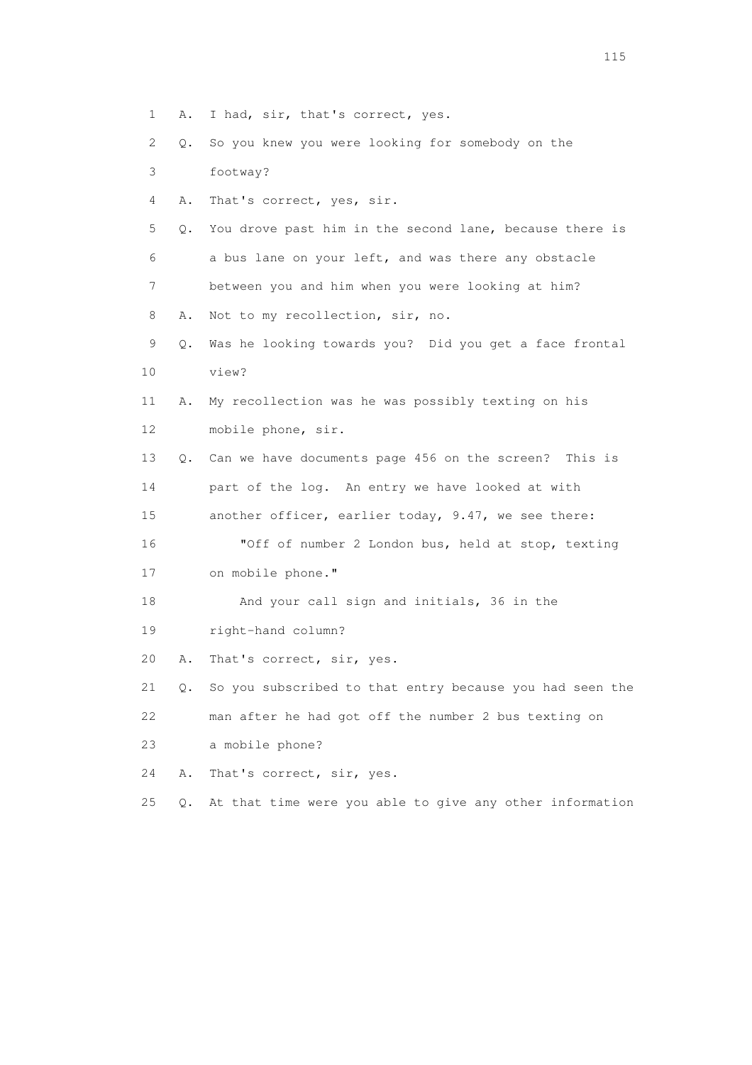1 A. I had, sir, that's correct, yes.

2 Q. So you knew you were looking for somebody on the

3 footway?

4 A. That's correct, yes, sir.

5 Q. You drove past him in the second lane, because there is

6 a bus lane on your left, and was there any obstacle

7 between you and him when you were looking at him?

8 A. Not to my recollection, sir, no.

9 Q. Was he looking towards you? Did you get a face frontal

10 view?

11 A. My recollection was he was possibly texting on his

12 mobile phone, sir.

13 Q. Can we have documents page 456 on the screen? This is

14 part of the log. An entry we have looked at with

15 another officer, earlier today, 9.47, we see there:

16 "Off of number 2 London bus, held at stop, texting

17 on mobile phone."

18 And your call sign and initials, 36 in the

19 right-hand column?

20 A. That's correct, sir, yes.

21 Q. So you subscribed to that entry because you had seen the

22 man after he had got off the number 2 bus texting on

23 a mobile phone?

24 A. That's correct, sir, yes.

25 Q. At that time were you able to give any other information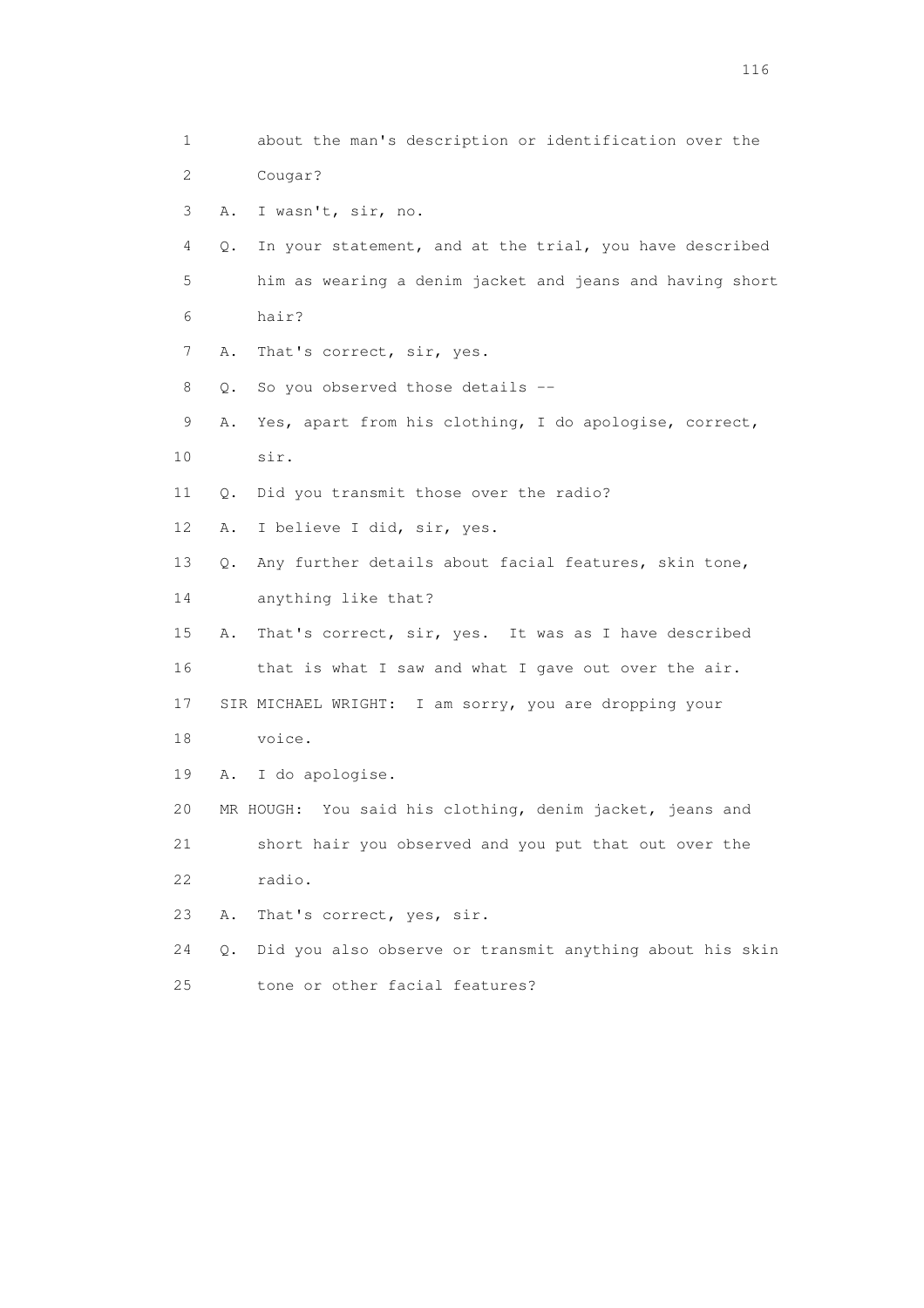1 about the man's description or identification over the
2 Cougar?
3 A. I wasn't, sir, no.
4 Q. In your statement, and at the trial, you have described
5 him as wearing a denim jacket and jeans and having short
6 hair?
7 A. That's correct, sir, yes.
8 Q. So you observed those details --
9 A. Yes, apart from his clothing, I do apologise, correct,
10 sir.
11 Q. Did you transmit those over the radio?
12 A. I believe I did, sir, yes.
13 Q. Any further details about facial features, skin tone,
14 anything like that?
15 A. That's correct, sir, yes. It was as I have described
16 that is what I saw and what I gave out over the air.
17 SIR MICHAEL WRIGHT: I am sorry, you are dropping your
18 voice.
19 A. I do apologise.
20 MR HOUGH: You said his clothing, denim jacket, jeans and
21 short hair you observed and you put that out over the
22 radio.
23 A. That's correct, yes, sir.
24 Q. Did you also observe or transmit anything about his skin
25 tone or other facial features?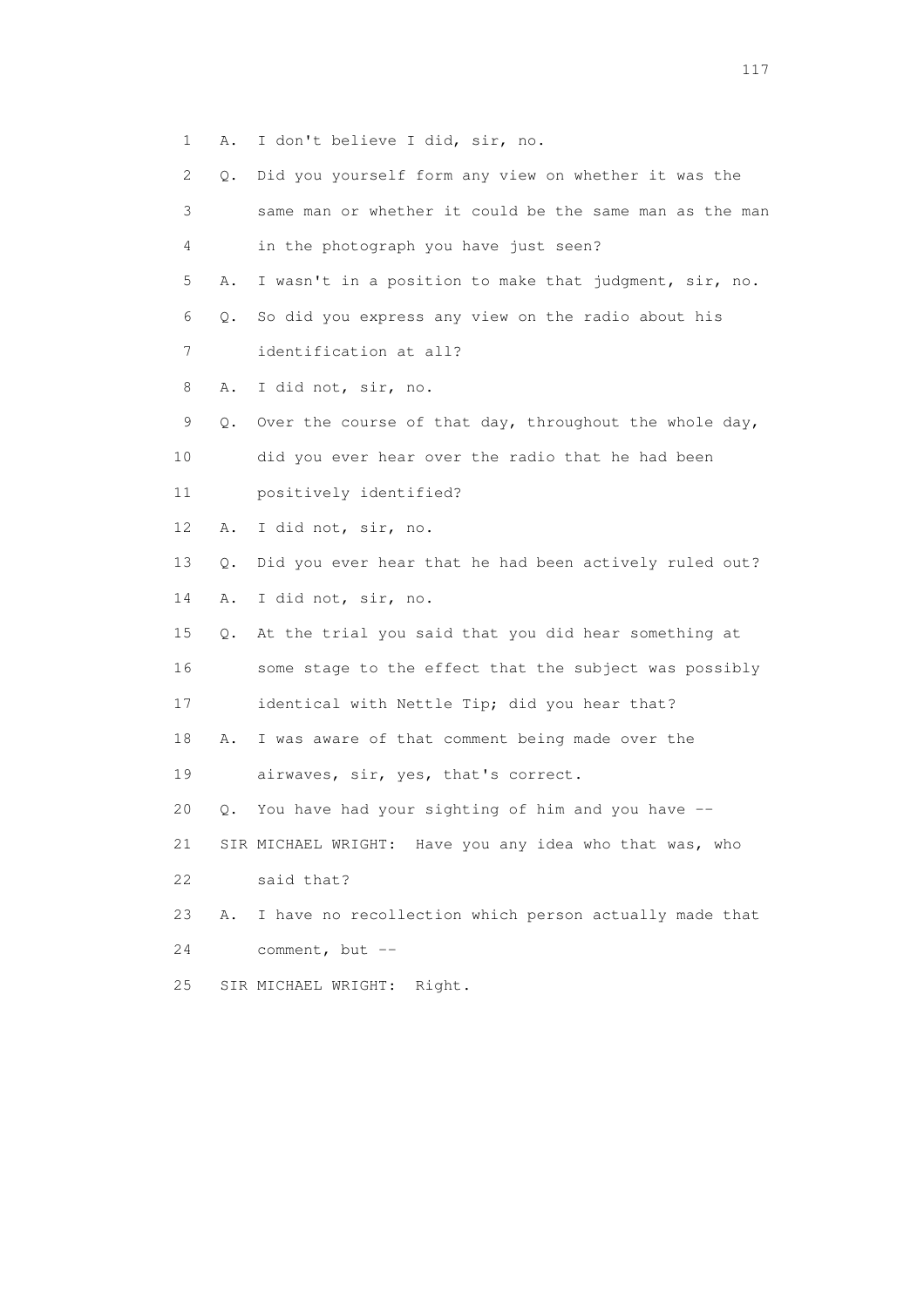1 A. I don't believe I did, sir, no.

2 Q. Did you yourself form any view on whether it was the

3 same man or whether it could be the same man as the man

4 in the photograph you have just seen?

5 A. I wasn't in a position to make that judgment, sir, no.

6 Q. So did you express any view on the radio about his

7 identification at all?

8 A. I did not, sir, no.

9 Q. Over the course of that day, throughout the whole day,

10 did you ever hear over the radio that he had been

11 positively identified?

12 A. I did not, sir, no.

13 Q. Did you ever hear that he had been actively ruled out?

14 A. I did not, sir, no.

15 Q. At the trial you said that you did hear something at

16 some stage to the effect that the subject was possibly

17 identical with Nettle Tip; did you hear that?

18 A. I was aware of that comment being made over the

19 airwaves, sir, yes, that's correct.

20 Q. You have had your sighting of him and you have --

21 SIR MICHAEL WRIGHT: Have you any idea who that was, who

22 said that?

23 A. I have no recollection which person actually made that

24 comment, but --

25 SIR MICHAEL WRIGHT: Right.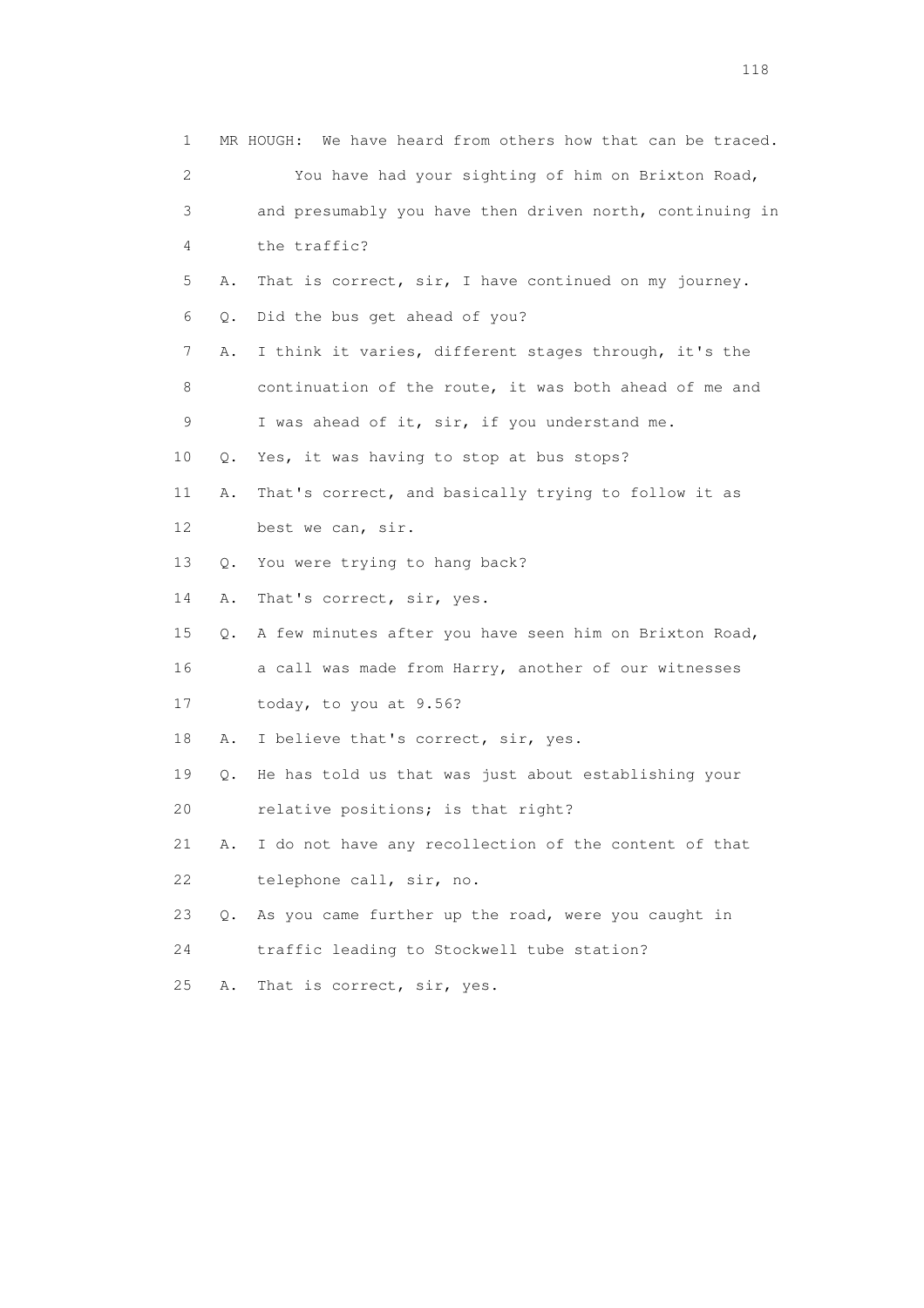1 MR HOUGH: We have heard from others how that can be traced.

2 You have had your sighting of him on Brixton Road,

3 and presumably you have then driven north, continuing in

4 the traffic?

5 A. That is correct, sir, I have continued on my journey.

6 Q. Did the bus get ahead of you?

7 A. I think it varies, different stages through, it's the

8 continuation of the route, it was both ahead of me and

9 I was ahead of it, sir, if you understand me.

10 Q. Yes, it was having to stop at bus stops?

11 A. That's correct, and basically trying to follow it as

12 best we can, sir.

13 Q. You were trying to hang back?

14 A. That's correct, sir, yes.

15 Q. A few minutes after you have seen him on Brixton Road,

16 a call was made from Harry, another of our witnesses

17 today, to you at 9.56?

18 A. I believe that's correct, sir, yes.

19 Q. He has told us that was just about establishing your

20 relative positions; is that right?

21 A. I do not have any recollection of the content of that

22 telephone call, sir, no.

23 Q. As you came further up the road, were you caught in

24 traffic leading to Stockwell tube station?

25 A. That is correct, sir, yes.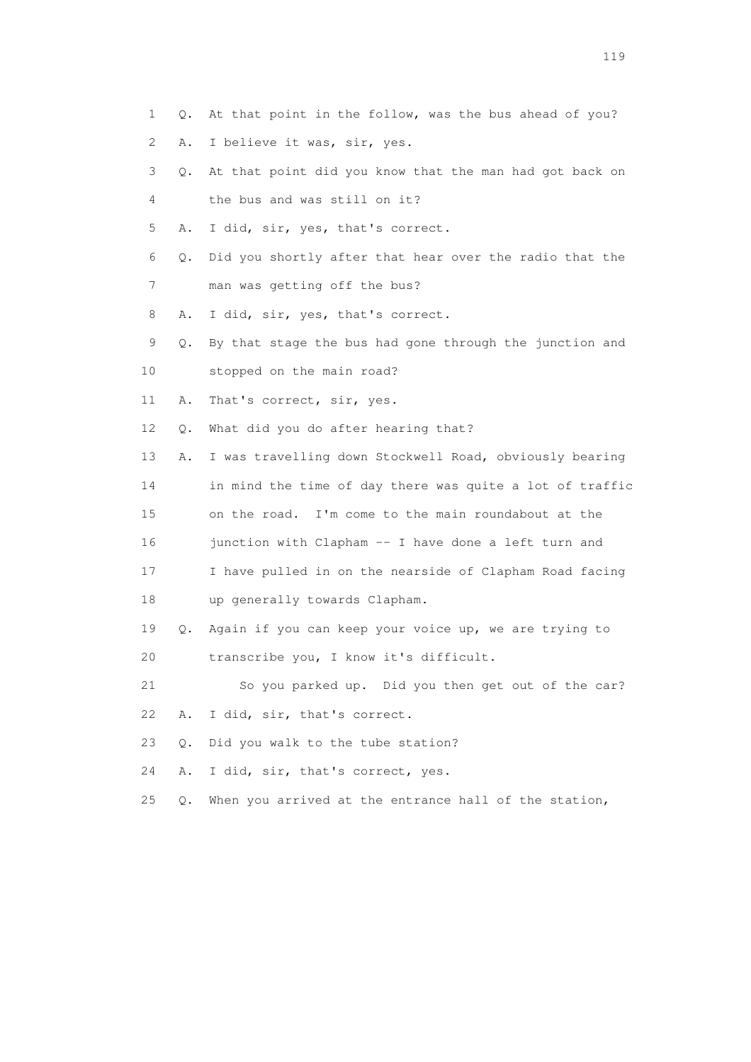1 Q. At that point in the follow, was the bus ahead of you?

2 A. I believe it was, sir, yes.

3 Q. At that point did you know that the man had got back on

4 the bus and was still on it?

5 A. I did, sir, yes, that's correct.

6 Q. Did you shortly after that hear over the radio that the

7 man was getting off the bus?

8 A. I did, sir, yes, that's correct.

9 Q. By that stage the bus had gone through the junction and

10 stopped on the main road?

11 A. That's correct, sir, yes.

12 Q. What did you do after hearing that?

13 A. I was travelling down Stockwell Road, obviously bearing

14 in mind the time of day there was quite a lot of traffic

15 on the road. I'm come to the main roundabout at the

16 junction with Clapham -- I have done a left turn and

17 I have pulled in on the nearside of Clapham Road facing

18 up generally towards Clapham.

19 Q. Again if you can keep your voice up, we are trying to

20 transcribe you, I know it's difficult.

21 So you parked up. Did you then get out of the car?

22 A. I did, sir, that's correct.

23 Q. Did you walk to the tube station?

24 A. I did, sir, that's correct, yes.

25 Q. When you arrived at the entrance hall of the station,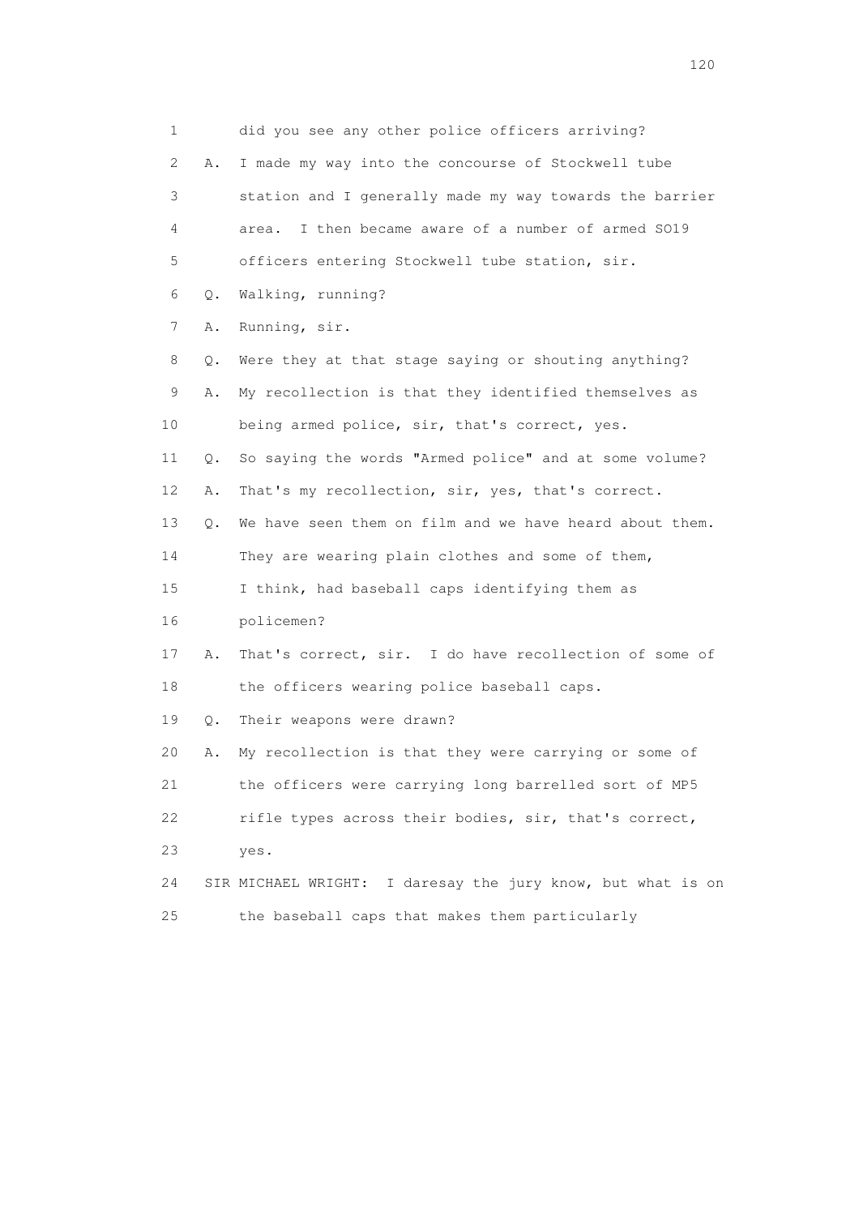1 did you see any other police officers arriving?

2 A. I made my way into the concourse of Stockwell tube

3 station and I generally made my way towards the barrier

4 area. I then became aware of a number of armed SO19

5 officers entering Stockwell tube station, sir.

6 Q. Walking, running?

7 A. Running, sir.

8 Q. Were they at that stage saying or shouting anything?

9 A. My recollection is that they identified themselves as

10 being armed police, sir, that's correct, yes.

11 Q. So saying the words "Armed police" and at some volume?

12 A. That's my recollection, sir, yes, that's correct.

13 Q. We have seen them on film and we have heard about them.

14 They are wearing plain clothes and some of them,

15 I think, had baseball caps identifying them as

16 policemen?

17 A. That's correct, sir. I do have recollection of some of

18 the officers wearing police baseball caps.

19 Q. Their weapons were drawn?

20 A. My recollection is that they were carrying or some of

21 the officers were carrying long barrelled sort of MP5

22 rifle types across their bodies, sir, that's correct,

23 yes.

24 SIR MICHAEL WRIGHT: I daresay the jury know, but what is on

25 the baseball caps that makes them particularly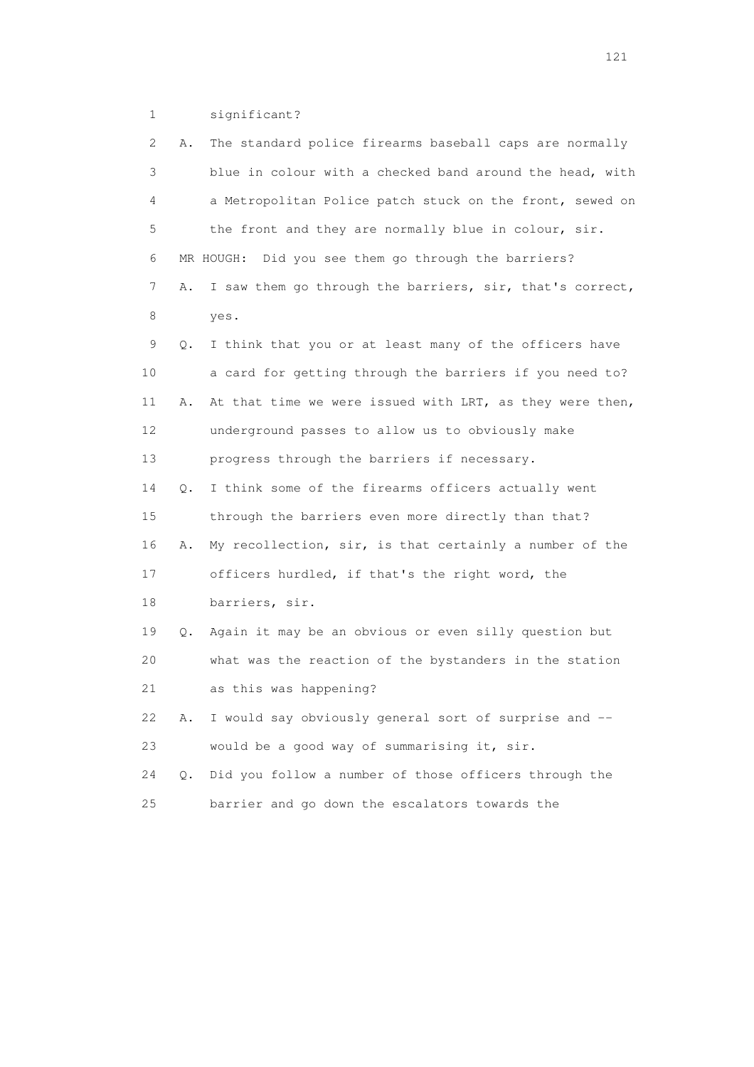1 significant?

2 A. The standard police firearms baseball caps are normally

3 blue in colour with a checked band around the head, with

4 a Metropolitan Police patch stuck on the front, sewed on

5 the front and they are normally blue in colour, sir.

6 MR HOUGH: Did you see them go through the barriers?

7 A. I saw them go through the barriers, sir, that's correct,

8 yes.

9 Q. I think that you or at least many of the officers have

10 a card for getting through the barriers if you need to?

11 A. At that time we were issued with LRT, as they were then,

12 underground passes to allow us to obviously make

13 progress through the barriers if necessary.

14 Q. I think some of the firearms officers actually went

15 through the barriers even more directly than that?

16 A. My recollection, sir, is that certainly a number of the

17 officers hurdled, if that's the right word, the

18 barriers, sir.

19 Q. Again it may be an obvious or even silly question but

20 what was the reaction of the bystanders in the station

21 as this was happening?

22 A. I would say obviously general sort of surprise and --

23 would be a good way of summarising it, sir.

24 Q. Did you follow a number of those officers through the

25 barrier and go down the escalators towards the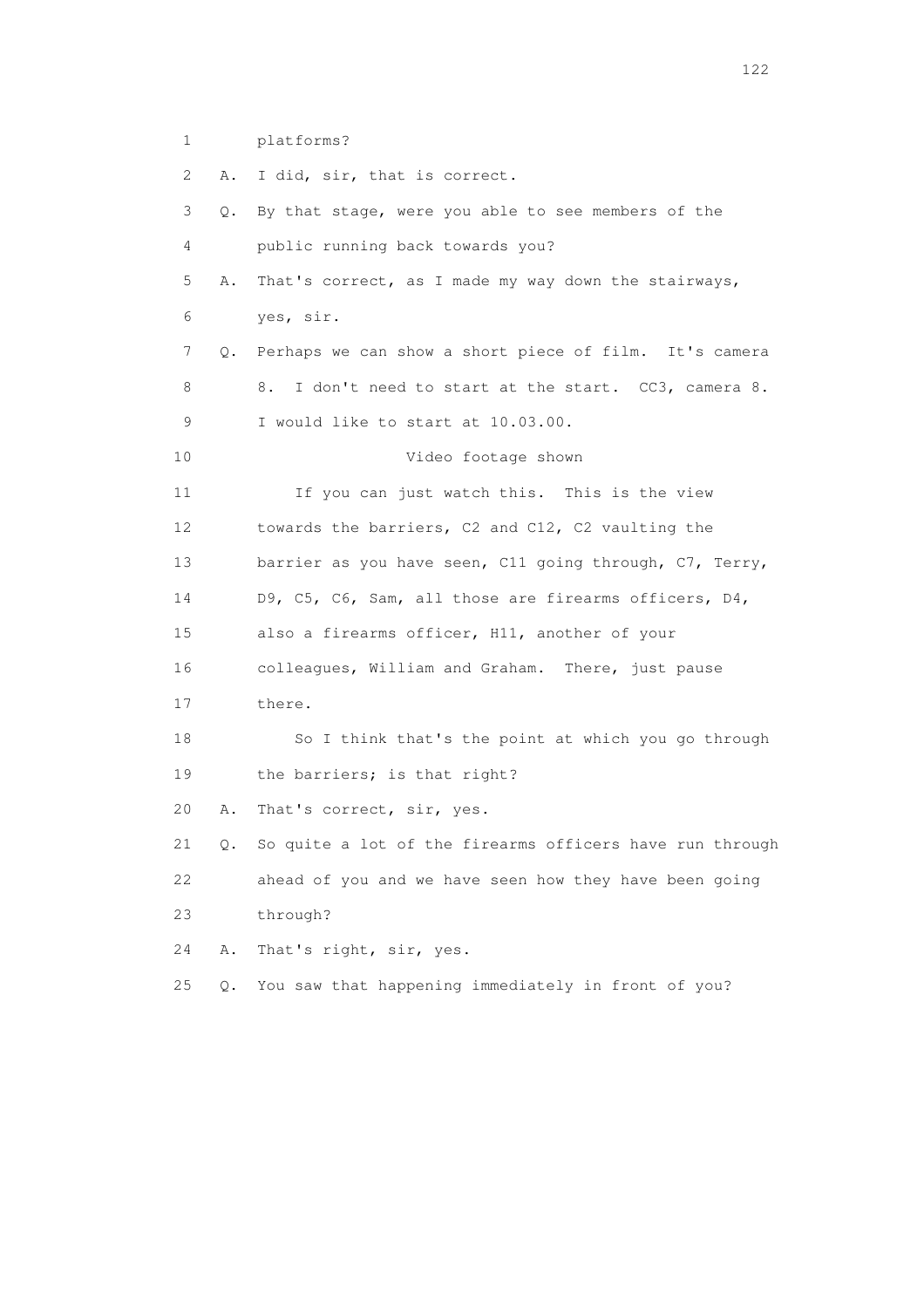1 platforms?

2 A. I did, sir, that is correct.

3 Q. By that stage, were you able to see members of the

4 public running back towards you?

5 A. That's correct, as I made my way down the stairways,

6 yes, sir.

7 Q. Perhaps we can show a short piece of film. It's camera

8 8. I don't need to start at the start. CC3, camera 8.

9 I would like to start at 10.03.00.

10 Video footage shown

11 If you can just watch this. This is the view

12 towards the barriers, C2 and C12, C2 vaulting the

13 barrier as you have seen, C11 going through, C7, Terry,

14 D9, C5, C6, Sam, all those are firearms officers, D4,

15 also a firearms officer, H11, another of your

16 colleagues, William and Graham. There, just pause

17 there.

18 So I think that's the point at which you go through

19 the barriers; is that right?

20 A. That's correct, sir, yes.

21 Q. So quite a lot of the firearms officers have run through

22 ahead of you and we have seen how they have been going

23 through?

24 A. That's right, sir, yes.

25 Q. You saw that happening immediately in front of you?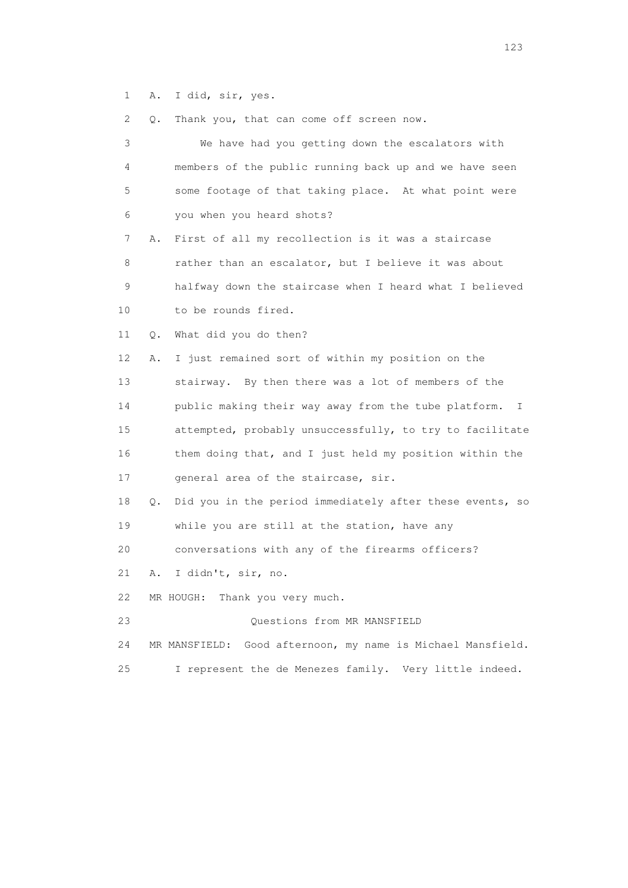1 A. I did, sir, yes.

2 Q. Thank you, that can come off screen now.

3 We have had you getting down the escalators with

4 members of the public running back up and we have seen

5 some footage of that taking place. At what point were

6 you when you heard shots?

7 A. First of all my recollection is it was a staircase

8 rather than an escalator, but I believe it was about

9 halfway down the staircase when I heard what I believed

10 to be rounds fired.

11 Q. What did you do then?

12 A. I just remained sort of within my position on the

13 stairway. By then there was a lot of members of the

14 public making their way away from the tube platform. I

15 attempted, probably unsuccessfully, to try to facilitate

16 them doing that, and I just held my position within the

17 general area of the staircase, sir.

18 Q. Did you in the period immediately after these events, so

19 while you are still at the station, have any

20 conversations with any of the firearms officers?

21 A. I didn't, sir, no.

22 MR HOUGH: Thank you very much.

23 Questions from MR MANSFIELD

24 MR MANSFIELD: Good afternoon, my name is Michael Mansfield.

25 I represent the de Menezes family. Very little indeed.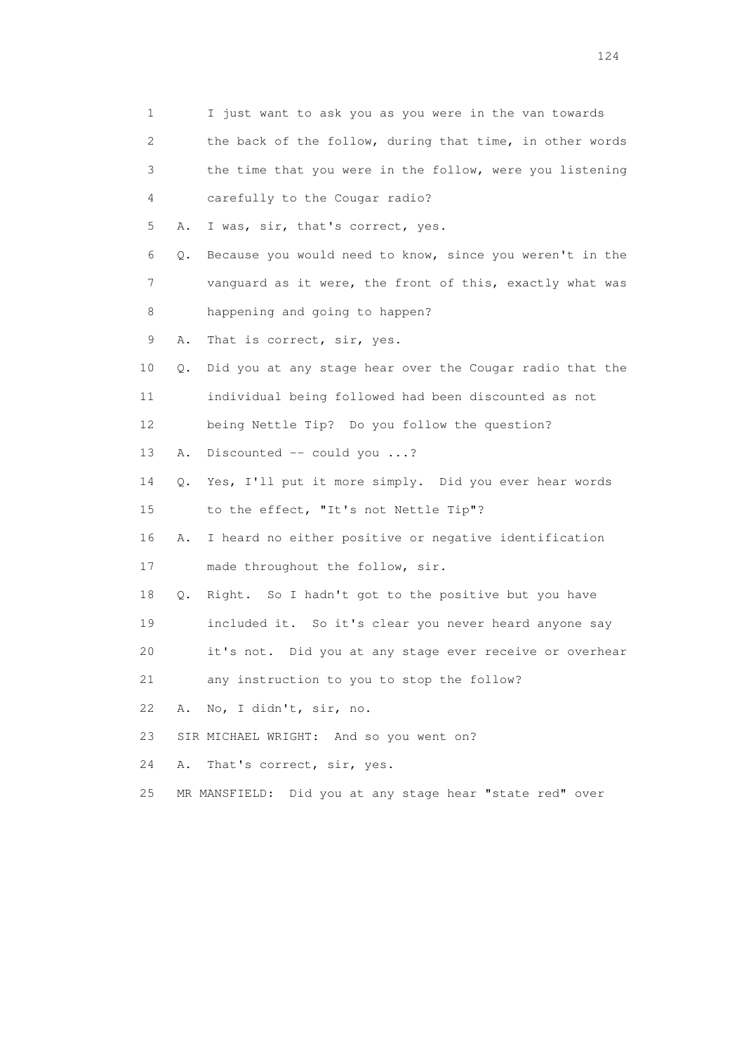1 I just want to ask you as you were in the van towards
2 the back of the follow, during that time, in other words
3 the time that you were in the follow, were you listening
4 carefully to the Cougar radio?
5 A. I was, sir, that's correct, yes.
6 Q. Because you would need to know, since you weren't in the
7 vanguard as it were, the front of this, exactly what was
8 happening and going to happen?
9 A. That is correct, sir, yes.
10 Q. Did you at any stage hear over the Cougar radio that the
11 individual being followed had been discounted as not
12 being Nettle Tip? Do you follow the question?
13 A. Discounted -- could you ...?
14 Q. Yes, I'll put it more simply. Did you ever hear words
15 to the effect, "It's not Nettle Tip"?
16 A. I heard no either positive or negative identification
17 made throughout the follow, sir.
18 Q. Right. So I hadn't got to the positive but you have
19 included it. So it's clear you never heard anyone say
20 it's not. Did you at any stage ever receive or overhear
21 any instruction to you to stop the follow?
22 A. No, I didn't, sir, no.
23 SIR MICHAEL WRIGHT: And so you went on?
24 A. That's correct, sir, yes.
25 MR MANSFIELD: Did you at any stage hear "state red" over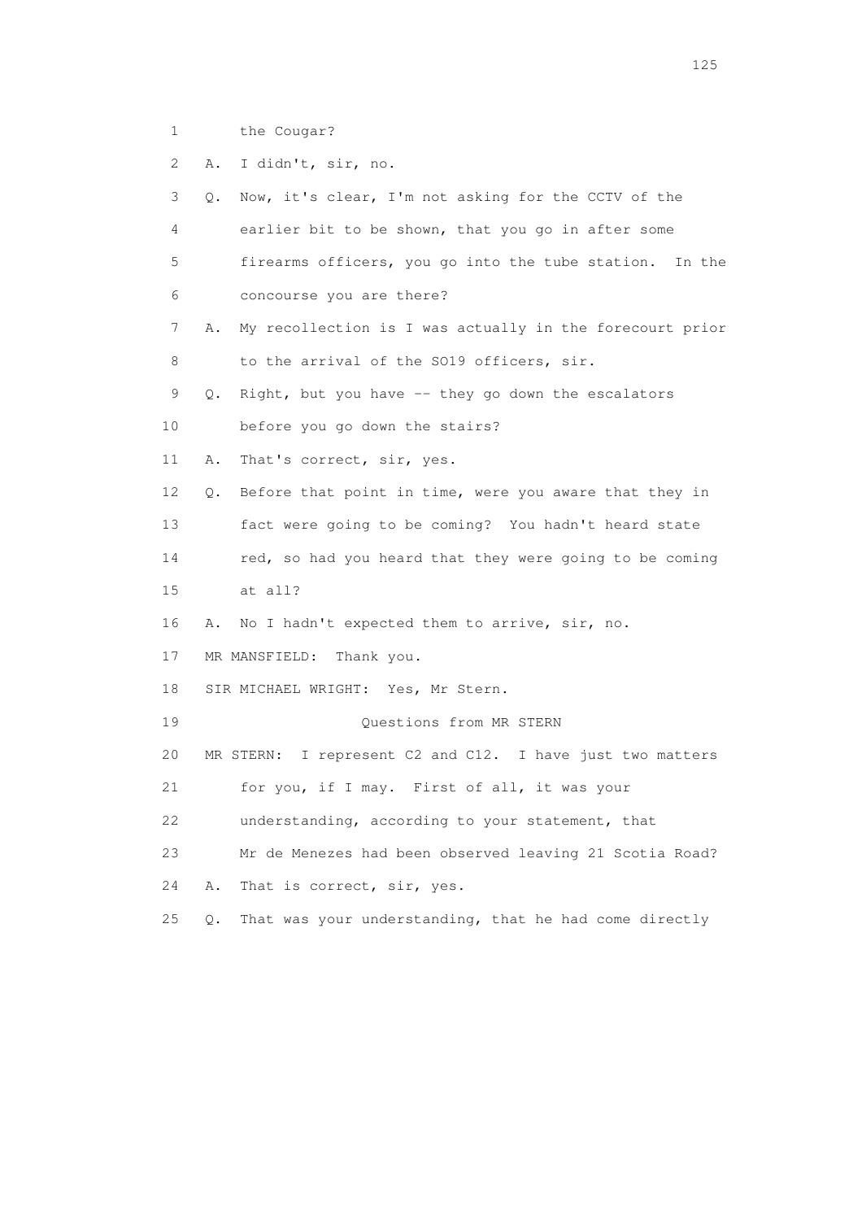1 the Cougar?

2 A. I didn't, sir, no.

3 Q. Now, it's clear, I'm not asking for the CCTV of the

4 earlier bit to be shown, that you go in after some

5 firearms officers, you go into the tube station. In the

6 concourse you are there?

7 A. My recollection is I was actually in the forecourt prior

8 to the arrival of the SO19 officers, sir.

9 Q. Right, but you have -- they go down the escalators

10 before you go down the stairs?

11 A. That's correct, sir, yes.

12 Q. Before that point in time, were you aware that they in

13 fact were going to be coming? You hadn't heard state

14 red, so had you heard that they were going to be coming

15 at all?

16 A. No I hadn't expected them to arrive, sir, no.

17 MR MANSFIELD: Thank you.

18 SIR MICHAEL WRIGHT: Yes, Mr Stern.

19 Questions from MR STERN

20 MR STERN: I represent C2 and C12. I have just two matters

21 for you, if I may. First of all, it was your

22 understanding, according to your statement, that

23 Mr de Menezes had been observed leaving 21 Scotia Road?

24 A. That is correct, sir, yes.

25 Q. That was your understanding, that he had come directly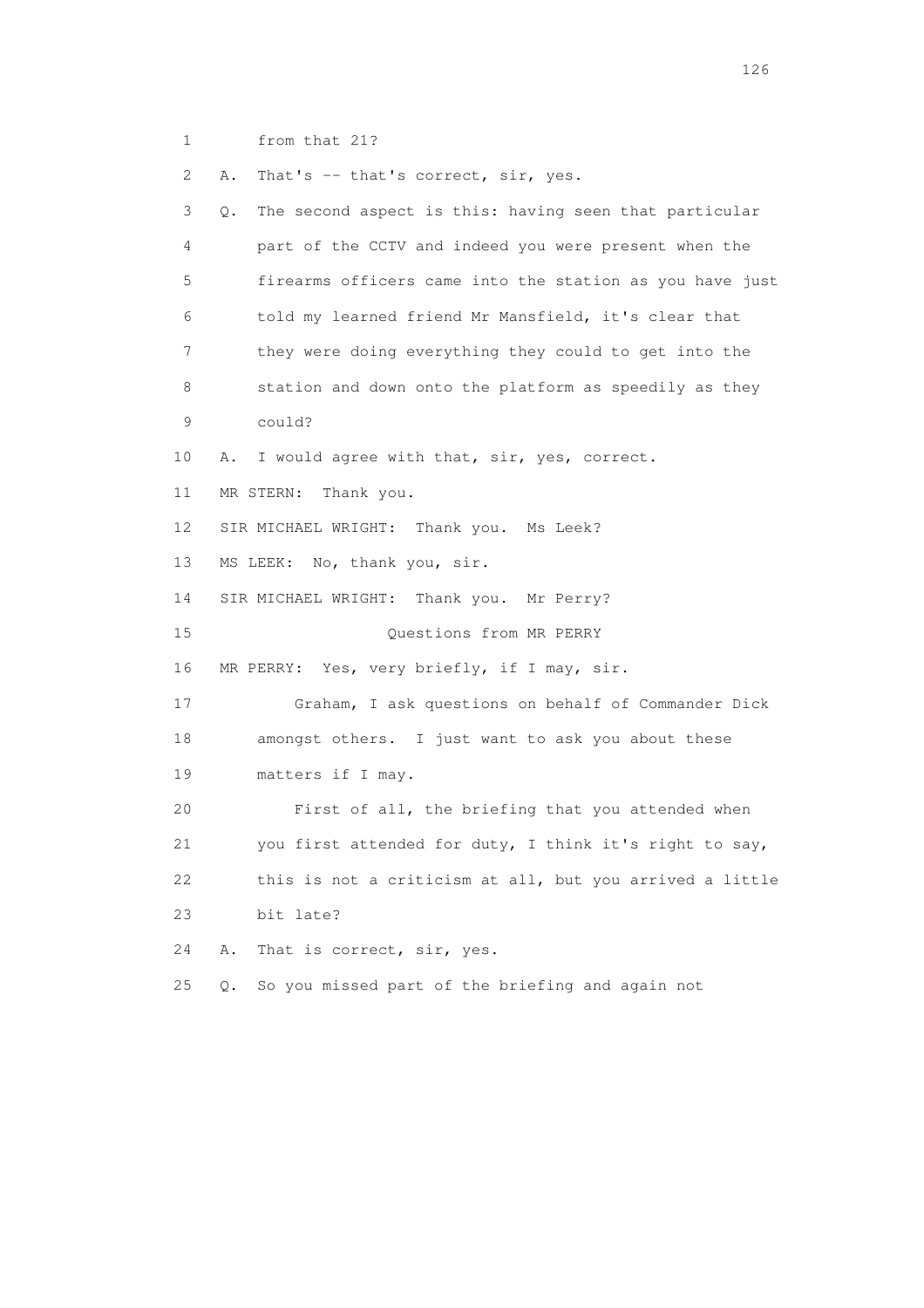1 from that 21?

2 A. That's -- that's correct, sir, yes.

3 Q. The second aspect is this: having seen that particular

4 part of the CCTV and indeed you were present when the

5 firearms officers came into the station as you have just

6 told my learned friend Mr Mansfield, it's clear that

7 they were doing everything they could to get into the

8 station and down onto the platform as speedily as they

9 could?

10 A. I would agree with that, sir, yes, correct.

11 MR STERN: Thank you.

12 SIR MICHAEL WRIGHT: Thank you. Ms Leek?

13 MS LEEK: No, thank you, sir.

14 SIR MICHAEL WRIGHT: Thank you. Mr Perry?

15 Questions from MR PERRY

16 MR PERRY: Yes, very briefly, if I may, sir.

17 Graham, I ask questions on behalf of Commander Dick

18 amongst others. I just want to ask you about these

19 matters if I may.

20 First of all, the briefing that you attended when

21 you first attended for duty, I think it's right to say,

22 this is not a criticism at all, but you arrived a little

23 bit late?

24 A. That is correct, sir, yes.

25 Q. So you missed part of the briefing and again not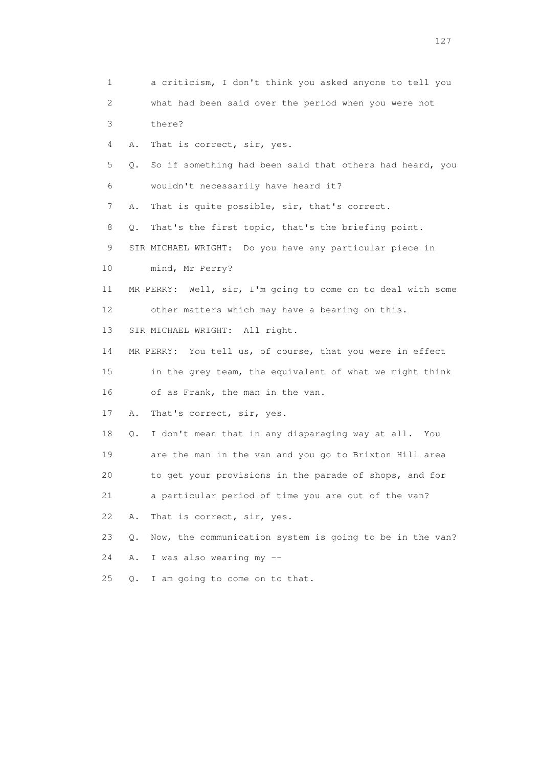1 a criticism, I don't think you asked anyone to tell you
2 what had been said over the period when you were not
3 there?

4 A. That is correct, sir, yes.

5 Q. So if something had been said that others had heard, you
6 wouldn't necessarily have heard it?

7 A. That is quite possible, sir, that's correct.

8 Q. That's the first topic, that's the briefing point.

9 SIR MICHAEL WRIGHT: Do you have any particular piece in
10 mind, Mr Perry?

11 MR PERRY: Well, sir, I'm going to come on to deal with some
12 other matters which may have a bearing on this.

13 SIR MICHAEL WRIGHT: All right.

14 MR PERRY: You tell us, of course, that you were in effect
15 in the grey team, the equivalent of what we might think
16 of as Frank, the man in the van.

17 A. That's correct, sir, yes.

18 Q. I don't mean that in any disparaging way at all. You
19 are the man in the van and you go to Brixton Hill area
20 to get your provisions in the parade of shops, and for
21 a particular period of time you are out of the van?

22 A. That is correct, sir, yes.

23 Q. Now, the communication system is going to be in the van?

24 A. I was also wearing my --

25 Q. I am going to come on to that.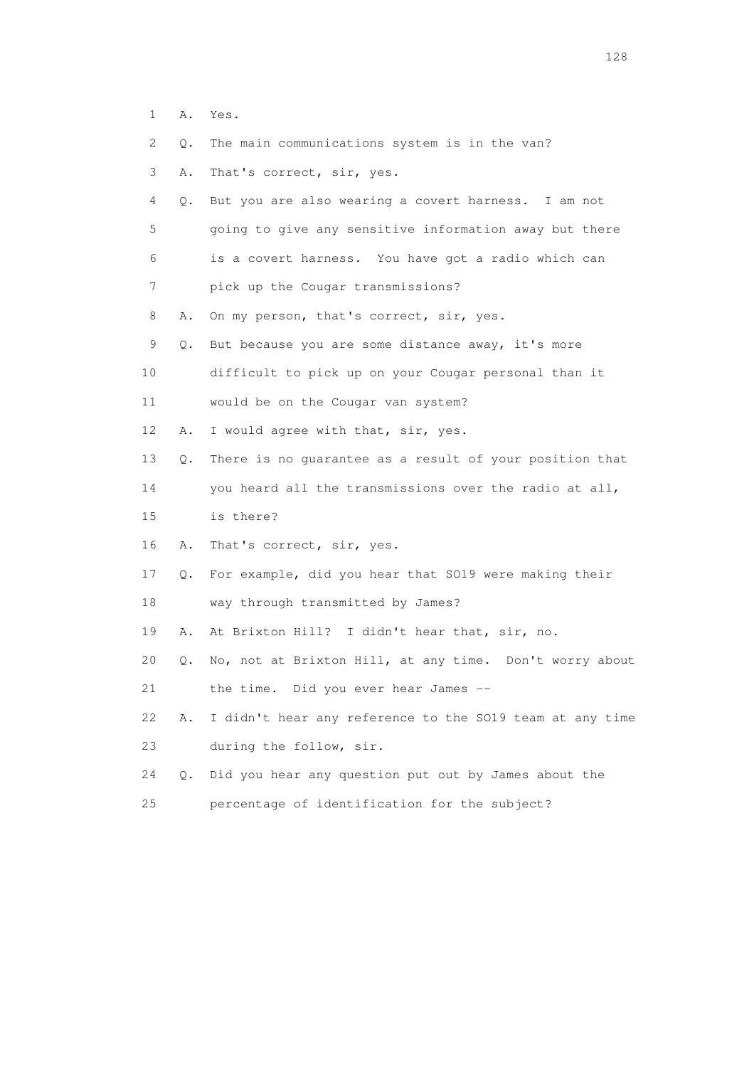1 A. Yes.

2 Q. The main communications system is in the van?

3 A. That's correct, sir, yes.

4 Q. But you are also wearing a covert harness. I am not

5 going to give any sensitive information away but there

6 is a covert harness. You have got a radio which can

7 pick up the Cougar transmissions?

8 A. On my person, that's correct, sir, yes.

9 Q. But because you are some distance away, it's more

10 difficult to pick up on your Cougar personal than it

11 would be on the Cougar van system?

12 A. I would agree with that, sir, yes.

13 Q. There is no guarantee as a result of your position that

14 you heard all the transmissions over the radio at all,

15 is there?

16 A. That's correct, sir, yes.

17 Q. For example, did you hear that SO19 were making their

18 way through transmitted by James?

19 A. At Brixton Hill? I didn't hear that, sir, no.

20 Q. No, not at Brixton Hill, at any time. Don't worry about

21 the time. Did you ever hear James --

22 A. I didn't hear any reference to the SO19 team at any time

23 during the follow, sir.

24 Q. Did you hear any question put out by James about the

25 percentage of identification for the subject?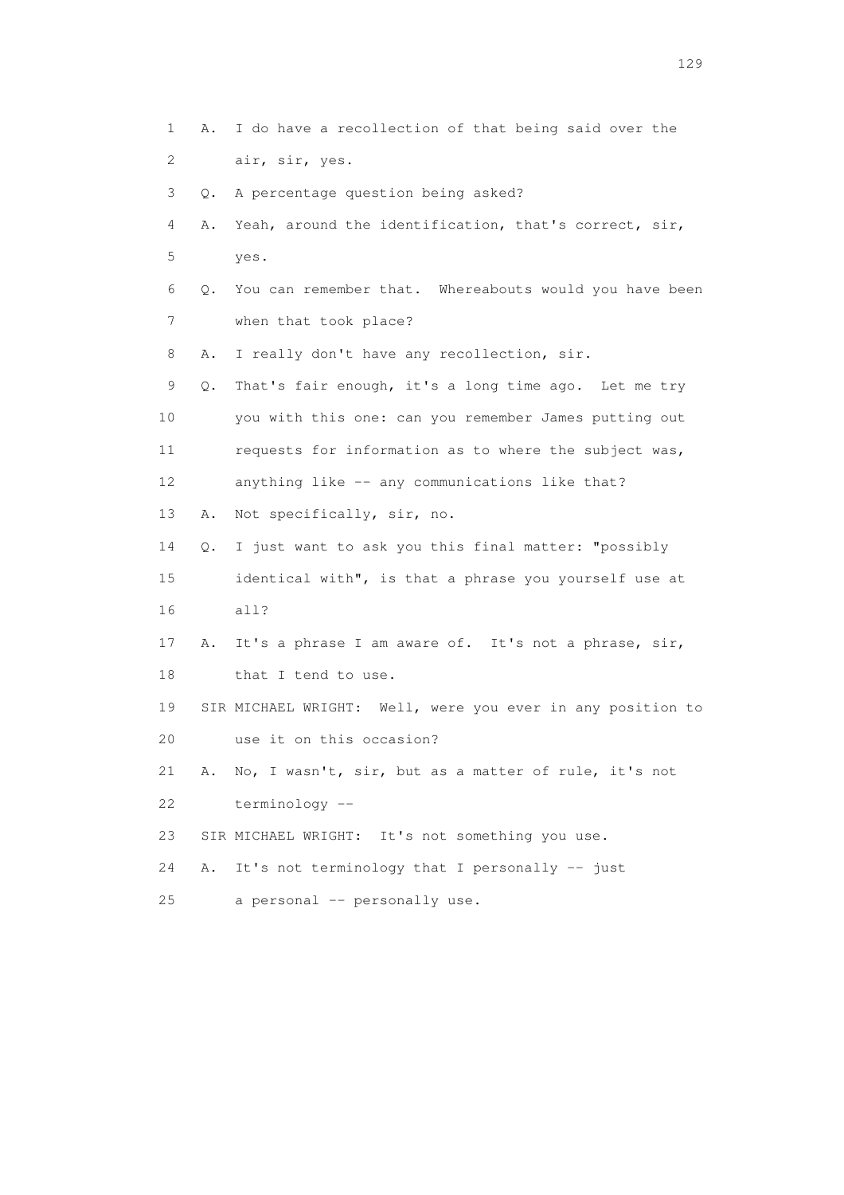1 A. I do have a recollection of that being said over the
2 air, sir, yes.
3 Q. A percentage question being asked?
4 A. Yeah, around the identification, that's correct, sir,
5 yes.
6 Q. You can remember that. Whereabouts would you have been
7 when that took place?
8 A. I really don't have any recollection, sir.
9 Q. That's fair enough, it's a long time ago. Let me try
10 you with this one: can you remember James putting out
11 requests for information as to where the subject was,
12 anything like -- any communications like that?
13 A. Not specifically, sir, no.
14 Q. I just want to ask you this final matter: "possibly
15 identical with", is that a phrase you yourself use at
16 all?
17 A. It's a phrase I am aware of. It's not a phrase, sir,
18 that I tend to use.
19 SIR MICHAEL WRIGHT: Well, were you ever in any position to
20 use it on this occasion?
21 A. No, I wasn't, sir, but as a matter of rule, it's not
22 terminology --
23 SIR MICHAEL WRIGHT: It's not something you use.
24 A. It's not terminology that I personally -- just
25 a personal -- personally use.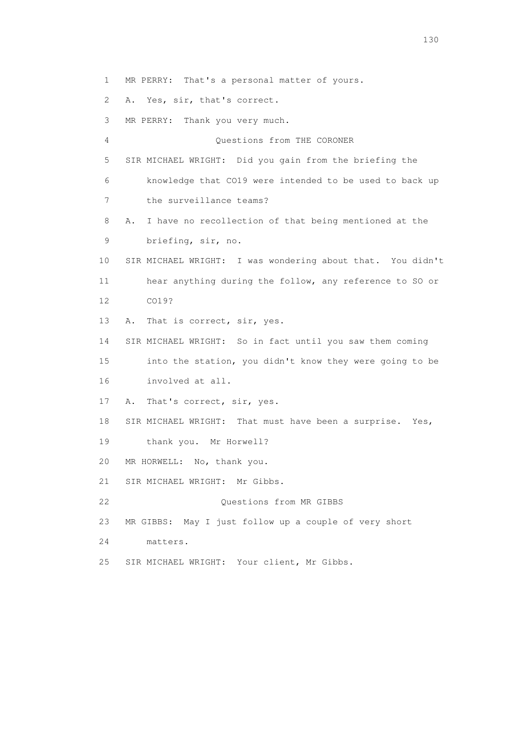1 MR PERRY: That's a personal matter of yours.

2 A. Yes, sir, that's correct.

3 MR PERRY: Thank you very much.

4 Questions from THE CORONER

5 SIR MICHAEL WRIGHT: Did you gain from the briefing the

6 knowledge that CO19 were intended to be used to back up

7 the surveillance teams?

8 A. I have no recollection of that being mentioned at the

9 briefing, sir, no.

10 SIR MICHAEL WRIGHT: I was wondering about that. You didn't

11 hear anything during the follow, any reference to SO or

12 CO19?

13 A. That is correct, sir, yes.

14 SIR MICHAEL WRIGHT: So in fact until you saw them coming

15 into the station, you didn't know they were going to be

16 involved at all.

17 A. That's correct, sir, yes.

18 SIR MICHAEL WRIGHT: That must have been a surprise. Yes,

19 thank you. Mr Horwell?

20 MR HORWELL: No, thank you.

21 SIR MICHAEL WRIGHT: Mr Gibbs.

22 Questions from MR GIBBS

23 MR GIBBS: May I just follow up a couple of very short

24 matters.

25 SIR MICHAEL WRIGHT: Your client, Mr Gibbs.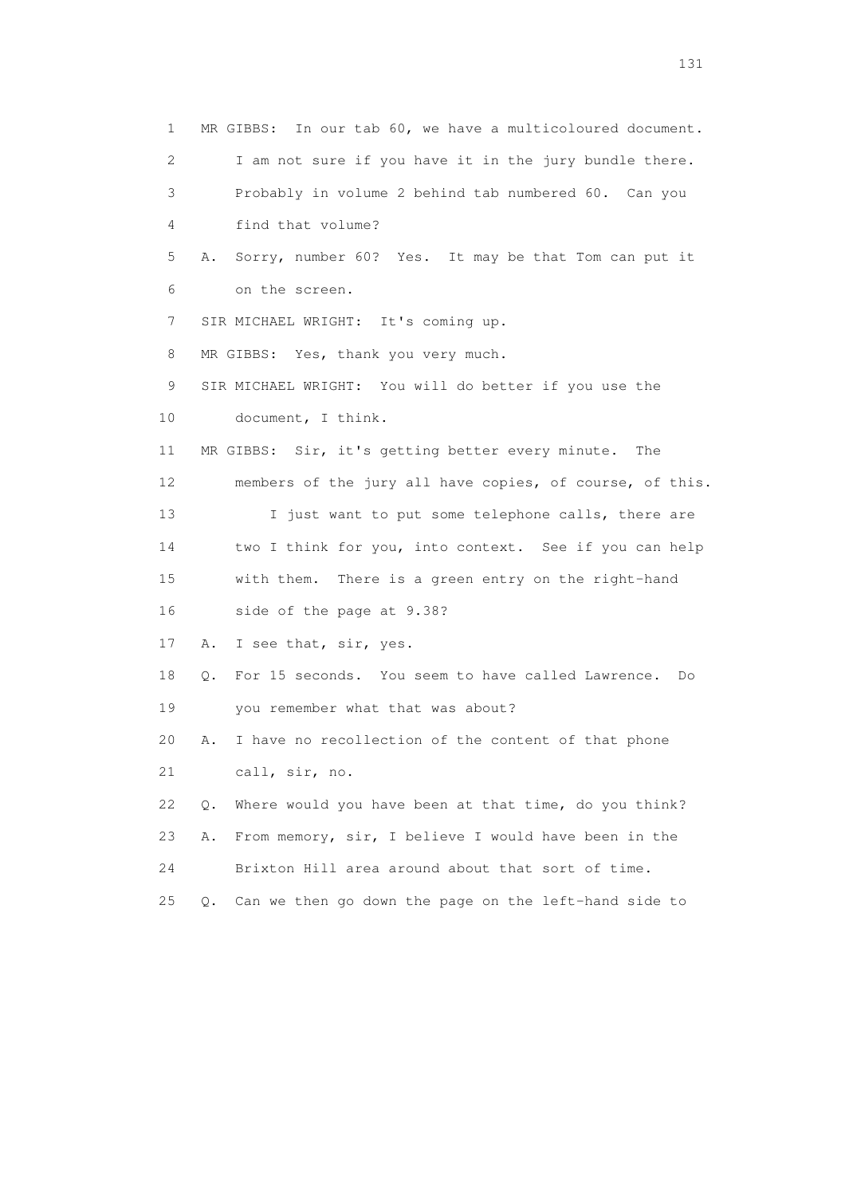1 MR GIBBS: In our tab 60, we have a multicoloured document.

2 I am not sure if you have it in the jury bundle there.

3 Probably in volume 2 behind tab numbered 60. Can you

4 find that volume?

5 A. Sorry, number 60? Yes. It may be that Tom can put it

6 on the screen.

7 SIR MICHAEL WRIGHT: It's coming up.

8 MR GIBBS: Yes, thank you very much.

9 SIR MICHAEL WRIGHT: You will do better if you use the

10 document, I think.

11 MR GIBBS: Sir, it's getting better every minute. The

12 members of the jury all have copies, of course, of this.

13 I just want to put some telephone calls, there are

14 two I think for you, into context. See if you can help

15 with them. There is a green entry on the right-hand

16 side of the page at 9.38?

17 A. I see that, sir, yes.

18 Q. For 15 seconds. You seem to have called Lawrence. Do

19 you remember what that was about?

20 A. I have no recollection of the content of that phone

21 call, sir, no.

22 Q. Where would you have been at that time, do you think?

23 A. From memory, sir, I believe I would have been in the

24 Brixton Hill area around about that sort of time.

25 Q. Can we then go down the page on the left-hand side to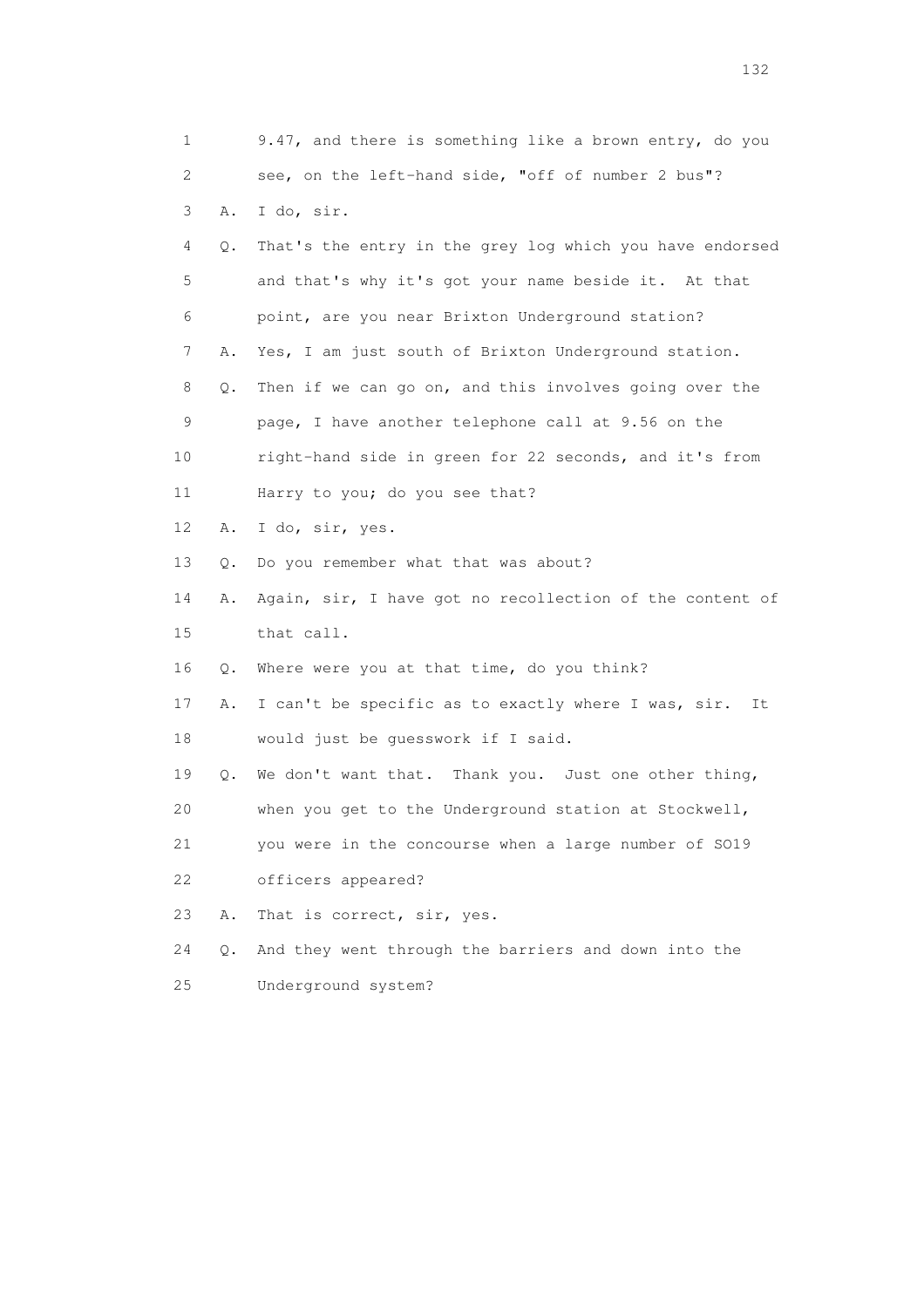1 9.47, and there is something like a brown entry, do you
2 see, on the left-hand side, "off of number 2 bus"?
3 A. I do, sir.
4 Q. That's the entry in the grey log which you have endorsed
5 and that's why it's got your name beside it. At that
6 point, are you near Brixton Underground station?
7 A. Yes, I am just south of Brixton Underground station.
8 Q. Then if we can go on, and this involves going over the
9 page, I have another telephone call at 9.56 on the
10 right-hand side in green for 22 seconds, and it's from
11 Harry to you; do you see that?
12 A. I do, sir, yes.
13 Q. Do you remember what that was about?
14 A. Again, sir, I have got no recollection of the content of
15 that call.
16 Q. Where were you at that time, do you think?
17 A. I can't be specific as to exactly where I was, sir. It
18 would just be guesswork if I said.
19 Q. We don't want that. Thank you. Just one other thing,
20 when you get to the Underground station at Stockwell,
21 you were in the concourse when a large number of SO19
22 officers appeared?
23 A. That is correct, sir, yes.
24 Q. And they went through the barriers and down into the
25 Underground system?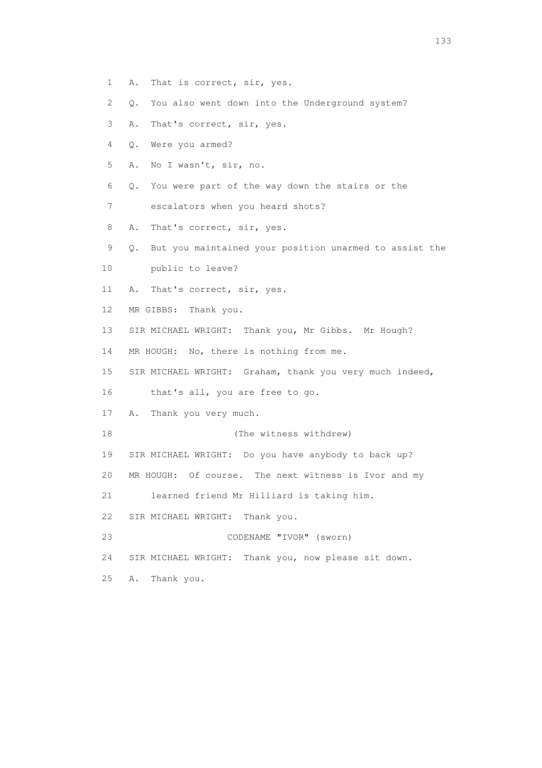1 A. That is correct, sir, yes.

2 Q. You also went down into the Underground system?

3 A. That's correct, sir, yes.

4 Q. Were you armed?

5 A. No I wasn't, sir, no.

6 Q. You were part of the way down the stairs or the

7 escalators when you heard shots?

8 A. That's correct, sir, yes.

9 Q. But you maintained your position unarmed to assist the

10 public to leave?

11 A. That's correct, sir, yes.

12 MR GIBBS: Thank you.

13 SIR MICHAEL WRIGHT: Thank you, Mr Gibbs. Mr Hough?

14 MR HOUGH: No, there is nothing from me.

15 SIR MICHAEL WRIGHT: Graham, thank you very much indeed,

16 that's all, you are free to go.

17 A. Thank you very much.

18 (The witness withdrew)

19 SIR MICHAEL WRIGHT: Do you have anybody to back up?

20 MR HOUGH: Of course. The next witness is Ivor and my

21 learned friend Mr Hilliard is taking him.

22 SIR MICHAEL WRIGHT: Thank you.

23 CODENAME "IVOR" (sworn)

24 SIR MICHAEL WRIGHT: Thank you, now please sit down.

25 A. Thank you.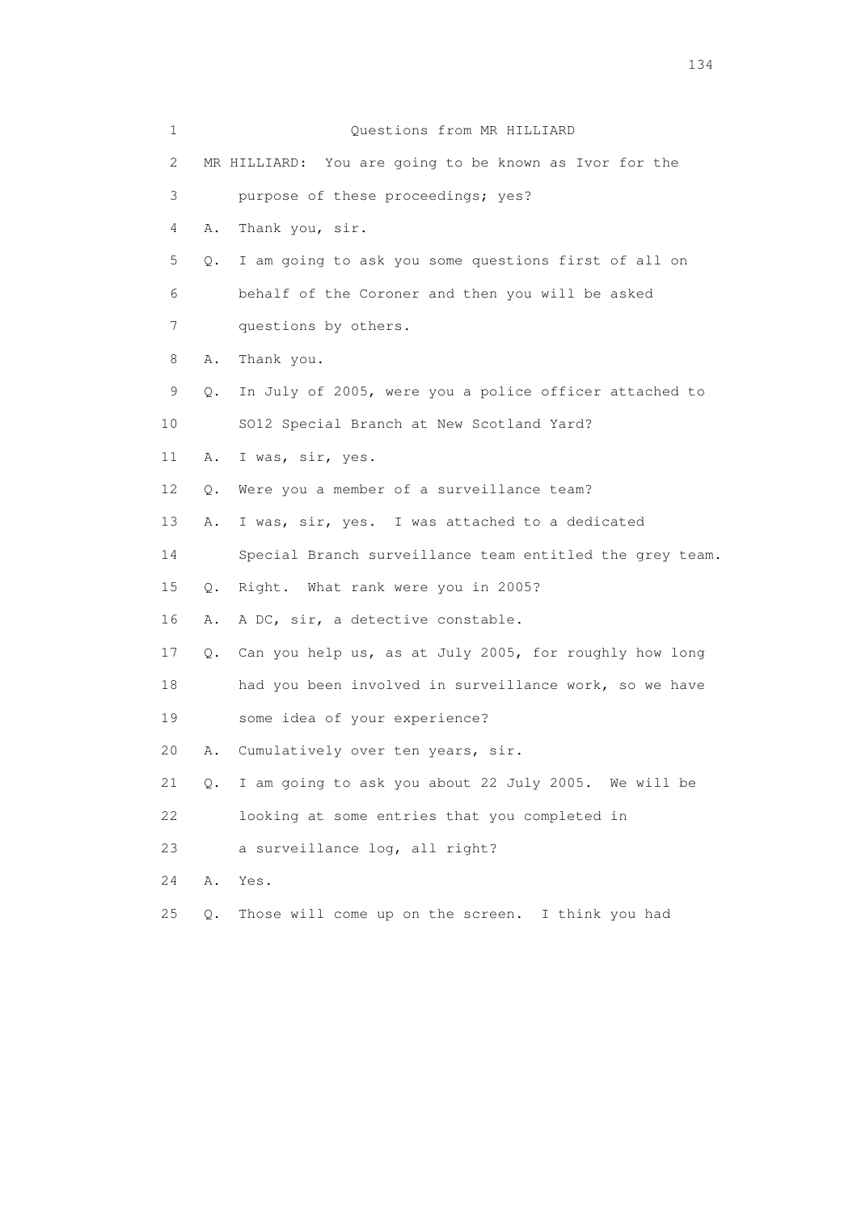1 Questions from MR HILLIARD

2 MR HILLIARD: You are going to be known as Ivor for the

3 purpose of these proceedings; yes?

4 A. Thank you, sir.

5 Q. I am going to ask you some questions first of all on

6 behalf of the Coroner and then you will be asked

7 questions by others.

8 A. Thank you.

9 Q. In July of 2005, were you a police officer attached to

10 SO12 Special Branch at New Scotland Yard?

11 A. I was, sir, yes.

12 Q. Were you a member of a surveillance team?

13 A. I was, sir, yes. I was attached to a dedicated

14 Special Branch surveillance team entitled the grey team.

15 Q. Right. What rank were you in 2005?

16 A. A DC, sir, a detective constable.

17 Q. Can you help us, as at July 2005, for roughly how long

18 had you been involved in surveillance work, so we have

19 some idea of your experience?

20 A. Cumulatively over ten years, sir.

21 Q. I am going to ask you about 22 July 2005. We will be

22 looking at some entries that you completed in

23 a surveillance log, all right?

24 A. Yes.

25 Q. Those will come up on the screen. I think you had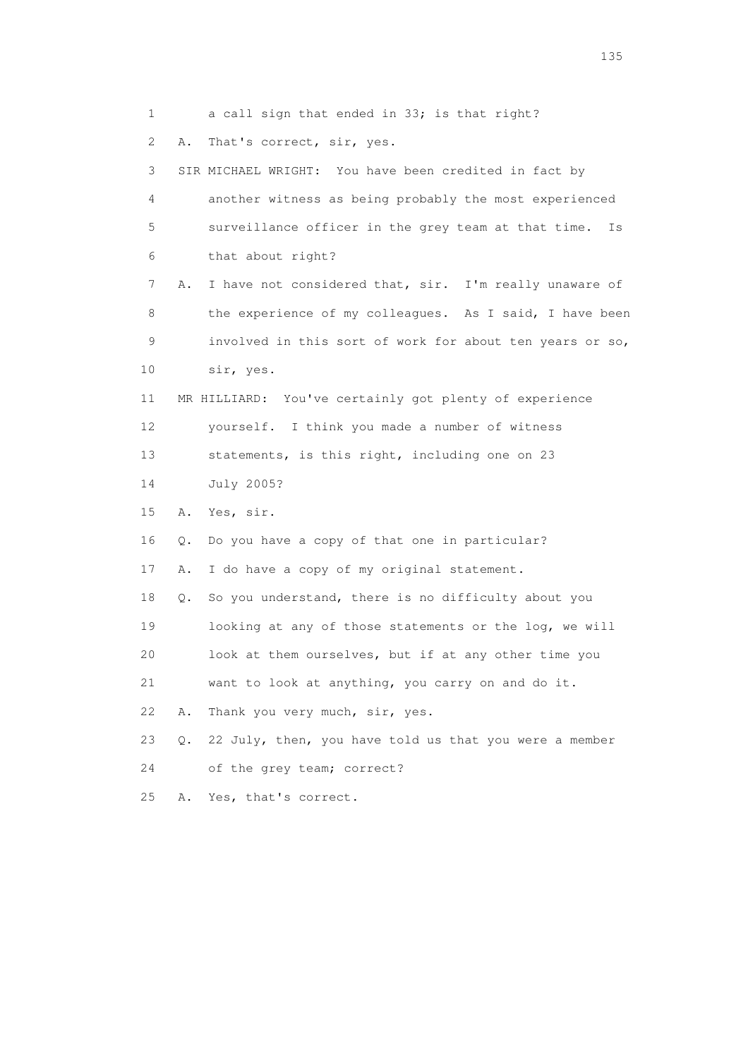1 a call sign that ended in 33; is that right?

2 A. That's correct, sir, yes.

3 SIR MICHAEL WRIGHT: You have been credited in fact by

4 another witness as being probably the most experienced

5 surveillance officer in the grey team at that time. Is

6 that about right?

7 A. I have not considered that, sir. I'm really unaware of

8 the experience of my colleagues. As I said, I have been

9 involved in this sort of work for about ten years or so,

10 sir, yes.

11 MR HILLIARD: You've certainly got plenty of experience

12 yourself. I think you made a number of witness

13 statements, is this right, including one on 23

14 July 2005?

15 A. Yes, sir.

16 Q. Do you have a copy of that one in particular?

17 A. I do have a copy of my original statement.

18 Q. So you understand, there is no difficulty about you

19 looking at any of those statements or the log, we will

20 look at them ourselves, but if at any other time you

21 want to look at anything, you carry on and do it.

22 A. Thank you very much, sir, yes.

23 Q. 22 July, then, you have told us that you were a member

24 of the grey team; correct?

25 A. Yes, that's correct.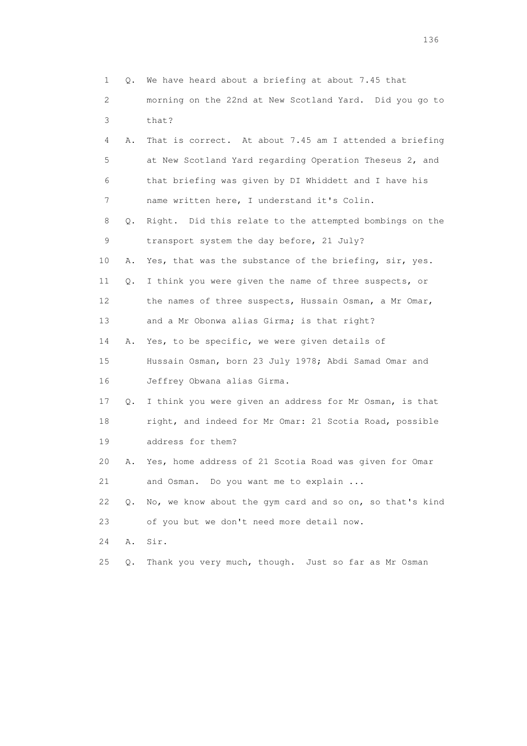1 Q. We have heard about a briefing at about 7.45 that
2 morning on the 22nd at New Scotland Yard. Did you go to
3 that?

4 A. That is correct. At about 7.45 am I attended a briefing
5 at New Scotland Yard regarding Operation Theseus 2, and
6 that briefing was given by DI Whiddett and I have his
7 name written here, I understand it's Colin.

8 Q. Right. Did this relate to the attempted bombings on the
9 transport system the day before, 21 July?

10 A. Yes, that was the substance of the briefing, sir, yes.

11 Q. I think you were given the name of three suspects, or
12 the names of three suspects, Hussain Osman, a Mr Omar,
13 and a Mr Obonwa alias Girma; is that right?

14 A. Yes, to be specific, we were given details of
15 Hussain Osman, born 23 July 1978; Abdi Samad Omar and
16 Jeffrey Obwana alias Girma.

17 Q. I think you were given an address for Mr Osman, is that
18 right, and indeed for Mr Omar: 21 Scotia Road, possible
19 address for them?

20 A. Yes, home address of 21 Scotia Road was given for Omar
21 and Osman. Do you want me to explain ...

22 Q. No, we know about the gym card and so on, so that's kind
23 of you but we don't need more detail now.

24 A. Sir.

25 Q. Thank you very much, though. Just so far as Mr Osman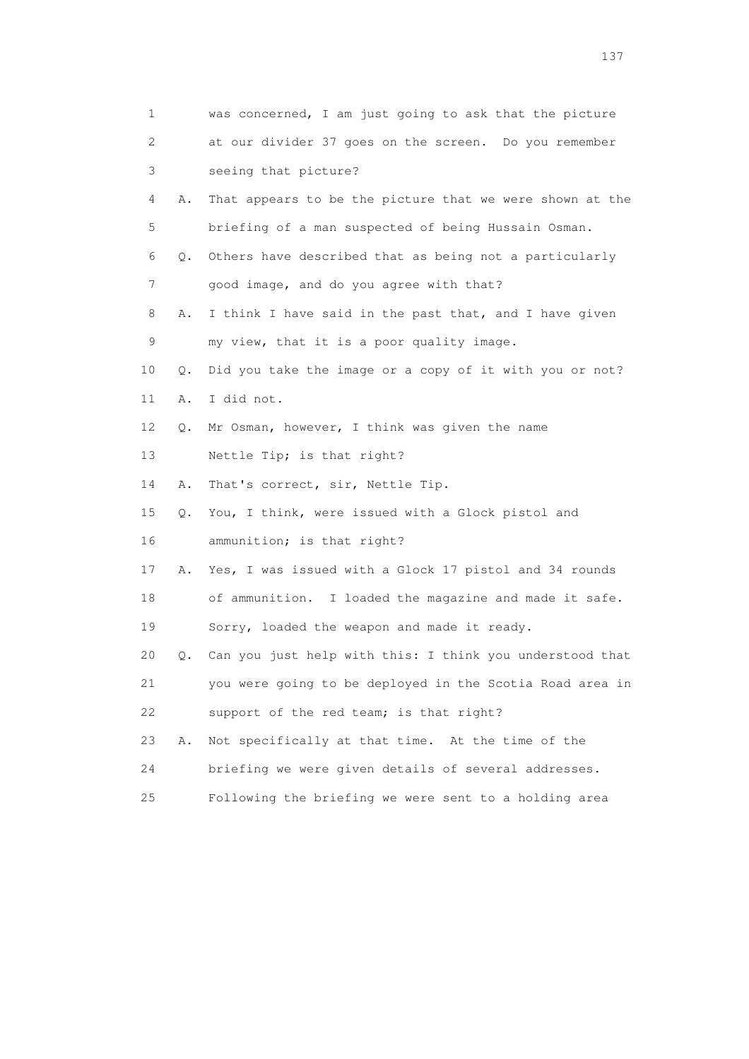1 was concerned, I am just going to ask that the picture
2 at our divider 37 goes on the screen. Do you remember
3 seeing that picture?

4 A. That appears to be the picture that we were shown at the
5 briefing of a man suspected of being Hussain Osman.

6 Q. Others have described that as being not a particularly
7 good image, and do you agree with that?

8 A. I think I have said in the past that, and I have given
9 my view, that it is a poor quality image.

10 Q. Did you take the image or a copy of it with you or not?

11 A. I did not.

12 Q. Mr Osman, however, I think was given the name
13 Nettle Tip; is that right?

14 A. That's correct, sir, Nettle Tip.

15 Q. You, I think, were issued with a Glock pistol and
16 ammunition; is that right?

17 A. Yes, I was issued with a Glock 17 pistol and 34 rounds
18 of ammunition. I loaded the magazine and made it safe.
19 Sorry, loaded the weapon and made it ready.

20 Q. Can you just help with this: I think you understood that
21 you were going to be deployed in the Scotia Road area in
22 support of the red team; is that right?

23 A. Not specifically at that time. At the time of the
24 briefing we were given details of several addresses.
25 Following the briefing we were sent to a holding area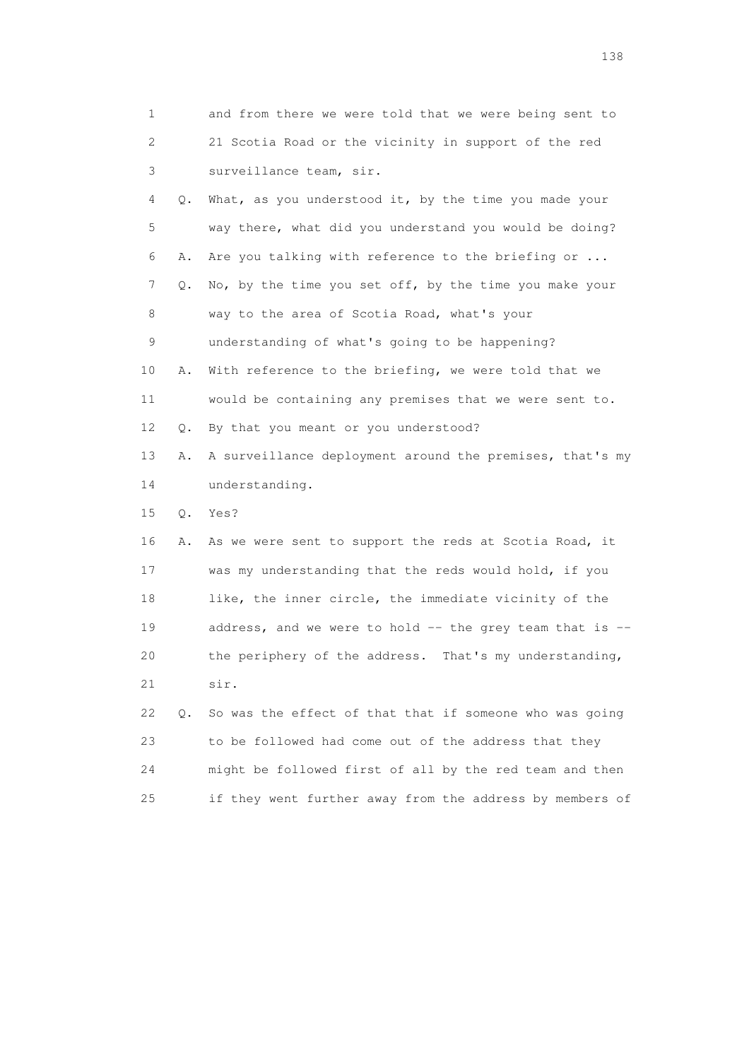1 and from there we were told that we were being sent to
2 21 Scotia Road or the vicinity in support of the red
3 surveillance team, sir.

4 Q. What, as you understood it, by the time you made your
5 way there, what did you understand you would be doing?

6 A. Are you talking with reference to the briefing or ...

7 Q. No, by the time you set off, by the time you make your
8 way to the area of Scotia Road, what's your
9 understanding of what's going to be happening?

10 A. With reference to the briefing, we were told that we
11 would be containing any premises that we were sent to.

12 Q. By that you meant or you understood?

13 A. A surveillance deployment around the premises, that's my
14 understanding.

15 Q. Yes?

16 A. As we were sent to support the reds at Scotia Road, it
17 was my understanding that the reds would hold, if you
18 like, the inner circle, the immediate vicinity of the
19 address, and we were to hold -- the grey team that is --
20 the periphery of the address. That's my understanding,
21 sir.

22 Q. So was the effect of that that if someone who was going
23 to be followed had come out of the address that they
24 might be followed first of all by the red team and then
25 if they went further away from the address by members of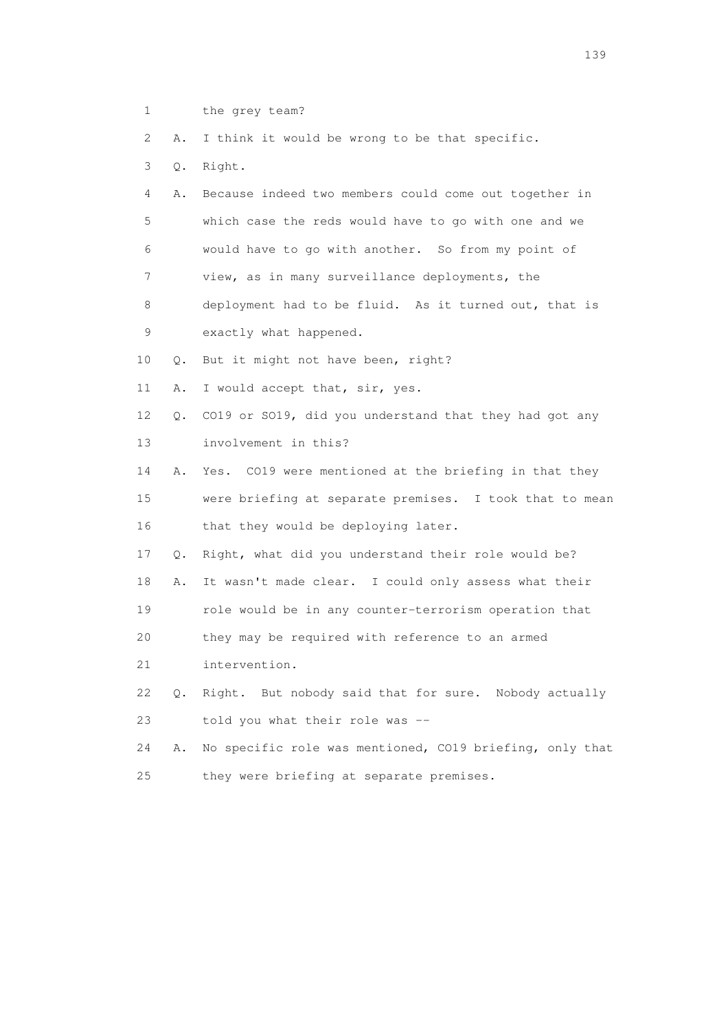1 the grey team?

2 A. I think it would be wrong to be that specific.

3 Q. Right.

4 A. Because indeed two members could come out together in

5 which case the reds would have to go with one and we

6 would have to go with another. So from my point of

7 view, as in many surveillance deployments, the

8 deployment had to be fluid. As it turned out, that is

9 exactly what happened.

10 Q. But it might not have been, right?

11 A. I would accept that, sir, yes.

12 Q. CO19 or SO19, did you understand that they had got any

13 involvement in this?

14 A. Yes. CO19 were mentioned at the briefing in that they

15 were briefing at separate premises. I took that to mean

16 that they would be deploying later.

17 Q. Right, what did you understand their role would be?

18 A. It wasn't made clear. I could only assess what their

19 role would be in any counter-terrorism operation that

20 they may be required with reference to an armed

21 intervention.

22 Q. Right. But nobody said that for sure. Nobody actually

23 told you what their role was --

24 A. No specific role was mentioned, CO19 briefing, only that

25 they were briefing at separate premises.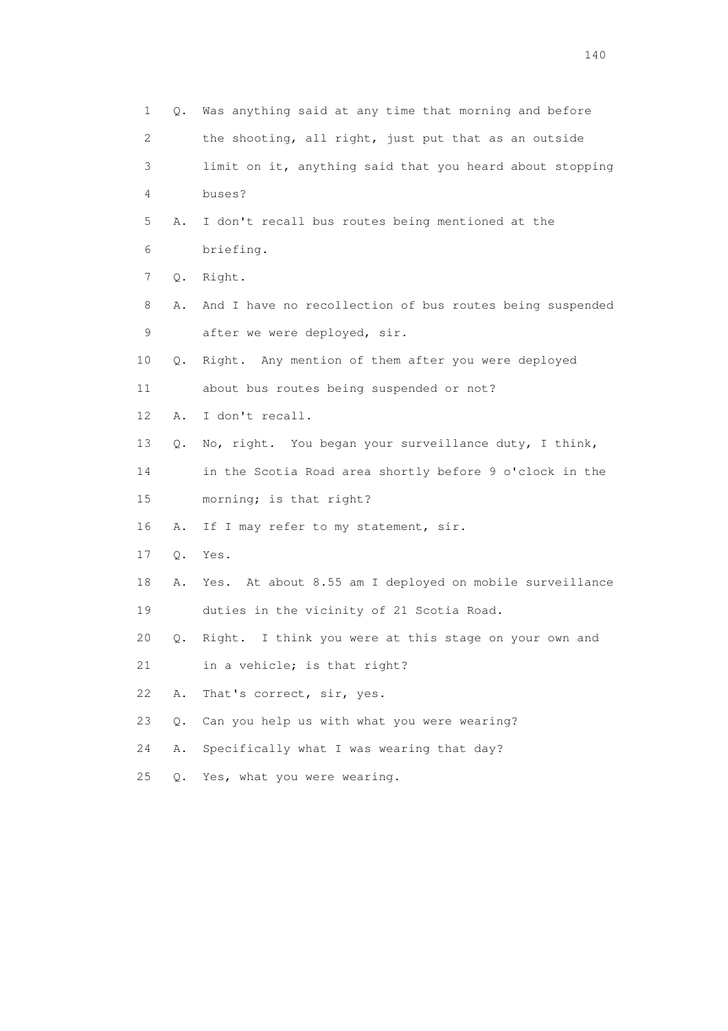1 Q. Was anything said at any time that morning and before
2 the shooting, all right, just put that as an outside
3 limit on it, anything said that you heard about stopping
4 buses?
5 A. I don't recall bus routes being mentioned at the
6 briefing.
7 Q. Right.
8 A. And I have no recollection of bus routes being suspended
9 after we were deployed, sir.
10 Q. Right. Any mention of them after you were deployed
11 about bus routes being suspended or not?
12 A. I don't recall.
13 Q. No, right. You began your surveillance duty, I think,
14 in the Scotia Road area shortly before 9 o'clock in the
15 morning; is that right?
16 A. If I may refer to my statement, sir.
17 Q. Yes.
18 A. Yes. At about 8.55 am I deployed on mobile surveillance
19 duties in the vicinity of 21 Scotia Road.
20 Q. Right. I think you were at this stage on your own and
21 in a vehicle; is that right?
22 A. That's correct, sir, yes.
23 Q. Can you help us with what you were wearing?
24 A. Specifically what I was wearing that day?
25 Q. Yes, what you were wearing.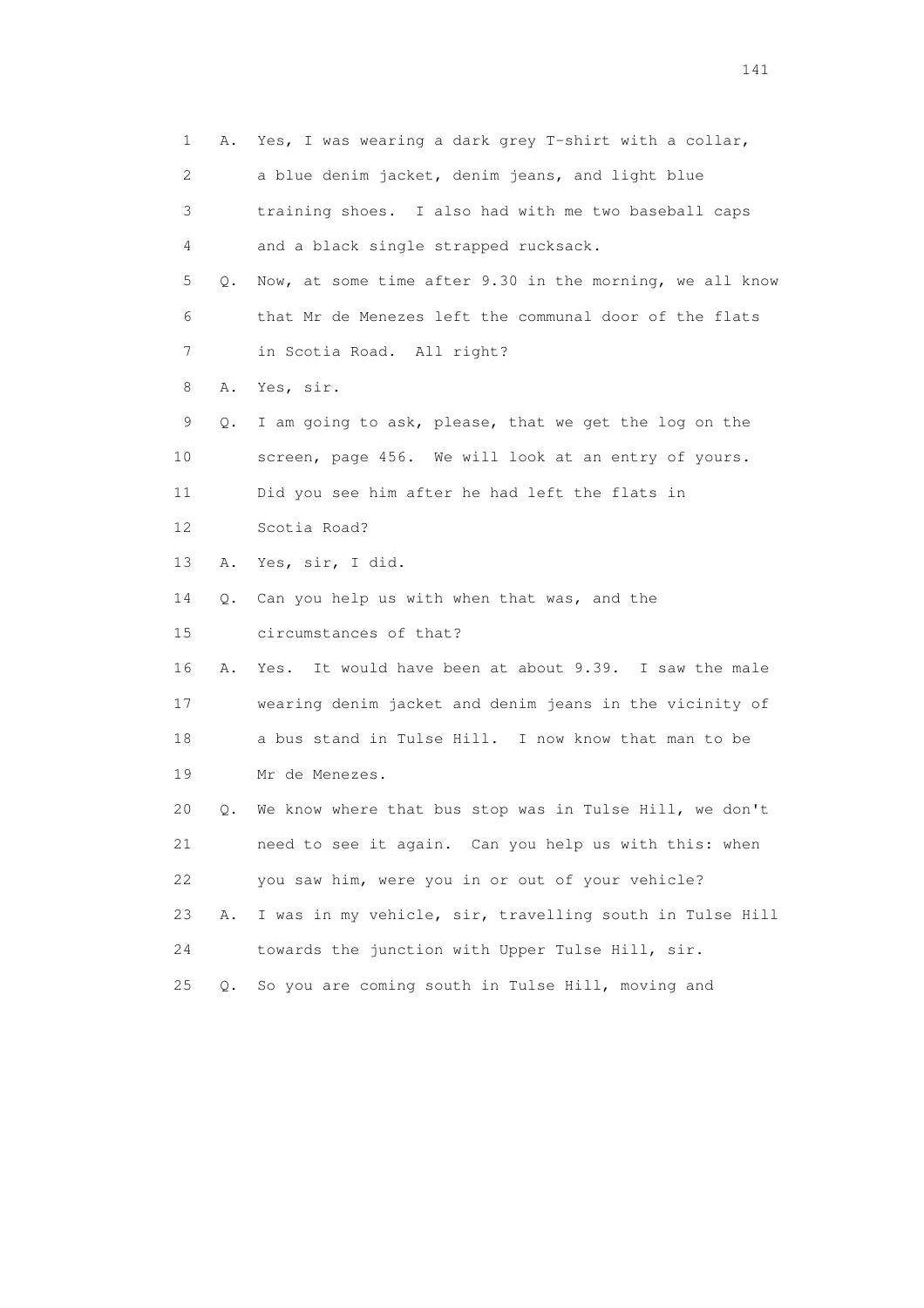1 A. Yes, I was wearing a dark grey T-shirt with a collar,
2 a blue denim jacket, denim jeans, and light blue
3 training shoes. I also had with me two baseball caps
4 and a black single strapped rucksack.
5 Q. Now, at some time after 9.30 in the morning, we all know
6 that Mr de Menezes left the communal door of the flats
7 in Scotia Road. All right?
8 A. Yes, sir.
9 Q. I am going to ask, please, that we get the log on the
10 screen, page 456. We will look at an entry of yours.
11 Did you see him after he had left the flats in
12 Scotia Road?
13 A. Yes, sir, I did.
14 Q. Can you help us with when that was, and the
15 circumstances of that?
16 A. Yes. It would have been at about 9.39. I saw the male
17 wearing denim jacket and denim jeans in the vicinity of
18 a bus stand in Tulse Hill. I now know that man to be
19 Mr de Menezes.
20 Q. We know where that bus stop was in Tulse Hill, we don't
21 need to see it again. Can you help us with this: when
22 you saw him, were you in or out of your vehicle?
23 A. I was in my vehicle, sir, travelling south in Tulse Hill
24 towards the junction with Upper Tulse Hill, sir.
25 Q. So you are coming south in Tulse Hill, moving and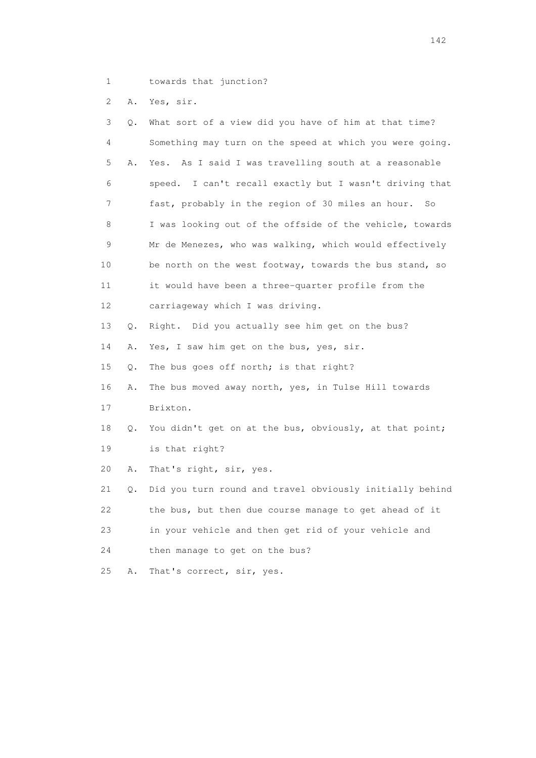1 towards that junction?

2 A. Yes, sir.

3 Q. What sort of a view did you have of him at that time?

4 Something may turn on the speed at which you were going.

5 A. Yes. As I said I was travelling south at a reasonable

6 speed. I can't recall exactly but I wasn't driving that

7 fast, probably in the region of 30 miles an hour. So

8 I was looking out of the offside of the vehicle, towards

9 Mr de Menezes, who was walking, which would effectively

10 be north on the west footway, towards the bus stand, so

11 it would have been a three-quarter profile from the

12 carriageway which I was driving.

13 Q. Right. Did you actually see him get on the bus?

14 A. Yes, I saw him get on the bus, yes, sir.

15 Q. The bus goes off north; is that right?

16 A. The bus moved away north, yes, in Tulse Hill towards

17 Brixton.

18 Q. You didn't get on at the bus, obviously, at that point;

19 is that right?

20 A. That's right, sir, yes.

21 Q. Did you turn round and travel obviously initially behind

22 the bus, but then due course manage to get ahead of it

23 in your vehicle and then get rid of your vehicle and

24 then manage to get on the bus?

25 A. That's correct, sir, yes.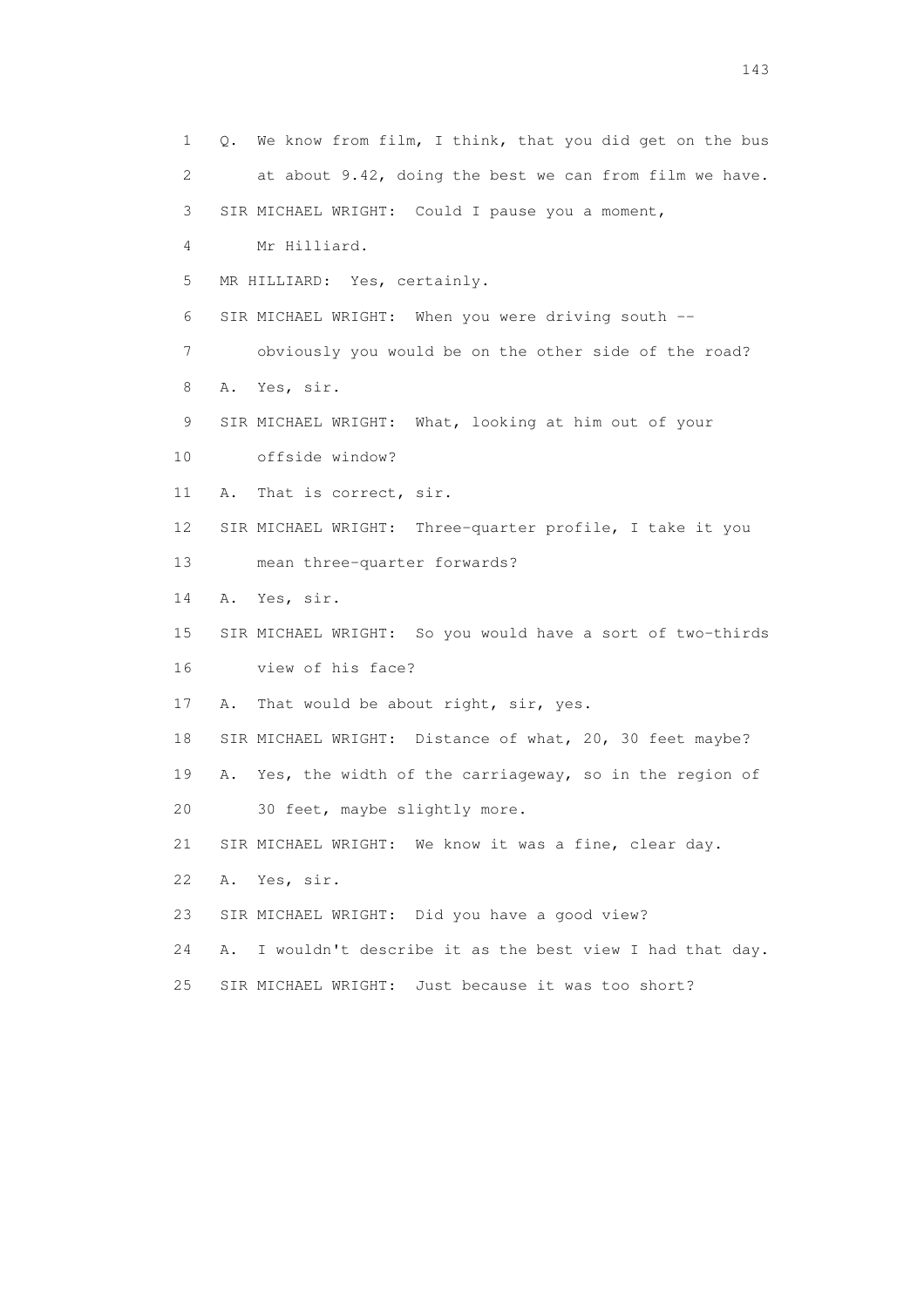1 Q. We know from film, I think, that you did get on the bus
2 at about 9.42, doing the best we can from film we have.
3 SIR MICHAEL WRIGHT: Could I pause you a moment,
4 Mr Hilliard.
5 MR HILLIARD: Yes, certainly.
6 SIR MICHAEL WRIGHT: When you were driving south --
7 obviously you would be on the other side of the road?
8 A. Yes, sir.
9 SIR MICHAEL WRIGHT: What, looking at him out of your
10 offside window?
11 A. That is correct, sir.
12 SIR MICHAEL WRIGHT: Three-quarter profile, I take it you
13 mean three-quarter forwards?
14 A. Yes, sir.
15 SIR MICHAEL WRIGHT: So you would have a sort of two-thirds
16 view of his face?
17 A. That would be about right, sir, yes.
18 SIR MICHAEL WRIGHT: Distance of what, 20, 30 feet maybe?
19 A. Yes, the width of the carriageway, so in the region of
20 30 feet, maybe slightly more.
21 SIR MICHAEL WRIGHT: We know it was a fine, clear day.
22 A. Yes, sir.
23 SIR MICHAEL WRIGHT: Did you have a good view?
24 A. I wouldn't describe it as the best view I had that day.
25 SIR MICHAEL WRIGHT: Just because it was too short?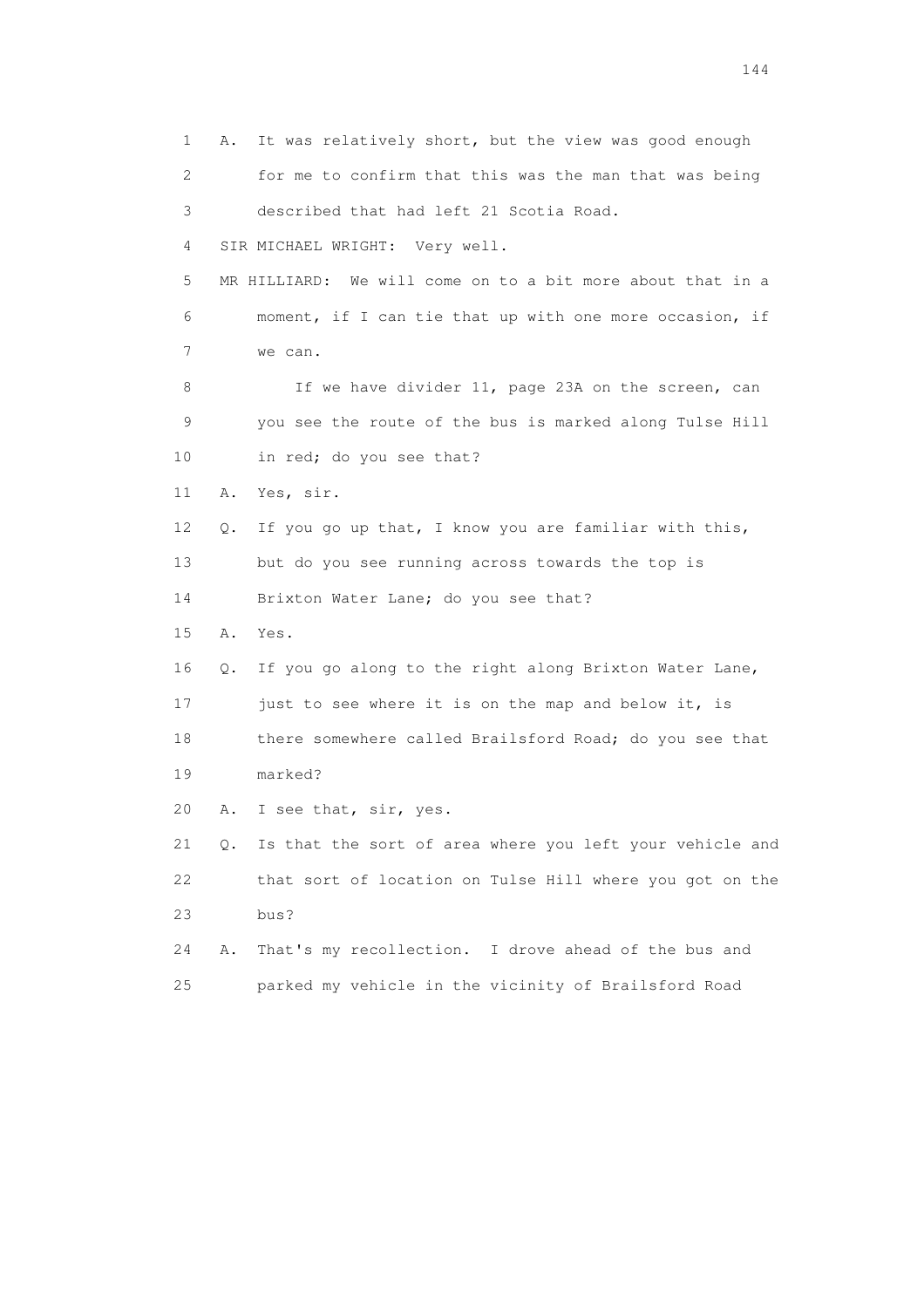1 A. It was relatively short, but the view was good enough
2 for me to confirm that this was the man that was being
3 described that had left 21 Scotia Road.
4 SIR MICHAEL WRIGHT: Very well.
5 MR HILLIARD: We will come on to a bit more about that in a
6 moment, if I can tie that up with one more occasion, if
7 we can.
8 If we have divider 11, page 23A on the screen, can
9 you see the route of the bus is marked along Tulse Hill
10 in red; do you see that?
11 A. Yes, sir.
12 Q. If you go up that, I know you are familiar with this,
13 but do you see running across towards the top is
14 Brixton Water Lane; do you see that?
15 A. Yes.
16 Q. If you go along to the right along Brixton Water Lane,
17 just to see where it is on the map and below it, is
18 there somewhere called Brailsford Road; do you see that
19 marked?
20 A. I see that, sir, yes.
21 Q. Is that the sort of area where you left your vehicle and
22 that sort of location on Tulse Hill where you got on the
23 bus?
24 A. That's my recollection. I drove ahead of the bus and
25 parked my vehicle in the vicinity of Brailsford Road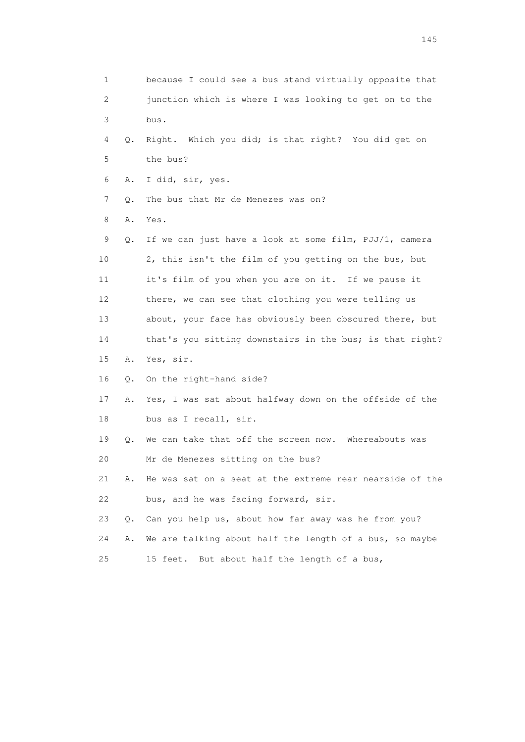1 because I could see a bus stand virtually opposite that
2 junction which is where I was looking to get on to the
3 bus.
4 Q. Right. Which you did; is that right? You did get on
5 the bus?
6 A. I did, sir, yes.
7 Q. The bus that Mr de Menezes was on?
8 A. Yes.
9 Q. If we can just have a look at some film, PJJ/1, camera
10 2, this isn't the film of you getting on the bus, but
11 it's film of you when you are on it. If we pause it
12 there, we can see that clothing you were telling us
13 about, your face has obviously been obscured there, but
14 that's you sitting downstairs in the bus; is that right?
15 A. Yes, sir.
16 Q. On the right-hand side?
17 A. Yes, I was sat about halfway down on the offside of the
18 bus as I recall, sir.
19 Q. We can take that off the screen now. Whereabouts was
20 Mr de Menezes sitting on the bus?
21 A. He was sat on a seat at the extreme rear nearside of the
22 bus, and he was facing forward, sir.
23 Q. Can you help us, about how far away was he from you?
24 A. We are talking about half the length of a bus, so maybe
25 15 feet. But about half the length of a bus,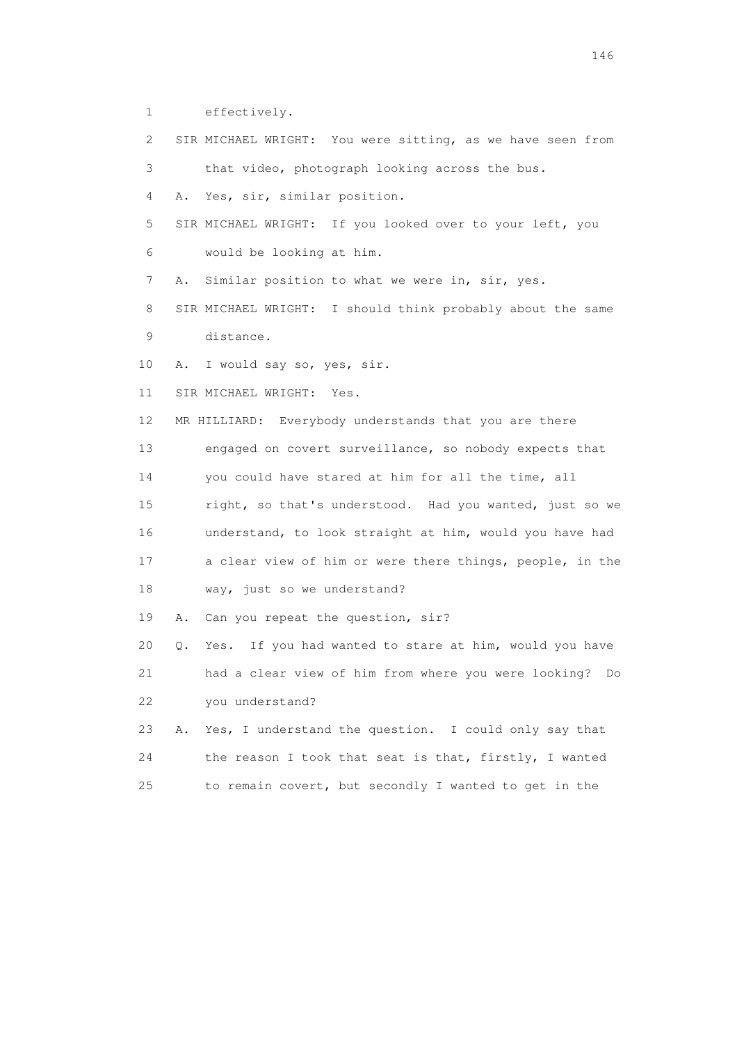1 effectively.

2 SIR MICHAEL WRIGHT: You were sitting, as we have seen from

3 that video, photograph looking across the bus.

4 A. Yes, sir, similar position.

5 SIR MICHAEL WRIGHT: If you looked over to your left, you

6 would be looking at him.

7 A. Similar position to what we were in, sir, yes.

8 SIR MICHAEL WRIGHT: I should think probably about the same

9 distance.

10 A. I would say so, yes, sir.

11 SIR MICHAEL WRIGHT: Yes.

12 MR HILLIARD: Everybody understands that you are there

13 engaged on covert surveillance, so nobody expects that

14 you could have stared at him for all the time, all

15 right, so that's understood. Had you wanted, just so we

16 understand, to look straight at him, would you have had

17 a clear view of him or were there things, people, in the

18 way, just so we understand?

19 A. Can you repeat the question, sir?

20 Q. Yes. If you had wanted to stare at him, would you have

21 had a clear view of him from where you were looking? Do

22 you understand?

23 A. Yes, I understand the question. I could only say that

24 the reason I took that seat is that, firstly, I wanted

25 to remain covert, but secondly I wanted to get in the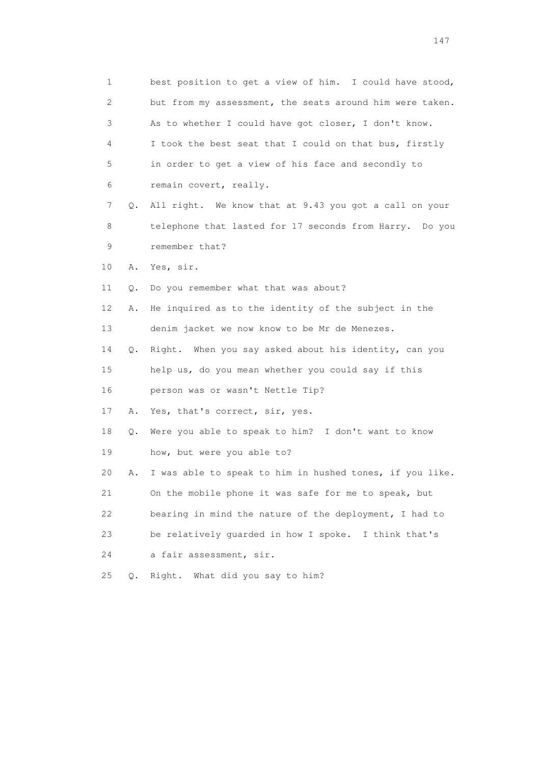1 best position to get a view of him. I could have stood,
2 but from my assessment, the seats around him were taken.
3 As to whether I could have got closer, I don't know.
4 I took the best seat that I could on that bus, firstly
5 in order to get a view of his face and secondly to
6 remain covert, really.
7 Q. All right. We know that at 9.43 you got a call on your
8 telephone that lasted for 17 seconds from Harry. Do you
9 remember that?
10 A. Yes, sir.
11 Q. Do you remember what that was about?
12 A. He inquired as to the identity of the subject in the
13 denim jacket we now know to be Mr de Menezes.
14 Q. Right. When you say asked about his identity, can you
15 help us, do you mean whether you could say if this
16 person was or wasn't Nettle Tip?
17 A. Yes, that's correct, sir, yes.
18 Q. Were you able to speak to him? I don't want to know
19 how, but were you able to?
20 A. I was able to speak to him in hushed tones, if you like.
21 On the mobile phone it was safe for me to speak, but
22 bearing in mind the nature of the deployment, I had to
23 be relatively guarded in how I spoke. I think that's
24 a fair assessment, sir.
25 Q. Right. What did you say to him?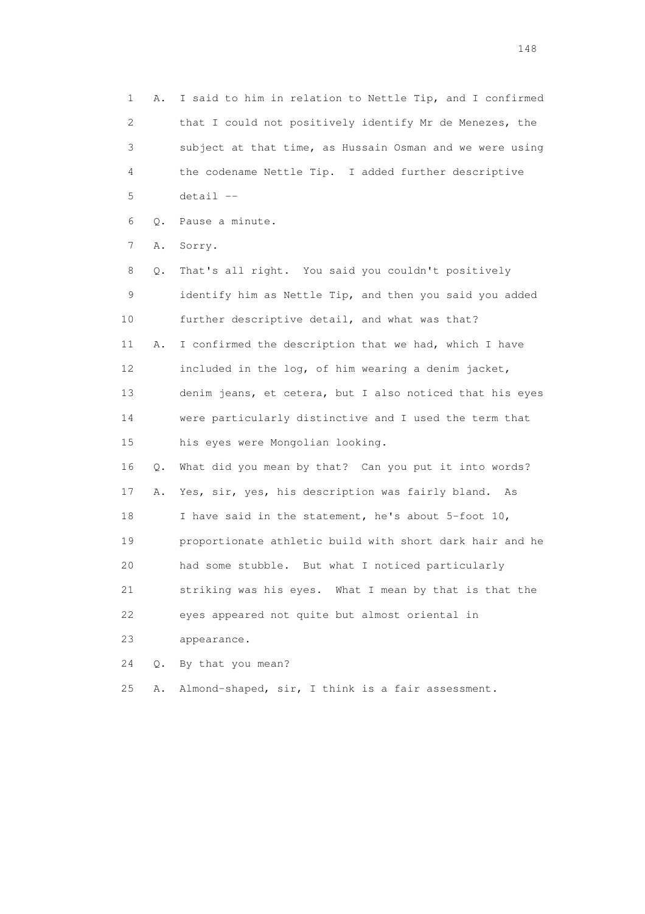1 A. I said to him in relation to Nettle Tip, and I confirmed
2 that I could not positively identify Mr de Menezes, the
3 subject at that time, as Hussain Osman and we were using
4 the codename Nettle Tip. I added further descriptive
5 detail --

6 Q. Pause a minute.

7 A. Sorry.

8 Q. That's all right. You said you couldn't positively
9 identify him as Nettle Tip, and then you said you added
10 further descriptive detail, and what was that?

11 A. I confirmed the description that we had, which I have
12 included in the log, of him wearing a denim jacket,
13 denim jeans, et cetera, but I also noticed that his eyes
14 were particularly distinctive and I used the term that
15 his eyes were Mongolian looking.

16 Q. What did you mean by that? Can you put it into words?

17 A. Yes, sir, yes, his description was fairly bland. As
18 I have said in the statement, he's about 5-foot 10,
19 proportionate athletic build with short dark hair and he
20 had some stubble. But what I noticed particularly
21 striking was his eyes. What I mean by that is that the
22 eyes appeared not quite but almost oriental in
23 appearance.

24 Q. By that you mean?

25 A. Almond-shaped, sir, I think is a fair assessment.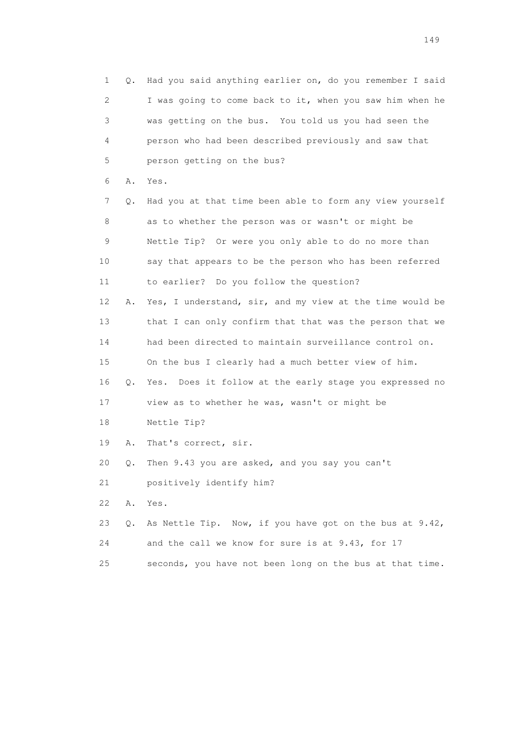1 Q. Had you said anything earlier on, do you remember I said
2 I was going to come back to it, when you saw him when he
3 was getting on the bus. You told us you had seen the
4 person who had been described previously and saw that
5 person getting on the bus?
6 A. Yes.
7 Q. Had you at that time been able to form any view yourself
8 as to whether the person was or wasn't or might be
9 Nettle Tip? Or were you only able to do no more than
10 say that appears to be the person who has been referred
11 to earlier? Do you follow the question?
12 A. Yes, I understand, sir, and my view at the time would be
13 that I can only confirm that that was the person that we
14 had been directed to maintain surveillance control on.
15 On the bus I clearly had a much better view of him.
16 Q. Yes. Does it follow at the early stage you expressed no
17 view as to whether he was, wasn't or might be
18 Nettle Tip?
19 A. That's correct, sir.
20 Q. Then 9.43 you are asked, and you say you can't
21 positively identify him?
22 A. Yes.
23 Q. As Nettle Tip. Now, if you have got on the bus at 9.42,
24 and the call we know for sure is at 9.43, for 17
25 seconds, you have not been long on the bus at that time.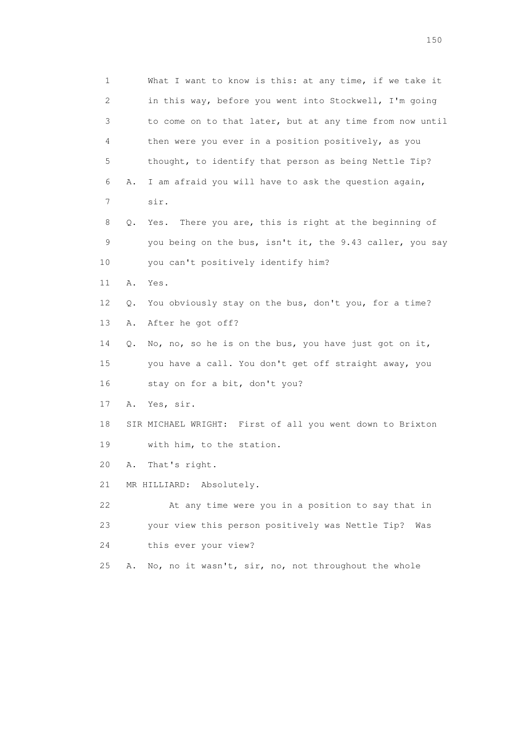1 What I want to know is this: at any time, if we take it
2 in this way, before you went into Stockwell, I'm going
3 to come on to that later, but at any time from now until
4 then were you ever in a position positively, as you
5 thought, to identify that person as being Nettle Tip?
6 A. I am afraid you will have to ask the question again,
7 sir.
8 Q. Yes. There you are, this is right at the beginning of
9 you being on the bus, isn't it, the 9.43 caller, you say
10 you can't positively identify him?
11 A. Yes.
12 Q. You obviously stay on the bus, don't you, for a time?
13 A. After he got off?
14 Q. No, no, so he is on the bus, you have just got on it,
15 you have a call. You don't get off straight away, you
16 stay on for a bit, don't you?
17 A. Yes, sir.
18 SIR MICHAEL WRIGHT: First of all you went down to Brixton
19 with him, to the station.
20 A. That's right.
21 MR HILLIARD: Absolutely.
22 At any time were you in a position to say that in
23 your view this person positively was Nettle Tip? Was
24 this ever your view?
25 A. No, no it wasn't, sir, no, not throughout the whole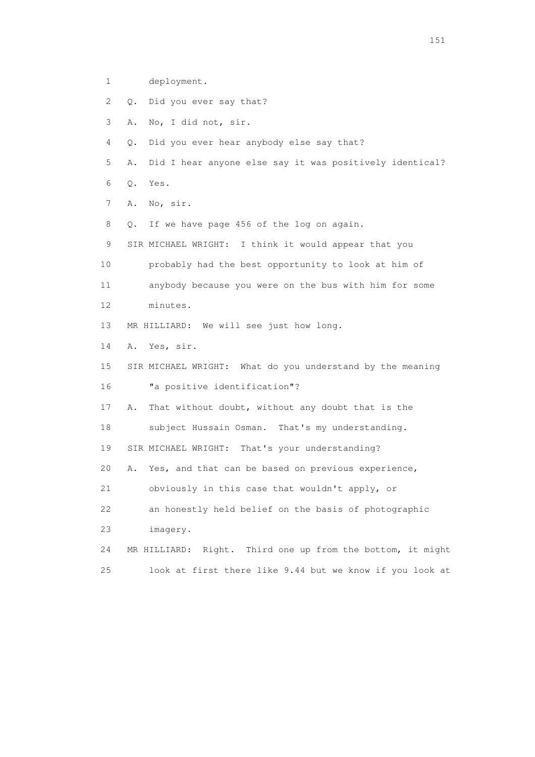1 deployment.

2 Q. Did you ever say that?

3 A. No, I did not, sir.

4 Q. Did you ever hear anybody else say that?

5 A. Did I hear anyone else say it was positively identical?

6 Q. Yes.

7 A. No, sir.

8 Q. If we have page 456 of the log on again.

9 SIR MICHAEL WRIGHT: I think it would appear that you

10 probably had the best opportunity to look at him of

11 anybody because you were on the bus with him for some

12 minutes.

13 MR HILLIARD: We will see just how long.

14 A. Yes, sir.

15 SIR MICHAEL WRIGHT: What do you understand by the meaning

16 "a positive identification"?

17 A. That without doubt, without any doubt that is the

18 subject Hussain Osman. That's my understanding.

19 SIR MICHAEL WRIGHT: That's your understanding?

20 A. Yes, and that can be based on previous experience,

21 obviously in this case that wouldn't apply, or

22 an honestly held belief on the basis of photographic

23 imagery.

24 MR HILLIARD: Right. Third one up from the bottom, it might

25 look at first there like 9.44 but we know if you look at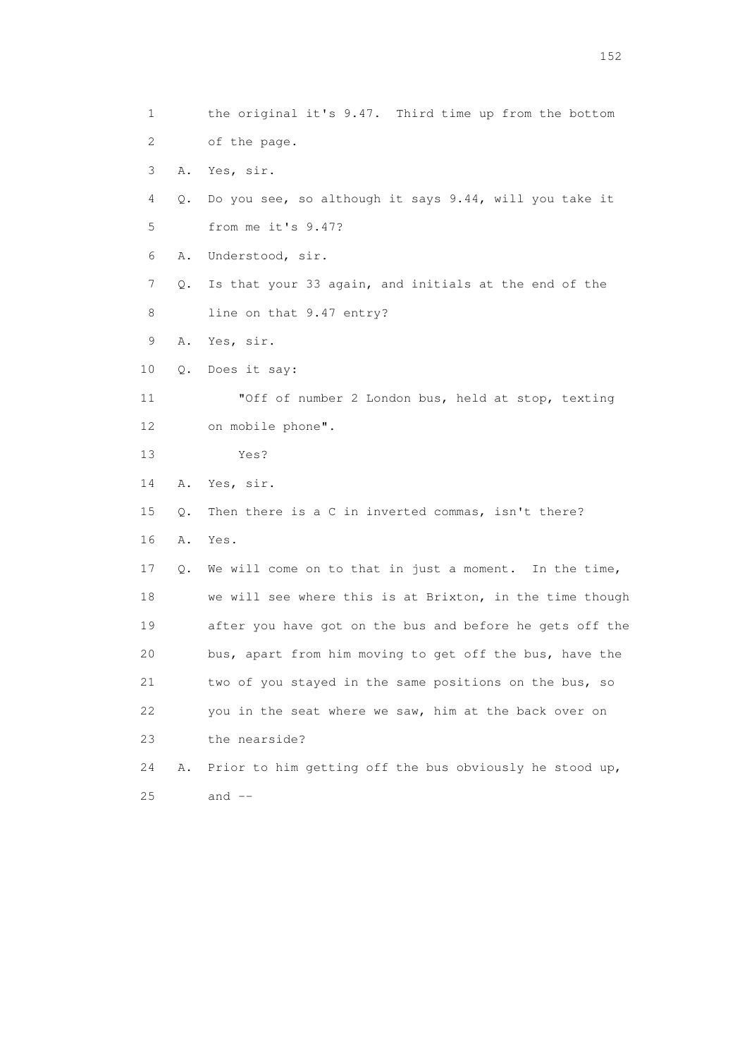1 the original it's 9.47. Third time up from the bottom
2 of the page.
3 A. Yes, sir.
4 Q. Do you see, so although it says 9.44, will you take it
5 from me it's 9.47?
6 A. Understood, sir.
7 Q. Is that your 33 again, and initials at the end of the
8 line on that 9.47 entry?
9 A. Yes, sir.
10 Q. Does it say:
11 "Off of number 2 London bus, held at stop, texting
12 on mobile phone".
13 Yes?
14 A. Yes, sir.
15 Q. Then there is a C in inverted commas, isn't there?
16 A. Yes.
17 Q. We will come on to that in just a moment. In the time,
18 we will see where this is at Brixton, in the time though
19 after you have got on the bus and before he gets off the
20 bus, apart from him moving to get off the bus, have the
21 two of you stayed in the same positions on the bus, so
22 you in the seat where we saw, him at the back over on
23 the nearside?
24 A. Prior to him getting off the bus obviously he stood up,
25 and --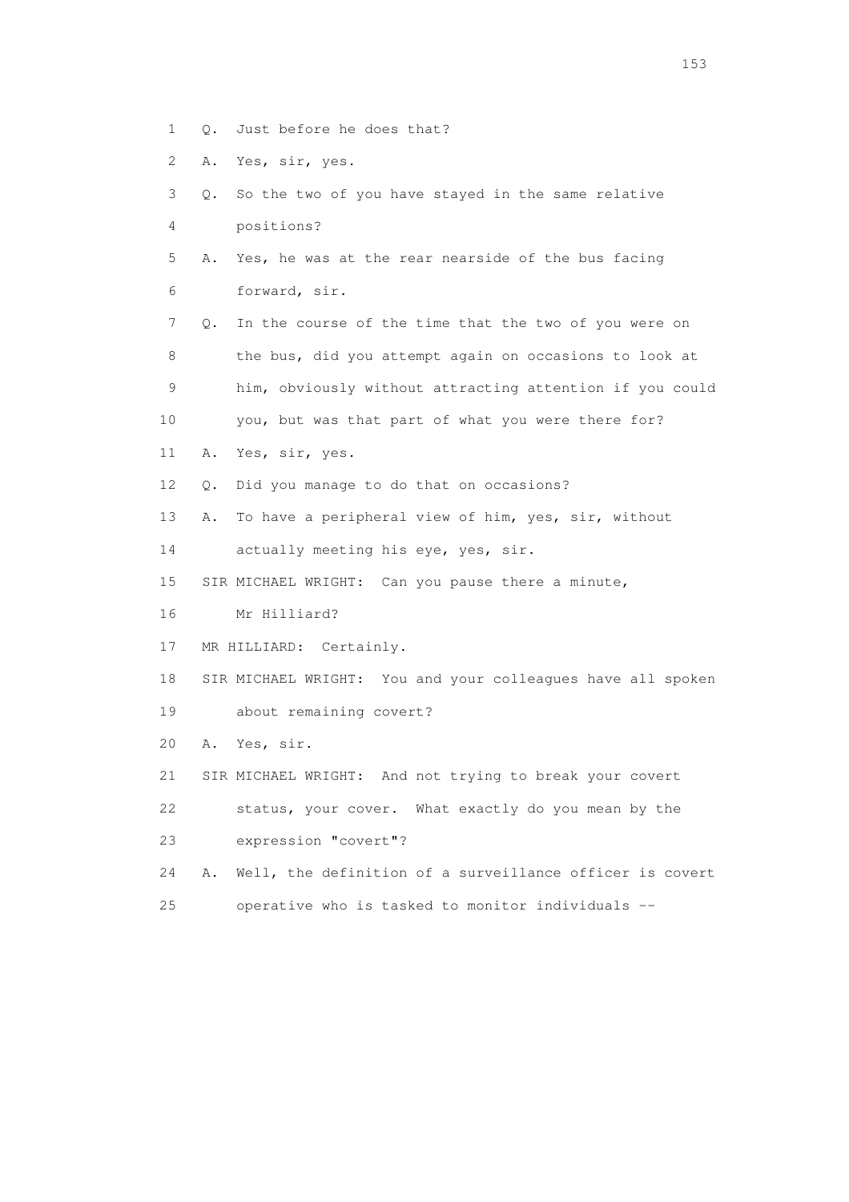1 Q. Just before he does that?

2 A. Yes, sir, yes.

3 Q. So the two of you have stayed in the same relative

4 positions?

5 A. Yes, he was at the rear nearside of the bus facing

6 forward, sir.

7 Q. In the course of the time that the two of you were on

8 the bus, did you attempt again on occasions to look at

9 him, obviously without attracting attention if you could

10 you, but was that part of what you were there for?

11 A. Yes, sir, yes.

12 Q. Did you manage to do that on occasions?

13 A. To have a peripheral view of him, yes, sir, without

14 actually meeting his eye, yes, sir.

15 SIR MICHAEL WRIGHT: Can you pause there a minute,

16 Mr Hilliard?

17 MR HILLIARD: Certainly.

18 SIR MICHAEL WRIGHT: You and your colleagues have all spoken

19 about remaining covert?

20 A. Yes, sir.

21 SIR MICHAEL WRIGHT: And not trying to break your covert

22 status, your cover. What exactly do you mean by the

23 expression "covert"?

24 A. Well, the definition of a surveillance officer is covert

25 operative who is tasked to monitor individuals --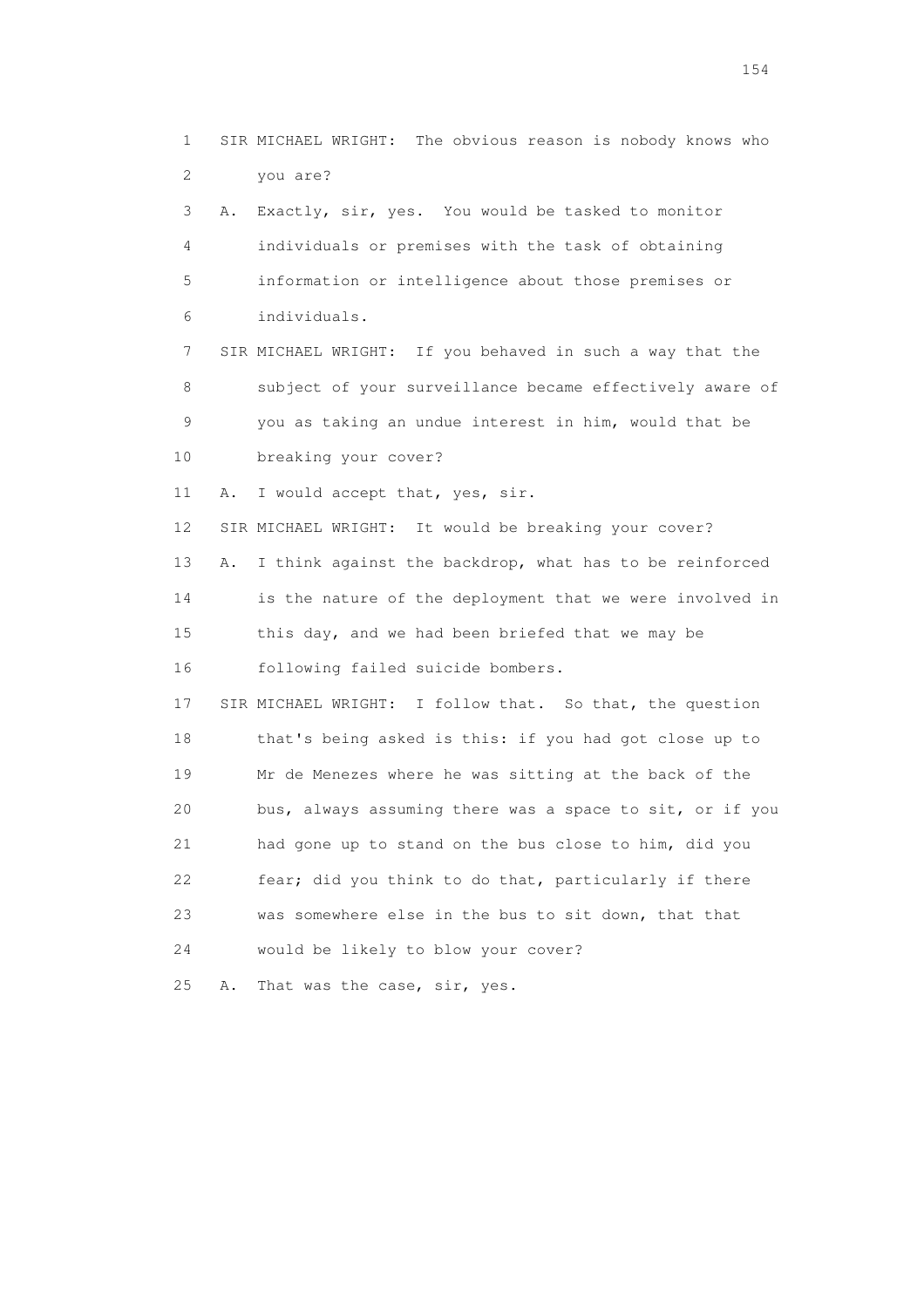1 SIR MICHAEL WRIGHT: The obvious reason is nobody knows who
2 you are?
3 A. Exactly, sir, yes. You would be tasked to monitor
4 individuals or premises with the task of obtaining
5 information or intelligence about those premises or
6 individuals.
7 SIR MICHAEL WRIGHT: If you behaved in such a way that the
8 subject of your surveillance became effectively aware of
9 you as taking an undue interest in him, would that be
10 breaking your cover?
11 A. I would accept that, yes, sir.
12 SIR MICHAEL WRIGHT: It would be breaking your cover?
13 A. I think against the backdrop, what has to be reinforced
14 is the nature of the deployment that we were involved in
15 this day, and we had been briefed that we may be
16 following failed suicide bombers.
17 SIR MICHAEL WRIGHT: I follow that. So that, the question
18 that's being asked is this: if you had got close up to
19 Mr de Menezes where he was sitting at the back of the
20 bus, always assuming there was a space to sit, or if you
21 had gone up to stand on the bus close to him, did you
22 fear; did you think to do that, particularly if there
23 was somewhere else in the bus to sit down, that that
24 would be likely to blow your cover?
25 A. That was the case, sir, yes.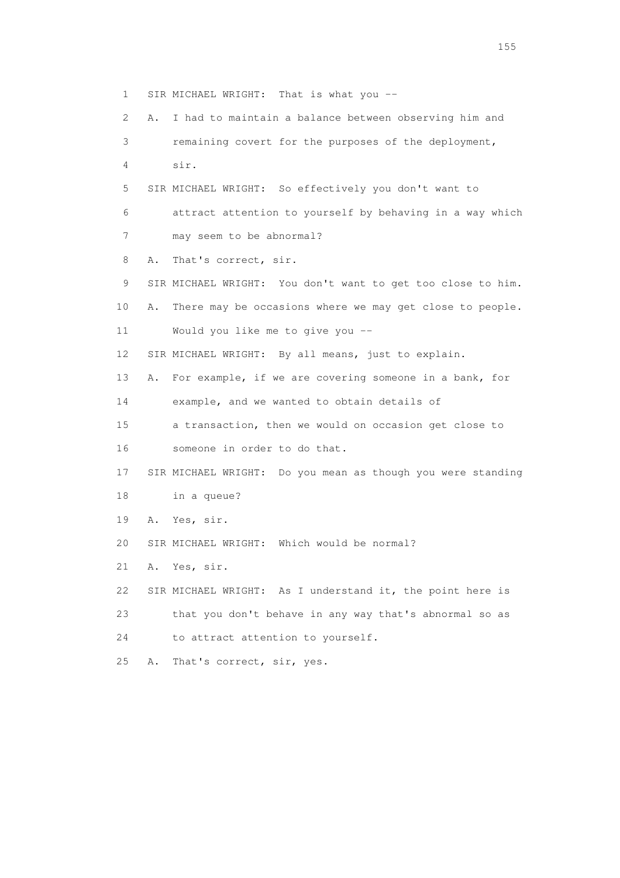1 SIR MICHAEL WRIGHT: That is what you --

2 A. I had to maintain a balance between observing him and

3 remaining covert for the purposes of the deployment,

4 sir.

5 SIR MICHAEL WRIGHT: So effectively you don't want to

6 attract attention to yourself by behaving in a way which

7 may seem to be abnormal?

8 A. That's correct, sir.

9 SIR MICHAEL WRIGHT: You don't want to get too close to him.

10 A. There may be occasions where we may get close to people.

11 Would you like me to give you --

12 SIR MICHAEL WRIGHT: By all means, just to explain.

13 A. For example, if we are covering someone in a bank, for

14 example, and we wanted to obtain details of

15 a transaction, then we would on occasion get close to

16 someone in order to do that.

17 SIR MICHAEL WRIGHT: Do you mean as though you were standing

18 in a queue?

19 A. Yes, sir.

20 SIR MICHAEL WRIGHT: Which would be normal?

21 A. Yes, sir.

22 SIR MICHAEL WRIGHT: As I understand it, the point here is

23 that you don't behave in any way that's abnormal so as

24 to attract attention to yourself.

25 A. That's correct, sir, yes.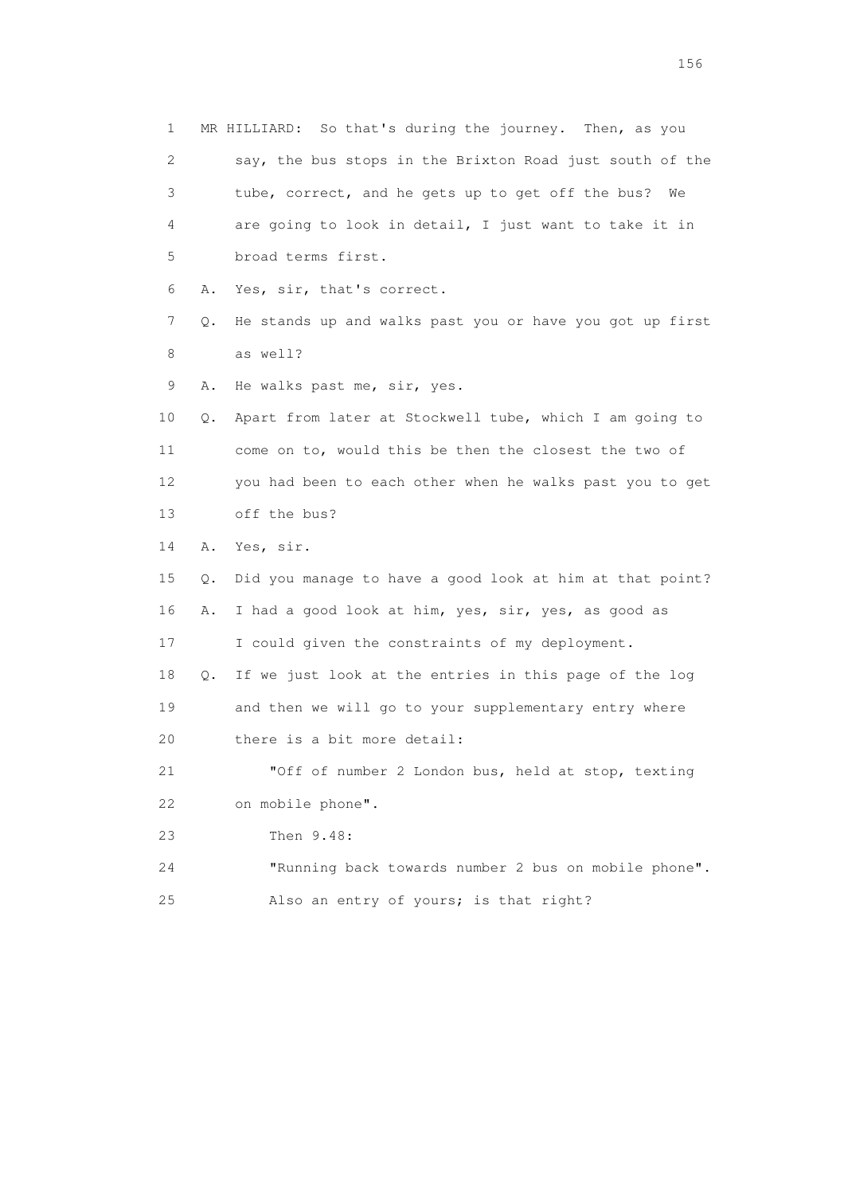1 MR HILLIARD: So that's during the journey. Then, as you
2 say, the bus stops in the Brixton Road just south of the
3 tube, correct, and he gets up to get off the bus? We
4 are going to look in detail, I just want to take it in
5 broad terms first.
6 A. Yes, sir, that's correct.
7 Q. He stands up and walks past you or have you got up first
8 as well?
9 A. He walks past me, sir, yes.
10 Q. Apart from later at Stockwell tube, which I am going to
11 come on to, would this be then the closest the two of
12 you had been to each other when he walks past you to get
13 off the bus?
14 A. Yes, sir.
15 Q. Did you manage to have a good look at him at that point?
16 A. I had a good look at him, yes, sir, yes, as good as
17 I could given the constraints of my deployment.
18 Q. If we just look at the entries in this page of the log
19 and then we will go to your supplementary entry where
20 there is a bit more detail:
21 "Off of number 2 London bus, held at stop, texting
22 on mobile phone".
23 Then 9.48:
24 "Running back towards number 2 bus on mobile phone".
25 Also an entry of yours; is that right?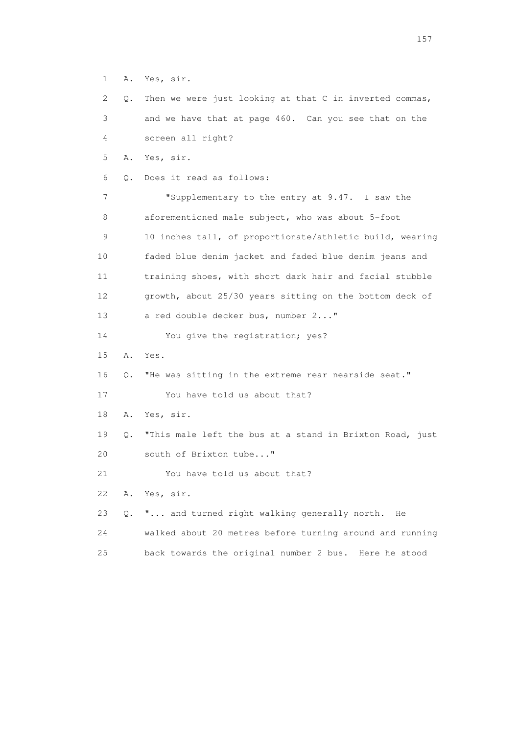1 A. Yes, sir.

2 Q. Then we were just looking at that C in inverted commas,

3 and we have that at page 460. Can you see that on the

4 screen all right?

5 A. Yes, sir.

6 Q. Does it read as follows:

7 "Supplementary to the entry at 9.47. I saw the

8 aforementioned male subject, who was about 5-foot

9 10 inches tall, of proportionate/athletic build, wearing

10 faded blue denim jacket and faded blue denim jeans and

11 training shoes, with short dark hair and facial stubble

12 growth, about 25/30 years sitting on the bottom deck of

13 a red double decker bus, number 2..."

14 You give the registration; yes?

15 A. Yes.

16 Q. "He was sitting in the extreme rear nearside seat."

17 You have told us about that?

18 A. Yes, sir.

19 Q. "This male left the bus at a stand in Brixton Road, just

20 south of Brixton tube..."

21 You have told us about that?

22 A. Yes, sir.

23 Q. "... and turned right walking generally north. He

24 walked about 20 metres before turning around and running

25 back towards the original number 2 bus. Here he stood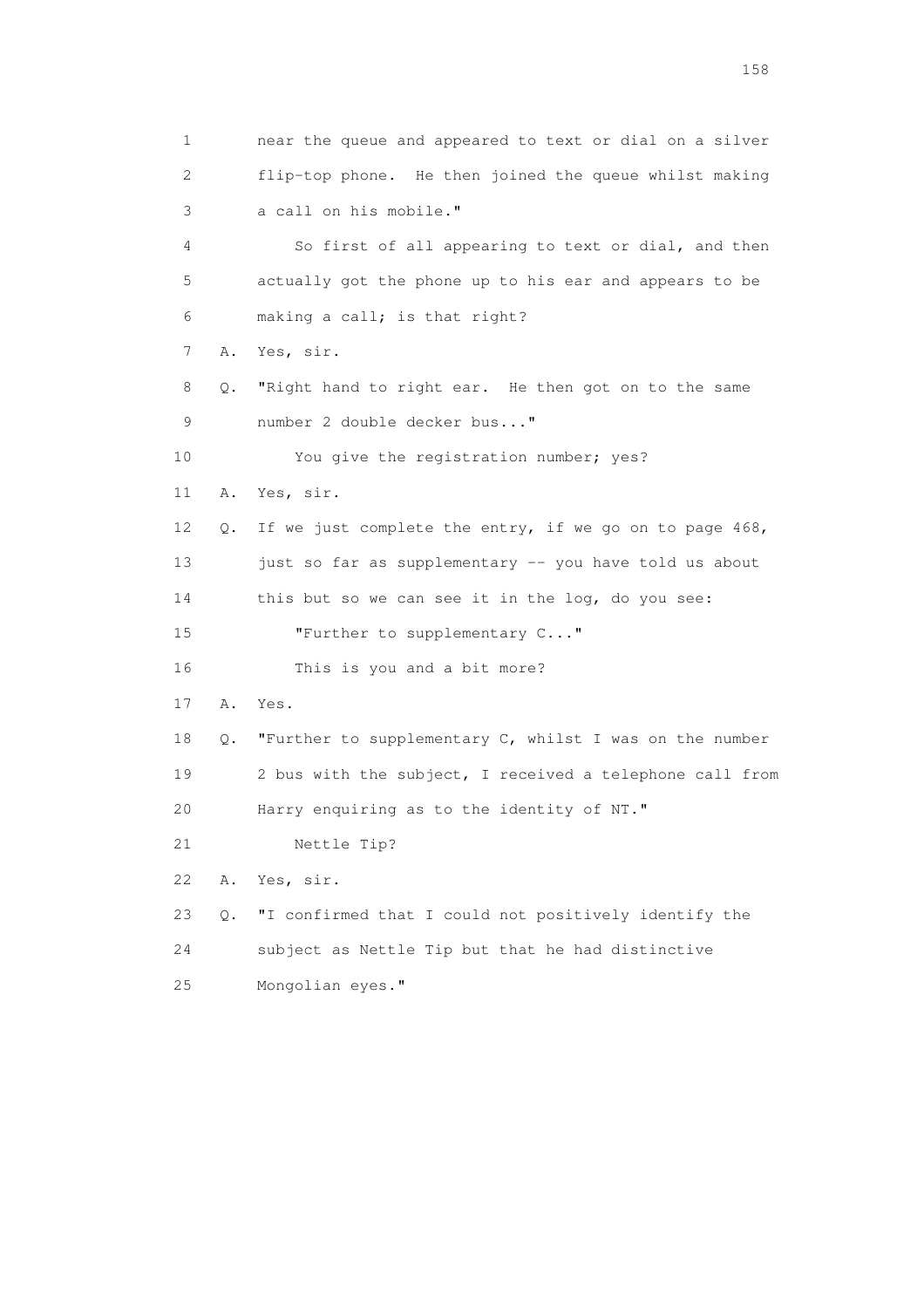1        near the queue and appeared to text or dial on a silver
2        flip-top phone.  He then joined the queue whilst making
3        a call on his mobile."
4            So first of all appearing to text or dial, and then
5        actually got the phone up to his ear and appears to be
6        making a call; is that right?
7    A.  Yes, sir.
8    Q.  "Right hand to right ear.  He then got on to the same
9        number 2 double decker bus..."
10           You give the registration number; yes?
11   A.  Yes, sir.
12   Q.  If we just complete the entry, if we go on to page 468,
13       just so far as supplementary -- you have told us about
14       this but so we can see it in the log, do you see:
15           "Further to supplementary C..."
16           This is you and a bit more?
17   A.  Yes.
18   Q.  "Further to supplementary C, whilst I was on the number
19       2 bus with the subject, I received a telephone call from
20       Harry enquiring as to the identity of NT."
21           Nettle Tip?
22   A.  Yes, sir.
23   Q.  "I confirmed that I could not positively identify the
24       subject as Nettle Tip but that he had distinctive
25       Mongolian eyes."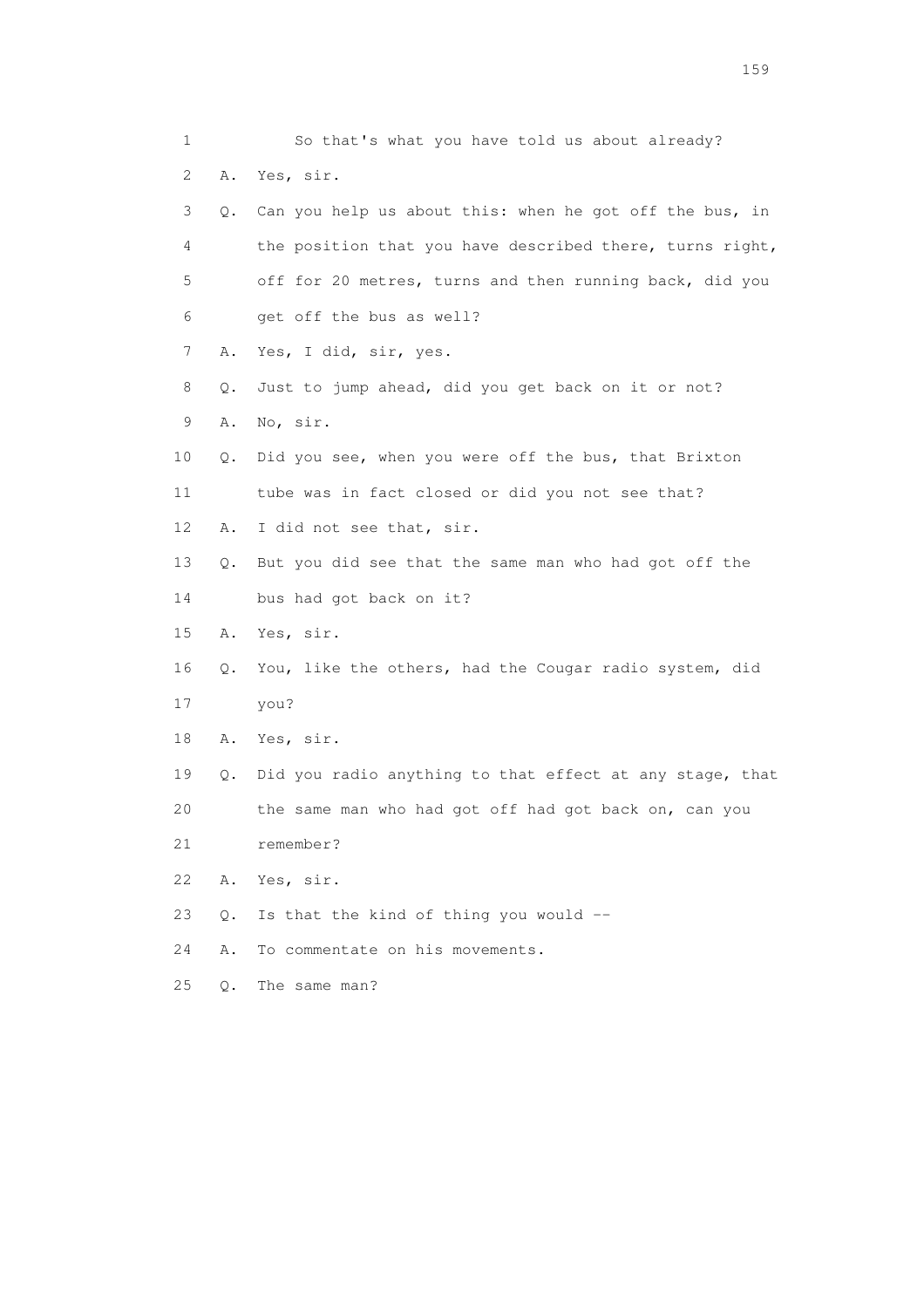1 So that's what you have told us about already?

2 A. Yes, sir.

3 Q. Can you help us about this: when he got off the bus, in

4 the position that you have described there, turns right,

5 off for 20 metres, turns and then running back, did you

6 get off the bus as well?

7 A. Yes, I did, sir, yes.

8 Q. Just to jump ahead, did you get back on it or not?

9 A. No, sir.

10 Q. Did you see, when you were off the bus, that Brixton

11 tube was in fact closed or did you not see that?

12 A. I did not see that, sir.

13 Q. But you did see that the same man who had got off the

14 bus had got back on it?

15 A. Yes, sir.

16 Q. You, like the others, had the Cougar radio system, did

17 you?

18 A. Yes, sir.

19 Q. Did you radio anything to that effect at any stage, that

20 the same man who had got off had got back on, can you

21 remember?

22 A. Yes, sir.

23 Q. Is that the kind of thing you would --

24 A. To commentate on his movements.

25 Q. The same man?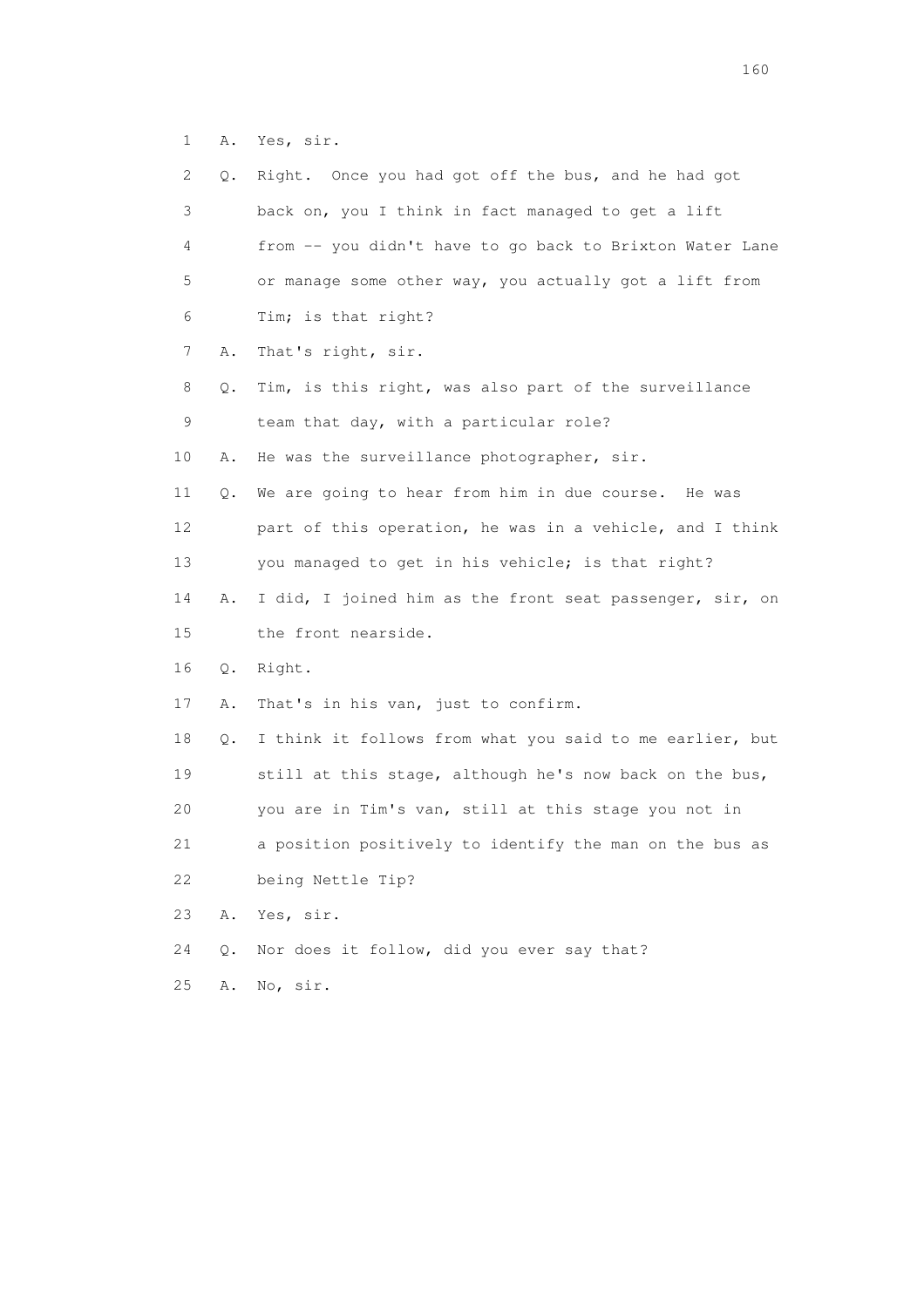1 A. Yes, sir.

2 Q. Right. Once you had got off the bus, and he had got

3 back on, you I think in fact managed to get a lift

4 from -- you didn't have to go back to Brixton Water Lane

5 or manage some other way, you actually got a lift from

6 Tim; is that right?

7 A. That's right, sir.

8 Q. Tim, is this right, was also part of the surveillance

9 team that day, with a particular role?

10 A. He was the surveillance photographer, sir.

11 Q. We are going to hear from him in due course. He was

12 part of this operation, he was in a vehicle, and I think

13 you managed to get in his vehicle; is that right?

14 A. I did, I joined him as the front seat passenger, sir, on

15 the front nearside.

16 Q. Right.

17 A. That's in his van, just to confirm.

18 Q. I think it follows from what you said to me earlier, but

19 still at this stage, although he's now back on the bus,

20 you are in Tim's van, still at this stage you not in

21 a position positively to identify the man on the bus as

22 being Nettle Tip?

23 A. Yes, sir.

24 Q. Nor does it follow, did you ever say that?

25 A. No, sir.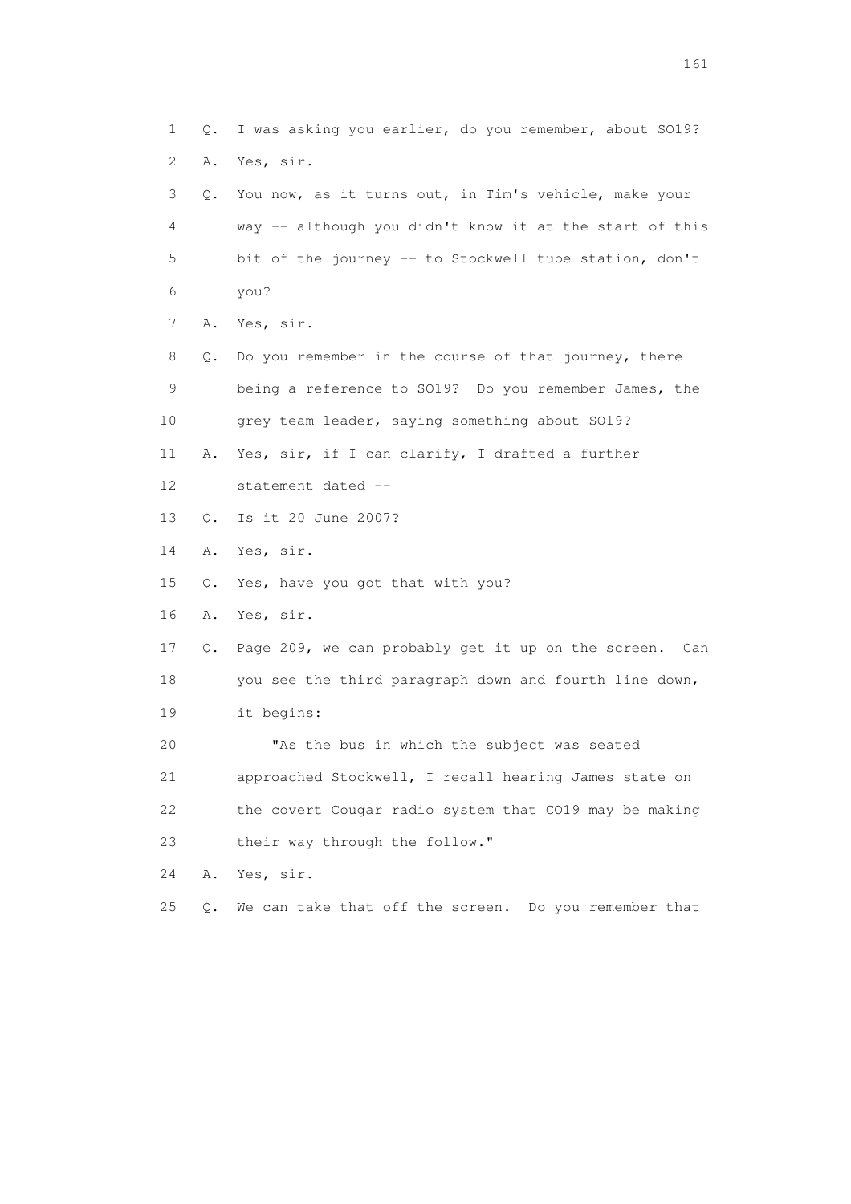1 Q. I was asking you earlier, do you remember, about SO19?

2 A. Yes, sir.

3 Q. You now, as it turns out, in Tim's vehicle, make your

4 way -- although you didn't know it at the start of this

5 bit of the journey -- to Stockwell tube station, don't

6 you?

7 A. Yes, sir.

8 Q. Do you remember in the course of that journey, there

9 being a reference to SO19? Do you remember James, the

10 grey team leader, saying something about SO19?

11 A. Yes, sir, if I can clarify, I drafted a further

12 statement dated --

13 Q. Is it 20 June 2007?

14 A. Yes, sir.

15 Q. Yes, have you got that with you?

16 A. Yes, sir.

17 Q. Page 209, we can probably get it up on the screen. Can

18 you see the third paragraph down and fourth line down,

19 it begins:

20 "As the bus in which the subject was seated

21 approached Stockwell, I recall hearing James state on

22 the covert Cougar radio system that CO19 may be making

23 their way through the follow."

24 A. Yes, sir.

25 Q. We can take that off the screen. Do you remember that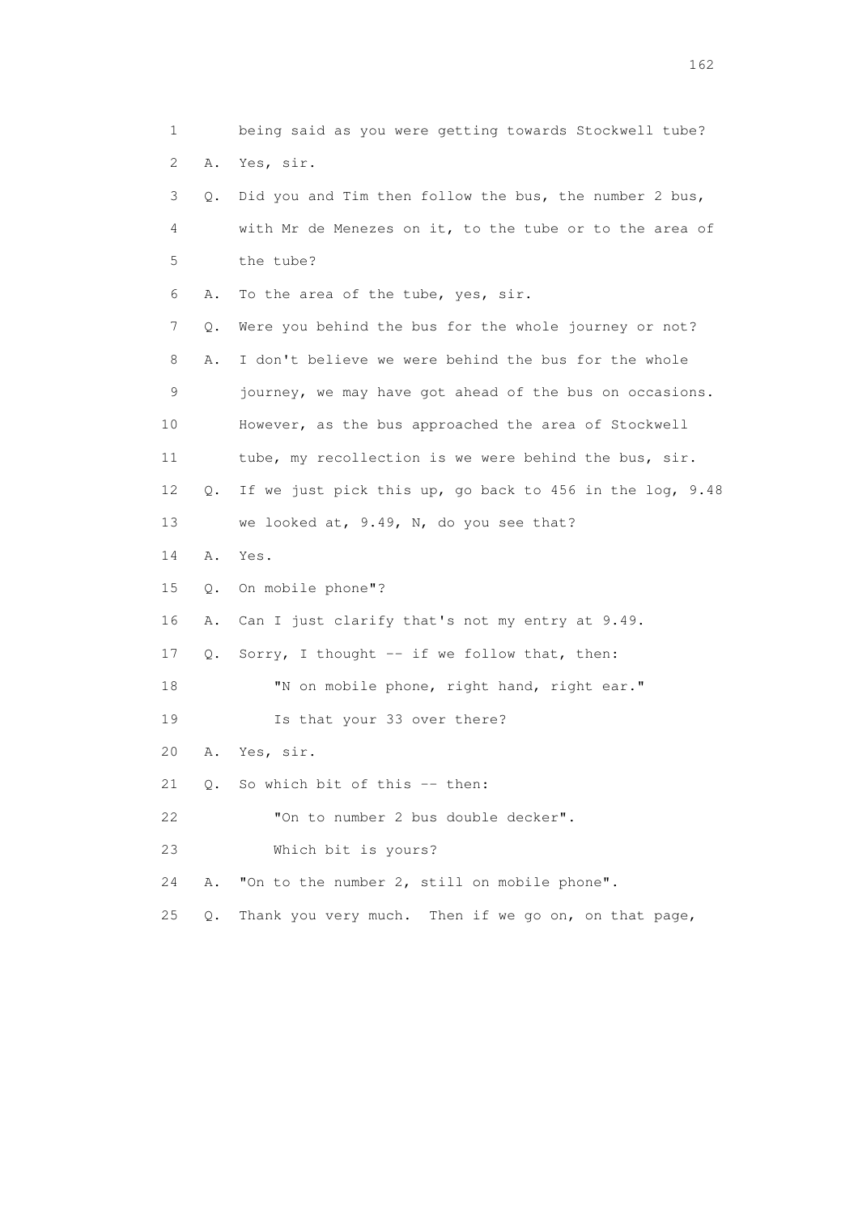1 being said as you were getting towards Stockwell tube?

2 A. Yes, sir.

3 Q. Did you and Tim then follow the bus, the number 2 bus,

4 with Mr de Menezes on it, to the tube or to the area of

5 the tube?

6 A. To the area of the tube, yes, sir.

7 Q. Were you behind the bus for the whole journey or not?

8 A. I don't believe we were behind the bus for the whole

9 journey, we may have got ahead of the bus on occasions.

10 However, as the bus approached the area of Stockwell

11 tube, my recollection is we were behind the bus, sir.

12 Q. If we just pick this up, go back to 456 in the log, 9.48

13 we looked at, 9.49, N, do you see that?

14 A. Yes.

15 Q. On mobile phone"?

16 A. Can I just clarify that's not my entry at 9.49.

17 Q. Sorry, I thought -- if we follow that, then:

18 "N on mobile phone, right hand, right ear."

19 Is that your 33 over there?

20 A. Yes, sir.

21 Q. So which bit of this -- then:

22 "On to number 2 bus double decker".

23 Which bit is yours?

24 A. "On to the number 2, still on mobile phone".

25 Q. Thank you very much. Then if we go on, on that page,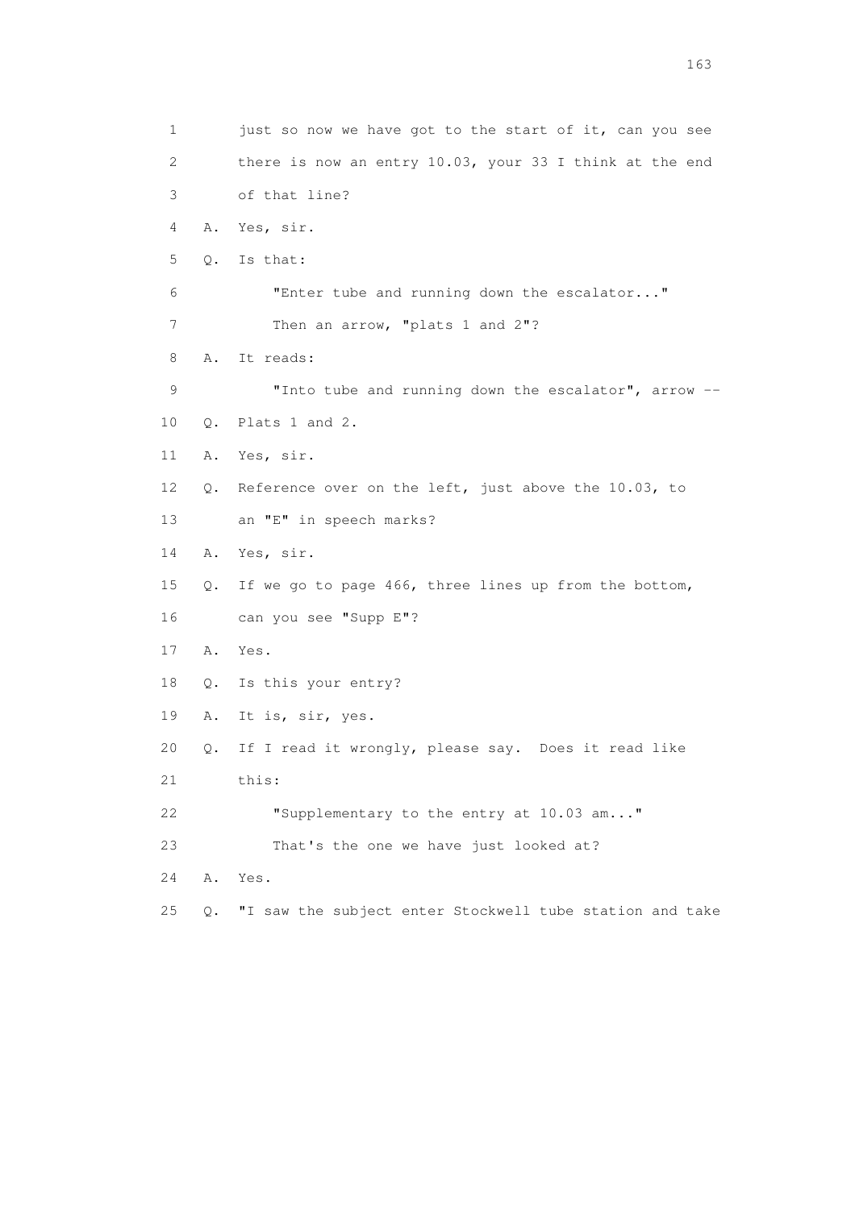1 just so now we have got to the start of it, can you see
2 there is now an entry 10.03, your 33 I think at the end
3 of that line?
4 A. Yes, sir.
5 Q. Is that:
6 "Enter tube and running down the escalator..."
7 Then an arrow, "plats 1 and 2"?
8 A. It reads:
9 "Into tube and running down the escalator", arrow --
10 Q. Plats 1 and 2.
11 A. Yes, sir.
12 Q. Reference over on the left, just above the 10.03, to
13 an "E" in speech marks?
14 A. Yes, sir.
15 Q. If we go to page 466, three lines up from the bottom,
16 can you see "Supp E"?
17 A. Yes.
18 Q. Is this your entry?
19 A. It is, sir, yes.
20 Q. If I read it wrongly, please say. Does it read like
21 this:
22 "Supplementary to the entry at 10.03 am..."
23 That's the one we have just looked at?
24 A. Yes.
25 Q. "I saw the subject enter Stockwell tube station and take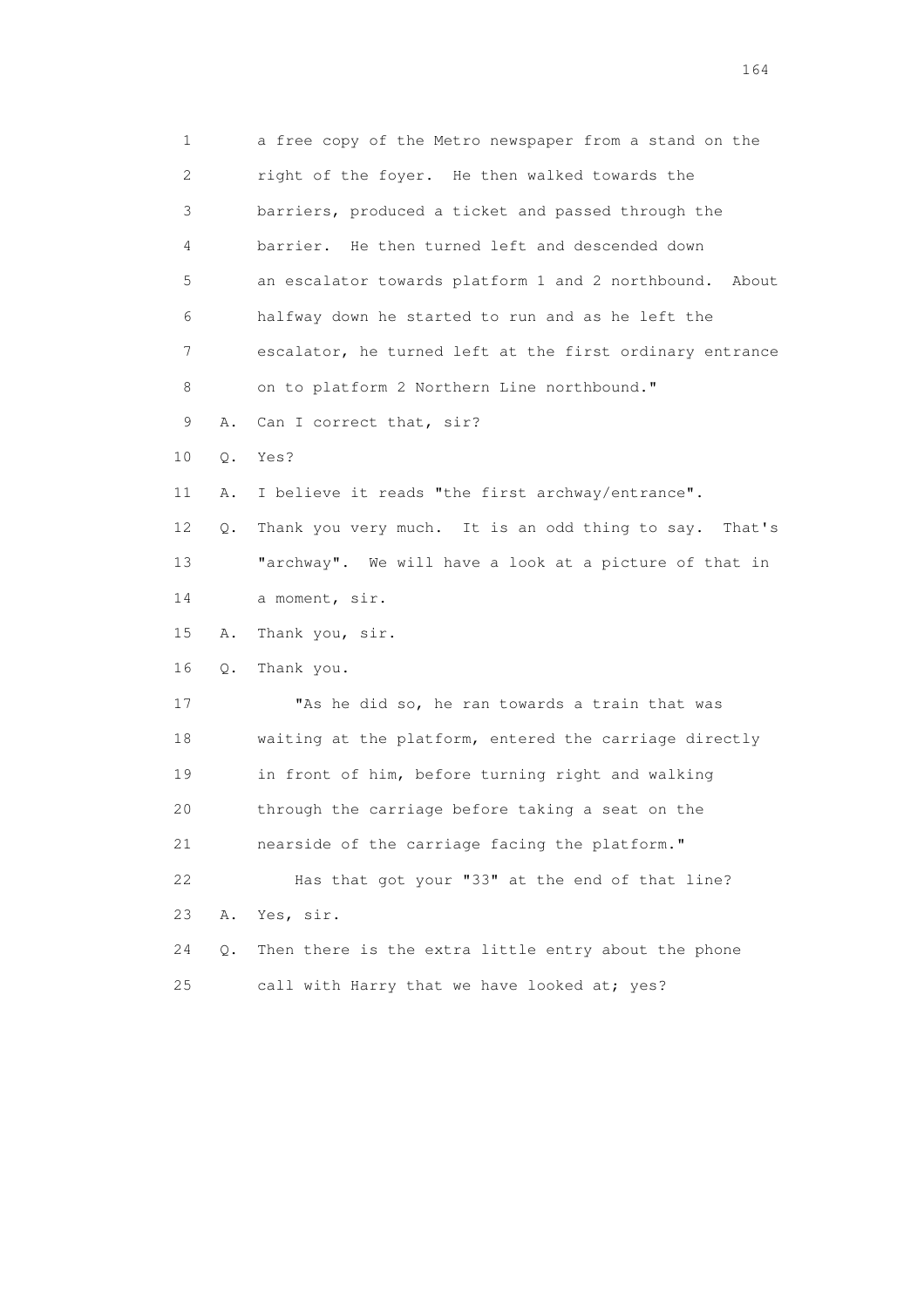1 a free copy of the Metro newspaper from a stand on the
2 right of the foyer. He then walked towards the
3 barriers, produced a ticket and passed through the
4 barrier. He then turned left and descended down
5 an escalator towards platform 1 and 2 northbound. About
6 halfway down he started to run and as he left the
7 escalator, he turned left at the first ordinary entrance
8 on to platform 2 Northern Line northbound."
9 A. Can I correct that, sir?
10 Q. Yes?
11 A. I believe it reads "the first archway/entrance".
12 Q. Thank you very much. It is an odd thing to say. That's
13 "archway". We will have a look at a picture of that in
14 a moment, sir.
15 A. Thank you, sir.
16 Q. Thank you.
17 "As he did so, he ran towards a train that was
18 waiting at the platform, entered the carriage directly
19 in front of him, before turning right and walking
20 through the carriage before taking a seat on the
21 nearside of the carriage facing the platform."
22 Has that got your "33" at the end of that line?
23 A. Yes, sir.
24 Q. Then there is the extra little entry about the phone
25 call with Harry that we have looked at; yes?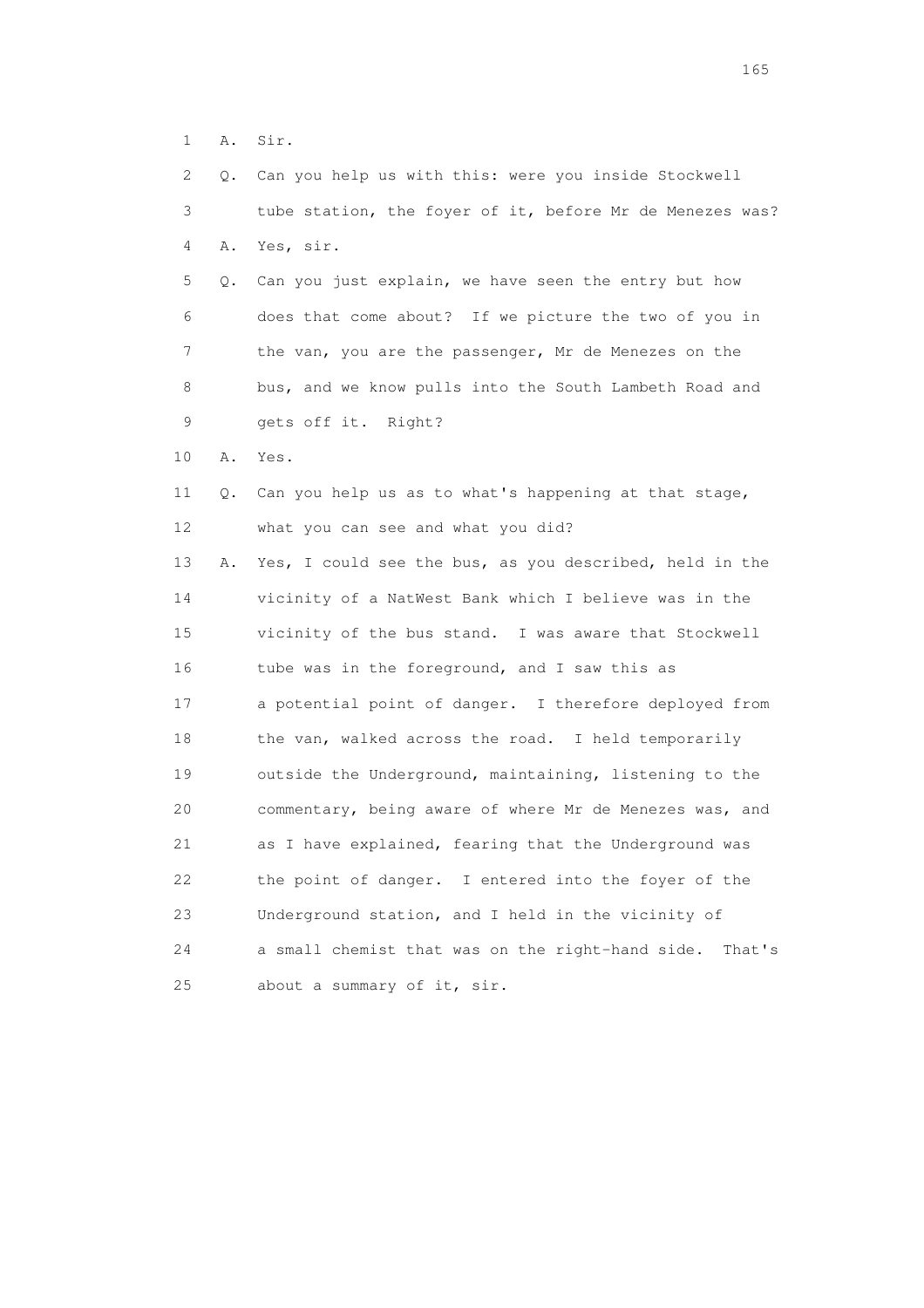1 A. Sir.

2 Q. Can you help us with this: were you inside Stockwell

3 tube station, the foyer of it, before Mr de Menezes was?

4 A. Yes, sir.

5 Q. Can you just explain, we have seen the entry but how

6 does that come about? If we picture the two of you in

7 the van, you are the passenger, Mr de Menezes on the

8 bus, and we know pulls into the South Lambeth Road and

9 gets off it. Right?

10 A. Yes.

11 Q. Can you help us as to what's happening at that stage,

12 what you can see and what you did?

13 A. Yes, I could see the bus, as you described, held in the

14 vicinity of a NatWest Bank which I believe was in the

15 vicinity of the bus stand. I was aware that Stockwell

16 tube was in the foreground, and I saw this as

17 a potential point of danger. I therefore deployed from

18 the van, walked across the road. I held temporarily

19 outside the Underground, maintaining, listening to the

20 commentary, being aware of where Mr de Menezes was, and

21 as I have explained, fearing that the Underground was

22 the point of danger. I entered into the foyer of the

23 Underground station, and I held in the vicinity of

24 a small chemist that was on the right-hand side. That's

25 about a summary of it, sir.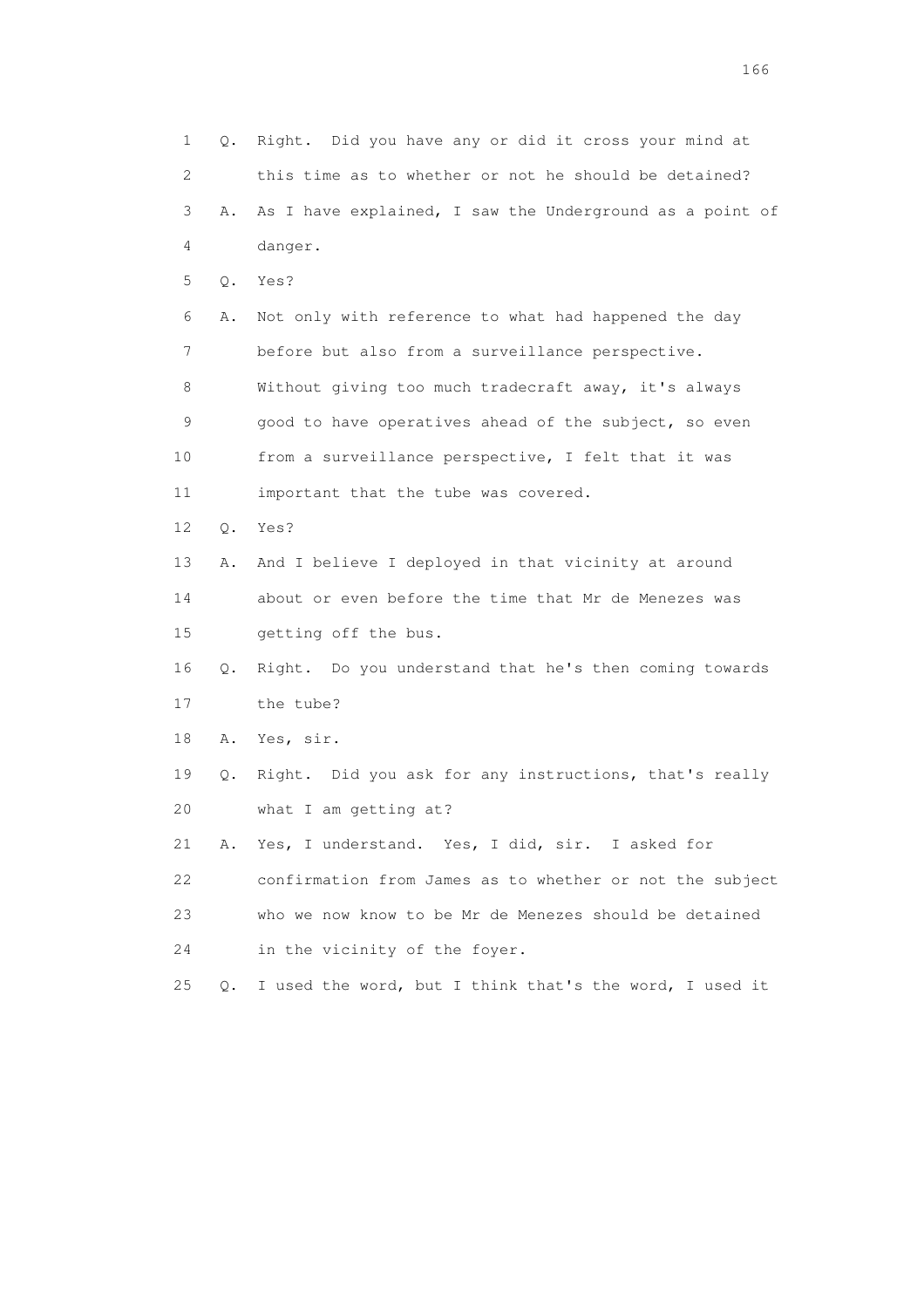1 Q. Right. Did you have any or did it cross your mind at
2 this time as to whether or not he should be detained?
3 A. As I have explained, I saw the Underground as a point of
4 danger.
5 Q. Yes?
6 A. Not only with reference to what had happened the day
7 before but also from a surveillance perspective.
8 Without giving too much tradecraft away, it's always
9 good to have operatives ahead of the subject, so even
10 from a surveillance perspective, I felt that it was
11 important that the tube was covered.
12 Q. Yes?
13 A. And I believe I deployed in that vicinity at around
14 about or even before the time that Mr de Menezes was
15 getting off the bus.
16 Q. Right. Do you understand that he's then coming towards
17 the tube?
18 A. Yes, sir.
19 Q. Right. Did you ask for any instructions, that's really
20 what I am getting at?
21 A. Yes, I understand. Yes, I did, sir. I asked for
22 confirmation from James as to whether or not the subject
23 who we now know to be Mr de Menezes should be detained
24 in the vicinity of the foyer.
25 Q. I used the word, but I think that's the word, I used it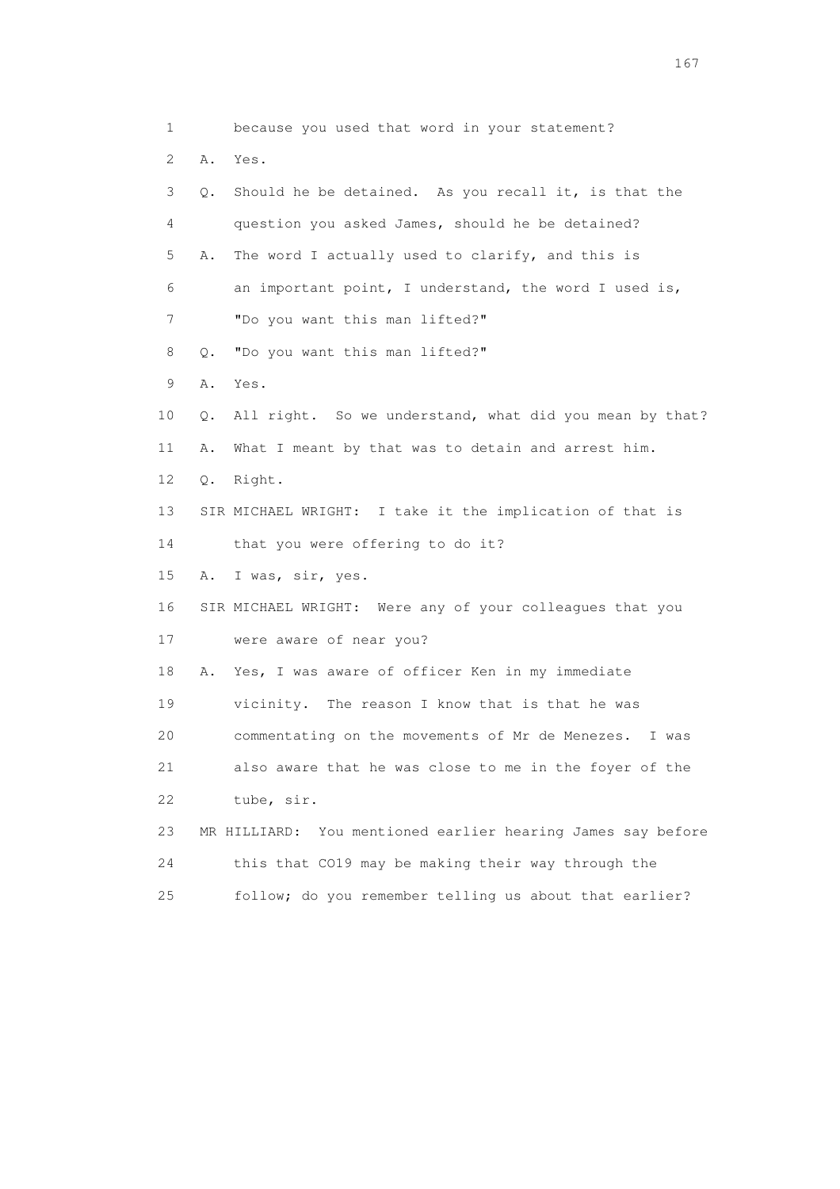1 because you used that word in your statement?

2 A. Yes.

3 Q. Should he be detained. As you recall it, is that the

4 question you asked James, should he be detained?

5 A. The word I actually used to clarify, and this is

6 an important point, I understand, the word I used is,

7 "Do you want this man lifted?"

8 Q. "Do you want this man lifted?"

9 A. Yes.

10 Q. All right. So we understand, what did you mean by that?

11 A. What I meant by that was to detain and arrest him.

12 Q. Right.

13 SIR MICHAEL WRIGHT: I take it the implication of that is

14 that you were offering to do it?

15 A. I was, sir, yes.

16 SIR MICHAEL WRIGHT: Were any of your colleagues that you

17 were aware of near you?

18 A. Yes, I was aware of officer Ken in my immediate

19 vicinity. The reason I know that is that he was

20 commentating on the movements of Mr de Menezes. I was

21 also aware that he was close to me in the foyer of the

22 tube, sir.

23 MR HILLIARD: You mentioned earlier hearing James say before

24 this that CO19 may be making their way through the

25 follow; do you remember telling us about that earlier?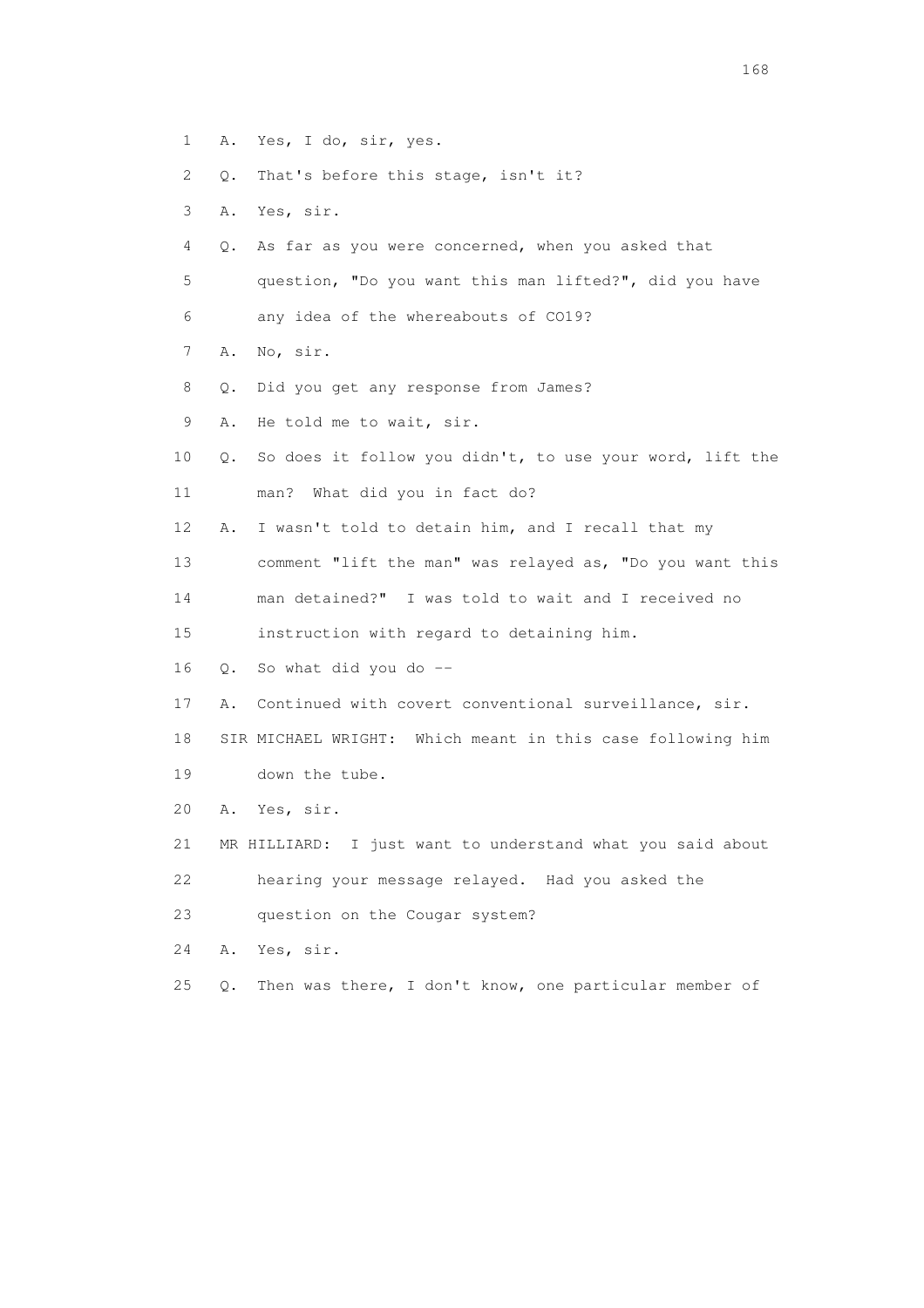1 A. Yes, I do, sir, yes.

2 Q. That's before this stage, isn't it?

3 A. Yes, sir.

4 Q. As far as you were concerned, when you asked that

5 question, "Do you want this man lifted?", did you have

6 any idea of the whereabouts of CO19?

7 A. No, sir.

8 Q. Did you get any response from James?

9 A. He told me to wait, sir.

10 Q. So does it follow you didn't, to use your word, lift the

11 man? What did you in fact do?

12 A. I wasn't told to detain him, and I recall that my

13 comment "lift the man" was relayed as, "Do you want this

14 man detained?" I was told to wait and I received no

15 instruction with regard to detaining him.

16 Q. So what did you do --

17 A. Continued with covert conventional surveillance, sir.

18 SIR MICHAEL WRIGHT: Which meant in this case following him

19 down the tube.

20 A. Yes, sir.

21 MR HILLIARD: I just want to understand what you said about

22 hearing your message relayed. Had you asked the

23 question on the Cougar system?

24 A. Yes, sir.

25 Q. Then was there, I don't know, one particular member of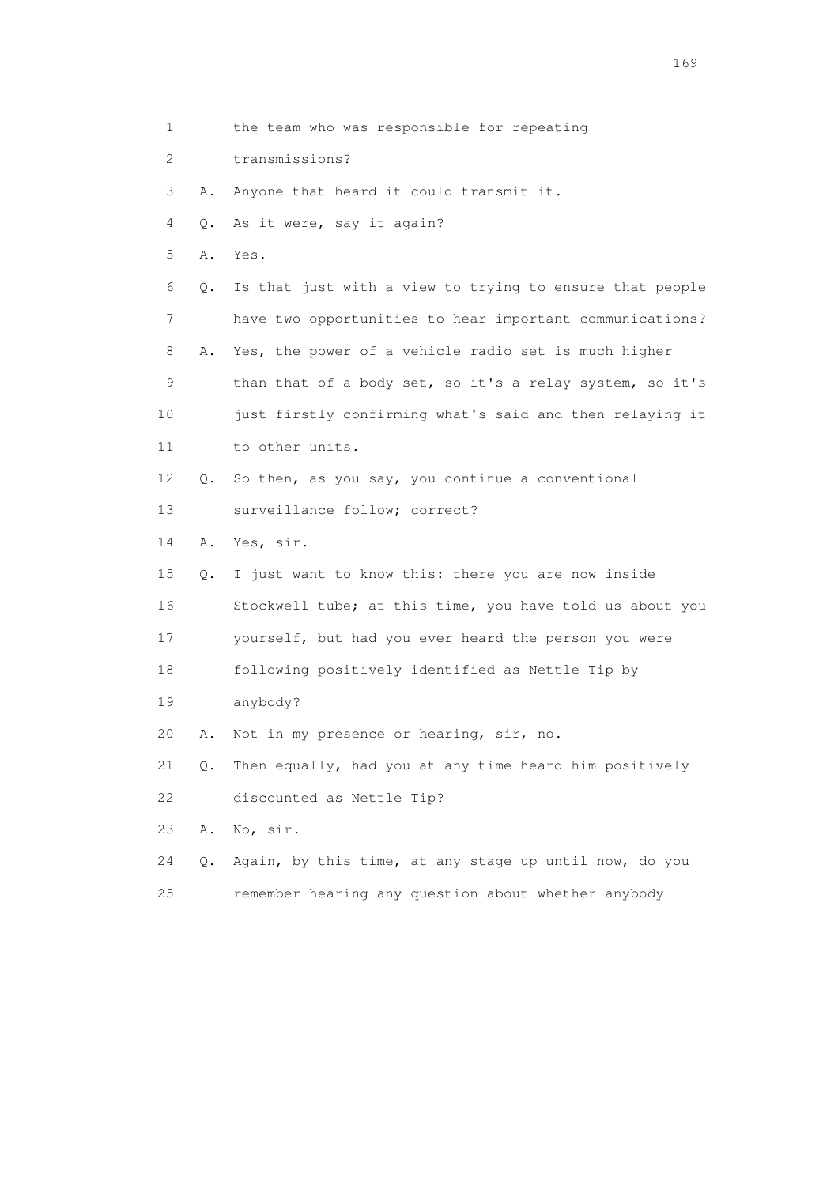1 the team who was responsible for repeating

2 transmissions?

3 A. Anyone that heard it could transmit it.

4 Q. As it were, say it again?

5 A. Yes.

6 Q. Is that just with a view to trying to ensure that people

7 have two opportunities to hear important communications?

8 A. Yes, the power of a vehicle radio set is much higher

9 than that of a body set, so it's a relay system, so it's

10 just firstly confirming what's said and then relaying it

11 to other units.

12 Q. So then, as you say, you continue a conventional

13 surveillance follow; correct?

14 A. Yes, sir.

15 Q. I just want to know this: there you are now inside

16 Stockwell tube; at this time, you have told us about you

17 yourself, but had you ever heard the person you were

18 following positively identified as Nettle Tip by

19 anybody?

20 A. Not in my presence or hearing, sir, no.

21 Q. Then equally, had you at any time heard him positively

22 discounted as Nettle Tip?

23 A. No, sir.

24 Q. Again, by this time, at any stage up until now, do you

25 remember hearing any question about whether anybody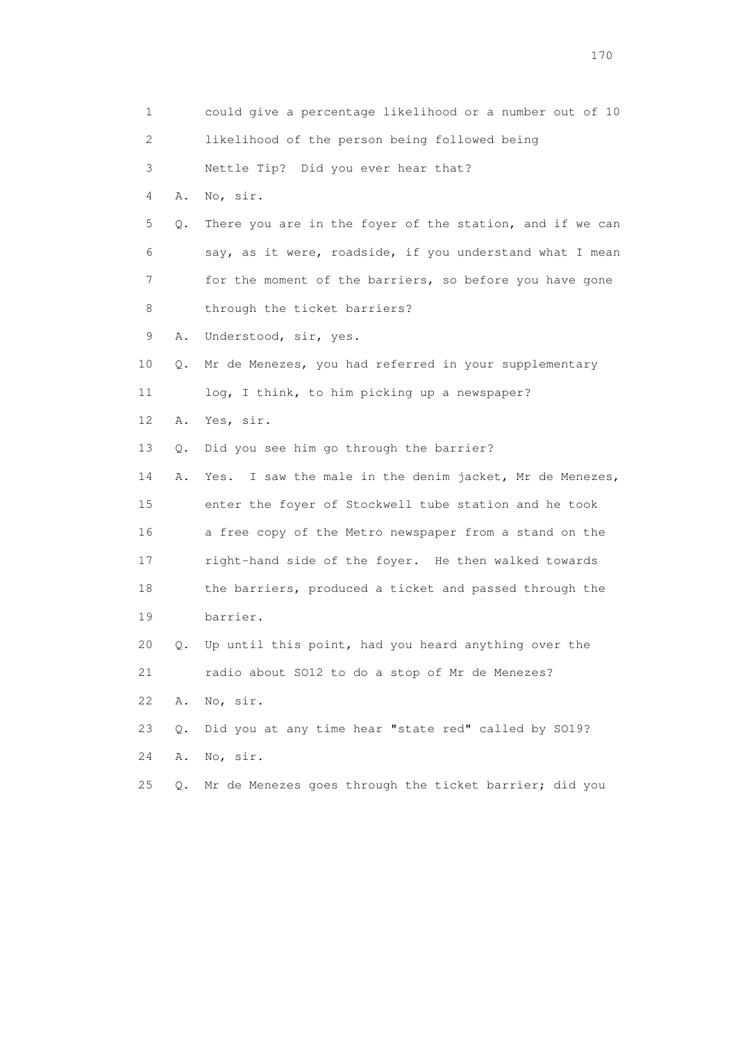1 could give a percentage likelihood or a number out of 10
2 likelihood of the person being followed being
3 Nettle Tip? Did you ever hear that?
4 A. No, sir.
5 Q. There you are in the foyer of the station, and if we can
6 say, as it were, roadside, if you understand what I mean
7 for the moment of the barriers, so before you have gone
8 through the ticket barriers?
9 A. Understood, sir, yes.
10 Q. Mr de Menezes, you had referred in your supplementary
11 log, I think, to him picking up a newspaper?
12 A. Yes, sir.
13 Q. Did you see him go through the barrier?
14 A. Yes. I saw the male in the denim jacket, Mr de Menezes,
15 enter the foyer of Stockwell tube station and he took
16 a free copy of the Metro newspaper from a stand on the
17 right-hand side of the foyer. He then walked towards
18 the barriers, produced a ticket and passed through the
19 barrier.
20 Q. Up until this point, had you heard anything over the
21 radio about SO12 to do a stop of Mr de Menezes?
22 A. No, sir.
23 Q. Did you at any time hear "state red" called by SO19?
24 A. No, sir.
25 Q. Mr de Menezes goes through the ticket barrier; did you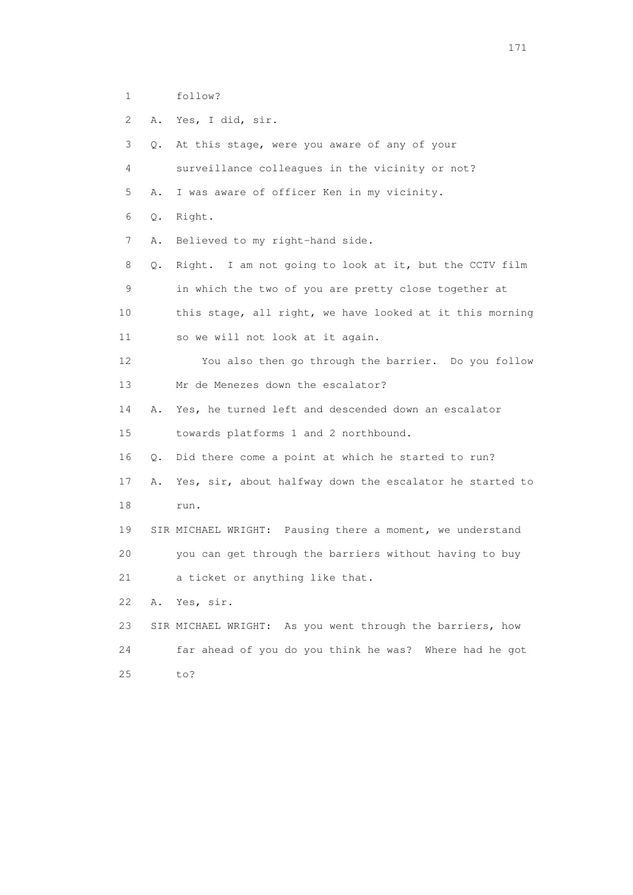1 follow?

2 A. Yes, I did, sir.

3 Q. At this stage, were you aware of any of your

4 surveillance colleagues in the vicinity or not?

5 A. I was aware of officer Ken in my vicinity.

6 Q. Right.

7 A. Believed to my right-hand side.

8 Q. Right. I am not going to look at it, but the CCTV film

9 in which the two of you are pretty close together at

10 this stage, all right, we have looked at it this morning

11 so we will not look at it again.

12 You also then go through the barrier. Do you follow

13 Mr de Menezes down the escalator?

14 A. Yes, he turned left and descended down an escalator

15 towards platforms 1 and 2 northbound.

16 Q. Did there come a point at which he started to run?

17 A. Yes, sir, about halfway down the escalator he started to

18 run.

19 SIR MICHAEL WRIGHT: Pausing there a moment, we understand

20 you can get through the barriers without having to buy

21 a ticket or anything like that.

22 A. Yes, sir.

23 SIR MICHAEL WRIGHT: As you went through the barriers, how

24 far ahead of you do you think he was? Where had he got

25 to?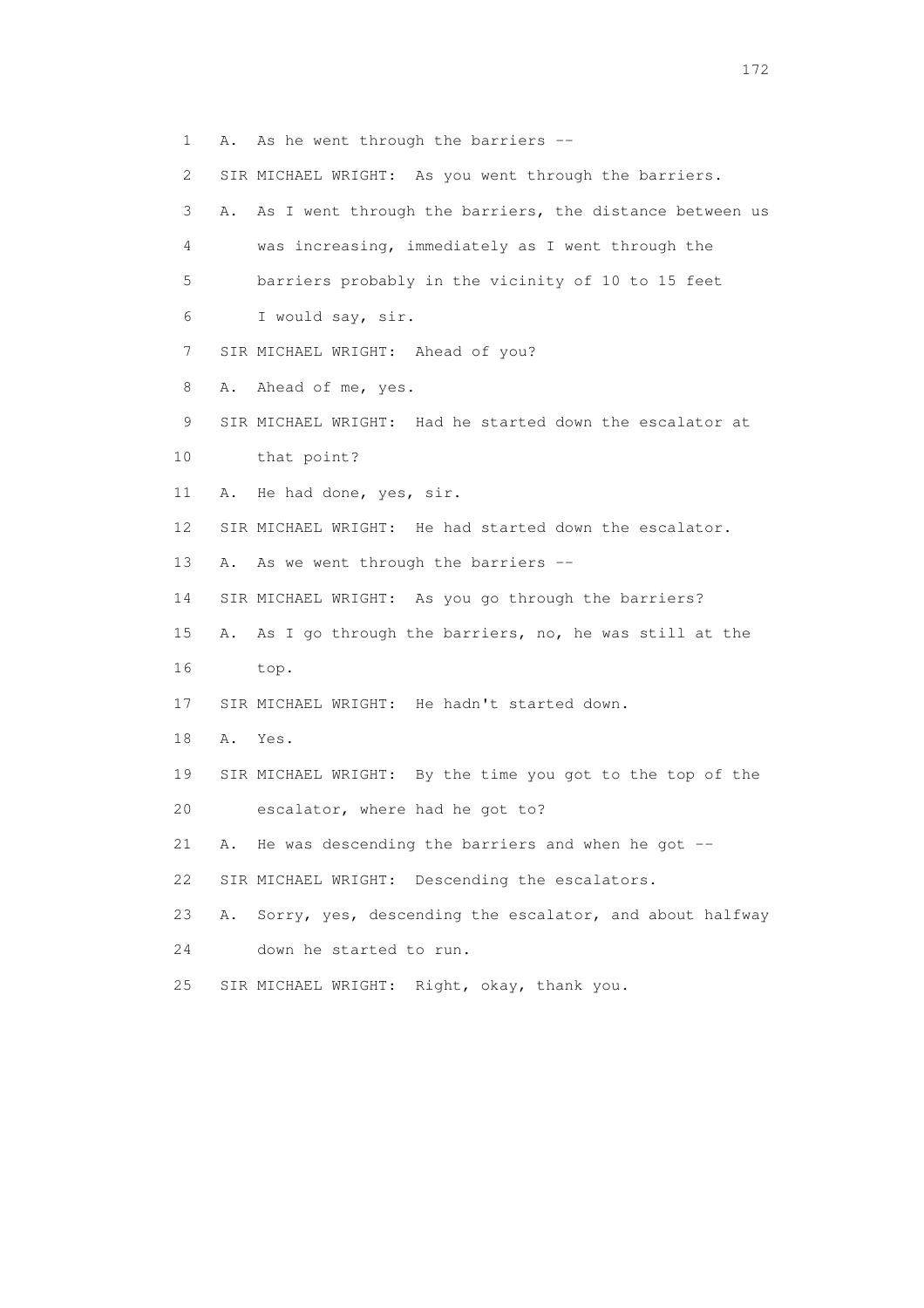1 A. As he went through the barriers --

2 SIR MICHAEL WRIGHT: As you went through the barriers.

3 A. As I went through the barriers, the distance between us

4 was increasing, immediately as I went through the

5 barriers probably in the vicinity of 10 to 15 feet

6 I would say, sir.

7 SIR MICHAEL WRIGHT: Ahead of you?

8 A. Ahead of me, yes.

9 SIR MICHAEL WRIGHT: Had he started down the escalator at

10 that point?

11 A. He had done, yes, sir.

12 SIR MICHAEL WRIGHT: He had started down the escalator.

13 A. As we went through the barriers --

14 SIR MICHAEL WRIGHT: As you go through the barriers?

15 A. As I go through the barriers, no, he was still at the

16 top.

17 SIR MICHAEL WRIGHT: He hadn't started down.

18 A. Yes.

19 SIR MICHAEL WRIGHT: By the time you got to the top of the

20 escalator, where had he got to?

21 A. He was descending the barriers and when he got --

22 SIR MICHAEL WRIGHT: Descending the escalators.

23 A. Sorry, yes, descending the escalator, and about halfway

24 down he started to run.

25 SIR MICHAEL WRIGHT: Right, okay, thank you.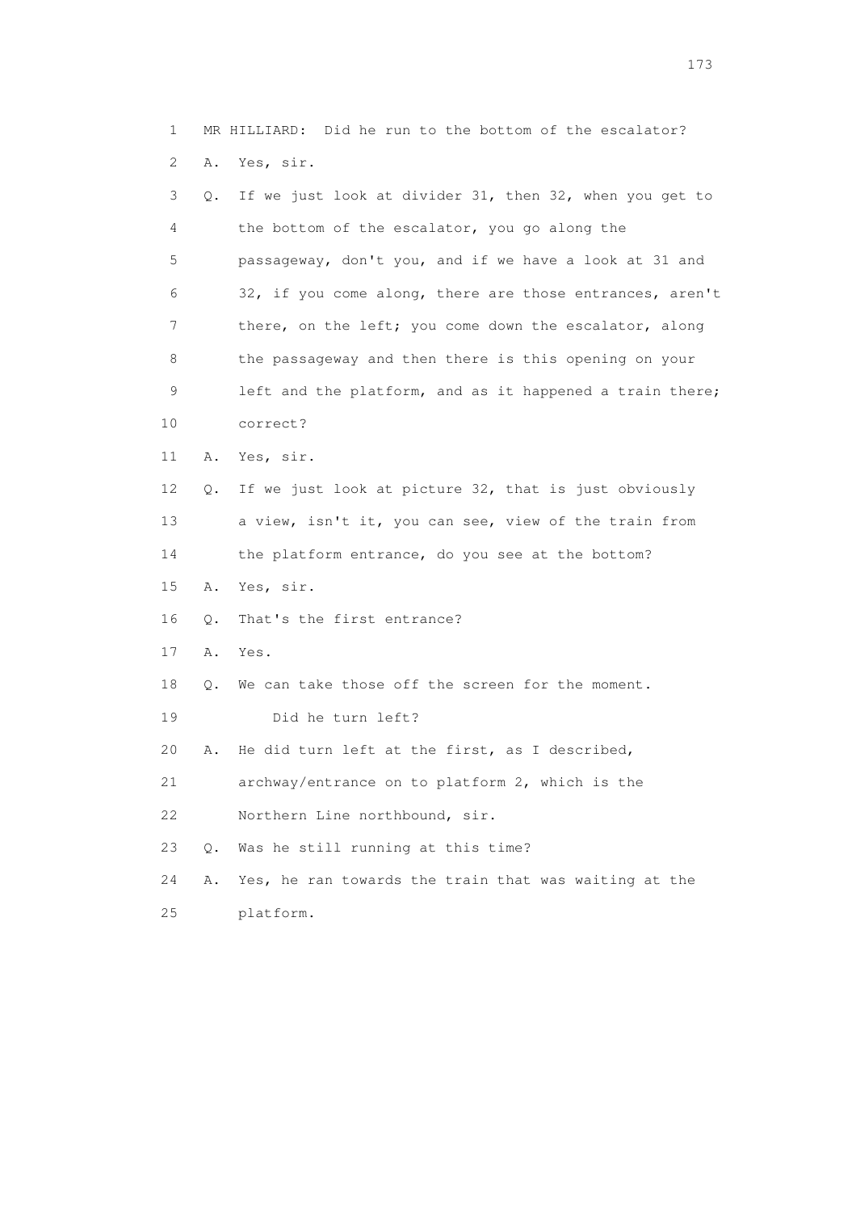1 MR HILLIARD: Did he run to the bottom of the escalator?

2 A. Yes, sir.

3 Q. If we just look at divider 31, then 32, when you get to

4 the bottom of the escalator, you go along the

5 passageway, don't you, and if we have a look at 31 and

6 32, if you come along, there are those entrances, aren't

7 there, on the left; you come down the escalator, along

8 the passageway and then there is this opening on your

9 left and the platform, and as it happened a train there;

10 correct?

11 A. Yes, sir.

12 Q. If we just look at picture 32, that is just obviously

13 a view, isn't it, you can see, view of the train from

14 the platform entrance, do you see at the bottom?

15 A. Yes, sir.

16 Q. That's the first entrance?

17 A. Yes.

18 Q. We can take those off the screen for the moment.

19 Did he turn left?

20 A. He did turn left at the first, as I described,

21 archway/entrance on to platform 2, which is the

22 Northern Line northbound, sir.

23 Q. Was he still running at this time?

24 A. Yes, he ran towards the train that was waiting at the

25 platform.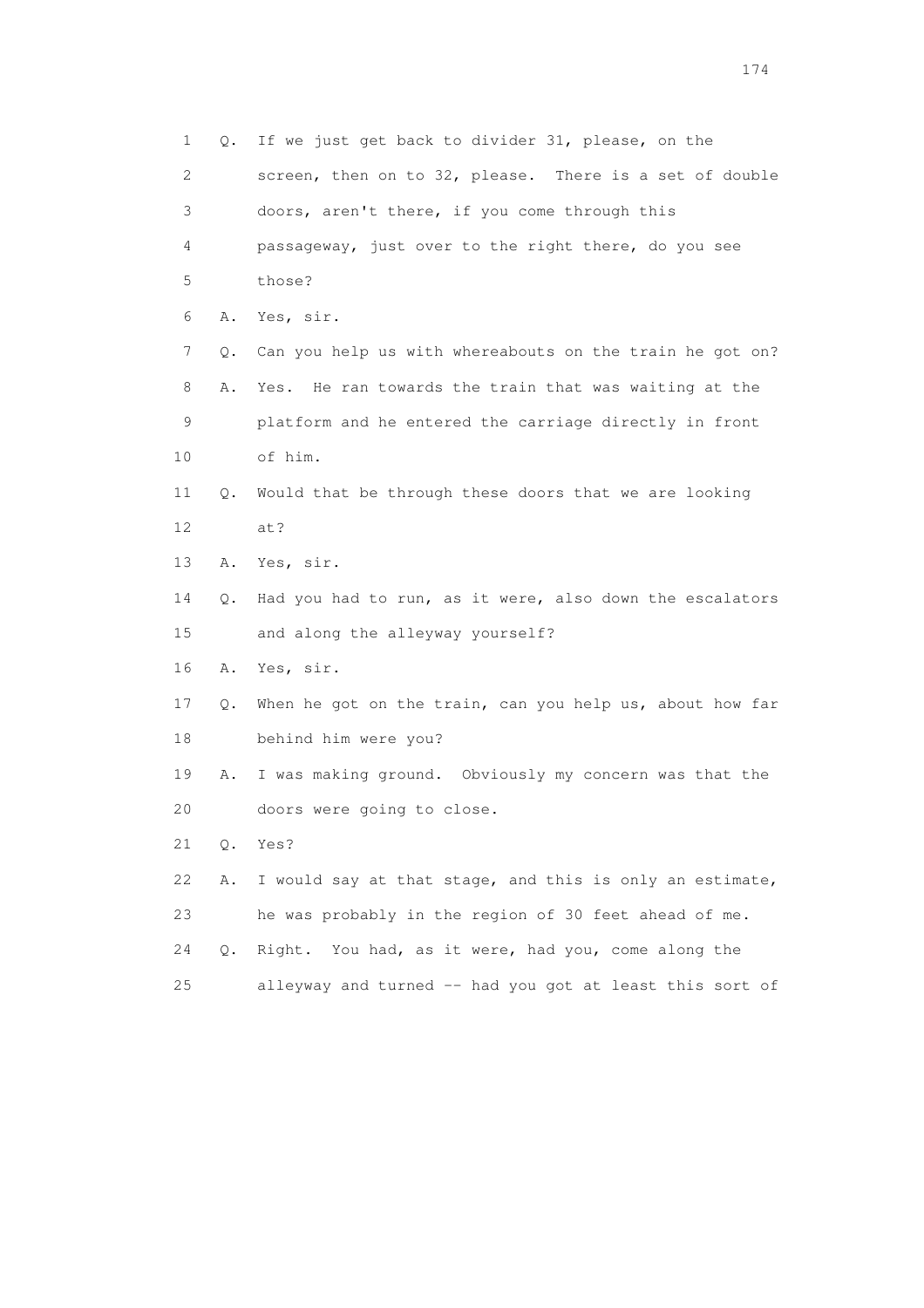1 Q. If we just get back to divider 31, please, on the
2 screen, then on to 32, please. There is a set of double
3 doors, aren't there, if you come through this
4 passageway, just over to the right there, do you see
5 those?
6 A. Yes, sir.
7 Q. Can you help us with whereabouts on the train he got on?
8 A. Yes. He ran towards the train that was waiting at the
9 platform and he entered the carriage directly in front
10 of him.
11 Q. Would that be through these doors that we are looking
12 at?
13 A. Yes, sir.
14 Q. Had you had to run, as it were, also down the escalators
15 and along the alleyway yourself?
16 A. Yes, sir.
17 Q. When he got on the train, can you help us, about how far
18 behind him were you?
19 A. I was making ground. Obviously my concern was that the
20 doors were going to close.
21 Q. Yes?
22 A. I would say at that stage, and this is only an estimate,
23 he was probably in the region of 30 feet ahead of me.
24 Q. Right. You had, as it were, had you, come along the
25 alleyway and turned -- had you got at least this sort of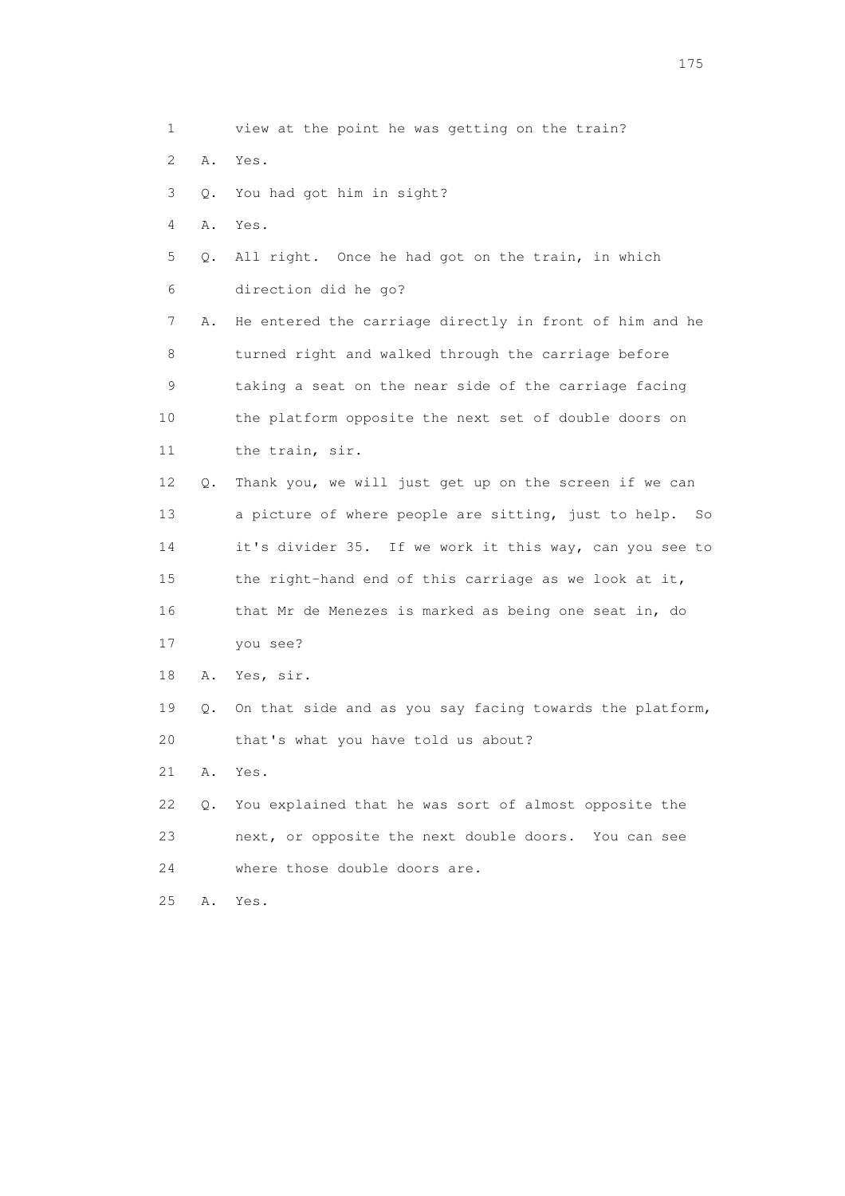1 view at the point he was getting on the train?

2 A. Yes.

3 Q. You had got him in sight?

4 A. Yes.

5 Q. All right. Once he had got on the train, in which

6 direction did he go?

7 A. He entered the carriage directly in front of him and he

8 turned right and walked through the carriage before

9 taking a seat on the near side of the carriage facing

10 the platform opposite the next set of double doors on

11 the train, sir.

12 Q. Thank you, we will just get up on the screen if we can

13 a picture of where people are sitting, just to help. So

14 it's divider 35. If we work it this way, can you see to

15 the right-hand end of this carriage as we look at it,

16 that Mr de Menezes is marked as being one seat in, do

17 you see?

18 A. Yes, sir.

19 Q. On that side and as you say facing towards the platform,

20 that's what you have told us about?

21 A. Yes.

22 Q. You explained that he was sort of almost opposite the

23 next, or opposite the next double doors. You can see

24 where those double doors are.

25 A. Yes.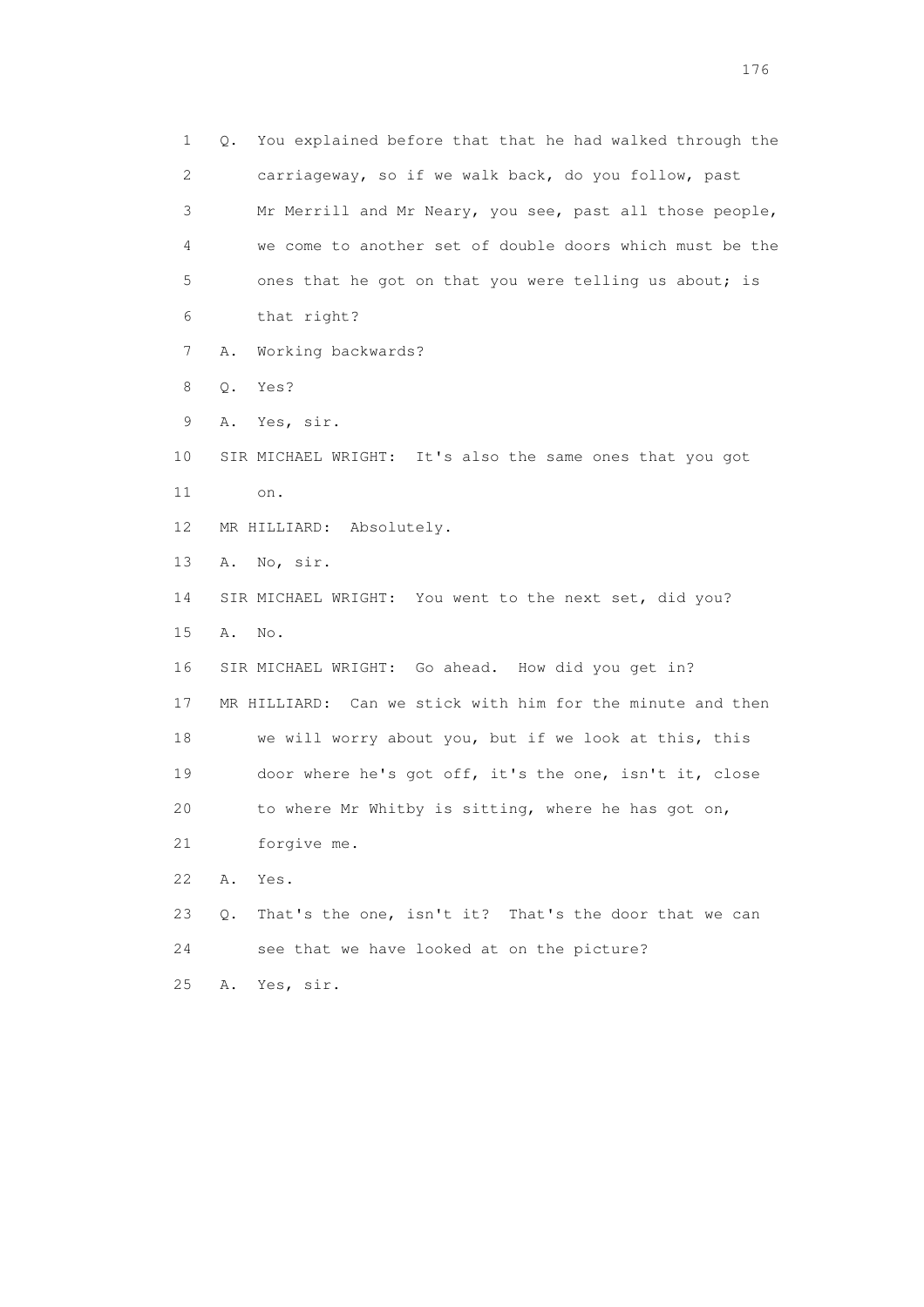1 Q. You explained before that that he had walked through the
2 carriageway, so if we walk back, do you follow, past
3 Mr Merrill and Mr Neary, you see, past all those people,
4 we come to another set of double doors which must be the
5 ones that he got on that you were telling us about; is
6 that right?
7 A. Working backwards?
8 Q. Yes?
9 A. Yes, sir.
10 SIR MICHAEL WRIGHT: It's also the same ones that you got
11 on.
12 MR HILLIARD: Absolutely.
13 A. No, sir.
14 SIR MICHAEL WRIGHT: You went to the next set, did you?
15 A. No.
16 SIR MICHAEL WRIGHT: Go ahead. How did you get in?
17 MR HILLIARD: Can we stick with him for the minute and then
18 we will worry about you, but if we look at this, this
19 door where he's got off, it's the one, isn't it, close
20 to where Mr Whitby is sitting, where he has got on,
21 forgive me.
22 A. Yes.
23 Q. That's the one, isn't it? That's the door that we can
24 see that we have looked at on the picture?
25 A. Yes, sir.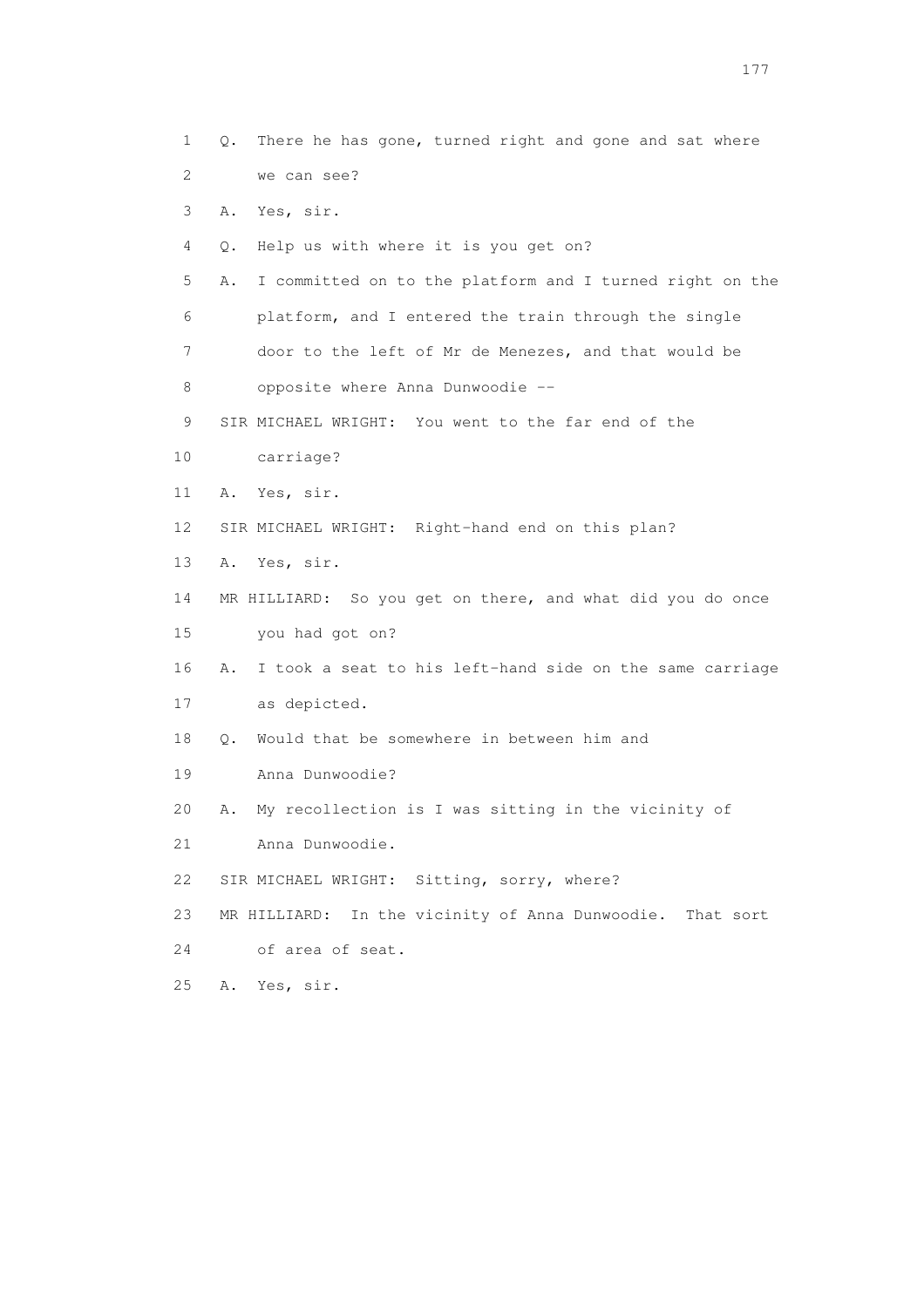1 Q. There he has gone, turned right and gone and sat where
2 we can see?
3 A. Yes, sir.
4 Q. Help us with where it is you get on?
5 A. I committed on to the platform and I turned right on the
6 platform, and I entered the train through the single
7 door to the left of Mr de Menezes, and that would be
8 opposite where Anna Dunwoodie --
9 SIR MICHAEL WRIGHT: You went to the far end of the
10 carriage?
11 A. Yes, sir.
12 SIR MICHAEL WRIGHT: Right-hand end on this plan?
13 A. Yes, sir.
14 MR HILLIARD: So you get on there, and what did you do once
15 you had got on?
16 A. I took a seat to his left-hand side on the same carriage
17 as depicted.
18 Q. Would that be somewhere in between him and
19 Anna Dunwoodie?
20 A. My recollection is I was sitting in the vicinity of
21 Anna Dunwoodie.
22 SIR MICHAEL WRIGHT: Sitting, sorry, where?
23 MR HILLIARD: In the vicinity of Anna Dunwoodie. That sort
24 of area of seat.
25 A. Yes, sir.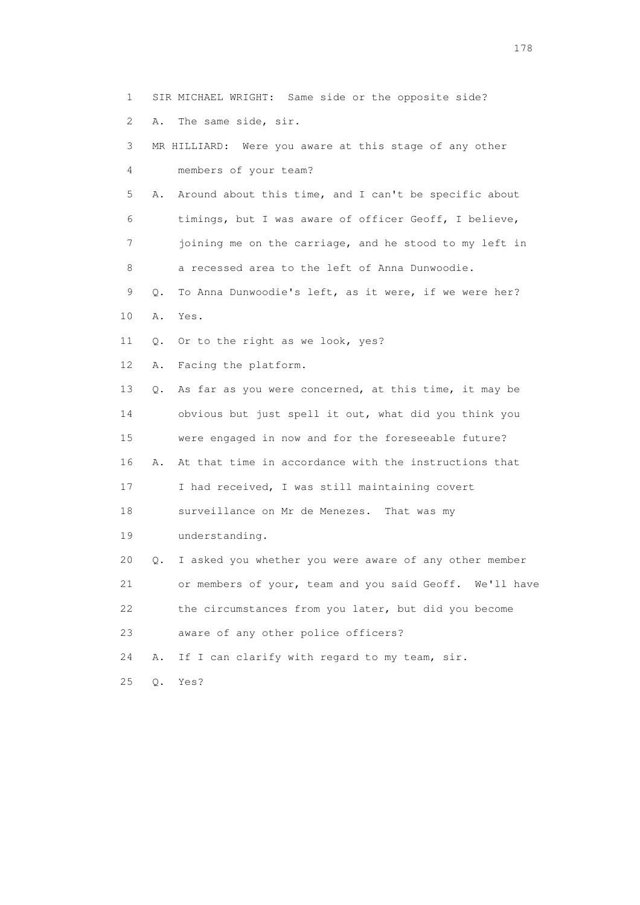1 SIR MICHAEL WRIGHT: Same side or the opposite side?

2 A. The same side, sir.

3 MR HILLIARD: Were you aware at this stage of any other

4 members of your team?

5 A. Around about this time, and I can't be specific about

6 timings, but I was aware of officer Geoff, I believe,

7 joining me on the carriage, and he stood to my left in

8 a recessed area to the left of Anna Dunwoodie.

9 Q. To Anna Dunwoodie's left, as it were, if we were her?

10 A. Yes.

11 Q. Or to the right as we look, yes?

12 A. Facing the platform.

13 Q. As far as you were concerned, at this time, it may be

14 obvious but just spell it out, what did you think you

15 were engaged in now and for the foreseeable future?

16 A. At that time in accordance with the instructions that

17 I had received, I was still maintaining covert

18 surveillance on Mr de Menezes. That was my

19 understanding.

20 Q. I asked you whether you were aware of any other member

21 or members of your, team and you said Geoff. We'll have

22 the circumstances from you later, but did you become

23 aware of any other police officers?

24 A. If I can clarify with regard to my team, sir.

25 Q. Yes?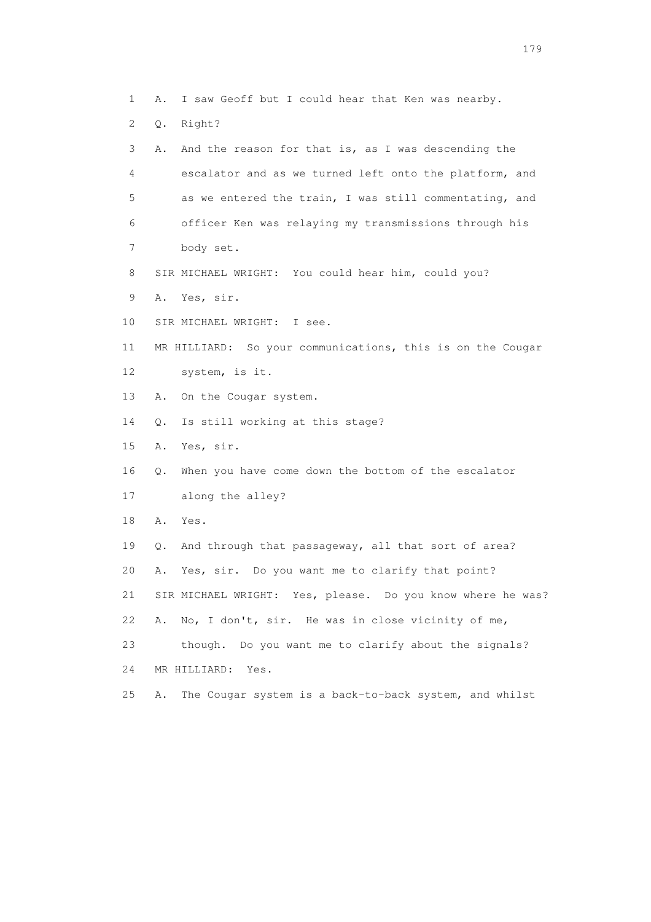1 A. I saw Geoff but I could hear that Ken was nearby.

2 Q. Right?

3 A. And the reason for that is, as I was descending the

4 escalator and as we turned left onto the platform, and

5 as we entered the train, I was still commentating, and

6 officer Ken was relaying my transmissions through his

7 body set.

8 SIR MICHAEL WRIGHT: You could hear him, could you?

9 A. Yes, sir.

10 SIR MICHAEL WRIGHT: I see.

11 MR HILLIARD: So your communications, this is on the Cougar

12 system, is it.

13 A. On the Cougar system.

14 Q. Is still working at this stage?

15 A. Yes, sir.

16 Q. When you have come down the bottom of the escalator

17 along the alley?

18 A. Yes.

19 Q. And through that passageway, all that sort of area?

20 A. Yes, sir. Do you want me to clarify that point?

21 SIR MICHAEL WRIGHT: Yes, please. Do you know where he was?

22 A. No, I don't, sir. He was in close vicinity of me,

23 though. Do you want me to clarify about the signals?

24 MR HILLIARD: Yes.

25 A. The Cougar system is a back-to-back system, and whilst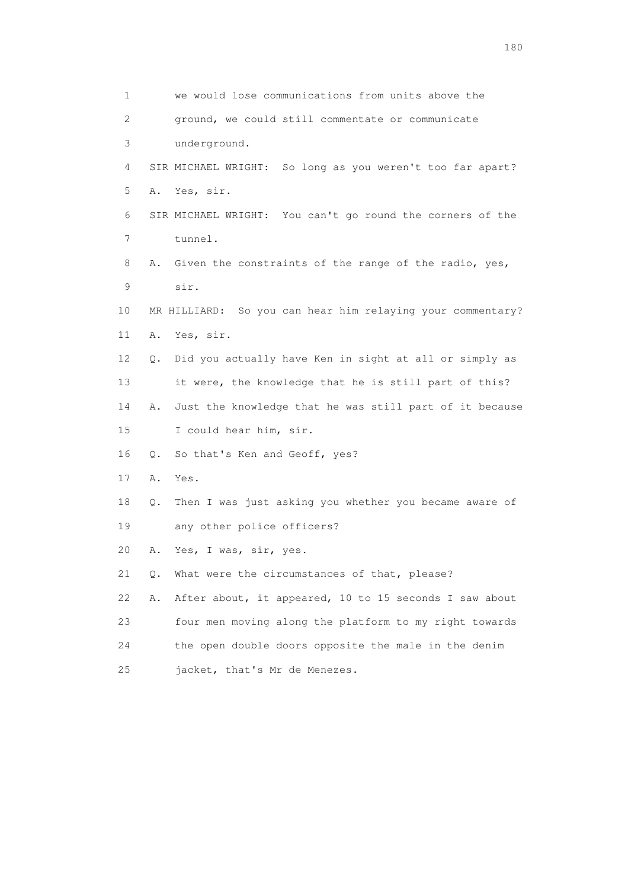1 we would lose communications from units above the
2 ground, we could still commentate or communicate
3 underground.
4 SIR MICHAEL WRIGHT: So long as you weren't too far apart?
5 A. Yes, sir.
6 SIR MICHAEL WRIGHT: You can't go round the corners of the
7 tunnel.
8 A. Given the constraints of the range of the radio, yes,
9 sir.
10 MR HILLIARD: So you can hear him relaying your commentary?
11 A. Yes, sir.
12 Q. Did you actually have Ken in sight at all or simply as
13 it were, the knowledge that he is still part of this?
14 A. Just the knowledge that he was still part of it because
15 I could hear him, sir.
16 Q. So that's Ken and Geoff, yes?
17 A. Yes.
18 Q. Then I was just asking you whether you became aware of
19 any other police officers?
20 A. Yes, I was, sir, yes.
21 Q. What were the circumstances of that, please?
22 A. After about, it appeared, 10 to 15 seconds I saw about
23 four men moving along the platform to my right towards
24 the open double doors opposite the male in the denim
25 jacket, that's Mr de Menezes.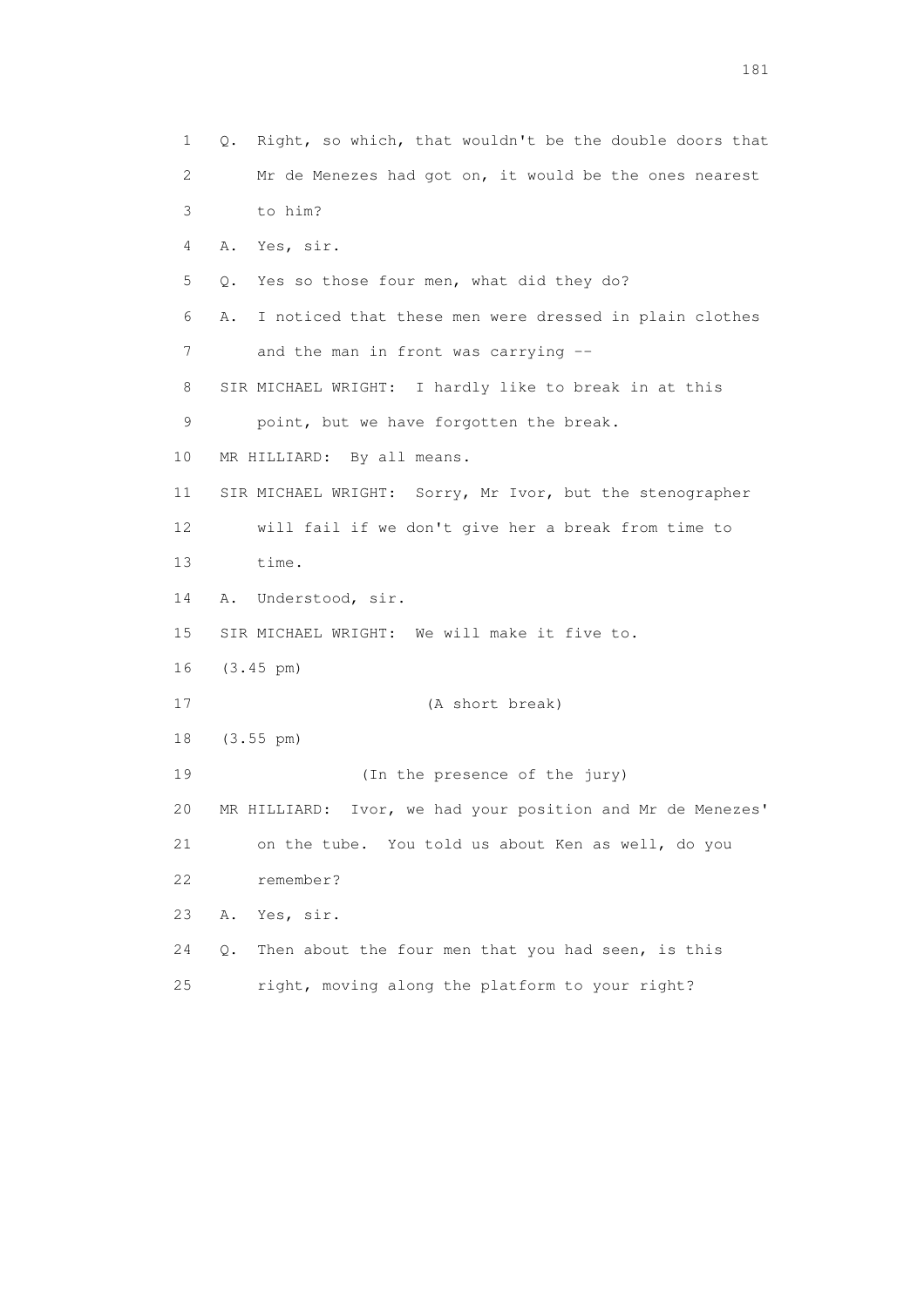1 Q. Right, so which, that wouldn't be the double doors that
2 Mr de Menezes had got on, it would be the ones nearest
3 to him?
4 A. Yes, sir.
5 Q. Yes so those four men, what did they do?
6 A. I noticed that these men were dressed in plain clothes
7 and the man in front was carrying --
8 SIR MICHAEL WRIGHT: I hardly like to break in at this
9 point, but we have forgotten the break.
10 MR HILLIARD: By all means.
11 SIR MICHAEL WRIGHT: Sorry, Mr Ivor, but the stenographer
12 will fail if we don't give her a break from time to
13 time.
14 A. Understood, sir.
15 SIR MICHAEL WRIGHT: We will make it five to.
16 (3.45 pm)
17 (A short break)
18 (3.55 pm)
19 (In the presence of the jury)
20 MR HILLIARD: Ivor, we had your position and Mr de Menezes'
21 on the tube. You told us about Ken as well, do you
22 remember?
23 A. Yes, sir.
24 Q. Then about the four men that you had seen, is this
25 right, moving along the platform to your right?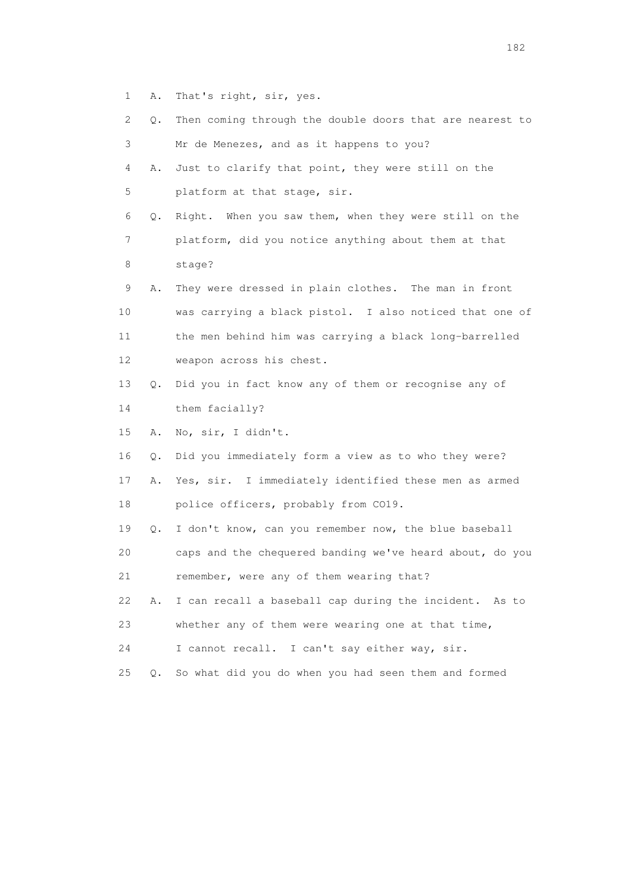1 A. That's right, sir, yes.

2 Q. Then coming through the double doors that are nearest to

3 Mr de Menezes, and as it happens to you?

4 A. Just to clarify that point, they were still on the

5 platform at that stage, sir.

6 Q. Right. When you saw them, when they were still on the

7 platform, did you notice anything about them at that

8 stage?

9 A. They were dressed in plain clothes. The man in front

10 was carrying a black pistol. I also noticed that one of

11 the men behind him was carrying a black long-barrelled

12 weapon across his chest.

13 Q. Did you in fact know any of them or recognise any of

14 them facially?

15 A. No, sir, I didn't.

16 Q. Did you immediately form a view as to who they were?

17 A. Yes, sir. I immediately identified these men as armed

18 police officers, probably from CO19.

19 Q. I don't know, can you remember now, the blue baseball

20 caps and the chequered banding we've heard about, do you

21 remember, were any of them wearing that?

22 A. I can recall a baseball cap during the incident. As to

23 whether any of them were wearing one at that time,

24 I cannot recall. I can't say either way, sir.

25 Q. So what did you do when you had seen them and formed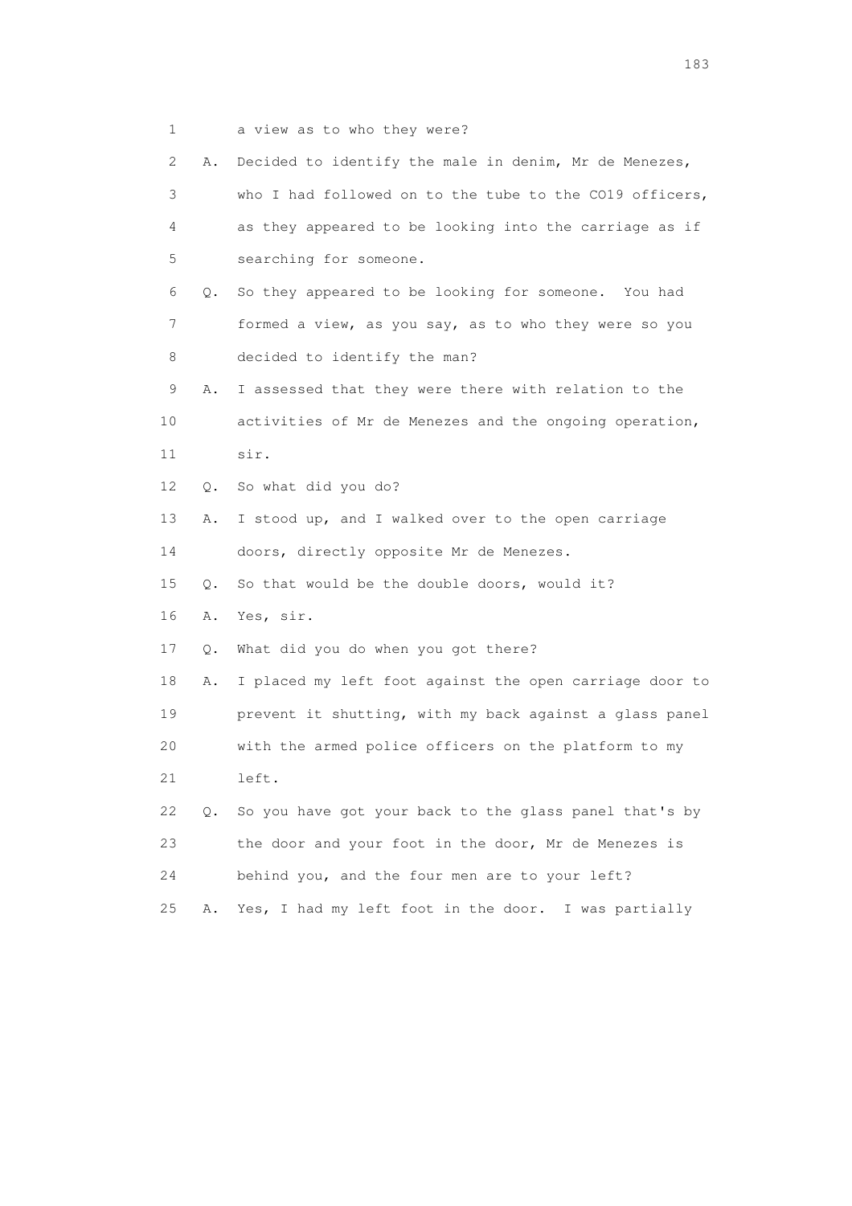1 a view as to who they were?

2 A. Decided to identify the male in denim, Mr de Menezes,

3 who I had followed on to the tube to the CO19 officers,

4 as they appeared to be looking into the carriage as if

5 searching for someone.

6 Q. So they appeared to be looking for someone. You had

7 formed a view, as you say, as to who they were so you

8 decided to identify the man?

9 A. I assessed that they were there with relation to the

10 activities of Mr de Menezes and the ongoing operation,

11 sir.

12 Q. So what did you do?

13 A. I stood up, and I walked over to the open carriage

14 doors, directly opposite Mr de Menezes.

15 Q. So that would be the double doors, would it?

16 A. Yes, sir.

17 Q. What did you do when you got there?

18 A. I placed my left foot against the open carriage door to

19 prevent it shutting, with my back against a glass panel

20 with the armed police officers on the platform to my

21 left.

22 Q. So you have got your back to the glass panel that's by

23 the door and your foot in the door, Mr de Menezes is

24 behind you, and the four men are to your left?

25 A. Yes, I had my left foot in the door. I was partially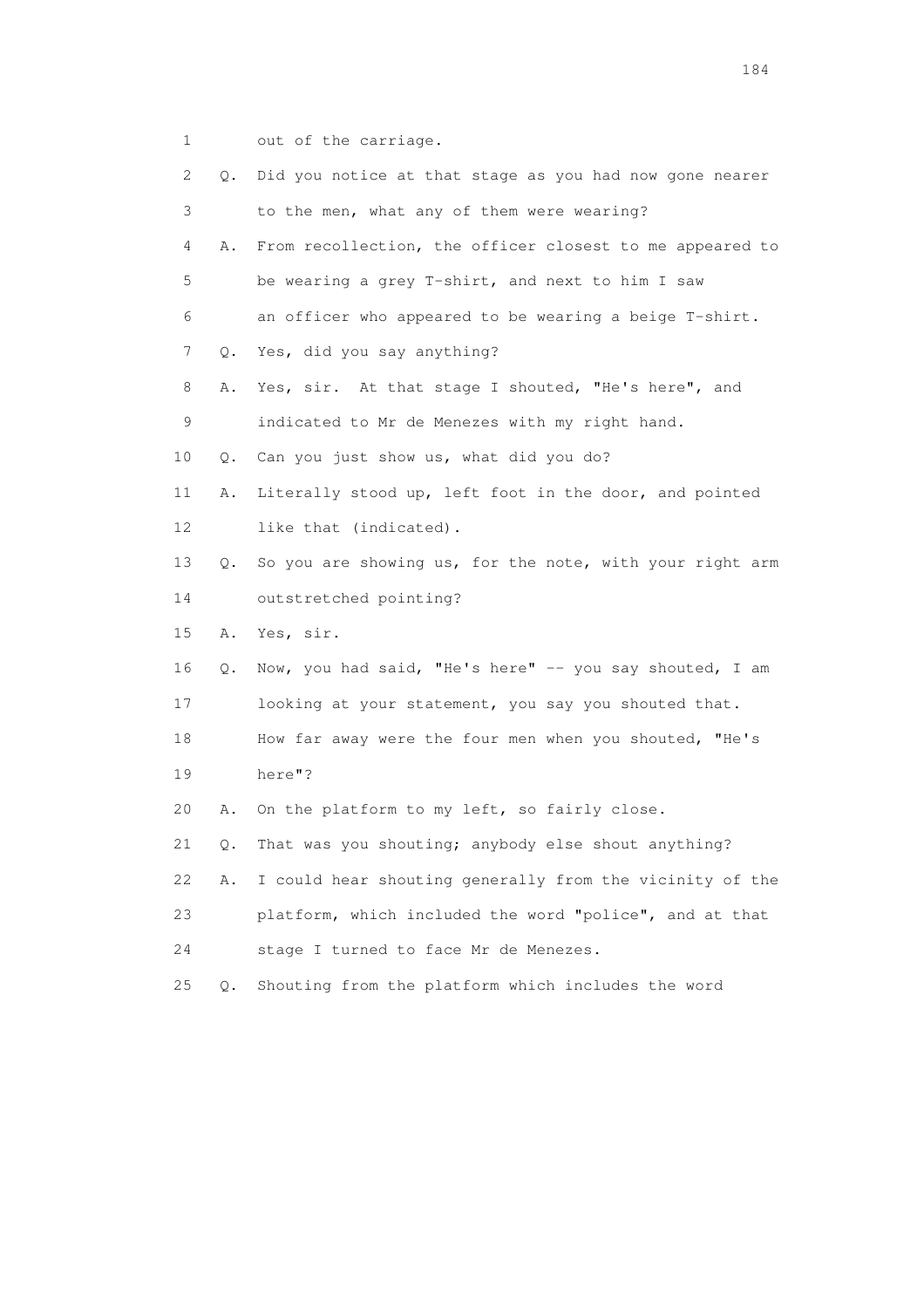1 out of the carriage.

2 Q. Did you notice at that stage as you had now gone nearer

3 to the men, what any of them were wearing?

4 A. From recollection, the officer closest to me appeared to

5 be wearing a grey T-shirt, and next to him I saw

6 an officer who appeared to be wearing a beige T-shirt.

7 Q. Yes, did you say anything?

8 A. Yes, sir. At that stage I shouted, "He's here", and

9 indicated to Mr de Menezes with my right hand.

10 Q. Can you just show us, what did you do?

11 A. Literally stood up, left foot in the door, and pointed

12 like that (indicated).

13 Q. So you are showing us, for the note, with your right arm

14 outstretched pointing?

15 A. Yes, sir.

16 Q. Now, you had said, "He's here" -- you say shouted, I am

17 looking at your statement, you say you shouted that.

18 How far away were the four men when you shouted, "He's

19 here"?

20 A. On the platform to my left, so fairly close.

21 Q. That was you shouting; anybody else shout anything?

22 A. I could hear shouting generally from the vicinity of the

23 platform, which included the word "police", and at that

24 stage I turned to face Mr de Menezes.

25 Q. Shouting from the platform which includes the word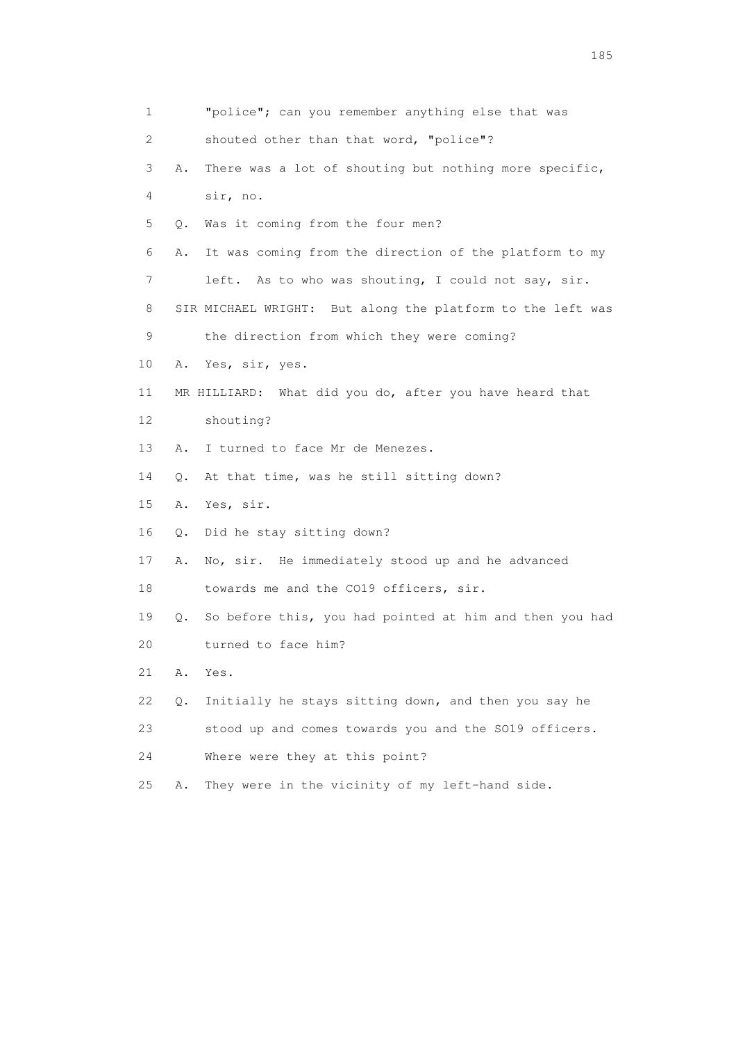1 "police"; can you remember anything else that was
2 shouted other than that word, "police"?
3 A. There was a lot of shouting but nothing more specific,
4 sir, no.
5 Q. Was it coming from the four men?
6 A. It was coming from the direction of the platform to my
7 left. As to who was shouting, I could not say, sir.
8 SIR MICHAEL WRIGHT: But along the platform to the left was
9 the direction from which they were coming?
10 A. Yes, sir, yes.
11 MR HILLIARD: What did you do, after you have heard that
12 shouting?
13 A. I turned to face Mr de Menezes.
14 Q. At that time, was he still sitting down?
15 A. Yes, sir.
16 Q. Did he stay sitting down?
17 A. No, sir. He immediately stood up and he advanced
18 towards me and the CO19 officers, sir.
19 Q. So before this, you had pointed at him and then you had
20 turned to face him?
21 A. Yes.
22 Q. Initially he stays sitting down, and then you say he
23 stood up and comes towards you and the SO19 officers.
24 Where were they at this point?
25 A. They were in the vicinity of my left-hand side.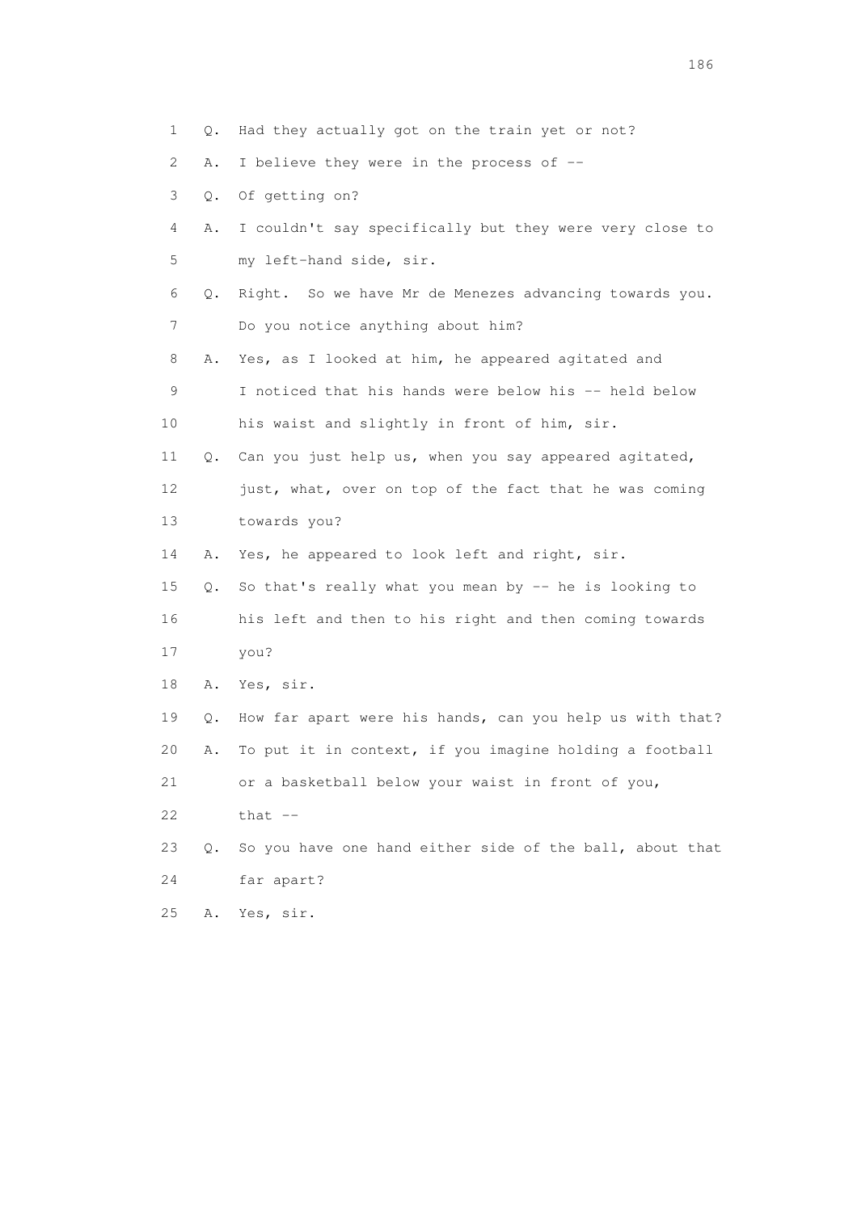1 Q. Had they actually got on the train yet or not?

2 A. I believe they were in the process of --

3 Q. Of getting on?

4 A. I couldn't say specifically but they were very close to

5 my left-hand side, sir.

6 Q. Right. So we have Mr de Menezes advancing towards you.

7 Do you notice anything about him?

8 A. Yes, as I looked at him, he appeared agitated and

9 I noticed that his hands were below his -- held below

10 his waist and slightly in front of him, sir.

11 Q. Can you just help us, when you say appeared agitated,

12 just, what, over on top of the fact that he was coming

13 towards you?

14 A. Yes, he appeared to look left and right, sir.

15 Q. So that's really what you mean by -- he is looking to

16 his left and then to his right and then coming towards

17 you?

18 A. Yes, sir.

19 Q. How far apart were his hands, can you help us with that?

20 A. To put it in context, if you imagine holding a football

21 or a basketball below your waist in front of you,

22 that --

23 Q. So you have one hand either side of the ball, about that

24 far apart?

25 A. Yes, sir.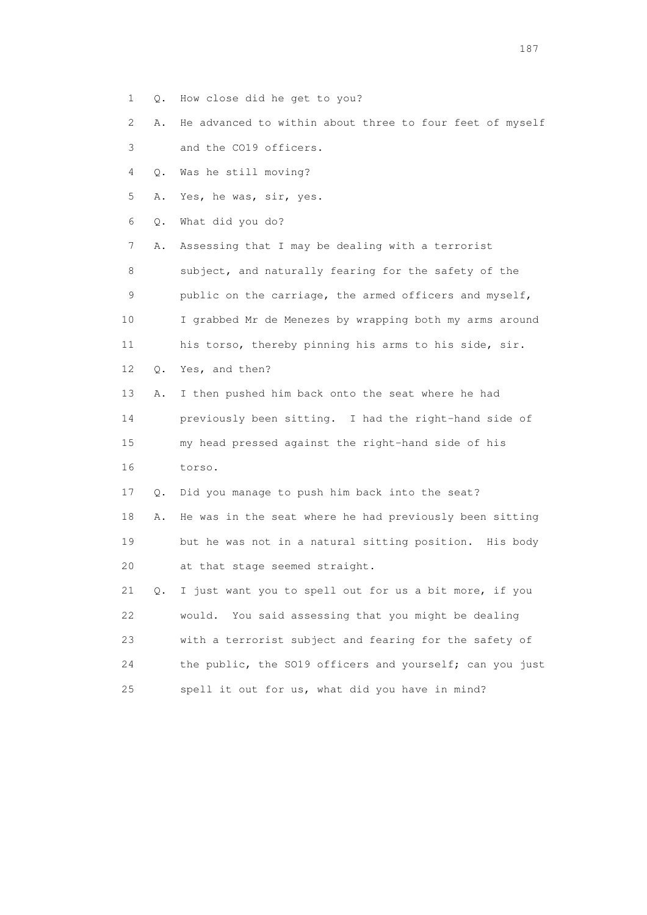1 Q. How close did he get to you?

2 A. He advanced to within about three to four feet of myself

3 and the CO19 officers.

4 Q. Was he still moving?

5 A. Yes, he was, sir, yes.

6 Q. What did you do?

7 A. Assessing that I may be dealing with a terrorist

8 subject, and naturally fearing for the safety of the

9 public on the carriage, the armed officers and myself,

10 I grabbed Mr de Menezes by wrapping both my arms around

11 his torso, thereby pinning his arms to his side, sir.

12 Q. Yes, and then?

13 A. I then pushed him back onto the seat where he had

14 previously been sitting. I had the right-hand side of

15 my head pressed against the right-hand side of his

16 torso.

17 Q. Did you manage to push him back into the seat?

18 A. He was in the seat where he had previously been sitting

19 but he was not in a natural sitting position. His body

20 at that stage seemed straight.

21 Q. I just want you to spell out for us a bit more, if you

22 would. You said assessing that you might be dealing

23 with a terrorist subject and fearing for the safety of

24 the public, the SO19 officers and yourself; can you just

25 spell it out for us, what did you have in mind?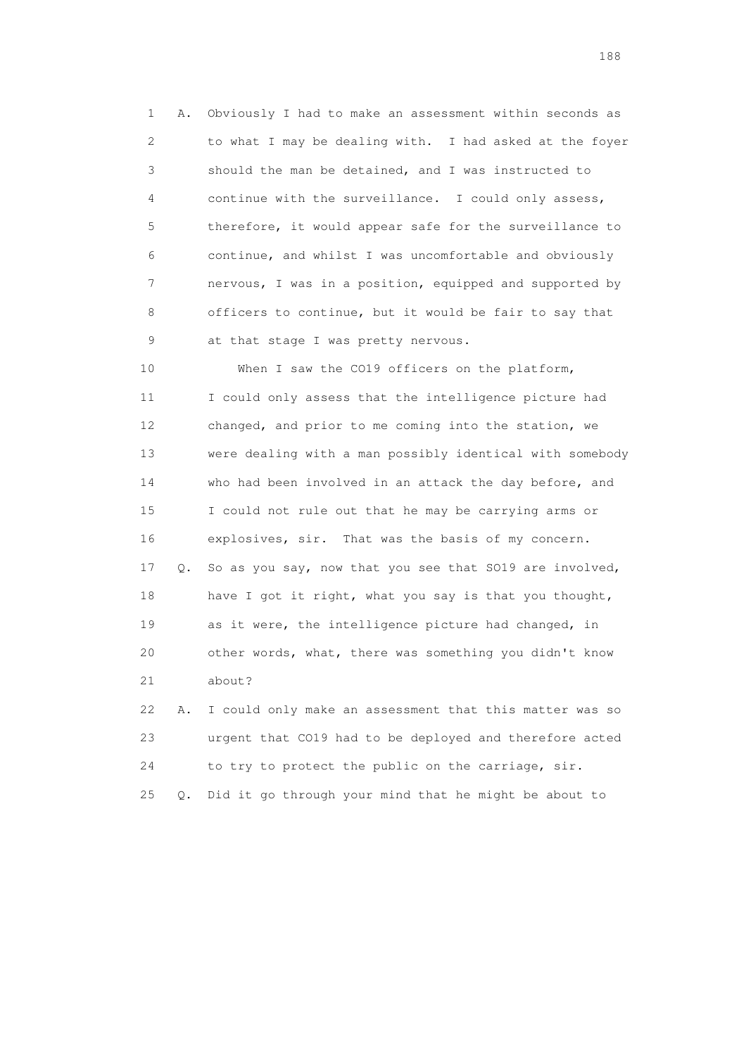1 A. Obviously I had to make an assessment within seconds as
2 to what I may be dealing with. I had asked at the foyer
3 should the man be detained, and I was instructed to
4 continue with the surveillance. I could only assess,
5 therefore, it would appear safe for the surveillance to
6 continue, and whilst I was uncomfortable and obviously
7 nervous, I was in a position, equipped and supported by
8 officers to continue, but it would be fair to say that
9 at that stage I was pretty nervous.

10 When I saw the CO19 officers on the platform,
11 I could only assess that the intelligence picture had
12 changed, and prior to me coming into the station, we
13 were dealing with a man possibly identical with somebody
14 who had been involved in an attack the day before, and
15 I could not rule out that he may be carrying arms or
16 explosives, sir. That was the basis of my concern.

17 Q. So as you say, now that you see that SO19 are involved,
18 have I got it right, what you say is that you thought,
19 as it were, the intelligence picture had changed, in
20 other words, what, there was something you didn't know
21 about?

22 A. I could only make an assessment that this matter was so
23 urgent that CO19 had to be deployed and therefore acted
24 to try to protect the public on the carriage, sir.

25 Q. Did it go through your mind that he might be about to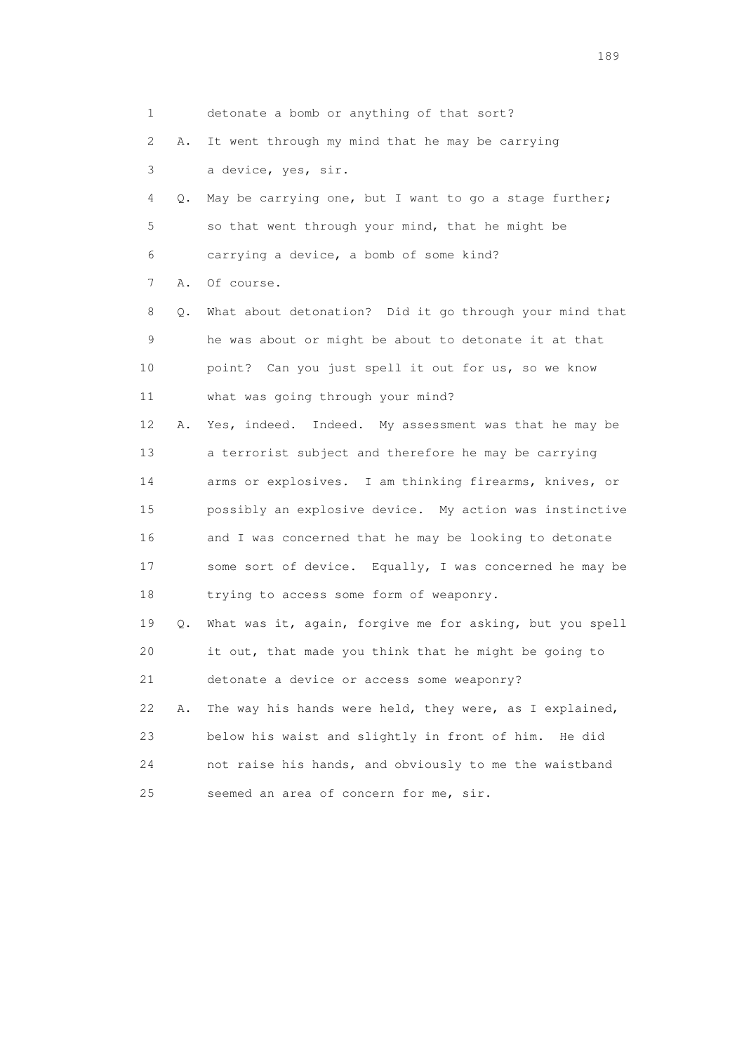1 detonate a bomb or anything of that sort?

2 A. It went through my mind that he may be carrying

3 a device, yes, sir.

4 Q. May be carrying one, but I want to go a stage further;

5 so that went through your mind, that he might be

6 carrying a device, a bomb of some kind?

7 A. Of course.

8 Q. What about detonation? Did it go through your mind that

9 he was about or might be about to detonate it at that

10 point? Can you just spell it out for us, so we know

11 what was going through your mind?

12 A. Yes, indeed. Indeed. My assessment was that he may be

13 a terrorist subject and therefore he may be carrying

14 arms or explosives. I am thinking firearms, knives, or

15 possibly an explosive device. My action was instinctive

16 and I was concerned that he may be looking to detonate

17 some sort of device. Equally, I was concerned he may be

18 trying to access some form of weaponry.

19 Q. What was it, again, forgive me for asking, but you spell

20 it out, that made you think that he might be going to

21 detonate a device or access some weaponry?

22 A. The way his hands were held, they were, as I explained,

23 below his waist and slightly in front of him. He did

24 not raise his hands, and obviously to me the waistband

25 seemed an area of concern for me, sir.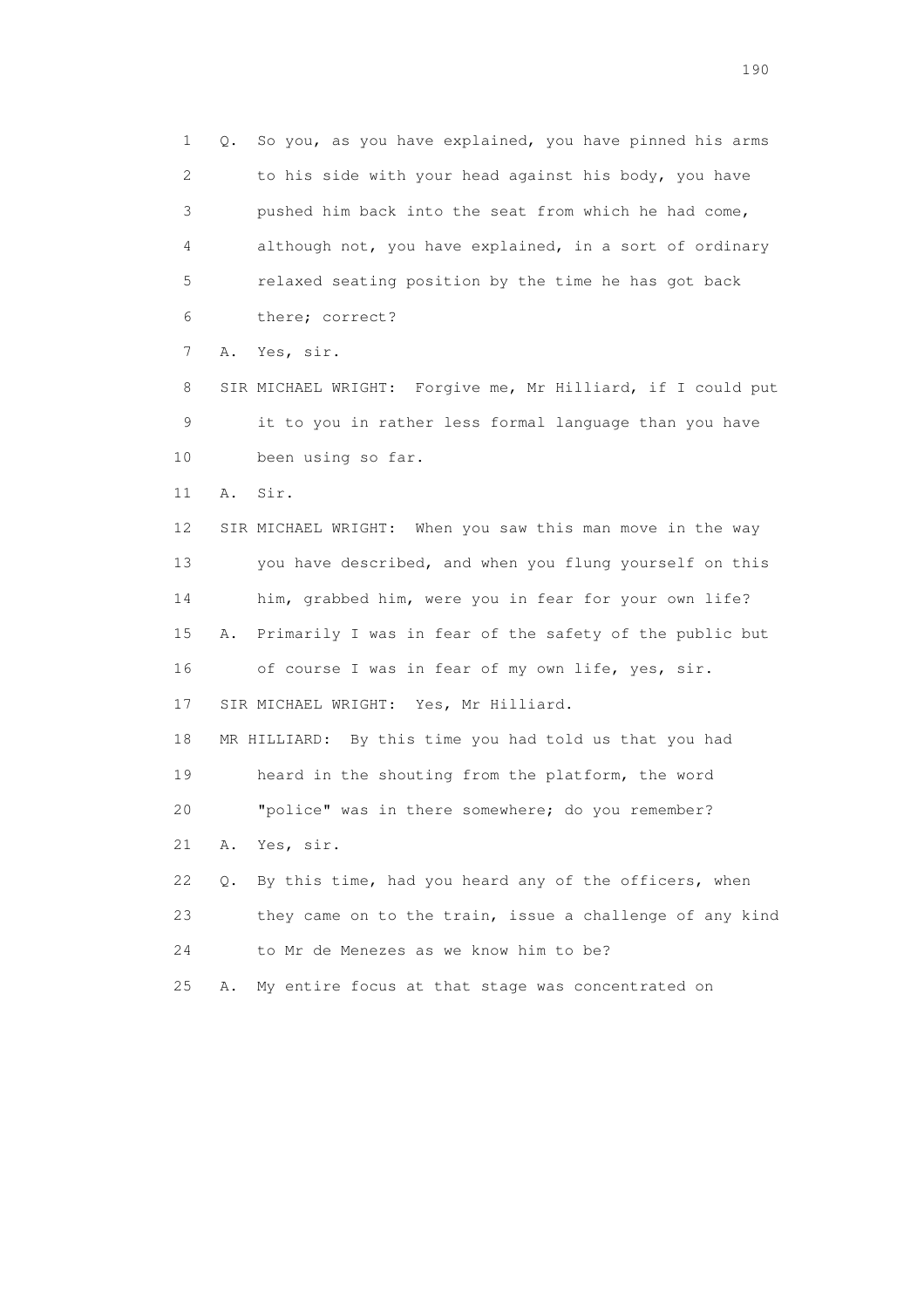1 Q. So you, as you have explained, you have pinned his arms
2 to his side with your head against his body, you have
3 pushed him back into the seat from which he had come,
4 although not, you have explained, in a sort of ordinary
5 relaxed seating position by the time he has got back
6 there; correct?

7 A. Yes, sir.

8 SIR MICHAEL WRIGHT: Forgive me, Mr Hilliard, if I could put
9 it to you in rather less formal language than you have
10 been using so far.

11 A. Sir.

12 SIR MICHAEL WRIGHT: When you saw this man move in the way
13 you have described, and when you flung yourself on this
14 him, grabbed him, were you in fear for your own life?

15 A. Primarily I was in fear of the safety of the public but
16 of course I was in fear of my own life, yes, sir.

17 SIR MICHAEL WRIGHT: Yes, Mr Hilliard.

18 MR HILLIARD: By this time you had told us that you had
19 heard in the shouting from the platform, the word
20 "police" was in there somewhere; do you remember?

21 A. Yes, sir.

22 Q. By this time, had you heard any of the officers, when
23 they came on to the train, issue a challenge of any kind
24 to Mr de Menezes as we know him to be?

25 A. My entire focus at that stage was concentrated on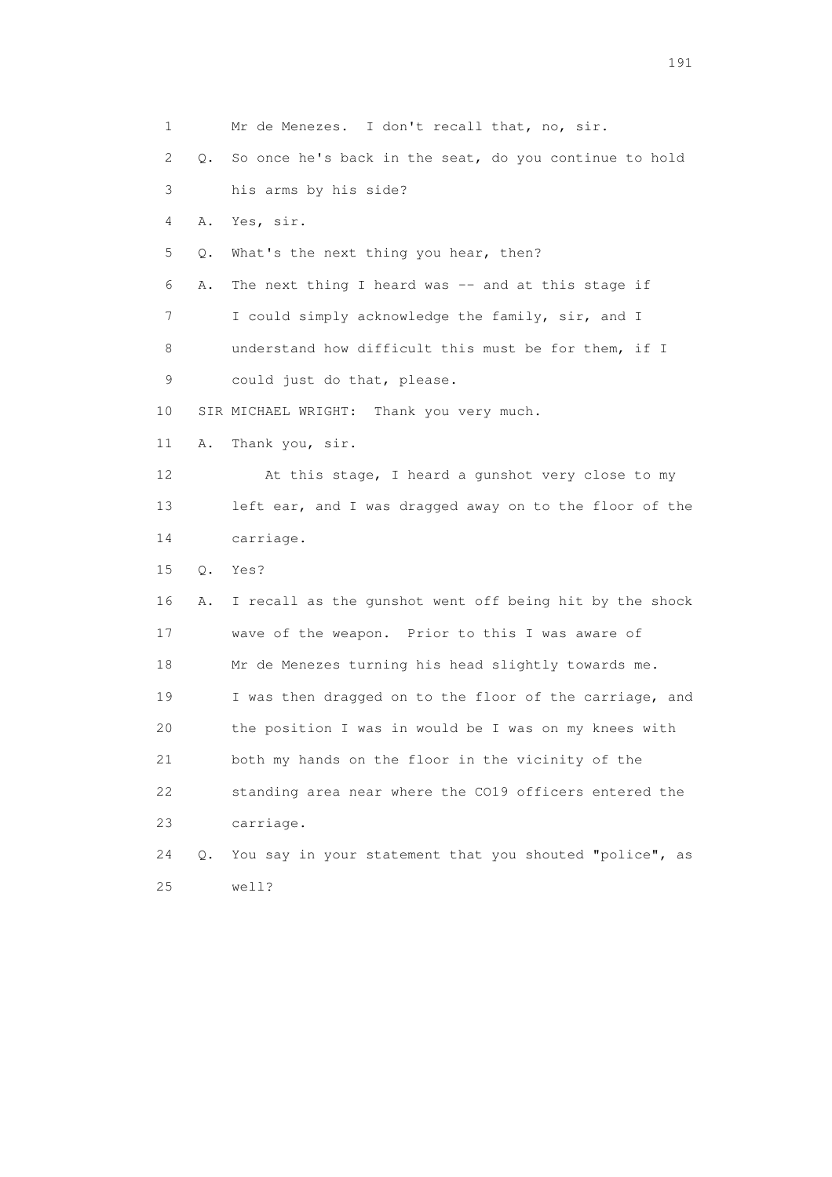1 Mr de Menezes. I don't recall that, no, sir.

2 Q. So once he's back in the seat, do you continue to hold

3 his arms by his side?

4 A. Yes, sir.

5 Q. What's the next thing you hear, then?

6 A. The next thing I heard was -- and at this stage if

7 I could simply acknowledge the family, sir, and I

8 understand how difficult this must be for them, if I

9 could just do that, please.

10 SIR MICHAEL WRIGHT: Thank you very much.

11 A. Thank you, sir.

12 At this stage, I heard a gunshot very close to my

13 left ear, and I was dragged away on to the floor of the

14 carriage.

15 Q. Yes?

16 A. I recall as the gunshot went off being hit by the shock

17 wave of the weapon. Prior to this I was aware of

18 Mr de Menezes turning his head slightly towards me.

19 I was then dragged on to the floor of the carriage, and

20 the position I was in would be I was on my knees with

21 both my hands on the floor in the vicinity of the

22 standing area near where the CO19 officers entered the

23 carriage.

24 Q. You say in your statement that you shouted "police", as

25 well?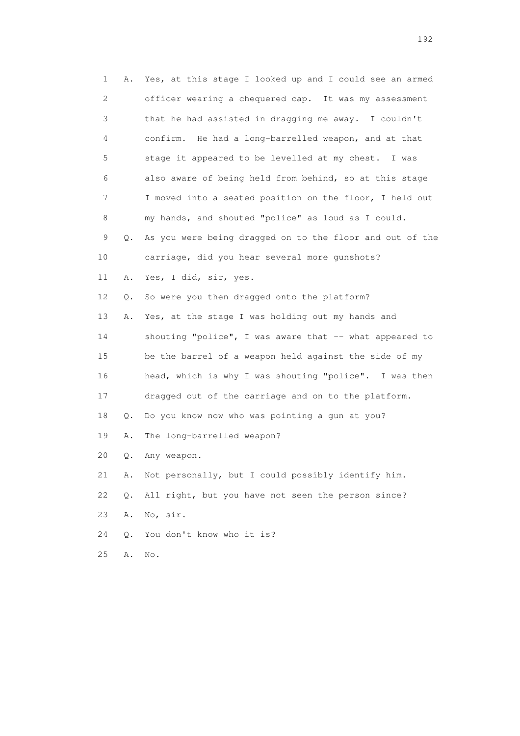1 A. Yes, at this stage I looked up and I could see an armed
2 officer wearing a chequered cap. It was my assessment
3 that he had assisted in dragging me away. I couldn't
4 confirm. He had a long-barrelled weapon, and at that
5 stage it appeared to be levelled at my chest. I was
6 also aware of being held from behind, so at this stage
7 I moved into a seated position on the floor, I held out
8 my hands, and shouted "police" as loud as I could.
9 Q. As you were being dragged on to the floor and out of the
10 carriage, did you hear several more gunshots?
11 A. Yes, I did, sir, yes.
12 Q. So were you then dragged onto the platform?
13 A. Yes, at the stage I was holding out my hands and
14 shouting "police", I was aware that -- what appeared to
15 be the barrel of a weapon held against the side of my
16 head, which is why I was shouting "police". I was then
17 dragged out of the carriage and on to the platform.
18 Q. Do you know now who was pointing a gun at you?
19 A. The long-barrelled weapon?
20 Q. Any weapon.
21 A. Not personally, but I could possibly identify him.
22 Q. All right, but you have not seen the person since?
23 A. No, sir.
24 Q. You don't know who it is?
25 A. No.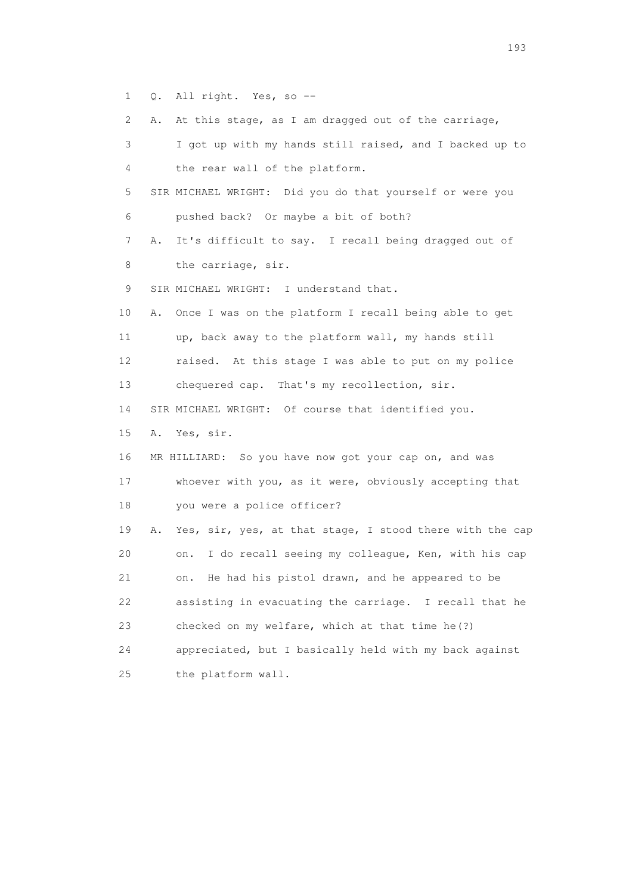1 Q. All right. Yes, so --

2 A. At this stage, as I am dragged out of the carriage,

3 I got up with my hands still raised, and I backed up to

4 the rear wall of the platform.

5 SIR MICHAEL WRIGHT: Did you do that yourself or were you

6 pushed back? Or maybe a bit of both?

7 A. It's difficult to say. I recall being dragged out of

8 the carriage, sir.

9 SIR MICHAEL WRIGHT: I understand that.

10 A. Once I was on the platform I recall being able to get

11 up, back away to the platform wall, my hands still

12 raised. At this stage I was able to put on my police

13 chequered cap. That's my recollection, sir.

14 SIR MICHAEL WRIGHT: Of course that identified you.

15 A. Yes, sir.

16 MR HILLIARD: So you have now got your cap on, and was

17 whoever with you, as it were, obviously accepting that

18 you were a police officer?

19 A. Yes, sir, yes, at that stage, I stood there with the cap

20 on. I do recall seeing my colleague, Ken, with his cap

21 on. He had his pistol drawn, and he appeared to be

22 assisting in evacuating the carriage. I recall that he

23 checked on my welfare, which at that time he(?)

24 appreciated, but I basically held with my back against

25 the platform wall.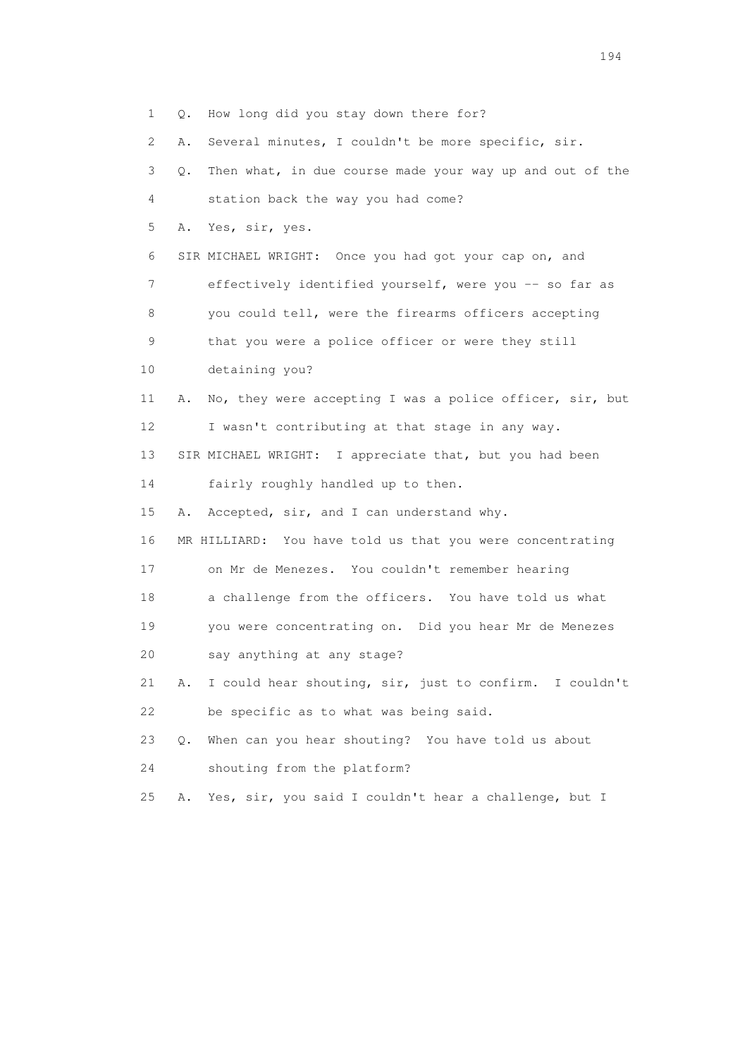1 Q. How long did you stay down there for?

2 A. Several minutes, I couldn't be more specific, sir.

3 Q. Then what, in due course made your way up and out of the

4 station back the way you had come?

5 A. Yes, sir, yes.

6 SIR MICHAEL WRIGHT: Once you had got your cap on, and

7 effectively identified yourself, were you -- so far as

8 you could tell, were the firearms officers accepting

9 that you were a police officer or were they still

10 detaining you?

11 A. No, they were accepting I was a police officer, sir, but

12 I wasn't contributing at that stage in any way.

13 SIR MICHAEL WRIGHT: I appreciate that, but you had been

14 fairly roughly handled up to then.

15 A. Accepted, sir, and I can understand why.

16 MR HILLIARD: You have told us that you were concentrating

17 on Mr de Menezes. You couldn't remember hearing

18 a challenge from the officers. You have told us what

19 you were concentrating on. Did you hear Mr de Menezes

20 say anything at any stage?

21 A. I could hear shouting, sir, just to confirm. I couldn't

22 be specific as to what was being said.

23 Q. When can you hear shouting? You have told us about

24 shouting from the platform?

25 A. Yes, sir, you said I couldn't hear a challenge, but I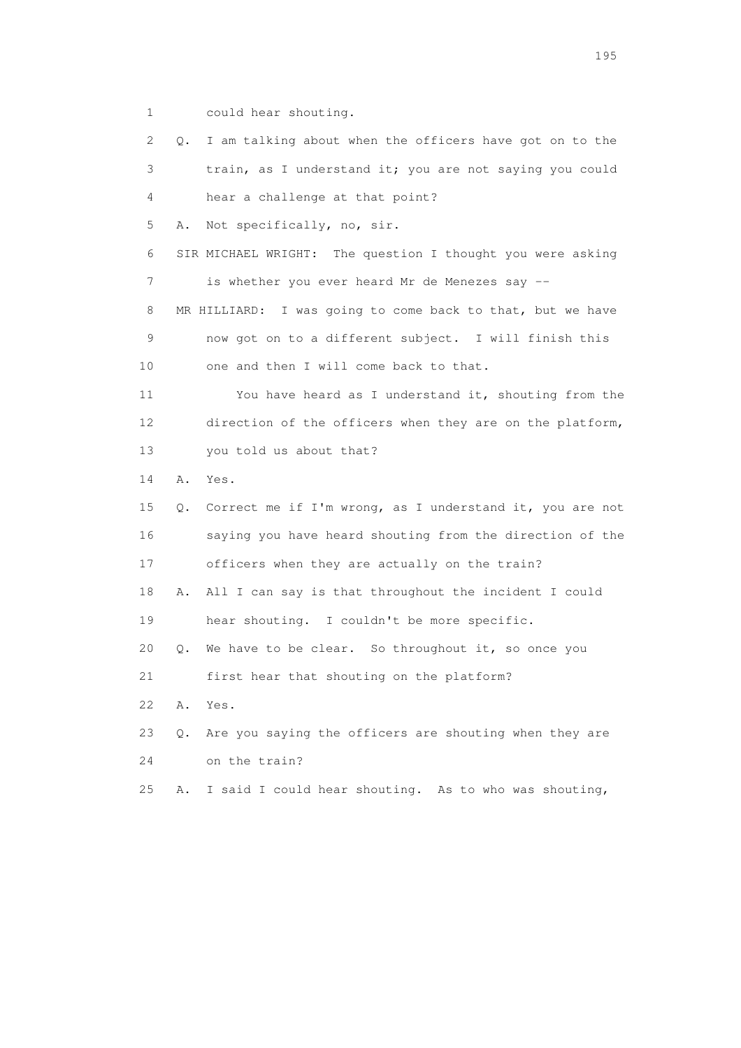1 could hear shouting.

2 Q. I am talking about when the officers have got on to the

3 train, as I understand it; you are not saying you could

4 hear a challenge at that point?

5 A. Not specifically, no, sir.

6 SIR MICHAEL WRIGHT: The question I thought you were asking

7 is whether you ever heard Mr de Menezes say --

8 MR HILLIARD: I was going to come back to that, but we have

9 now got on to a different subject. I will finish this

10 one and then I will come back to that.

11 You have heard as I understand it, shouting from the

12 direction of the officers when they are on the platform,

13 you told us about that?

14 A. Yes.

15 Q. Correct me if I'm wrong, as I understand it, you are not

16 saying you have heard shouting from the direction of the

17 officers when they are actually on the train?

18 A. All I can say is that throughout the incident I could

19 hear shouting. I couldn't be more specific.

20 Q. We have to be clear. So throughout it, so once you

21 first hear that shouting on the platform?

22 A. Yes.

23 Q. Are you saying the officers are shouting when they are

24 on the train?

25 A. I said I could hear shouting. As to who was shouting,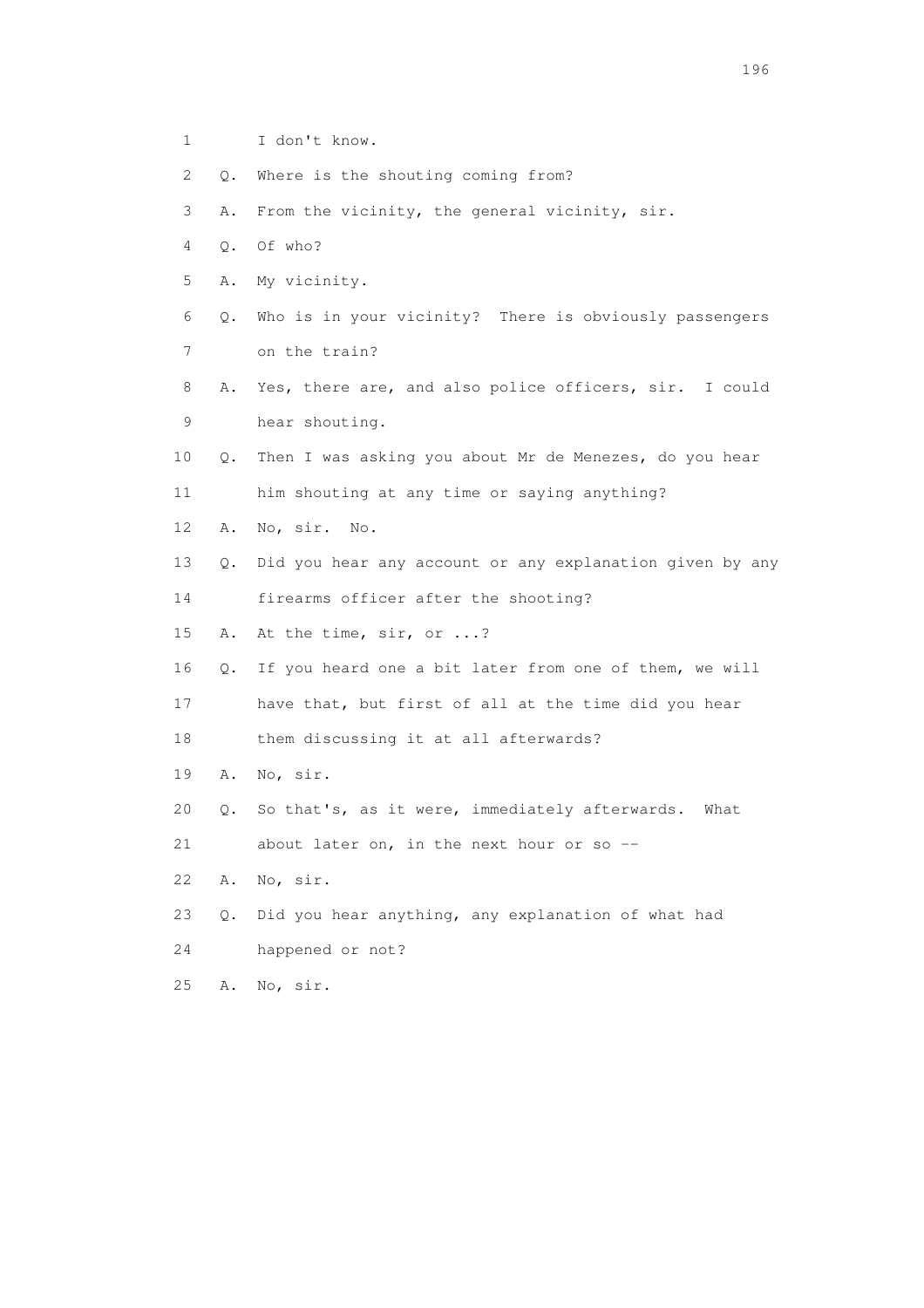1 I don't know.

2 Q. Where is the shouting coming from?

3 A. From the vicinity, the general vicinity, sir.

4 Q. Of who?

5 A. My vicinity.

6 Q. Who is in your vicinity? There is obviously passengers

7 on the train?

8 A. Yes, there are, and also police officers, sir. I could

9 hear shouting.

10 Q. Then I was asking you about Mr de Menezes, do you hear

11 him shouting at any time or saying anything?

12 A. No, sir. No.

13 Q. Did you hear any account or any explanation given by any

14 firearms officer after the shooting?

15 A. At the time, sir, or ...?

16 Q. If you heard one a bit later from one of them, we will

17 have that, but first of all at the time did you hear

18 them discussing it at all afterwards?

19 A. No, sir.

20 Q. So that's, as it were, immediately afterwards. What

21 about later on, in the next hour or so --

22 A. No, sir.

23 Q. Did you hear anything, any explanation of what had

24 happened or not?

25 A. No, sir.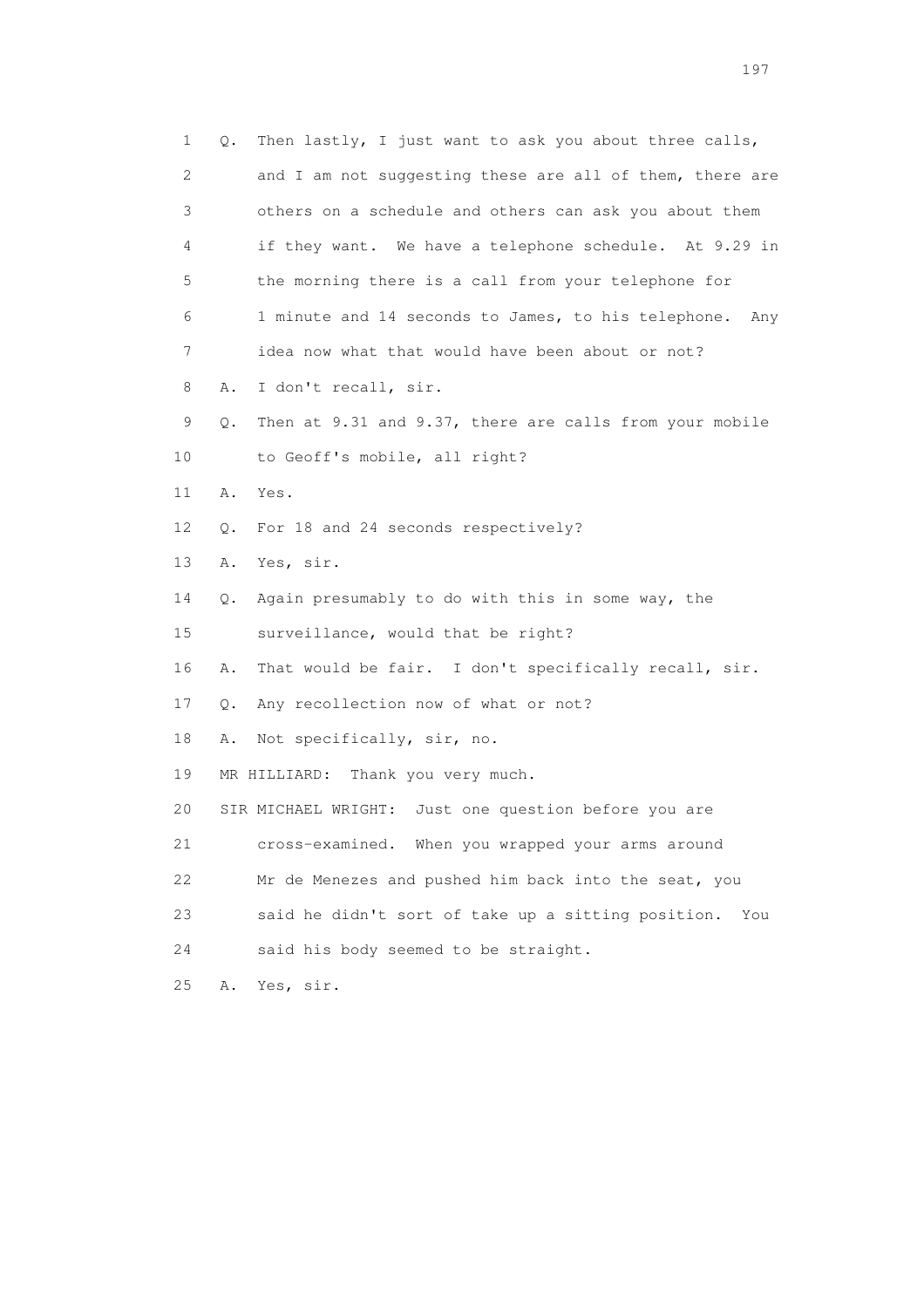1 Q. Then lastly, I just want to ask you about three calls,
2 and I am not suggesting these are all of them, there are
3 others on a schedule and others can ask you about them
4 if they want. We have a telephone schedule. At 9.29 in
5 the morning there is a call from your telephone for
6 1 minute and 14 seconds to James, to his telephone. Any
7 idea now what that would have been about or not?
8 A. I don't recall, sir.
9 Q. Then at 9.31 and 9.37, there are calls from your mobile
10 to Geoff's mobile, all right?
11 A. Yes.
12 Q. For 18 and 24 seconds respectively?
13 A. Yes, sir.
14 Q. Again presumably to do with this in some way, the
15 surveillance, would that be right?
16 A. That would be fair. I don't specifically recall, sir.
17 Q. Any recollection now of what or not?
18 A. Not specifically, sir, no.
19 MR HILLIARD: Thank you very much.
20 SIR MICHAEL WRIGHT: Just one question before you are
21 cross-examined. When you wrapped your arms around
22 Mr de Menezes and pushed him back into the seat, you
23 said he didn't sort of take up a sitting position. You
24 said his body seemed to be straight.
25 A. Yes, sir.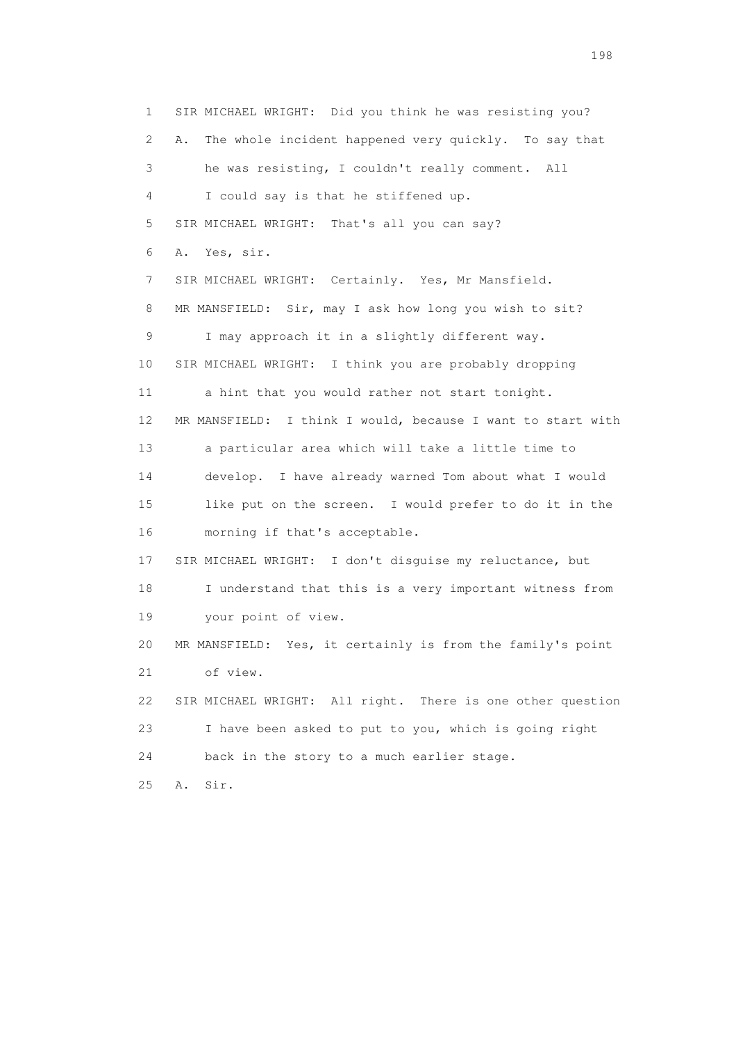1 SIR MICHAEL WRIGHT: Did you think he was resisting you?

2 A. The whole incident happened very quickly. To say that

3 he was resisting, I couldn't really comment. All

4 I could say is that he stiffened up.

5 SIR MICHAEL WRIGHT: That's all you can say?

6 A. Yes, sir.

7 SIR MICHAEL WRIGHT: Certainly. Yes, Mr Mansfield.

8 MR MANSFIELD: Sir, may I ask how long you wish to sit?

9 I may approach it in a slightly different way.

10 SIR MICHAEL WRIGHT: I think you are probably dropping

11 a hint that you would rather not start tonight.

12 MR MANSFIELD: I think I would, because I want to start with

13 a particular area which will take a little time to

14 develop. I have already warned Tom about what I would

15 like put on the screen. I would prefer to do it in the

16 morning if that's acceptable.

17 SIR MICHAEL WRIGHT: I don't disguise my reluctance, but

18 I understand that this is a very important witness from

19 your point of view.

20 MR MANSFIELD: Yes, it certainly is from the family's point

21 of view.

22 SIR MICHAEL WRIGHT: All right. There is one other question

23 I have been asked to put to you, which is going right

24 back in the story to a much earlier stage.

25 A. Sir.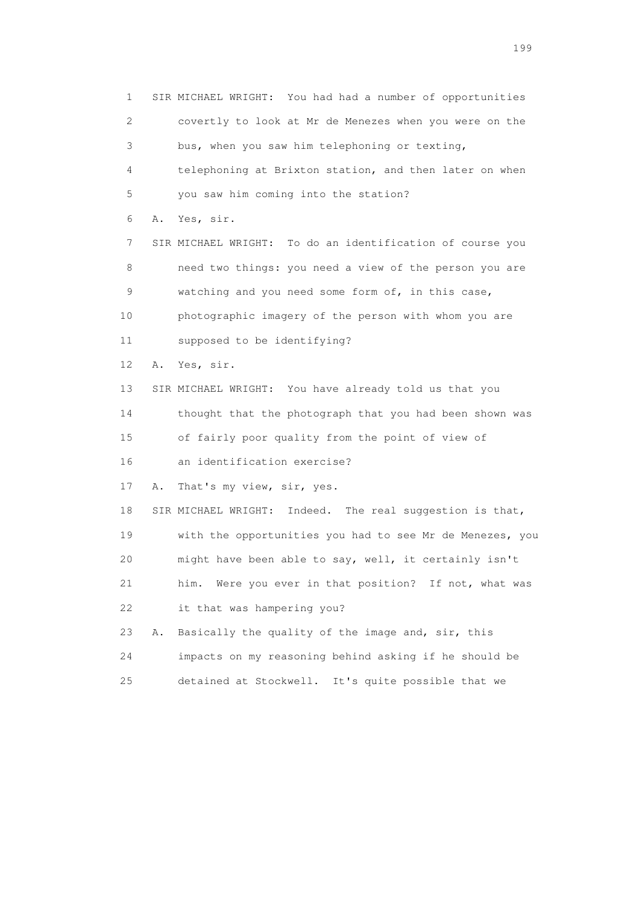1 SIR MICHAEL WRIGHT: You had had a number of opportunities
2 covertly to look at Mr de Menezes when you were on the
3 bus, when you saw him telephoning or texting,
4 telephoning at Brixton station, and then later on when
5 you saw him coming into the station?
6 A. Yes, sir.
7 SIR MICHAEL WRIGHT: To do an identification of course you
8 need two things: you need a view of the person you are
9 watching and you need some form of, in this case,
10 photographic imagery of the person with whom you are
11 supposed to be identifying?
12 A. Yes, sir.
13 SIR MICHAEL WRIGHT: You have already told us that you
14 thought that the photograph that you had been shown was
15 of fairly poor quality from the point of view of
16 an identification exercise?
17 A. That's my view, sir, yes.
18 SIR MICHAEL WRIGHT: Indeed. The real suggestion is that,
19 with the opportunities you had to see Mr de Menezes, you
20 might have been able to say, well, it certainly isn't
21 him. Were you ever in that position? If not, what was
22 it that was hampering you?
23 A. Basically the quality of the image and, sir, this
24 impacts on my reasoning behind asking if he should be
25 detained at Stockwell. It's quite possible that we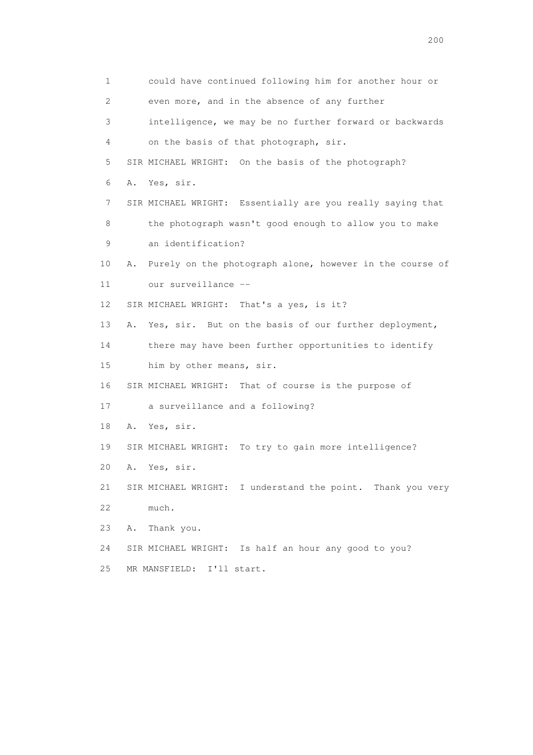1 could have continued following him for another hour or
2 even more, and in the absence of any further
3 intelligence, we may be no further forward or backwards
4 on the basis of that photograph, sir.
5 SIR MICHAEL WRIGHT: On the basis of the photograph?
6 A. Yes, sir.
7 SIR MICHAEL WRIGHT: Essentially are you really saying that
8 the photograph wasn't good enough to allow you to make
9 an identification?
10 A. Purely on the photograph alone, however in the course of
11 our surveillance --
12 SIR MICHAEL WRIGHT: That's a yes, is it?
13 A. Yes, sir. But on the basis of our further deployment,
14 there may have been further opportunities to identify
15 him by other means, sir.
16 SIR MICHAEL WRIGHT: That of course is the purpose of
17 a surveillance and a following?
18 A. Yes, sir.
19 SIR MICHAEL WRIGHT: To try to gain more intelligence?
20 A. Yes, sir.
21 SIR MICHAEL WRIGHT: I understand the point. Thank you very
22 much.
23 A. Thank you.
24 SIR MICHAEL WRIGHT: Is half an hour any good to you?
25 MR MANSFIELD: I'll start.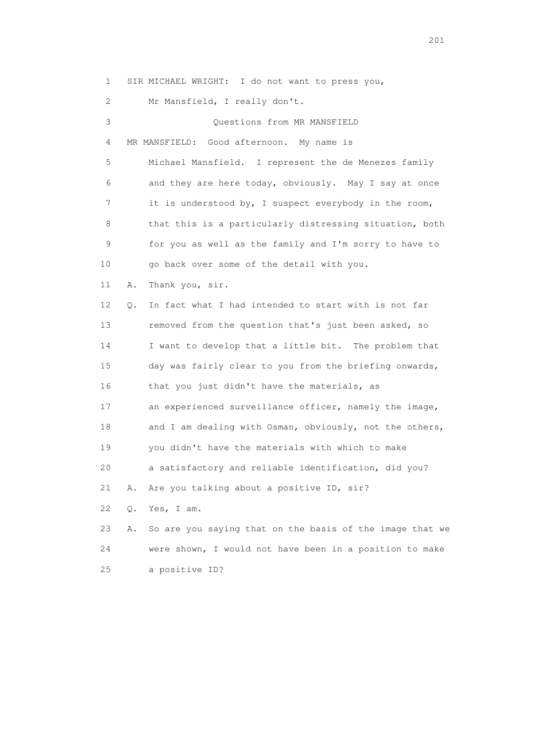1 SIR MICHAEL WRIGHT: I do not want to press you,

2 Mr Mansfield, I really don't.

3 Questions from MR MANSFIELD

4 MR MANSFIELD: Good afternoon. My name is

5 Michael Mansfield. I represent the de Menezes family

6 and they are here today, obviously. May I say at once

7 it is understood by, I suspect everybody in the room,

8 that this is a particularly distressing situation, both

9 for you as well as the family and I'm sorry to have to

10 go back over some of the detail with you.

11 A. Thank you, sir.

12 Q. In fact what I had intended to start with is not far

13 removed from the question that's just been asked, so

14 I want to develop that a little bit. The problem that

15 day was fairly clear to you from the briefing onwards,

16 that you just didn't have the materials, as

17 an experienced surveillance officer, namely the image,

18 and I am dealing with Osman, obviously, not the others,

19 you didn't have the materials with which to make

20 a satisfactory and reliable identification, did you?

21 A. Are you talking about a positive ID, sir?

22 Q. Yes, I am.

23 A. So are you saying that on the basis of the image that we

24 were shown, I would not have been in a position to make

25 a positive ID?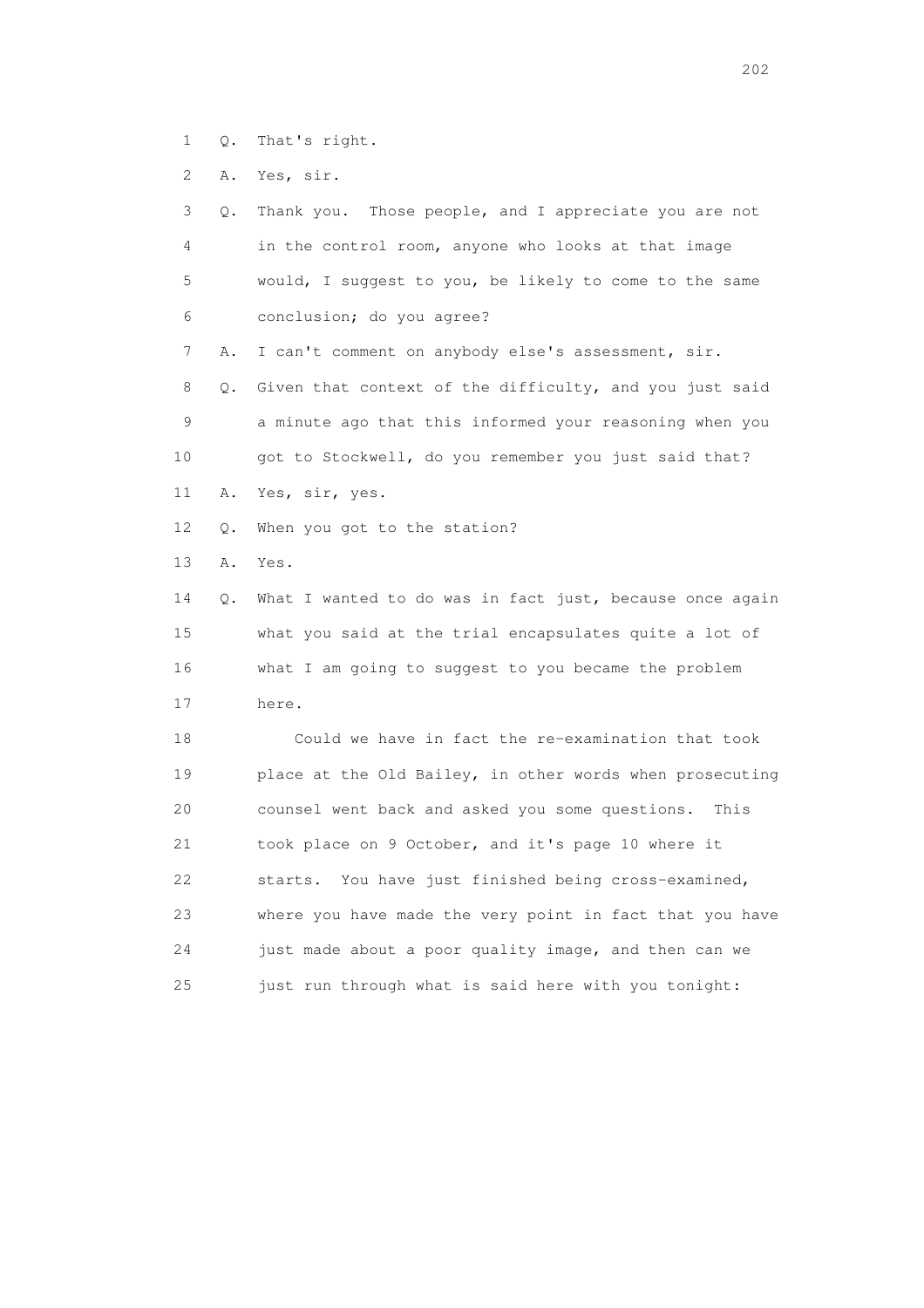1 Q. That's right.

2 A. Yes, sir.

3 Q. Thank you. Those people, and I appreciate you are not
4 in the control room, anyone who looks at that image
5 would, I suggest to you, be likely to come to the same
6 conclusion; do you agree?

7 A. I can't comment on anybody else's assessment, sir.

8 Q. Given that context of the difficulty, and you just said
9 a minute ago that this informed your reasoning when you
10 got to Stockwell, do you remember you just said that?

11 A. Yes, sir, yes.

12 Q. When you got to the station?

13 A. Yes.

14 Q. What I wanted to do was in fact just, because once again
15 what you said at the trial encapsulates quite a lot of
16 what I am going to suggest to you became the problem
17 here.

18 Could we have in fact the re-examination that took
19 place at the Old Bailey, in other words when prosecuting
20 counsel went back and asked you some questions. This
21 took place on 9 October, and it's page 10 where it
22 starts. You have just finished being cross-examined,
23 where you have made the very point in fact that you have
24 just made about a poor quality image, and then can we
25 just run through what is said here with you tonight: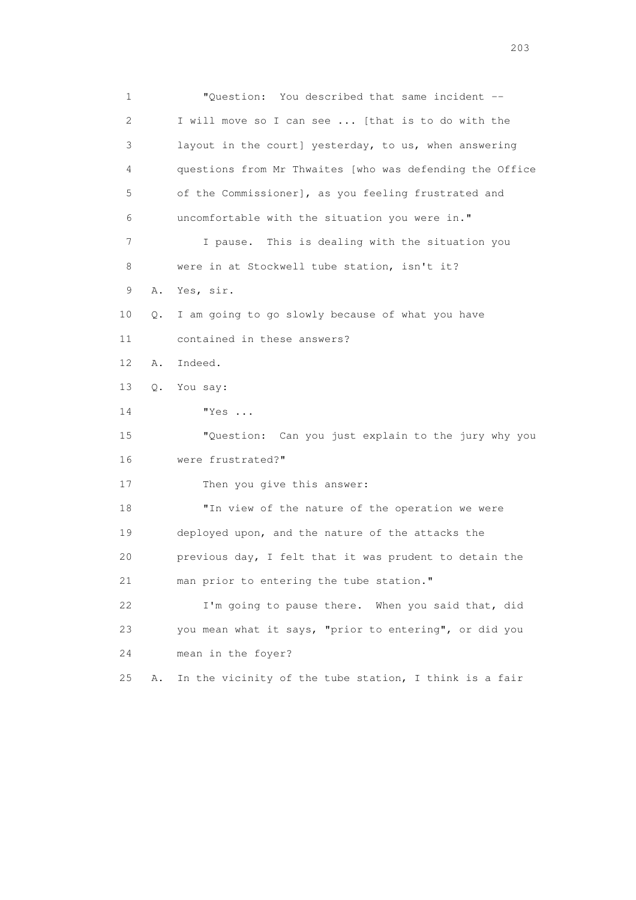1 "Question: You described that same incident --
2 I will move so I can see ... [that is to do with the
3 layout in the court] yesterday, to us, when answering
4 questions from Mr Thwaites [who was defending the Office
5 of the Commissioner], as you feeling frustrated and
6 uncomfortable with the situation you were in."
7 I pause. This is dealing with the situation you
8 were in at Stockwell tube station, isn't it?
9 A. Yes, sir.
10 Q. I am going to go slowly because of what you have
11 contained in these answers?
12 A. Indeed.
13 Q. You say:
14 "Yes ...
15 "Question: Can you just explain to the jury why you
16 were frustrated?"
17 Then you give this answer:
18 "In view of the nature of the operation we were
19 deployed upon, and the nature of the attacks the
20 previous day, I felt that it was prudent to detain the
21 man prior to entering the tube station."
22 I'm going to pause there. When you said that, did
23 you mean what it says, "prior to entering", or did you
24 mean in the foyer?
25 A. In the vicinity of the tube station, I think is a fair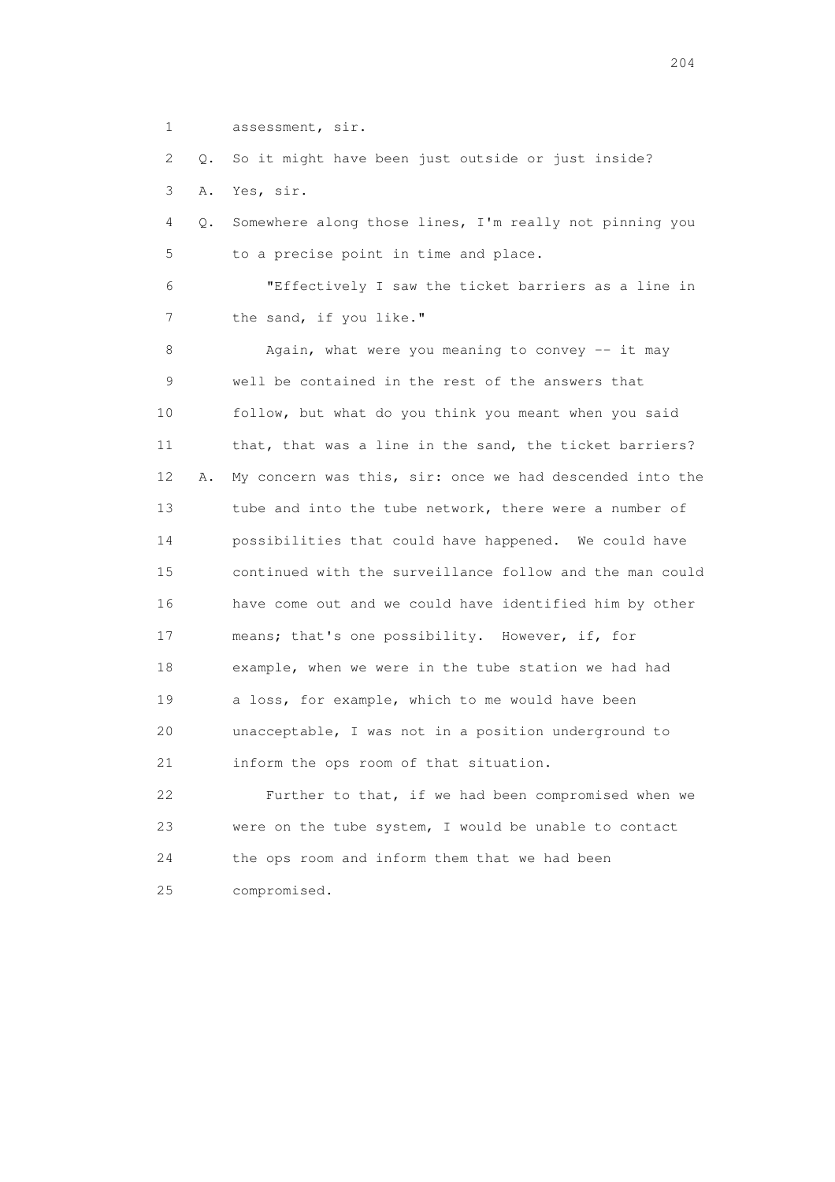1 assessment, sir.

2 Q. So it might have been just outside or just inside?

3 A. Yes, sir.

4 Q. Somewhere along those lines, I'm really not pinning you

5 to a precise point in time and place.

6 "Effectively I saw the ticket barriers as a line in

7 the sand, if you like."

8 Again, what were you meaning to convey -- it may

9 well be contained in the rest of the answers that

10 follow, but what do you think you meant when you said

11 that, that was a line in the sand, the ticket barriers?

12 A. My concern was this, sir: once we had descended into the

13 tube and into the tube network, there were a number of

14 possibilities that could have happened. We could have

15 continued with the surveillance follow and the man could

16 have come out and we could have identified him by other

17 means; that's one possibility. However, if, for

18 example, when we were in the tube station we had had

19 a loss, for example, which to me would have been

20 unacceptable, I was not in a position underground to

21 inform the ops room of that situation.

22 Further to that, if we had been compromised when we

23 were on the tube system, I would be unable to contact

24 the ops room and inform them that we had been

25 compromised.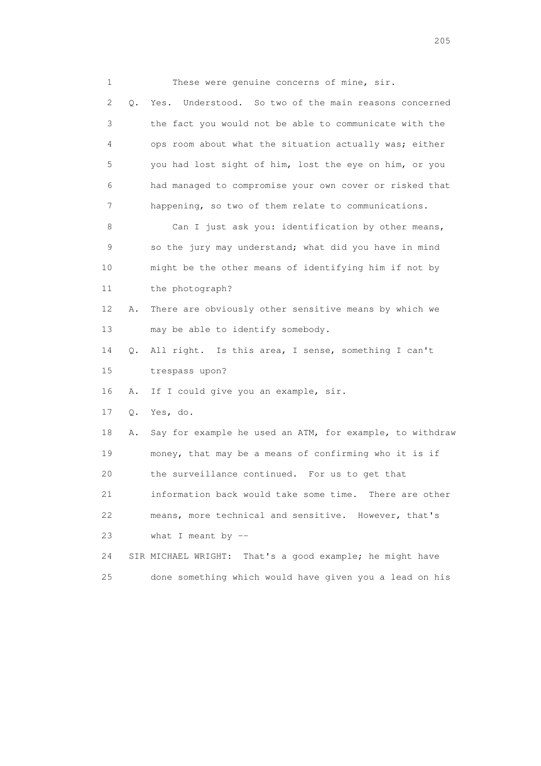1 These were genuine concerns of mine, sir.

2 Q. Yes. Understood. So two of the main reasons concerned

3 the fact you would not be able to communicate with the

4 ops room about what the situation actually was; either

5 you had lost sight of him, lost the eye on him, or you

6 had managed to compromise your own cover or risked that

7 happening, so two of them relate to communications.

8 Can I just ask you: identification by other means,

9 so the jury may understand; what did you have in mind

10 might be the other means of identifying him if not by

11 the photograph?

12 A. There are obviously other sensitive means by which we

13 may be able to identify somebody.

14 Q. All right. Is this area, I sense, something I can't

15 trespass upon?

16 A. If I could give you an example, sir.

17 Q. Yes, do.

18 A. Say for example he used an ATM, for example, to withdraw

19 money, that may be a means of confirming who it is if

20 the surveillance continued. For us to get that

21 information back would take some time. There are other

22 means, more technical and sensitive. However, that's

23 what I meant by --

24 SIR MICHAEL WRIGHT: That's a good example; he might have

25 done something which would have given you a lead on his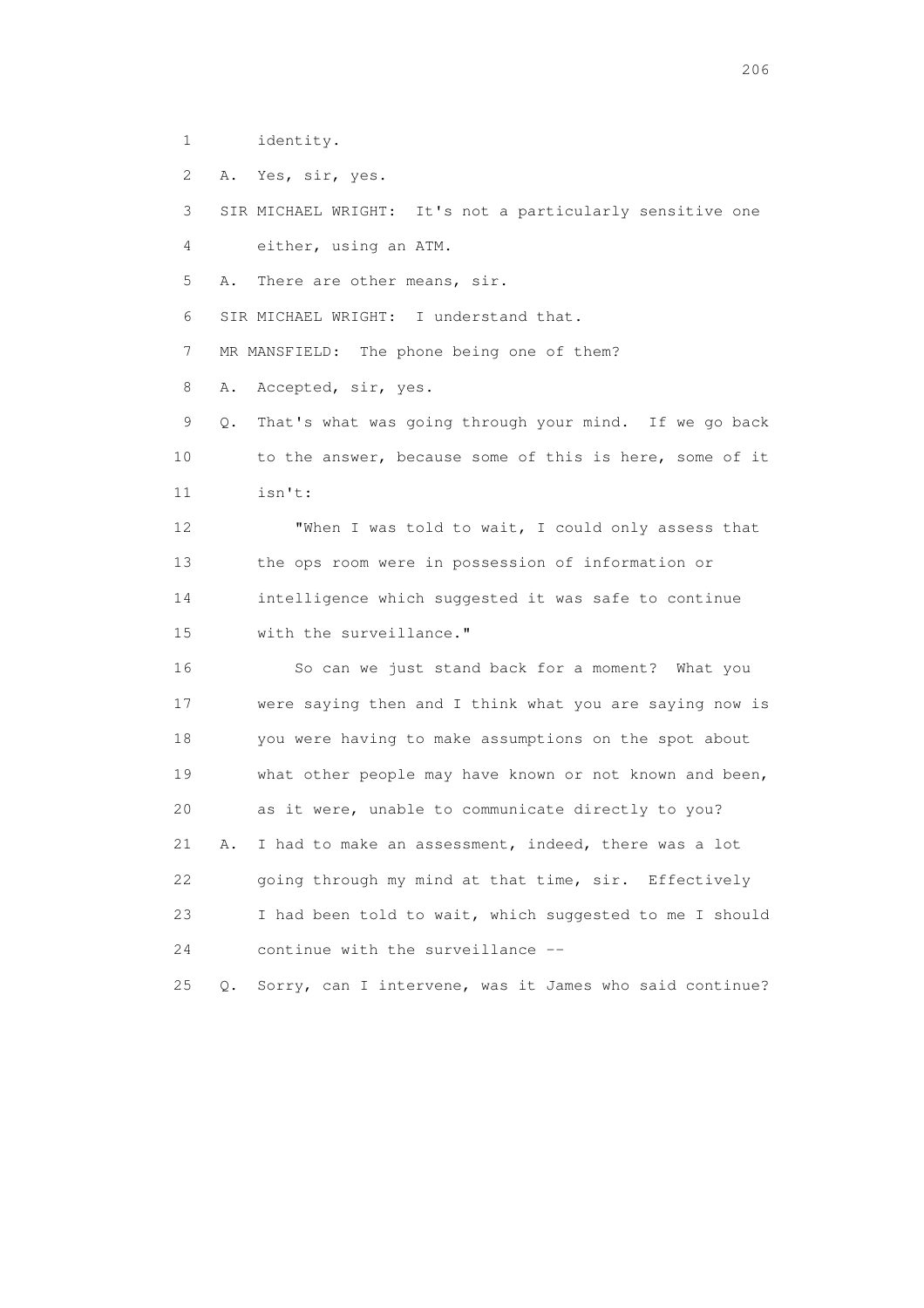1 identity.

2 A. Yes, sir, yes.

3 SIR MICHAEL WRIGHT: It's not a particularly sensitive one

4 either, using an ATM.

5 A. There are other means, sir.

6 SIR MICHAEL WRIGHT: I understand that.

7 MR MANSFIELD: The phone being one of them?

8 A. Accepted, sir, yes.

9 Q. That's what was going through your mind. If we go back

10 to the answer, because some of this is here, some of it

11 isn't:

12 "When I was told to wait, I could only assess that

13 the ops room were in possession of information or

14 intelligence which suggested it was safe to continue

15 with the surveillance."

16 So can we just stand back for a moment? What you

17 were saying then and I think what you are saying now is

18 you were having to make assumptions on the spot about

19 what other people may have known or not known and been,

20 as it were, unable to communicate directly to you?

21 A. I had to make an assessment, indeed, there was a lot

22 going through my mind at that time, sir. Effectively

23 I had been told to wait, which suggested to me I should

24 continue with the surveillance --

25 Q. Sorry, can I intervene, was it James who said continue?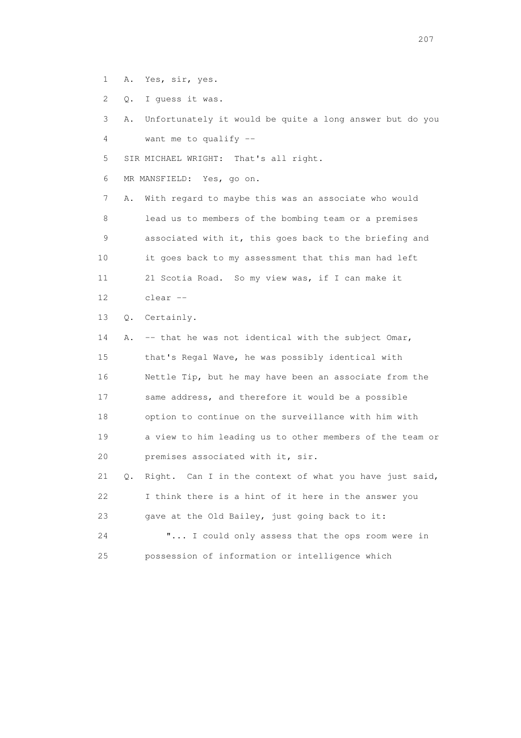1 A. Yes, sir, yes.

2 Q. I guess it was.

3 A. Unfortunately it would be quite a long answer but do you

4 want me to qualify --

5 SIR MICHAEL WRIGHT: That's all right.

6 MR MANSFIELD: Yes, go on.

7 A. With regard to maybe this was an associate who would

8 lead us to members of the bombing team or a premises

9 associated with it, this goes back to the briefing and

10 it goes back to my assessment that this man had left

11 21 Scotia Road. So my view was, if I can make it

12 clear --

13 Q. Certainly.

14 A. -- that he was not identical with the subject Omar,

15 that's Regal Wave, he was possibly identical with

16 Nettle Tip, but he may have been an associate from the

17 same address, and therefore it would be a possible

18 option to continue on the surveillance with him with

19 a view to him leading us to other members of the team or

20 premises associated with it, sir.

21 Q. Right. Can I in the context of what you have just said,

22 I think there is a hint of it here in the answer you

23 gave at the Old Bailey, just going back to it:

24 "... I could only assess that the ops room were in

25 possession of information or intelligence which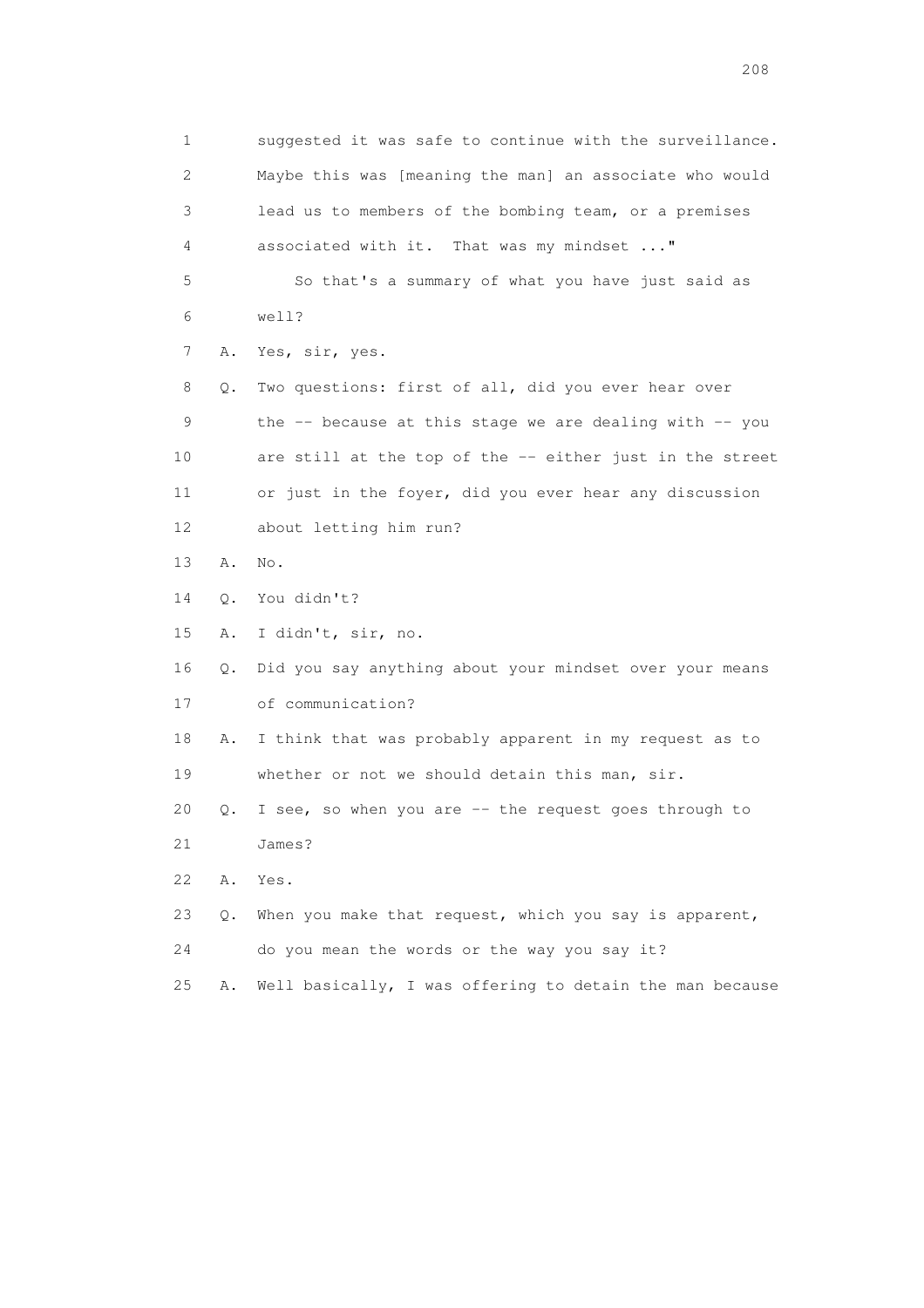1 suggested it was safe to continue with the surveillance.
2 Maybe this was [meaning the man] an associate who would
3 lead us to members of the bombing team, or a premises
4 associated with it. That was my mindset ..."
5 So that's a summary of what you have just said as
6 well?
7 A. Yes, sir, yes.
8 Q. Two questions: first of all, did you ever hear over
9 the -- because at this stage we are dealing with -- you
10 are still at the top of the -- either just in the street
11 or just in the foyer, did you ever hear any discussion
12 about letting him run?
13 A. No.
14 Q. You didn't?
15 A. I didn't, sir, no.
16 Q. Did you say anything about your mindset over your means
17 of communication?
18 A. I think that was probably apparent in my request as to
19 whether or not we should detain this man, sir.
20 Q. I see, so when you are -- the request goes through to
21 James?
22 A. Yes.
23 Q. When you make that request, which you say is apparent,
24 do you mean the words or the way you say it?
25 A. Well basically, I was offering to detain the man because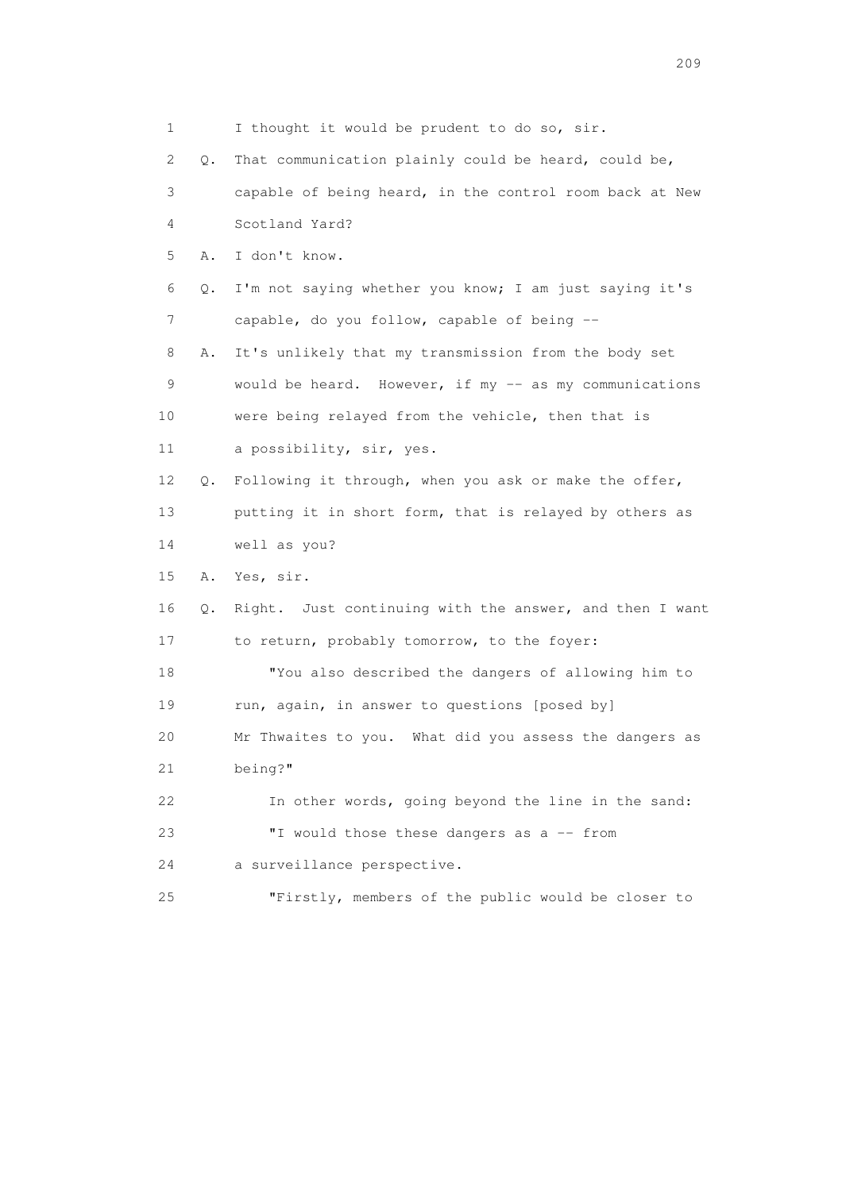1 I thought it would be prudent to do so, sir.

2 Q. That communication plainly could be heard, could be,

3 capable of being heard, in the control room back at New

4 Scotland Yard?

5 A. I don't know.

6 Q. I'm not saying whether you know; I am just saying it's

7 capable, do you follow, capable of being --

8 A. It's unlikely that my transmission from the body set

9 would be heard. However, if my -- as my communications

10 were being relayed from the vehicle, then that is

11 a possibility, sir, yes.

12 Q. Following it through, when you ask or make the offer,

13 putting it in short form, that is relayed by others as

14 well as you?

15 A. Yes, sir.

16 Q. Right. Just continuing with the answer, and then I want

17 to return, probably tomorrow, to the foyer:

18 "You also described the dangers of allowing him to

19 run, again, in answer to questions [posed by]

20 Mr Thwaites to you. What did you assess the dangers as

21 being?"

22 In other words, going beyond the line in the sand:

23 "I would those these dangers as a -- from

24 a surveillance perspective.

25 "Firstly, members of the public would be closer to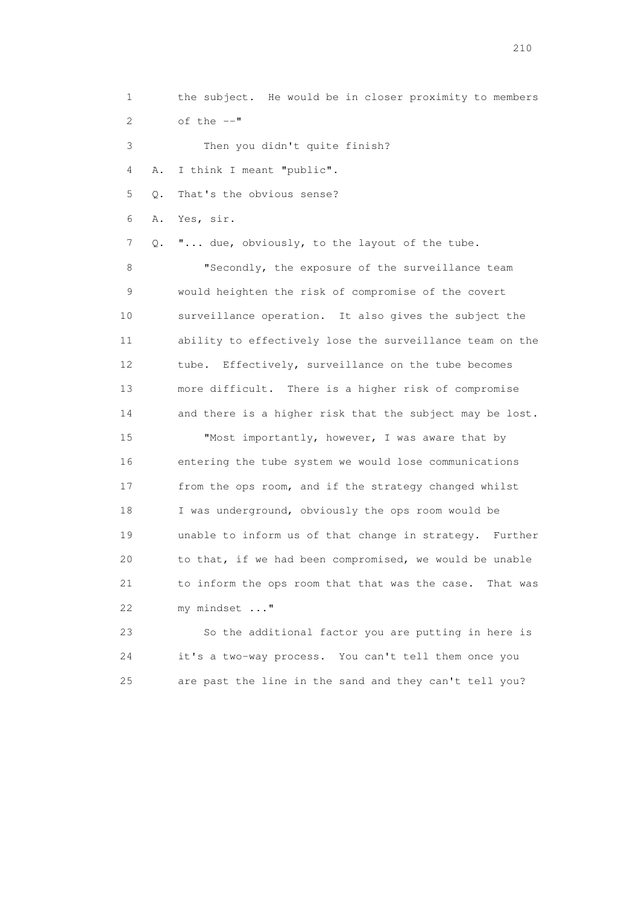1 the subject. He would be in closer proximity to members
2 of the --"
3 Then you didn't quite finish?
4 A. I think I meant "public".
5 Q. That's the obvious sense?
6 A. Yes, sir.
7 Q. "... due, obviously, to the layout of the tube.
8 "Secondly, the exposure of the surveillance team
9 would heighten the risk of compromise of the covert
10 surveillance operation. It also gives the subject the
11 ability to effectively lose the surveillance team on the
12 tube. Effectively, surveillance on the tube becomes
13 more difficult. There is a higher risk of compromise
14 and there is a higher risk that the subject may be lost.
15 "Most importantly, however, I was aware that by
16 entering the tube system we would lose communications
17 from the ops room, and if the strategy changed whilst
18 I was underground, obviously the ops room would be
19 unable to inform us of that change in strategy. Further
20 to that, if we had been compromised, we would be unable
21 to inform the ops room that that was the case. That was
22 my mindset ..."
23 So the additional factor you are putting in here is
24 it's a two-way process. You can't tell them once you
25 are past the line in the sand and they can't tell you?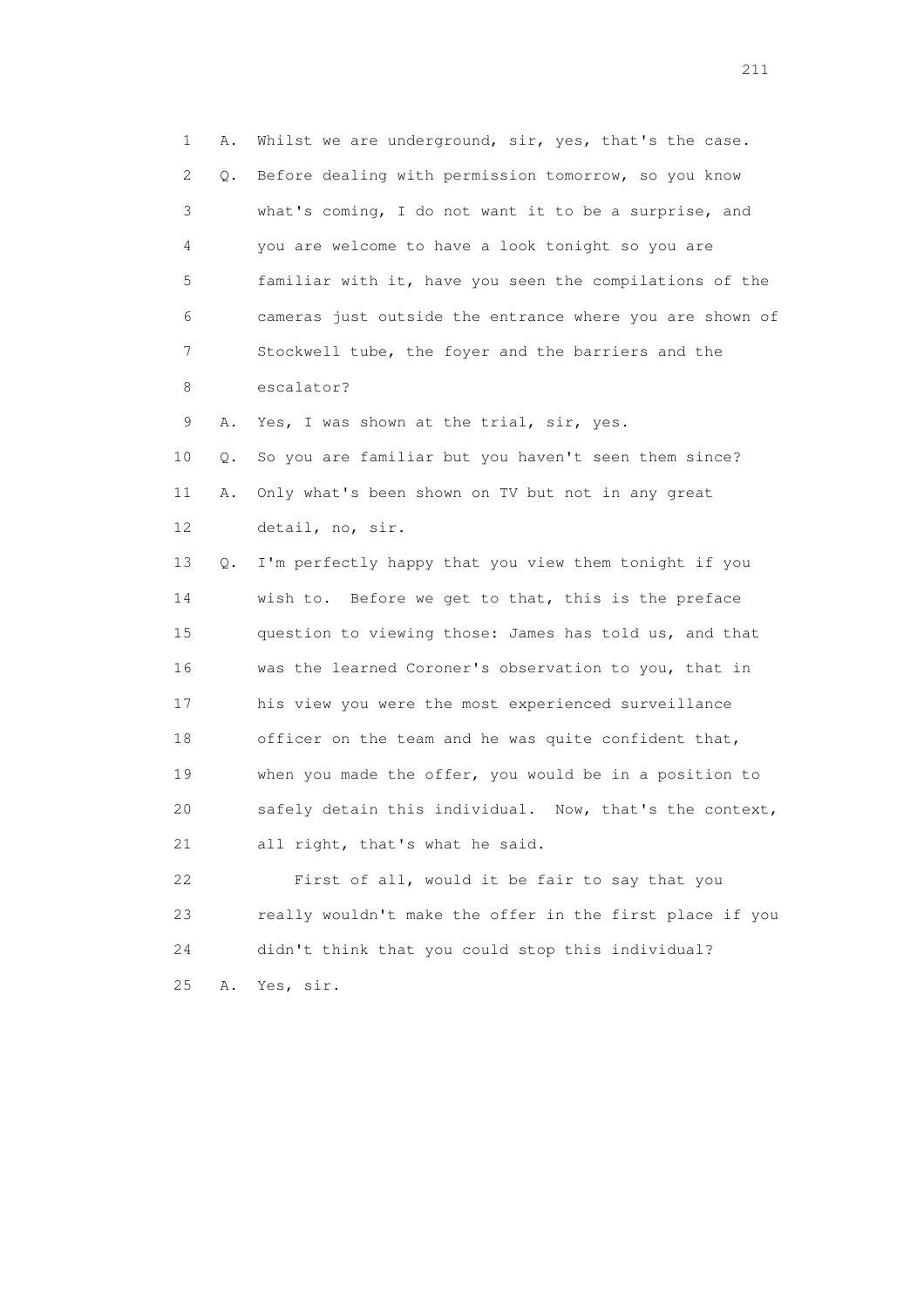1 A. Whilst we are underground, sir, yes, that's the case.

2 Q. Before dealing with permission tomorrow, so you know

3 what's coming, I do not want it to be a surprise, and

4 you are welcome to have a look tonight so you are

5 familiar with it, have you seen the compilations of the

6 cameras just outside the entrance where you are shown of

7 Stockwell tube, the foyer and the barriers and the

8 escalator?

9 A. Yes, I was shown at the trial, sir, yes.

10 Q. So you are familiar but you haven't seen them since?

11 A. Only what's been shown on TV but not in any great

12 detail, no, sir.

13 Q. I'm perfectly happy that you view them tonight if you

14 wish to. Before we get to that, this is the preface

15 question to viewing those: James has told us, and that

16 was the learned Coroner's observation to you, that in

17 his view you were the most experienced surveillance

18 officer on the team and he was quite confident that,

19 when you made the offer, you would be in a position to

20 safely detain this individual. Now, that's the context,

21 all right, that's what he said.

22 First of all, would it be fair to say that you

23 really wouldn't make the offer in the first place if you

24 didn't think that you could stop this individual?

25 A. Yes, sir.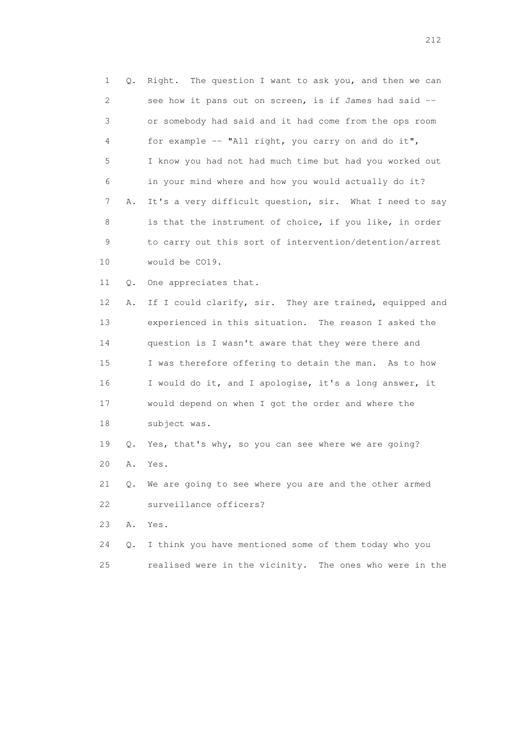1 Q. Right. The question I want to ask you, and then we can
2 see how it pans out on screen, is if James had said --
3 or somebody had said and it had come from the ops room
4 for example -- "All right, you carry on and do it",
5 I know you had not had much time but had you worked out
6 in your mind where and how you would actually do it?
7 A. It's a very difficult question, sir. What I need to say
8 is that the instrument of choice, if you like, in order
9 to carry out this sort of intervention/detention/arrest
10 would be CO19.
11 Q. One appreciates that.
12 A. If I could clarify, sir. They are trained, equipped and
13 experienced in this situation. The reason I asked the
14 question is I wasn't aware that they were there and
15 I was therefore offering to detain the man. As to how
16 I would do it, and I apologise, it's a long answer, it
17 would depend on when I got the order and where the
18 subject was.
19 Q. Yes, that's why, so you can see where we are going?
20 A. Yes.
21 Q. We are going to see where you are and the other armed
22 surveillance officers?
23 A. Yes.
24 Q. I think you have mentioned some of them today who you
25 realised were in the vicinity. The ones who were in the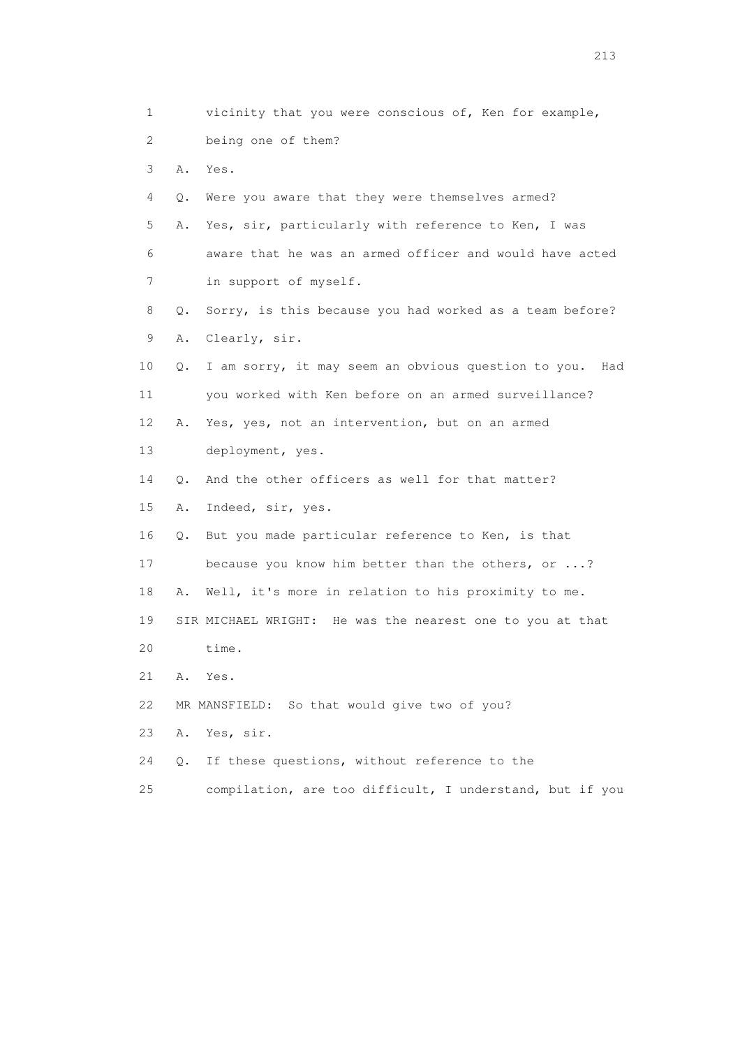1 vicinity that you were conscious of, Ken for example,
2 being one of them?
3 A. Yes.
4 Q. Were you aware that they were themselves armed?
5 A. Yes, sir, particularly with reference to Ken, I was
6 aware that he was an armed officer and would have acted
7 in support of myself.
8 Q. Sorry, is this because you had worked as a team before?
9 A. Clearly, sir.
10 Q. I am sorry, it may seem an obvious question to you. Had
11 you worked with Ken before on an armed surveillance?
12 A. Yes, yes, not an intervention, but on an armed
13 deployment, yes.
14 Q. And the other officers as well for that matter?
15 A. Indeed, sir, yes.
16 Q. But you made particular reference to Ken, is that
17 because you know him better than the others, or ...?
18 A. Well, it's more in relation to his proximity to me.
19 SIR MICHAEL WRIGHT: He was the nearest one to you at that
20 time.
21 A. Yes.
22 MR MANSFIELD: So that would give two of you?
23 A. Yes, sir.
24 Q. If these questions, without reference to the
25 compilation, are too difficult, I understand, but if you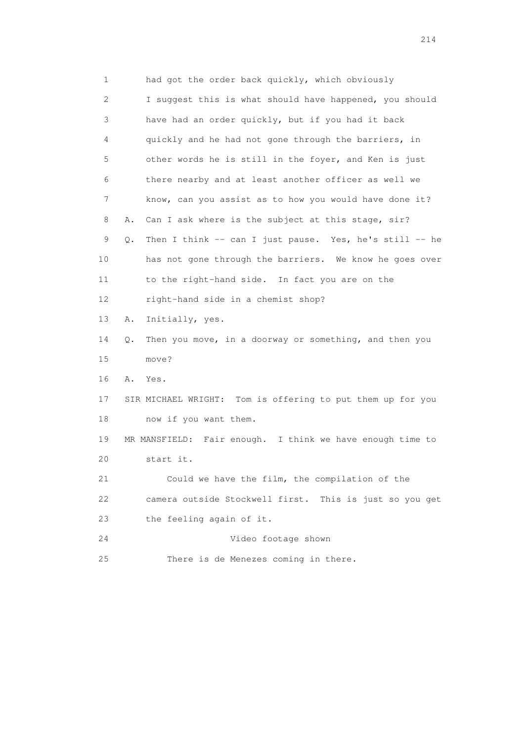1 had got the order back quickly, which obviously
2 I suggest this is what should have happened, you should
3 have had an order quickly, but if you had it back
4 quickly and he had not gone through the barriers, in
5 other words he is still in the foyer, and Ken is just
6 there nearby and at least another officer as well we
7 know, can you assist as to how you would have done it?
8 A. Can I ask where is the subject at this stage, sir?
9 Q. Then I think -- can I just pause. Yes, he's still -- he
10 has not gone through the barriers. We know he goes over
11 to the right-hand side. In fact you are on the
12 right-hand side in a chemist shop?
13 A. Initially, yes.
14 Q. Then you move, in a doorway or something, and then you
15 move?
16 A. Yes.
17 SIR MICHAEL WRIGHT: Tom is offering to put them up for you
18 now if you want them.
19 MR MANSFIELD: Fair enough. I think we have enough time to
20 start it.
21 Could we have the film, the compilation of the
22 camera outside Stockwell first. This is just so you get
23 the feeling again of it.
24 Video footage shown
25 There is de Menezes coming in there.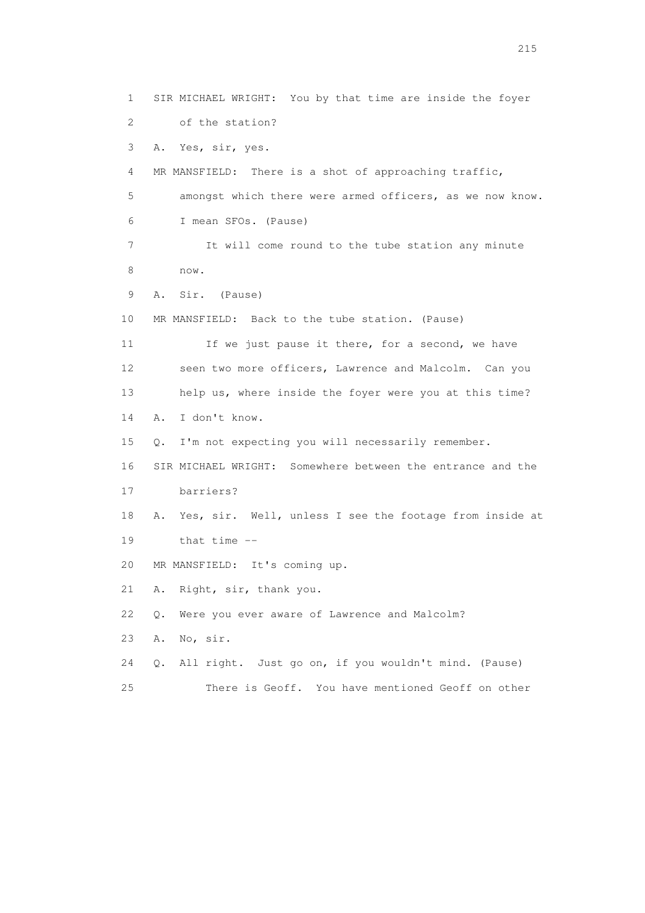1 SIR MICHAEL WRIGHT: You by that time are inside the foyer
2 of the station?
3 A. Yes, sir, yes.
4 MR MANSFIELD: There is a shot of approaching traffic,
5 amongst which there were armed officers, as we now know.
6 I mean SFOs. (Pause)
7 It will come round to the tube station any minute
8 now.
9 A. Sir. (Pause)
10 MR MANSFIELD: Back to the tube station. (Pause)
11 If we just pause it there, for a second, we have
12 seen two more officers, Lawrence and Malcolm. Can you
13 help us, where inside the foyer were you at this time?
14 A. I don't know.
15 Q. I'm not expecting you will necessarily remember.
16 SIR MICHAEL WRIGHT: Somewhere between the entrance and the
17 barriers?
18 A. Yes, sir. Well, unless I see the footage from inside at
19 that time --
20 MR MANSFIELD: It's coming up.
21 A. Right, sir, thank you.
22 Q. Were you ever aware of Lawrence and Malcolm?
23 A. No, sir.
24 Q. All right. Just go on, if you wouldn't mind. (Pause)
25 There is Geoff. You have mentioned Geoff on other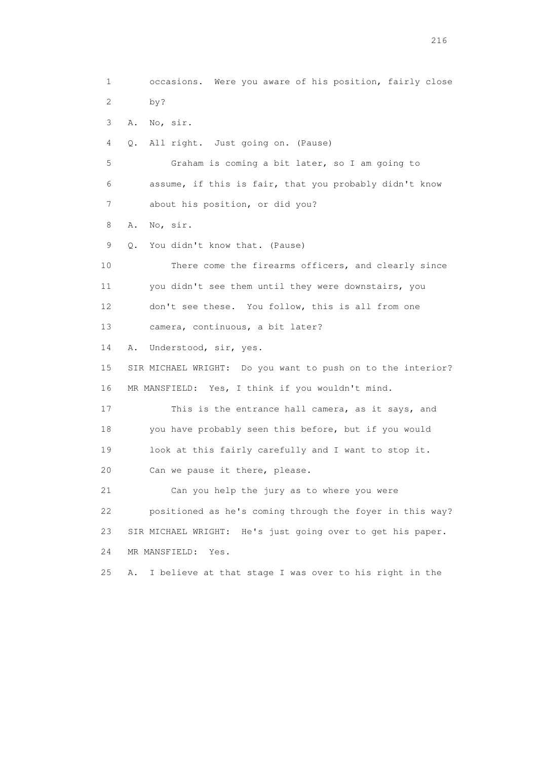1 occasions. Were you aware of his position, fairly close
2 by?
3 A. No, sir.
4 Q. All right. Just going on. (Pause)
5 Graham is coming a bit later, so I am going to
6 assume, if this is fair, that you probably didn't know
7 about his position, or did you?
8 A. No, sir.
9 Q. You didn't know that. (Pause)
10 There come the firearms officers, and clearly since
11 you didn't see them until they were downstairs, you
12 don't see these. You follow, this is all from one
13 camera, continuous, a bit later?
14 A. Understood, sir, yes.
15 SIR MICHAEL WRIGHT: Do you want to push on to the interior?
16 MR MANSFIELD: Yes, I think if you wouldn't mind.
17 This is the entrance hall camera, as it says, and
18 you have probably seen this before, but if you would
19 look at this fairly carefully and I want to stop it.
20 Can we pause it there, please.
21 Can you help the jury as to where you were
22 positioned as he's coming through the foyer in this way?
23 SIR MICHAEL WRIGHT: He's just going over to get his paper.
24 MR MANSFIELD: Yes.
25 A. I believe at that stage I was over to his right in the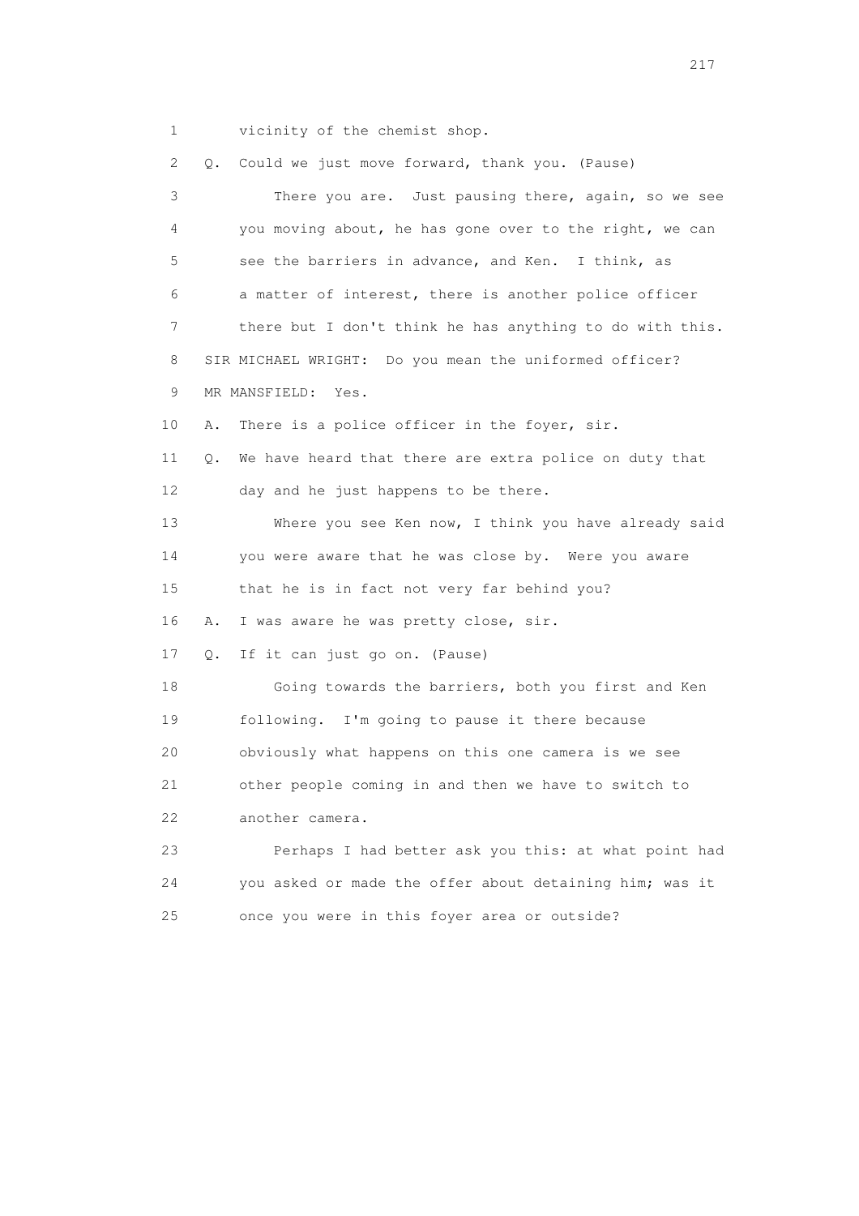1 vicinity of the chemist shop.

2 Q. Could we just move forward, thank you. (Pause)

3 There you are. Just pausing there, again, so we see

4 you moving about, he has gone over to the right, we can

5 see the barriers in advance, and Ken. I think, as

6 a matter of interest, there is another police officer

7 there but I don't think he has anything to do with this.

8 SIR MICHAEL WRIGHT: Do you mean the uniformed officer?

9 MR MANSFIELD: Yes.

10 A. There is a police officer in the foyer, sir.

11 Q. We have heard that there are extra police on duty that

12 day and he just happens to be there.

13 Where you see Ken now, I think you have already said

14 you were aware that he was close by. Were you aware

15 that he is in fact not very far behind you?

16 A. I was aware he was pretty close, sir.

17 Q. If it can just go on. (Pause)

18 Going towards the barriers, both you first and Ken

19 following. I'm going to pause it there because

20 obviously what happens on this one camera is we see

21 other people coming in and then we have to switch to

22 another camera.

23 Perhaps I had better ask you this: at what point had

24 you asked or made the offer about detaining him; was it

25 once you were in this foyer area or outside?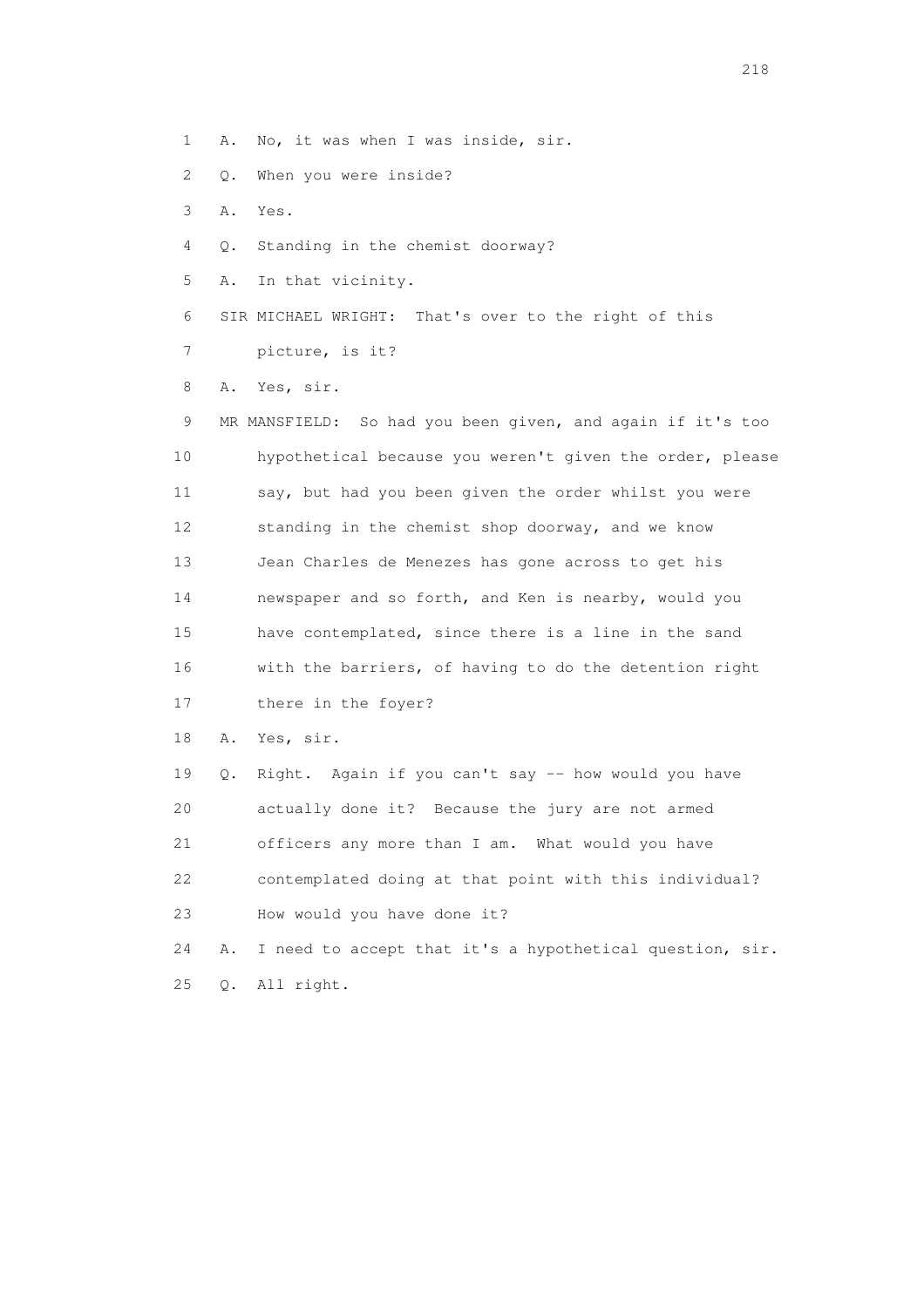1 A. No, it was when I was inside, sir.

2 Q. When you were inside?

3 A. Yes.

4 Q. Standing in the chemist doorway?

5 A. In that vicinity.

6 SIR MICHAEL WRIGHT: That's over to the right of this

7 picture, is it?

8 A. Yes, sir.

9 MR MANSFIELD: So had you been given, and again if it's too

10 hypothetical because you weren't given the order, please

11 say, but had you been given the order whilst you were

12 standing in the chemist shop doorway, and we know

13 Jean Charles de Menezes has gone across to get his

14 newspaper and so forth, and Ken is nearby, would you

15 have contemplated, since there is a line in the sand

16 with the barriers, of having to do the detention right

17 there in the foyer?

18 A. Yes, sir.

19 Q. Right. Again if you can't say -- how would you have

20 actually done it? Because the jury are not armed

21 officers any more than I am. What would you have

22 contemplated doing at that point with this individual?

23 How would you have done it?

24 A. I need to accept that it's a hypothetical question, sir.

25 Q. All right.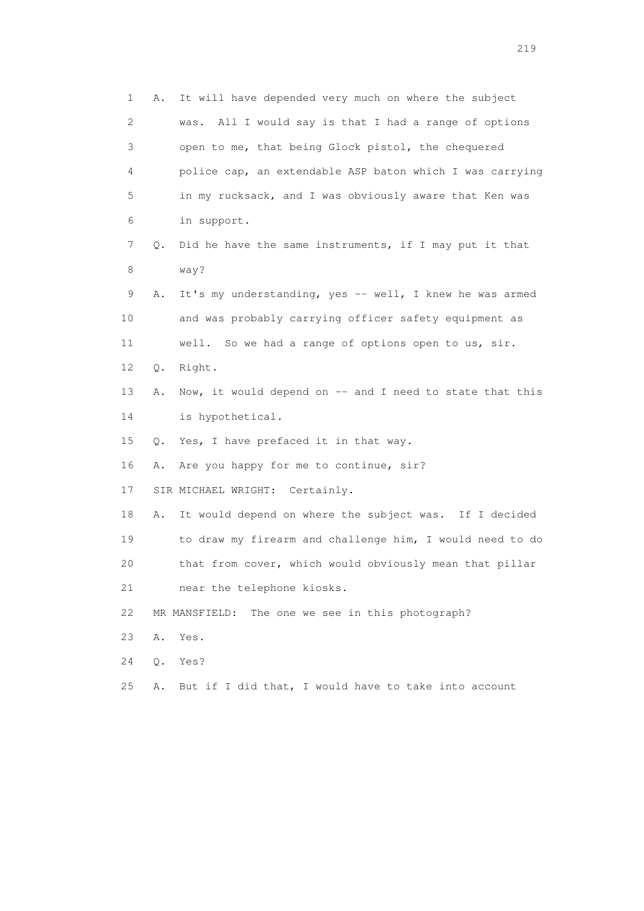1 A. It will have depended very much on where the subject
2 was. All I would say is that I had a range of options
3 open to me, that being Glock pistol, the chequered
4 police cap, an extendable ASP baton which I was carrying
5 in my rucksack, and I was obviously aware that Ken was
6 in support.
7 Q. Did he have the same instruments, if I may put it that
8 way?
9 A. It's my understanding, yes -- well, I knew he was armed
10 and was probably carrying officer safety equipment as
11 well. So we had a range of options open to us, sir.
12 Q. Right.
13 A. Now, it would depend on -- and I need to state that this
14 is hypothetical.
15 Q. Yes, I have prefaced it in that way.
16 A. Are you happy for me to continue, sir?
17 SIR MICHAEL WRIGHT: Certainly.
18 A. It would depend on where the subject was. If I decided
19 to draw my firearm and challenge him, I would need to do
20 that from cover, which would obviously mean that pillar
21 near the telephone kiosks.
22 MR MANSFIELD: The one we see in this photograph?
23 A. Yes.
24 Q. Yes?
25 A. But if I did that, I would have to take into account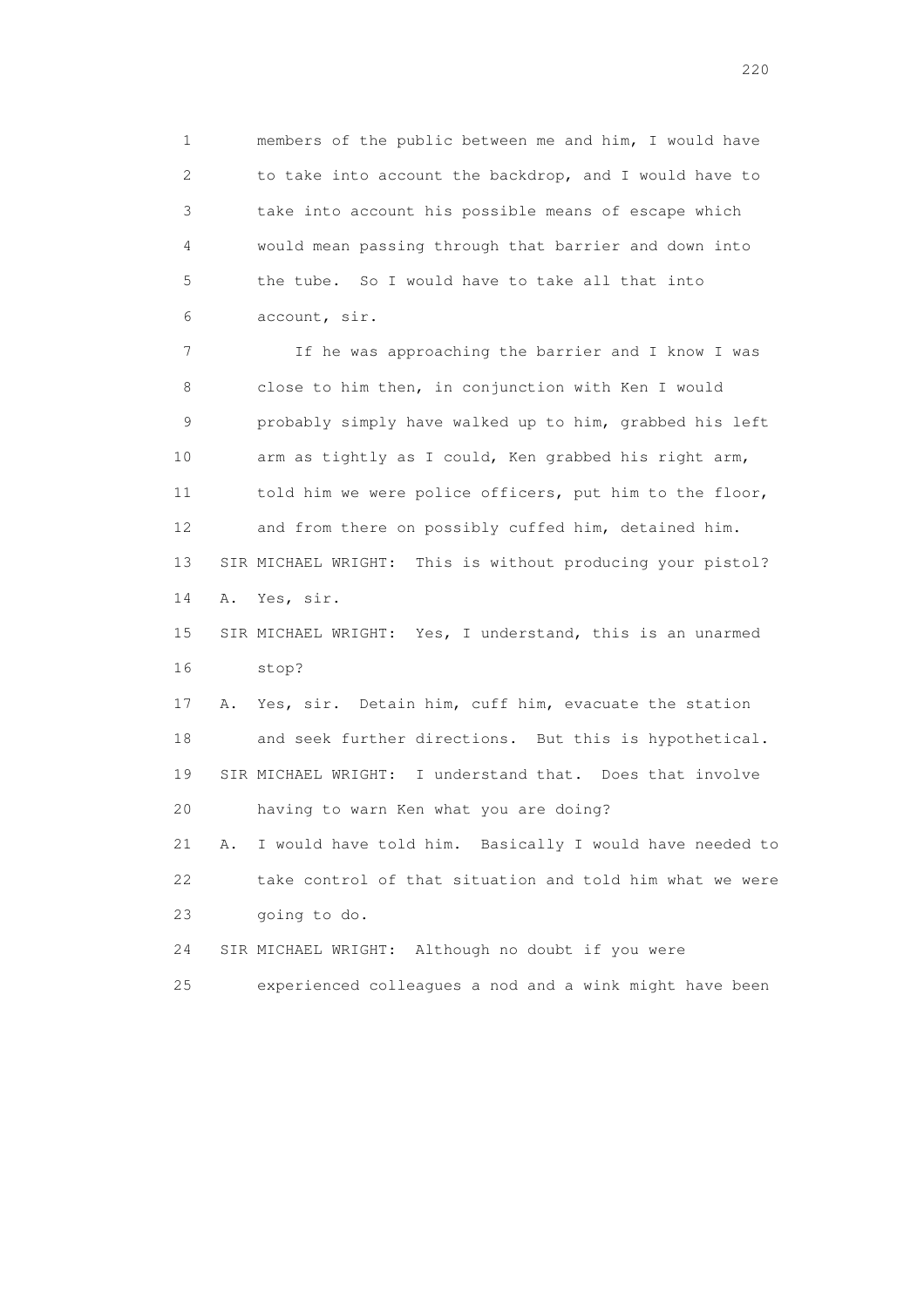1 members of the public between me and him, I would have
2 to take into account the backdrop, and I would have to
3 take into account his possible means of escape which
4 would mean passing through that barrier and down into
5 the tube. So I would have to take all that into
6 account, sir.

7 If he was approaching the barrier and I know I was
8 close to him then, in conjunction with Ken I would
9 probably simply have walked up to him, grabbed his left
10 arm as tightly as I could, Ken grabbed his right arm,
11 told him we were police officers, put him to the floor,
12 and from there on possibly cuffed him, detained him.

13 SIR MICHAEL WRIGHT: This is without producing your pistol?

14 A. Yes, sir.

15 SIR MICHAEL WRIGHT: Yes, I understand, this is an unarmed
16 stop?

17 A. Yes, sir. Detain him, cuff him, evacuate the station
18 and seek further directions. But this is hypothetical.

19 SIR MICHAEL WRIGHT: I understand that. Does that involve
20 having to warn Ken what you are doing?

21 A. I would have told him. Basically I would have needed to
22 take control of that situation and told him what we were
23 going to do.

24 SIR MICHAEL WRIGHT: Although no doubt if you were
25 experienced colleagues a nod and a wink might have been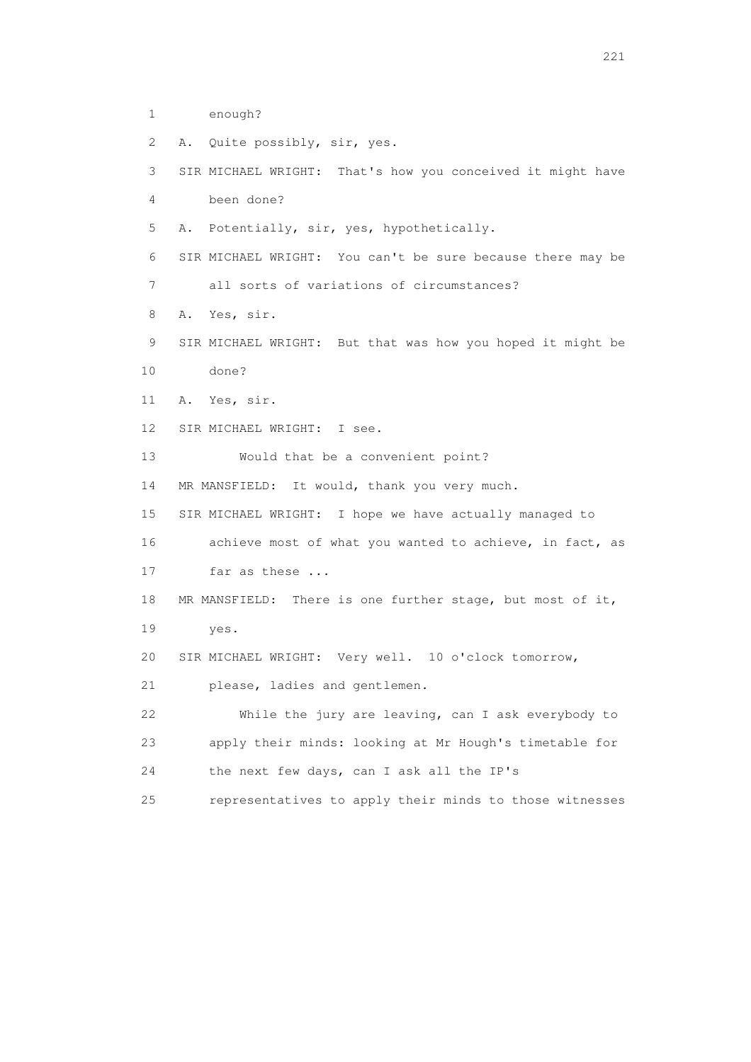1 enough?

2 A. Quite possibly, sir, yes.

3 SIR MICHAEL WRIGHT: That's how you conceived it might have

4 been done?

5 A. Potentially, sir, yes, hypothetically.

6 SIR MICHAEL WRIGHT: You can't be sure because there may be

7 all sorts of variations of circumstances?

8 A. Yes, sir.

9 SIR MICHAEL WRIGHT: But that was how you hoped it might be

10 done?

11 A. Yes, sir.

12 SIR MICHAEL WRIGHT: I see.

13 Would that be a convenient point?

14 MR MANSFIELD: It would, thank you very much.

15 SIR MICHAEL WRIGHT: I hope we have actually managed to

16 achieve most of what you wanted to achieve, in fact, as

17 far as these ...

18 MR MANSFIELD: There is one further stage, but most of it,

19 yes.

20 SIR MICHAEL WRIGHT: Very well. 10 o'clock tomorrow,

21 please, ladies and gentlemen.

22 While the jury are leaving, can I ask everybody to

23 apply their minds: looking at Mr Hough's timetable for

24 the next few days, can I ask all the IP's

25 representatives to apply their minds to those witnesses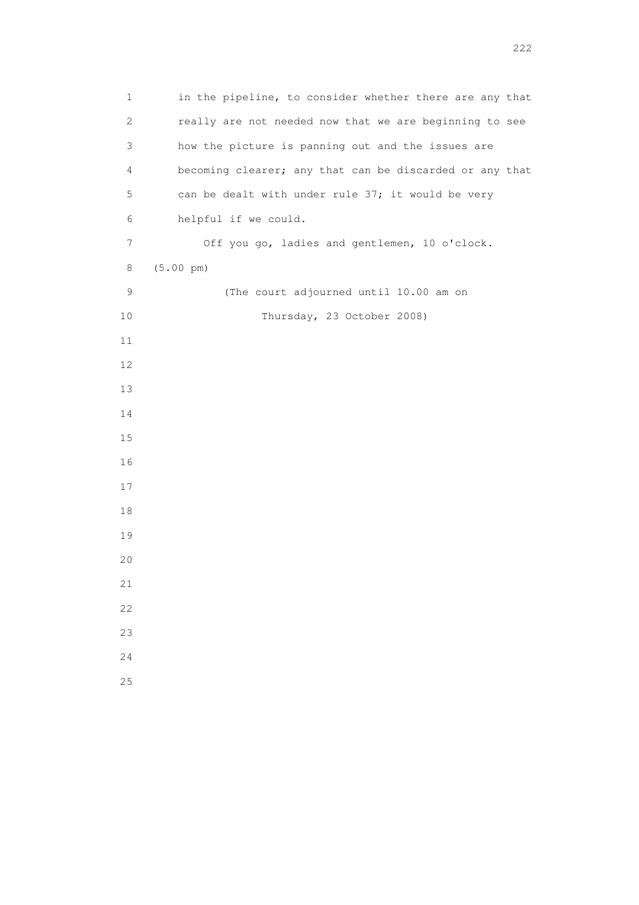in the pipeline, to consider whether there are any that really are not needed now that we are beginning to see how the picture is panning out and the issues are becoming clearer; any that can be discarded or any that can be dealt with under rule 37; it would be very helpful if we could.

Off you go, ladies and gentlemen, 10 o'clock.

(5.00 pm)

(The court adjourned until 10.00 am on Thursday, 23 October 2008)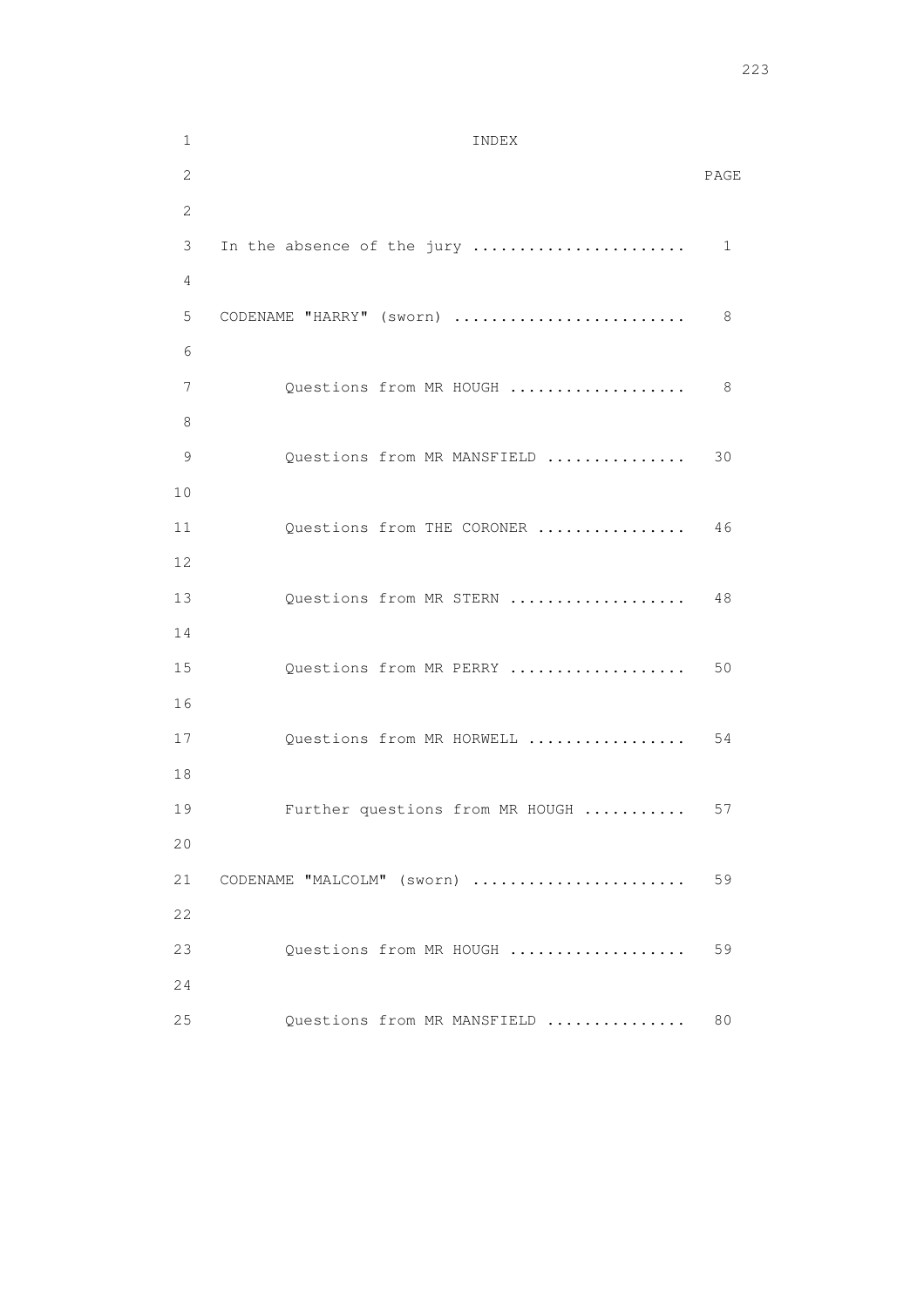# INDEX

| | PAGE |
|---|---|
| In the absence of the jury ...................... | 1 |
| CODENAME "HARRY" (sworn) ........................ | 8 |
| Questions from MR HOUGH ................... | 8 |
| Questions from MR MANSFIELD ............... | 30 |
| Questions from THE CORONER ................ | 46 |
| Questions from MR STERN ................... | 48 |
| Questions from MR PERRY ................... | 50 |
| Questions from MR HORWELL ................. | 54 |
| Further questions from MR HOUGH ........... | 57 |
| CODENAME "MALCOLM" (sworn) ...................... | 59 |
| Questions from MR HOUGH ................... | 59 |
| Questions from MR MANSFIELD ............... | 80 |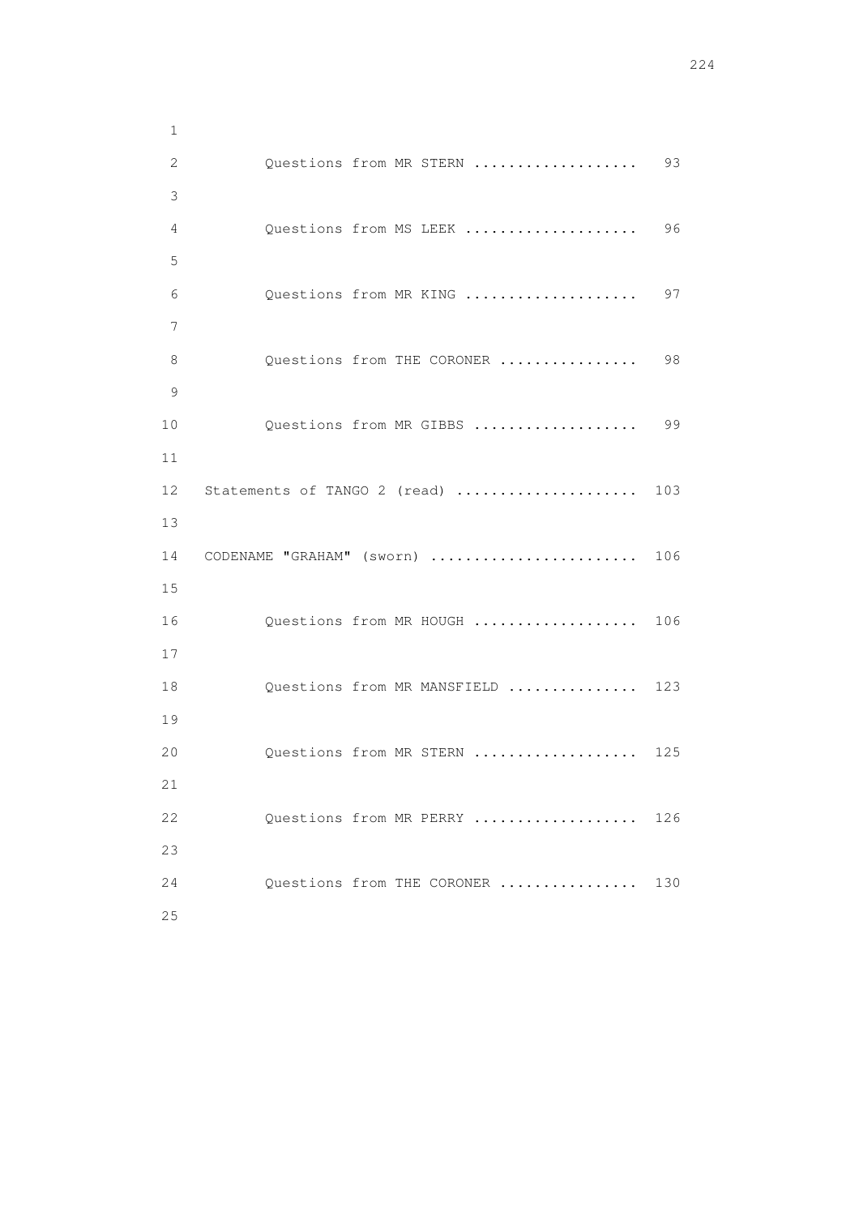Questions from MR STERN .................. 93

Questions from MS LEEK ................... 96

Questions from MR KING ................... 97

Questions from THE CORONER ................ 98

Questions from MR GIBBS .................. 99

Statements of TANGO 2 (read) .................... 103

CODENAME "GRAHAM" (sworn) ....................... 106

Questions from MR HOUGH .................. 106

Questions from MR MANSFIELD ............... 123

Questions from MR STERN .................. 125

Questions from MR PERRY .................. 126

Questions from THE CORONER ................ 130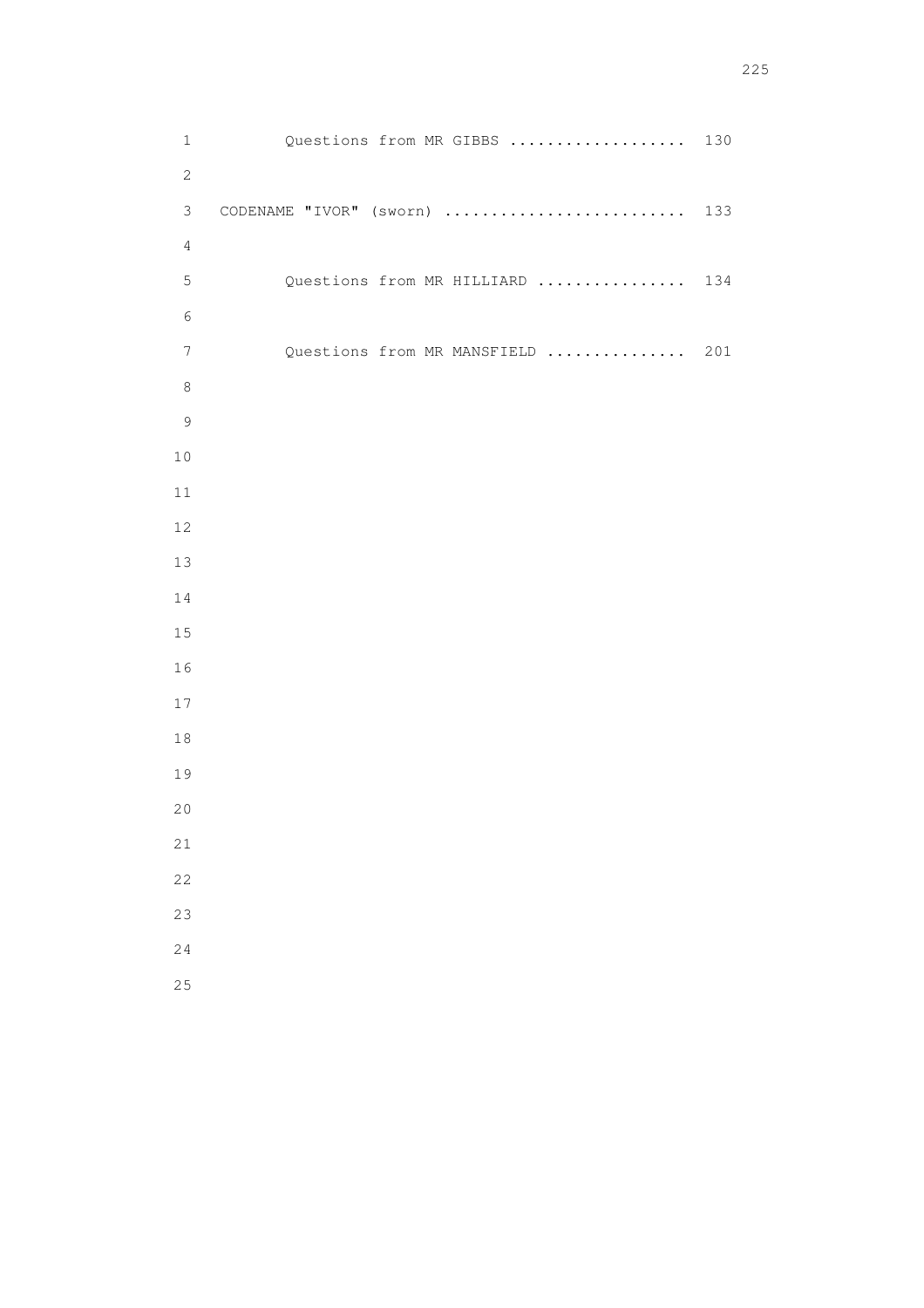Questions from MR GIBBS .................. 130

CODENAME "IVOR" (sworn) ......................... 133

Questions from MR HILLIARD ................ 134

Questions from MR MANSFIELD ............... 201